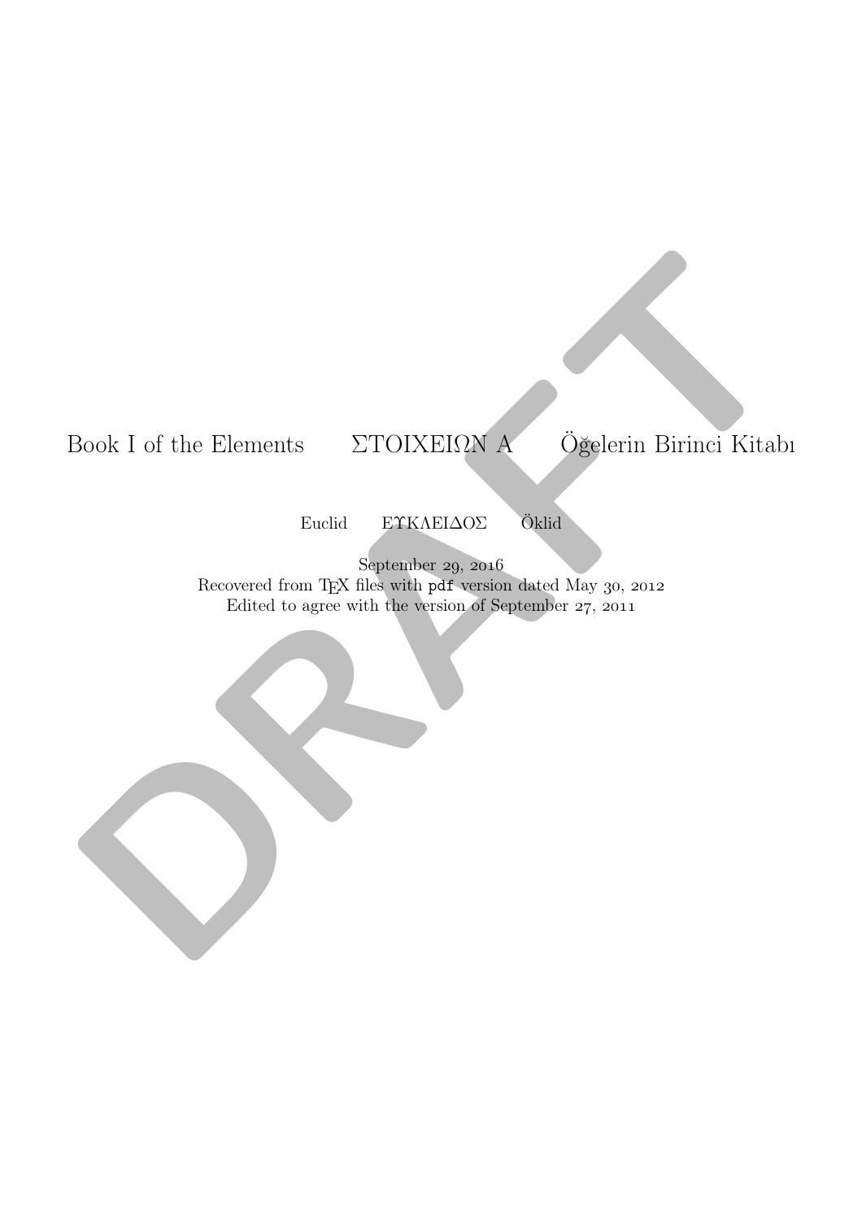# Book I of the Elements ΣΤΟΙΧΕΙΩΝ Α Öğelerin Birinci Kitabı

Euclid ΕΥΚΛΕΙΔΟΣ Öklid

September 29, 2016
Recovered from TEX files with pdf version dated May 30, 2012
Edited to agree with the version of September 27, 2011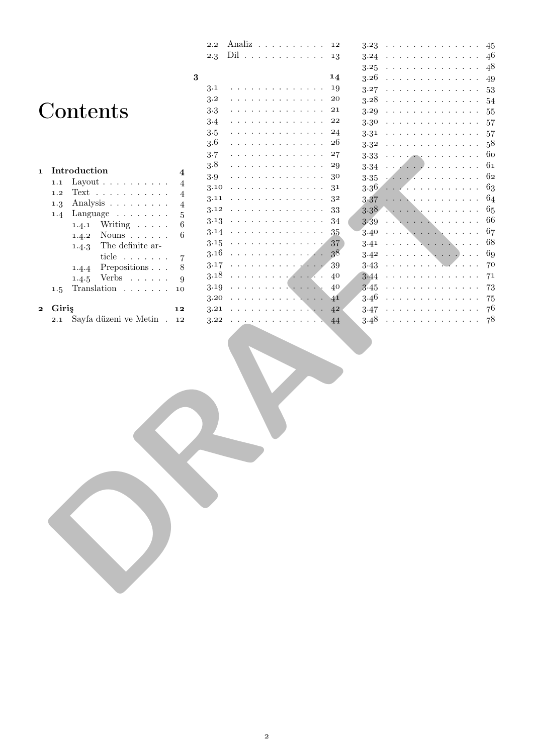# Contents

- **1 Introduction** — 4
  - 1.1 Layout — 4
  - 1.2 Text — 4
  - 1.3 Analysis — 4
  - 1.4 Language — 5
    - 1.4.1 Writing — 6
    - 1.4.2 Nouns — 6
    - 1.4.3 The definite article — 7
    - 1.4.4 Prepositions — 8
    - 1.4.5 Verbs — 9
  - 1.5 Translation — 10
- **2 Giriş** — 12
  - 2.1 Sayfa düzeni ve Metin — 12
  - 2.2 Analiz — 12
  - 2.3 Dil — 13
- **3** — 14
  - 3.1 — 19
  - 3.2 — 20
  - 3.3 — 21
  - 3.4 — 22
  - 3.5 — 24
  - 3.6 — 26
  - 3.7 — 27
  - 3.8 — 29
  - 3.9 — 30
  - 3.10 — 31
  - 3.11 — 32
  - 3.12 — 33
  - 3.13 — 34
  - 3.14 — 35
  - 3.15 — 37
  - 3.16 — 38
  - 3.17 — 39
  - 3.18 — 40
  - 3.19 — 40
  - 3.20 — 41
  - 3.21 — 42
  - 3.22 — 44
  - 3.23 — 45
  - 3.24 — 46
  - 3.25 — 48
  - 3.26 — 49
  - 3.27 — 53
  - 3.28 — 54
  - 3.29 — 55
  - 3.30 — 57
  - 3.31 — 57
  - 3.32 — 58
  - 3.33 — 60
  - 3.34 — 61
  - 3.35 — 62
  - 3.36 — 63
  - 3.37 — 64
  - 3.38 — 65
  - 3.39 — 66
  - 3.40 — 67
  - 3.41 — 68
  - 3.42 — 69
  - 3.43 — 70
  - 3.44 — 71
  - 3.45 — 73
  - 3.46 — 75
  - 3.47 — 76
  - 3.48 — 78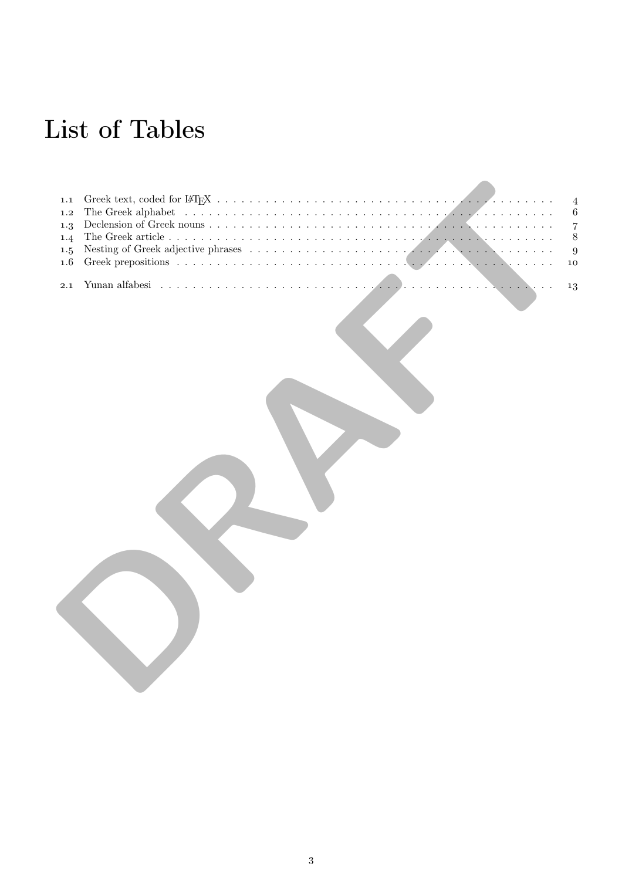# List of Tables

1.1 Greek text, coded for LaTeX . . . . . . . . . . 4
1.2 The Greek alphabet . . . . . . . . . . 6
1.3 Declension of Greek nouns . . . . . . . . . . 7
1.4 The Greek article . . . . . . . . . . 8
1.5 Nesting of Greek adjective phrases . . . . . . . . . . 9
1.6 Greek prepositions . . . . . . . . . . 10

2.1 Yunan alfabesi . . . . . . . . . . 13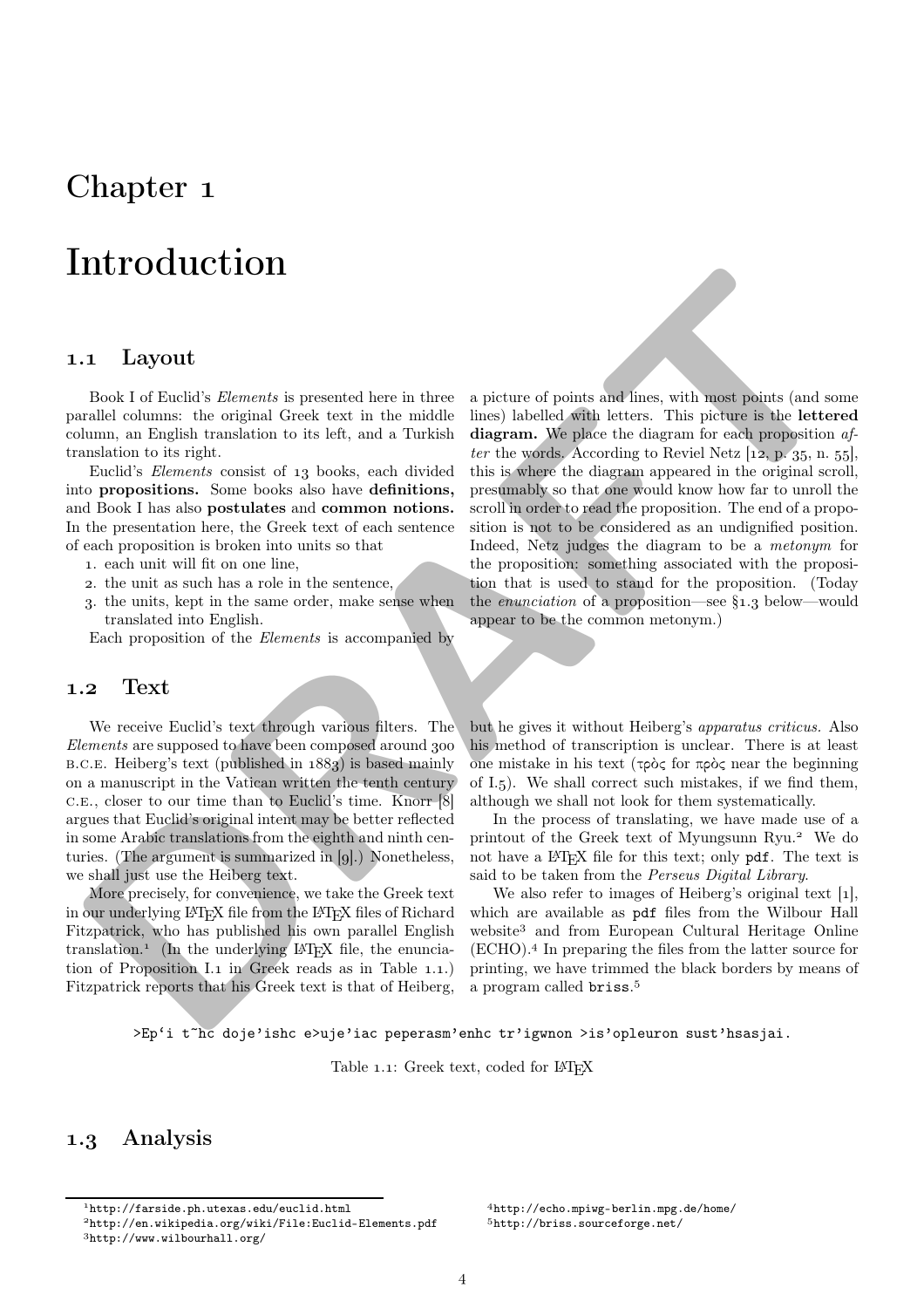# Chapter 1

# Introduction

## 1.1 Layout

Book I of Euclid's *Elements* is presented here in three parallel columns: the original Greek text in the middle column, an English translation to its left, and a Turkish translation to its right.

Euclid's *Elements* consist of 13 books, each divided into **propositions.** Some books also have **definitions,** and Book I has also **postulates** and **common notions.** In the presentation here, the Greek text of each sentence of each proposition is broken into units so that

1. each unit will fit on one line,
2. the unit as such has a role in the sentence,
3. the units, kept in the same order, make sense when translated into English.

Each proposition of the *Elements* is accompanied by a picture of points and lines, with most points (and some lines) labelled with letters. This picture is the **lettered diagram.** We place the diagram for each proposition *after* the words. According to Reviel Netz [12, p. 35, n. 55], this is where the diagram appeared in the original scroll, presumably so that one would know how far to unroll the scroll in order to read the proposition. The end of a proposition is not to be considered as an undignified position. Indeed, Netz judges the diagram to be a *metonym* for the proposition: something associated with the proposition that is used to stand for the proposition. (Today the *enunciation* of a proposition—see §1.3 below—would appear to be the common metonym.)

## 1.2 Text

We receive Euclid's text through various filters. The *Elements* are supposed to have been composed around 300 B.C.E. Heiberg's text (published in 1883) is based mainly on a manuscript in the Vatican written the tenth century C.E., closer to our time than to Euclid's time. Knorr [8] argues that Euclid's original intent may be better reflected in some Arabic translations from the eighth and ninth centuries. (The argument is summarized in [9].) Nonetheless, we shall just use the Heiberg text.

More precisely, for convenience, we take the Greek text in our underlying LaTeX file from the LaTeX files of Richard Fitzpatrick, who has published his own parallel English translation.[1] (In the underlying LaTeX file, the enunciation of Proposition I.1 in Greek reads as in Table 1.1.) Fitzpatrick reports that his Greek text is that of Heiberg, but he gives it without Heiberg's *apparatus criticus.* Also his method of transcription is unclear. There is at least one mistake in his text (τρὸς for πρὸς near the beginning of I.5). We shall correct such mistakes, if we find them, although we shall not look for them systematically.

In the process of translating, we have made use of a printout of the Greek text of Myungsunn Ryu.[2] We do not have a LaTeX file for this text; only `pdf`. The text is said to be taken from the *Perseus Digital Library*.

We also refer to images of Heiberg's original text [1], which are available as `pdf` files from the Wilbour Hall website[3] and from European Cultural Heritage Online (ECHO).[4] In preparing the files from the latter source for printing, we have trimmed the black borders by means of a program called `briss`.[5]

```
>Ep'i t~hc doje'ishc e>uje'iac peperasm'enhc tr'igwnon >is'opleuron sust'hsasjai.
```

Table 1.1: Greek text, coded for LaTeX

## 1.3 Analysis

---

[1] `http://farside.ph.utexas.edu/euclid.html`

[2] `http://en.wikipedia.org/wiki/File:Euclid-Elements.pdf`

[3] `http://www.wilbourhall.org/`

[4] `http://echo.mpiwg-berlin.mpg.de/home/`

[5] `http://briss.sourceforge.net/`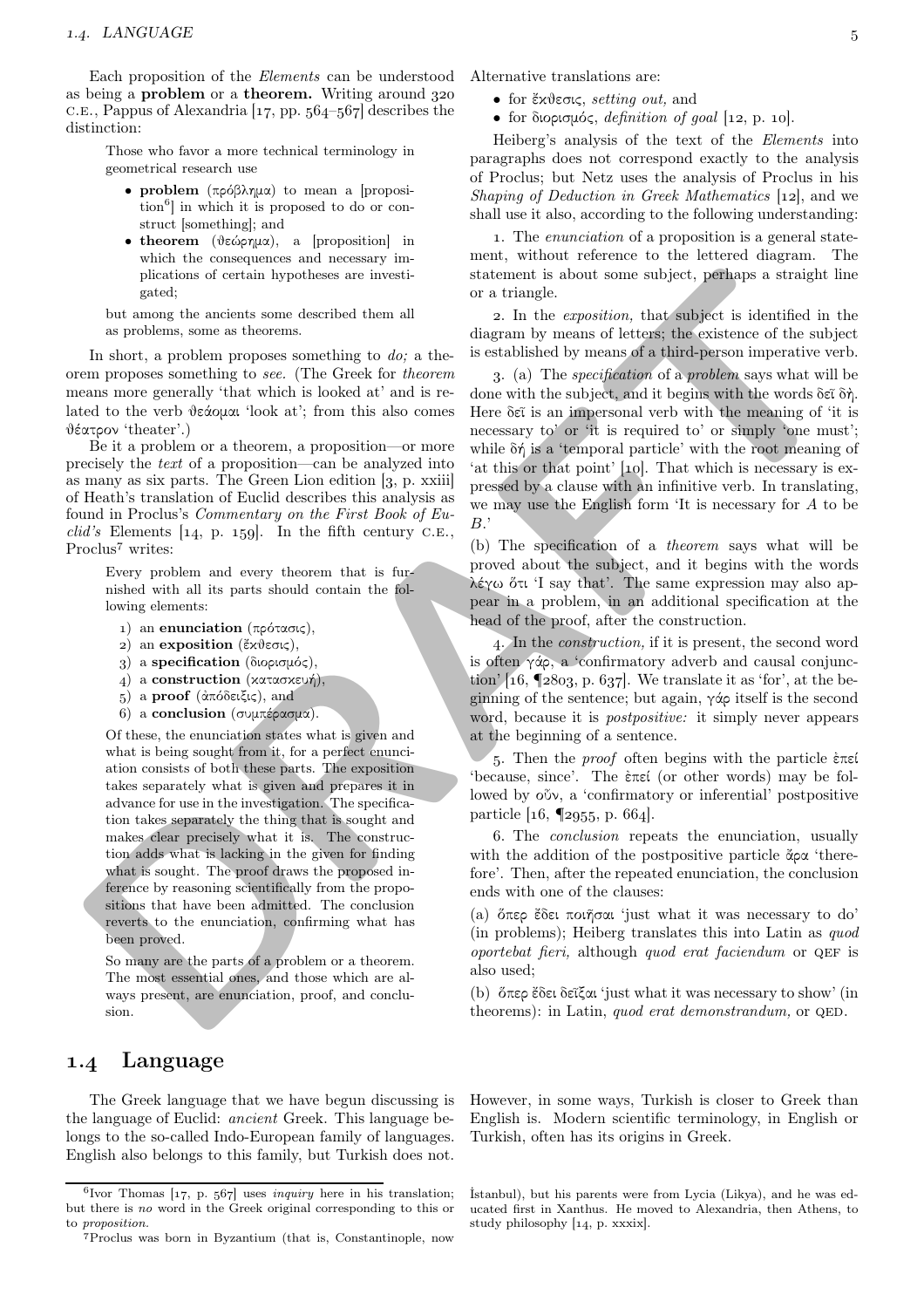Each proposition of the *Elements* can be understood as being a **problem** or a **theorem.** Writing around 320 C.E., Pappus of Alexandria [17, pp. 564–567] describes the distinction:

> Those who favor a more technical terminology in geometrical research use
>
> - **problem** (πρόβλημα) to mean a [proposition[6]] in which it is proposed to do or construct [something]; and
> - **theorem** (θεώρημα), a [proposition] in which the consequences and necessary implications of certain hypotheses are investigated;
>
> but among the ancients some described them all as problems, some as theorems.

In short, a problem proposes something to *do;* a theorem proposes something to *see.* (The Greek for *theorem* means more generally 'that which is looked at' and is related to the verb θεάομαι 'look at'; from this also comes θέατρον 'theater'.)

Be it a problem or a theorem, a proposition—or more precisely the *text* of a proposition—can be analyzed into as many as six parts. The Green Lion edition [3, p. xxiii] of Heath's translation of Euclid describes this analysis as found in Proclus's *Commentary on the First Book of Euclid's* Elements [14, p. 159]. In the fifth century C.E., Proclus[7] writes:

> Every problem and every theorem that is furnished with all its parts should contain the following elements:
>
> 1) an **enunciation** (πρότασις),
> 2) an **exposition** (ἔκθεσις),
> 3) a **specification** (διορισμός),
> 4) a **construction** (κατασκευή),
> 5) a **proof** (ἀπόδειξις), and
> 6) a **conclusion** (συμπέρασμα).
>
> Of these, the enunciation states what is given and what is being sought from it, for a perfect enunciation consists of both these parts. The exposition takes separately what is given and prepares it in advance for use in the investigation. The specification takes separately the thing that is sought and makes clear precisely what it is. The construction adds what is lacking in the given for finding what is sought. The proof draws the proposed inference by reasoning scientifically from the propositions that have been admitted. The conclusion reverts to the enunciation, confirming what has been proved.
>
> So many are the parts of a problem or a theorem. The most essential ones, and those which are always present, are enunciation, proof, and conclusion.

Alternative translations are:

- for ἔκθεσις, *setting out,* and
- for διορισμός, *definition of goal* [12, p. 10].

Heiberg's analysis of the text of the *Elements* into paragraphs does not correspond exactly to the analysis of Proclus; but Netz uses the analysis of Proclus in his *Shaping of Deduction in Greek Mathematics* [12], and we shall use it also, according to the following understanding:

1. The *enunciation* of a proposition is a general statement, without reference to the lettered diagram. The statement is about some subject, perhaps a straight line or a triangle.

2. In the *exposition,* that subject is identified in the diagram by means of letters; the existence of the subject is established by means of a third-person imperative verb.

3. (a) The *specification* of a *problem* says what will be done with the subject, and it begins with the words δεῖ δή. Here δεῖ is an impersonal verb with the meaning of 'it is necessary to' or 'it is required to' or simply 'one must'; while δή is a 'temporal particle' with the root meaning of 'at this or that point' [10]. That which is necessary is expressed by a clause with an infinitive verb. In translating, we may use the English form 'It is necessary for $A$ to be $B$.'

(b) The specification of a *theorem* says what will be proved about the subject, and it begins with the words λέγω ὅτι 'I say that'. The same expression may also appear in a problem, in an additional specification at the head of the proof, after the construction.

4. In the *construction,* if it is present, the second word is often γάρ, a 'confirmatory adverb and causal conjunction' [16, ¶2803, p. 637]. We translate it as 'for', at the beginning of the sentence; but again, γάρ itself is the second word, because it is *postpositive:* it simply never appears at the beginning of a sentence.

5. Then the *proof* often begins with the particle ἐπεί 'because, since'. The ἐπεί (or other words) may be followed by οὖν, a 'confirmatory or inferential' postpositive particle [16, ¶2955, p. 664].

6. The *conclusion* repeats the enunciation, usually with the addition of the postpositive particle ἄρα 'therefore'. Then, after the repeated enunciation, the conclusion ends with one of the clauses:

(a) ὅπερ ἔδει ποιῆσαι 'just what it was necessary to do' (in problems); Heiberg translates this into Latin as *quod oportebat fieri,* although *quod erat faciendum* or QEF is also used;

(b) ὅπερ ἔδει δεῖξαι 'just what it was necessary to show' (in theorems): in Latin, *quod erat demonstrandum,* or QED.

## 1.4 Language

The Greek language that we have begun discussing is the language of Euclid: *ancient* Greek. This language belongs to the so-called Indo-European family of languages. English also belongs to this family, but Turkish does not. However, in some ways, Turkish is closer to Greek than English is. Modern scientific terminology, in English or Turkish, often has its origins in Greek.

---

[6] Ivor Thomas [17, p. 567] uses *inquiry* here in his translation; but there is *no* word in the Greek original corresponding to this or to *proposition*.

[7] Proclus was born in Byzantium (that is, Constantinople, now İstanbul), but his parents were from Lycia (Likya), and he was educated first in Xanthus. He moved to Alexandria, then Athens, to study philosophy [14, p. xxxix].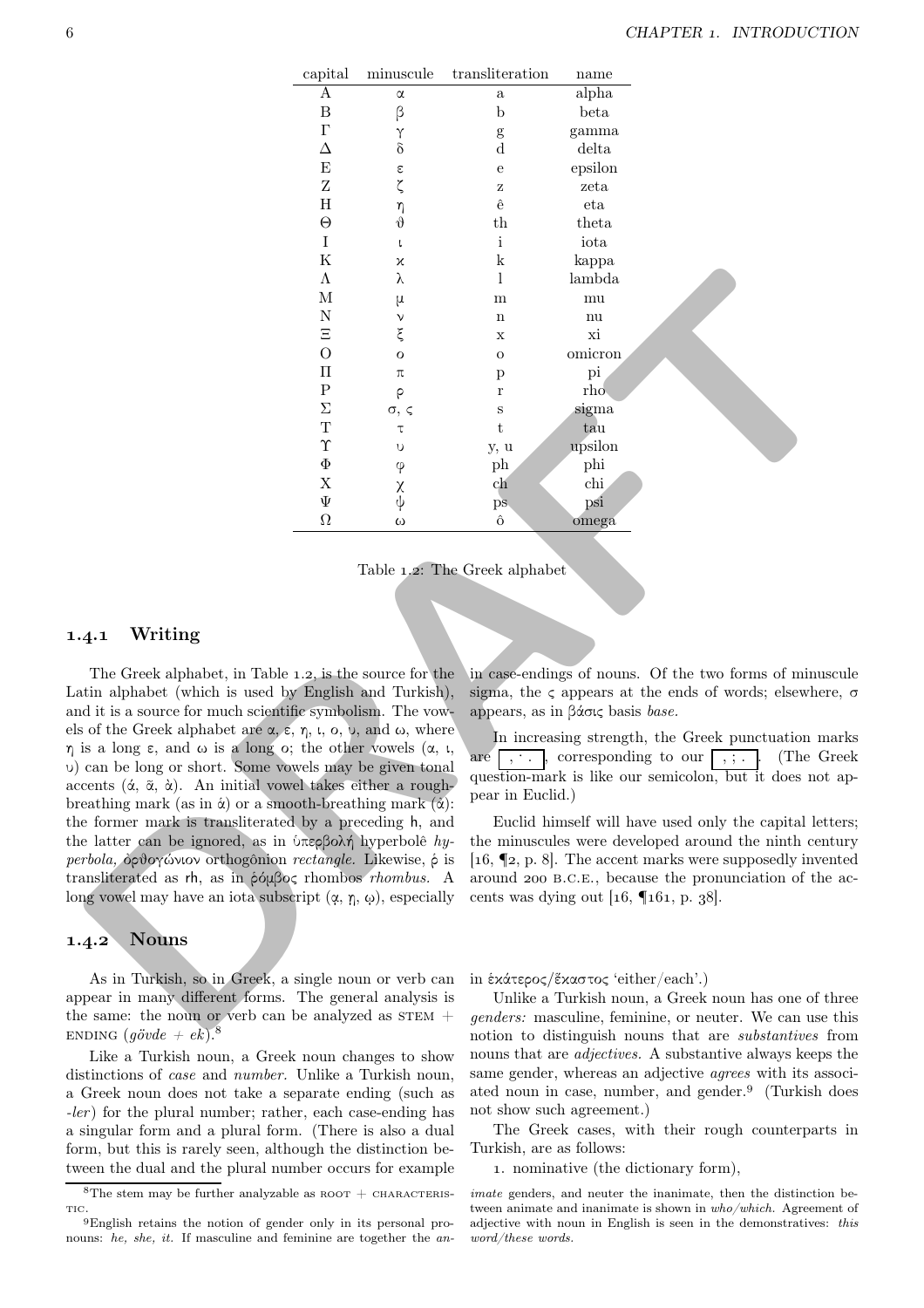| capital | minuscule | transliteration | name |
|---|---|---|---|
| Α | α | a | alpha |
| Β | β | b | beta |
| Γ | γ | g | gamma |
| Δ | δ | d | delta |
| Ε | ε | e | epsilon |
| Ζ | ζ | z | zeta |
| Η | η | ê | eta |
| Θ | ϑ | th | theta |
| Ι | ι | i | iota |
| Κ | ϰ | k | kappa |
| Λ | λ | l | lambda |
| Μ | μ | m | mu |
| Ν | ν | n | nu |
| Ξ | ξ | x | xi |
| Ο | ο | o | omicron |
| Π | π | p | pi |
| Ρ | ρ | r | rho |
| Σ | σ, ς | s | sigma |
| Τ | τ | t | tau |
| Υ | υ | y, u | upsilon |
| Φ | φ | ph | phi |
| Χ | χ | ch | chi |
| Ψ | ψ | ps | psi |
| Ω | ω | ô | omega |

Table 1.2: The Greek alphabet

### 1.4.1 Writing

The Greek alphabet, in Table 1.2, is the source for the Latin alphabet (which is used by English and Turkish), and it is a source for much scientific symbolism. The vowels of the Greek alphabet are α, ε, η, ι, ο, υ, and ω, where η is a long ε, and ω is a long ο; the other vowels (α, ι, υ) can be long or short. Some vowels may be given tonal accents (ά, ᾶ, ὰ). An initial vowel takes either a rough-breathing mark (as in ἁ) or a smooth-breathing mark (ἀ): the former mark is transliterated by a preceding h, and the latter can be ignored, as in ὑπερβολή hyperbolê *hyperbola*, ὀρθογώνιον orthogônion *rectangle*. Likewise, ῥ is transliterated as rh, as in ῥόμβος rhombos *rhombus*. A long vowel may have an iota subscript (ᾳ, ῃ, ῳ), especially in case-endings of nouns. Of the two forms of minuscule sigma, the ς appears at the ends of words; elsewhere, σ appears, as in βάσις basis *base*.

In increasing strength, the Greek punctuation marks are `, · .`, corresponding to our `, ; .`. (The Greek question-mark is like our semicolon, but it does not appear in Euclid.)

Euclid himself will have used only the capital letters; the minuscules were developed around the ninth century [16, ¶2, p. 8]. The accent marks were supposedly invented around 200 B.C.E., because the pronunciation of the accents was dying out [16, ¶161, p. 38].

### 1.4.2 Nouns

As in Turkish, so in Greek, a single noun or verb can appear in many different forms. The general analysis is the same: the noun or verb can be analyzed as STEM + ENDING (*gövde + ek*).[8]

Like a Turkish noun, a Greek noun changes to show distinctions of *case* and *number.* Unlike a Turkish noun, a Greek noun does not take a separate ending (such as *-ler*) for the plural number; rather, each case-ending has a singular form and a plural form. (There is also a dual form, but this is rarely seen, although the distinction between the dual and the plural number occurs for example in ἑκάτερος/ἕκαστος 'either/each'.)

Unlike a Turkish noun, a Greek noun has one of three *genders:* masculine, feminine, or neuter. We can use this notion to distinguish nouns that are *substantives* from nouns that are *adjectives.* A substantive always keeps the same gender, whereas an adjective *agrees* with its associated noun in case, number, and gender.[9] (Turkish does not show such agreement.)

The Greek cases, with their rough counterparts in Turkish, are as follows:

1. nominative (the dictionary form),

[8] The stem may be further analyzable as ROOT + CHARACTERISTIC.

[9] English retains the notion of gender only in its personal pronouns: *he, she, it.* If masculine and feminine are together the *animate* genders, and neuter the inanimate, then the distinction between animate and inanimate is shown in *who/which.* Agreement of adjective with noun in English is seen in the demonstratives: *this word/these words.*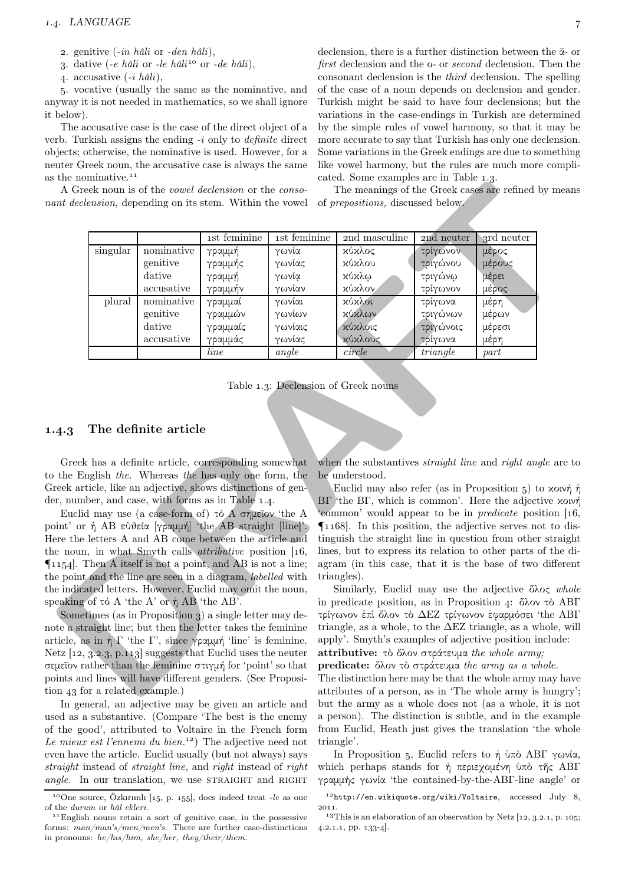2. genitive (*-in hâli* or *-den hâli*),
3. dative (*-e hâli* or *-le hâli*[10] or *-de hâli*),
4. accusative (*-i hâli*),
5. vocative (usually the same as the nominative, and anyway it is not needed in mathematics, so we shall ignore it below).

The accusative case is the case of the direct object of a verb. Turkish assigns the ending *-i* only to *definite* direct objects; otherwise, the nominative is used. However, for a neuter Greek noun, the accusative case is always the same as the nominative.[11]

A Greek noun is of the *vowel declension* or the *consonant declension,* depending on its stem. Within the vowel declension, there is a further distinction between the ᾱ- or *first* declension and the ο- or *second* declension. Then the consonant declension is the *third* declension. The spelling of the case of a noun depends on declension and gender. Turkish might be said to have four declensions; but the variations in the case-endings in Turkish are determined by the simple rules of vowel harmony, so that it may be more accurate to say that Turkish has only one declension. Some variations in the Greek endings are due to something like vowel harmony, but the rules are much more complicated. Some examples are in Table 1.3.

The meanings of the Greek cases are refined by means of *prepositions,* discussed below.

| | | 1st feminine | 1st feminine | 2nd masculine | 2nd neuter | 3rd neuter |
|---|---|---|---|---|---|---|
| singular | nominative | γραμμή | γωνία | κύκλος | τρίγωνον | μέρος |
| | genitive | γραμμῆς | γωνίας | κύκλου | τριγώνου | μέρους |
| | dative | γραμμῇ | γωνίᾳ | κύκλῳ | τριγώνῳ | μέρει |
| | accusative | γραμμήν | γωνίαν | κύκλον | τρίγωνον | μέρος |
| plural | nominative | γραμμαί | γωνίαι | κύκλοι | τρίγωνα | μέρη |
| | genitive | γραμμῶν | γωνίων | κύκλων | τριγώνων | μέρων |
| | dative | γραμμαῖς | γωνίαις | κύκλοις | τριγώνοις | μέρεσι |
| | accusative | γραμμάς | γωνίας | κύκλους | τρίγωνα | μέρη |
| | | *line* | *angle* | *circle* | *triangle* | *part* |

Table 1.3: Declension of Greek nouns

### 1.4.3 The definite article

Greek has a definite article, corresponding somewhat to the English *the.* Whereas *the* has only one form, the Greek article, like an adjective, shows distinctions of gender, number, and case, with forms as in Table 1.4.

Euclid may use (a case-form of) τό Α σημεῖον 'the A point' or ἡ ΑΒ εὐθεία [γραμμή] 'the AB straight [line]'. Here the letters A and AB come between the article and the noun, in what Smyth calls *attributive* position [16, ¶1154]. Then A itself is not a point, and AB is not a line; the point and the line are seen in a diagram, *labelled* with the indicated letters. However, Euclid may omit the noun, speaking of τό Α 'the A' or ἡ ΑΒ 'the AB'.

Sometimes (as in Proposition 3) a single letter may denote a straight line; but then the letter takes the feminine article, as in ἡ Γ 'the Γ', since γραμμή 'line' is feminine. Netz [12, 3.2.3, p.113] suggests that Euclid uses the neuter σεμεῖον rather than the feminine στιγμή for 'point' so that points and lines will have different genders. (See Proposition 43 for a related example.)

In general, an adjective may be given an article and used as a substantive. (Compare 'The best is the enemy of the good', attributed to Voltaire in the French form *Le mieux est l'ennemi du bien.*[12]) The adjective need not even have the article. Euclid usually (but not always) says *straight* instead of *straight line,* and *right* instead of *right angle.* In our translation, we use STRAIGHT and RIGHT when the substantives *straight line* and *right angle* are to be understood.

Euclid may also refer (as in Proposition 5) to κοινὴ ἡ ΒΓ 'the ΒΓ, which is common'. Here the adjective κοινή 'common' would appear to be in *predicate* position [16, ¶1168]. In this position, the adjective serves not to distinguish the straight line in question from other straight lines, but to express its relation to other parts of the diagram (in this case, that it is the base of two different triangles).

Similarly, Euclid may use the adjective ὅλος *whole* in predicate position, as in Proposition 4: ὅλον τὸ ΑΒΓ τρίγωνον ἐπὶ ὅλον τὸ ΔΕΖ τρίγωνον ἐφαρμόσει 'the ΑΒΓ triangle, as a whole, to the ΔΕΖ triangle, as a whole, will apply'. Smyth's examples of adjective position include:

**attributive:** τὸ ὅλον στράτευμα *the whole army;*

**predicate:** ὅλον τὸ στράτευμα *the army as a whole.*

The distinction here may be that the whole army may have attributes of a person, as in 'The whole army is hungry'; but the army as a whole does not (as a whole, it is not a person). The distinction is subtle, and in the example from Euclid, Heath just gives the translation 'the whole triangle'.

In Proposition 5, Euclid refers to ἡ ὑπὸ ΑΒΓ γωνία, which perhaps stands for ἡ περιεχομένη ὑπὸ τῆς ΑΒΓ γραμμῆς γωνία 'the contained-by-the-ΑΒΓ-line angle' or

[10] One source, Özkırımlı [15, p. 155], does indeed treat *-le* as one of the *durum* or *hâl ekleri.*

[11] English nouns retain a sort of genitive case, in the possessive forms: *man/man's/men/men's.* There are further case-distinctions in pronouns: *he/his/him, she/her, they/their/them.*

[12] http://en.wikiquote.org/wiki/Voltaire, accessed July 8, 2011.

[13] This is an elaboration of an observation by Netz [12, 3.2.1, p. 105; 4.2.1.1, pp. 133-4].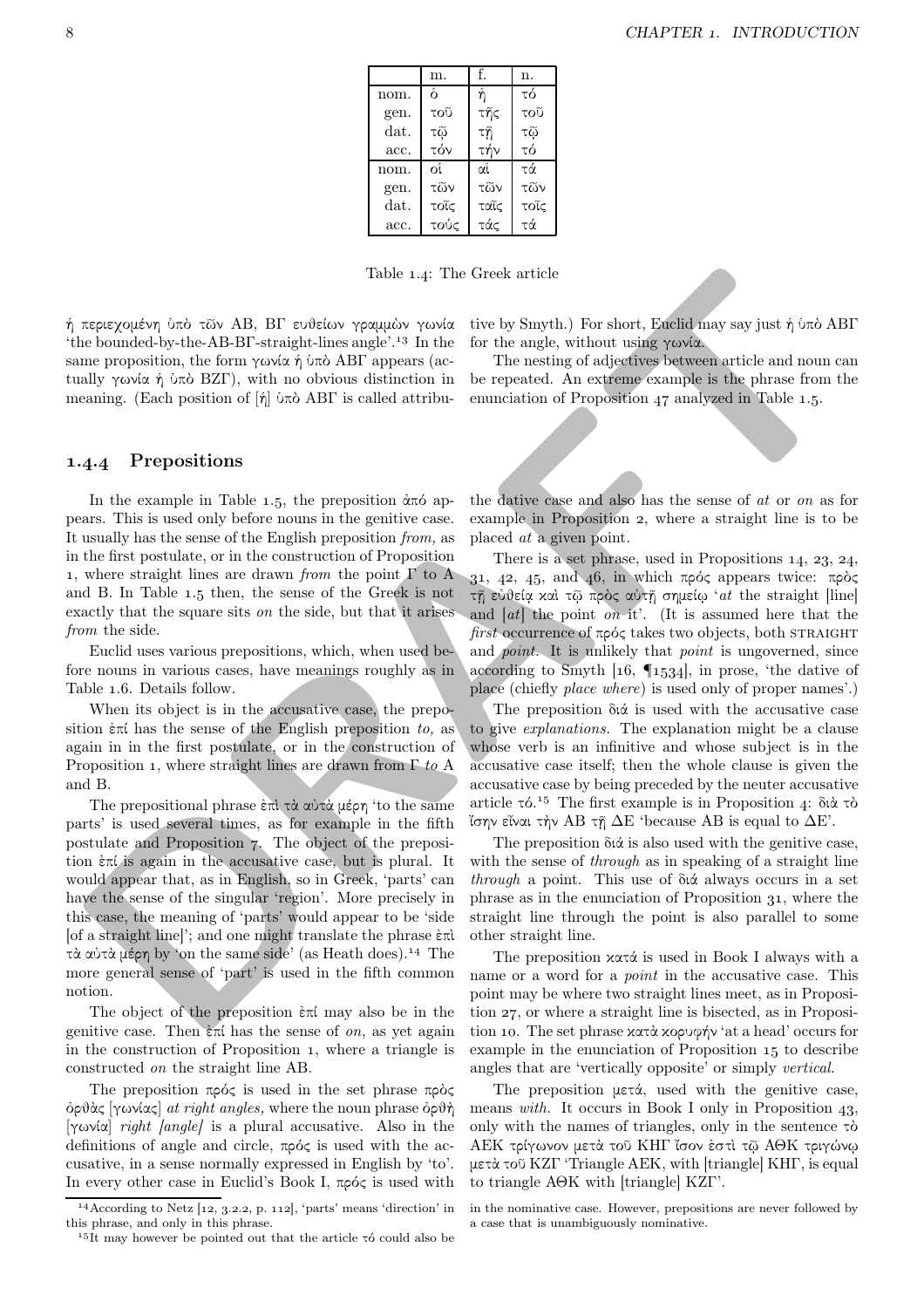|  | m. | f. | n. |
|---|---|---|---|
| nom. | ὁ | ἡ | τό |
| gen. | τοῦ | τῆς | τοῦ |
| dat. | τῷ | τῇ | τῷ |
| acc. | τόν | τήν | τό |
| nom. | οἱ | αἱ | τά |
| gen. | τῶν | τῶν | τῶν |
| dat. | τοῖς | ταῖς | τοῖς |
| acc. | τούς | τάς | τά |

Table 1.4: The Greek article

ἡ περιεχομένη ὑπὸ τῶν ΑΒ, ΒΓ εὐθειῶν γραμμῶν γωνία 'the bounded-by-the-ΑΒ-ΒΓ-straight-lines angle'.[13] In the same proposition, the form γωνία ἡ ὑπὸ ΑΒΓ appears (actually γωνία ἡ ὑπὸ ΒΖΓ), with no obvious distinction in meaning. (Each position of [ἡ] ὑπὸ ΑΒΓ is called attributive by Smyth.) For short, Euclid may say just ἡ ὑπὸ ΑΒΓ for the angle, without using γωνία.

The nesting of adjectives between article and noun can be repeated. An extreme example is the phrase from the enunciation of Proposition 47 analyzed in Table 1.5.

### 1.4.4 Prepositions

In the example in Table 1.5, the preposition ἀπό appears. This is used only before nouns in the genitive case. It usually has the sense of the English preposition *from,* as in the first postulate, or in the construction of Proposition 1, where straight lines are drawn *from* the point Γ to Α and Β. In Table 1.5 then, the sense of the Greek is not exactly that the square sits *on* the side, but that it arises *from* the side.

Euclid uses various prepositions, which, when used before nouns in various cases, have meanings roughly as in Table 1.6. Details follow.

When its object is in the accusative case, the preposition ἐπί has the sense of the English preposition *to,* as again in in the first postulate, or in the construction of Proposition 1, where straight lines are drawn from Γ *to* Α and Β.

The prepositional phrase ἐπὶ τὰ αὐτὰ μέρη 'to the same parts' is used several times, as for example in the fifth postulate and Proposition 7. The object of the preposition ἐπί is again in the accusative case, but is plural. It would appear that, as in English, so in Greek, 'parts' can have the sense of the singular 'region'. More precisely in this case, the meaning of 'parts' would appear to be 'side [of a straight line]'; and one might translate the phrase ἐπὶ τὰ αὐτὰ μέρη by 'on the same side' (as Heath does).[14] The more general sense of 'part' is used in the fifth common notion.

The object of the preposition ἐπί may also be in the genitive case. Then ἐπί has the sense of *on,* as yet again in the construction of Proposition 1, where a triangle is constructed *on* the straight line ΑΒ.

The preposition πρός is used in the set phrase πρὸς ὀρθὰς [γωνίας] *at right angles,* where the noun phrase ὀρθὴ [γωνία] *right [angle]* is a plural accusative. Also in the definitions of angle and circle, πρός is used with the accusative, in a sense normally expressed in English by 'to'. In every other case in Euclid's Book I, πρός is used with the dative case and also has the sense of *at* or *on* as for example in Proposition 2, where a straight line is to be placed *at* a given point.

There is a set phrase, used in Propositions 14, 23, 24, 31, 42, 45, and 46, in which πρός appears twice: πρὸς τῇ εὐθείᾳ καὶ τῷ πρὸς αὐτῇ σημείῳ '*at* the straight [line] and [*at*] the point *on* it'. (It is assumed here that the *first* occurrence of πρός takes two objects, both STRAIGHT and *point.* It is unlikely that *point* is ungoverned, since according to Smyth [16, ¶1534], in prose, 'the dative of place (chiefly *place where*) is used only of proper names'.)

The preposition διά is used with the accusative case to give *explanations.* The explanation might be a clause whose verb is an infinitive and whose subject is in the accusative case itself; then the whole clause is given the accusative case by being preceded by the neuter accusative article τό.[15] The first example is in Proposition 4: διὰ τὸ ἴσην εἶναι τὴν ΑΒ τῇ ΔΕ 'because ΑΒ is equal to ΔΕ'.

The preposition διά is also used with the genitive case, with the sense of *through* as in speaking of a straight line *through* a point. This use of διά always occurs in a set phrase as in the enunciation of Proposition 31, where the straight line through the point is also parallel to some other straight line.

The preposition κατά is used in Book I always with a name or a word for a *point* in the accusative case. This point may be where two straight lines meet, as in Proposition 27, or where a straight line is bisected, as in Proposition 10. The set phrase κατὰ κορυφήν 'at a head' occurs for example in the enunciation of Proposition 15 to describe angles that are 'vertically opposite' or simply *vertical.*

The preposition μετά, used with the genitive case, means *with.* It occurs in Book I only in Proposition 43, only with the names of triangles, only in the sentence τὸ ΑΕΚ τρίγωνον μετὰ τοῦ ΚΗΓ ἴσον ἐστὶ τῷ ΑΘΚ τριγώνῳ μετὰ τοῦ ΚΖΓ 'Triangle ΑΕΚ, with [triangle] ΚΗΓ, is equal to triangle ΑΘΚ with [triangle] ΚΖΓ'.

[14] According to Netz [12, 3.2.2, p. 112], 'parts' means 'direction' in this phrase, and only in this phrase.

[15] It may however be pointed out that the article τό could also be in the nominative case. However, prepositions are never followed by a case that is unambiguously nominative.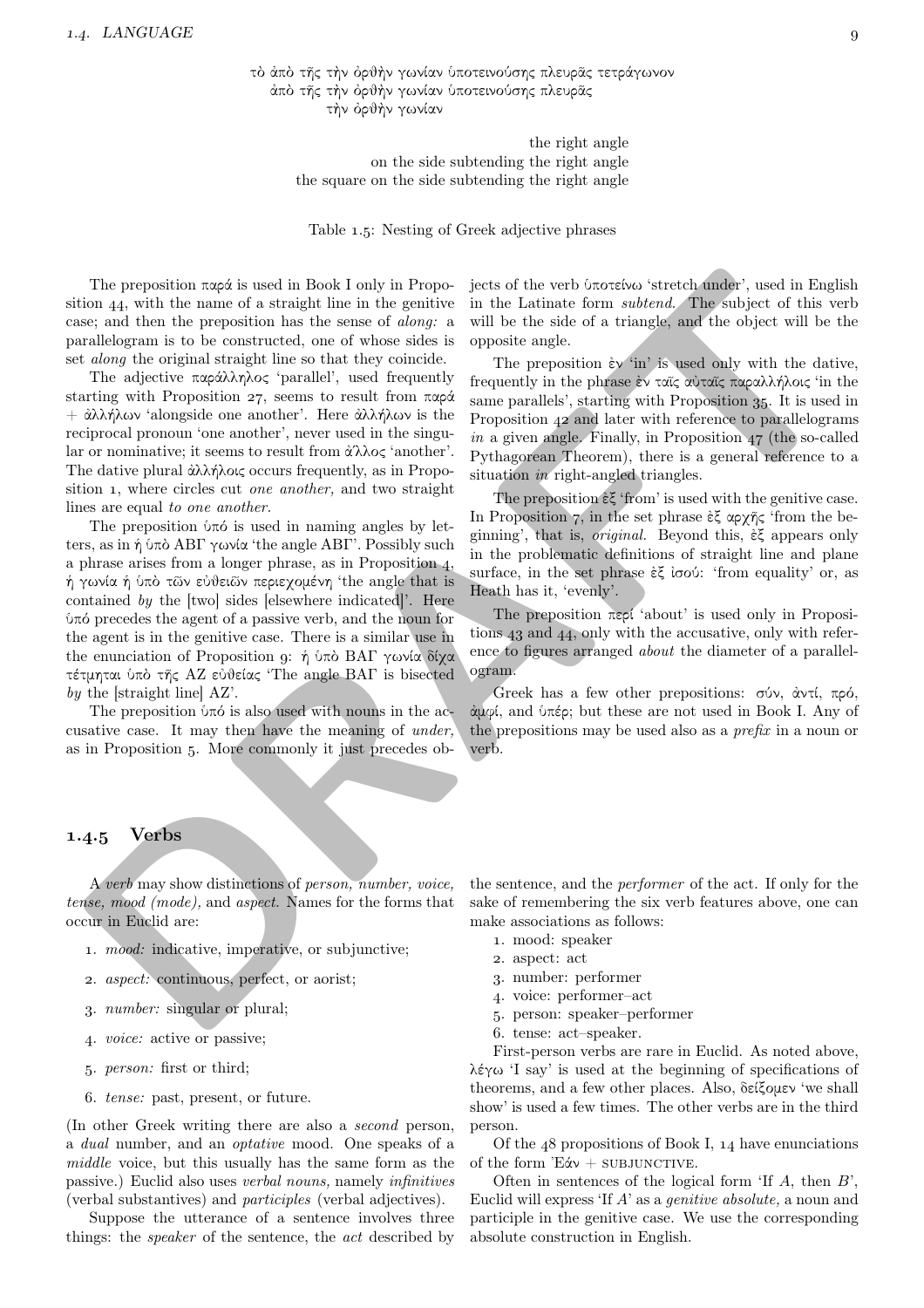τὸ ἀπὸ τῆς τὴν ὀρθὴν γωνίαν ὑποτεινούσης πλευρᾶς τετράγωνον
ἀπὸ τῆς τὴν ὀρθὴν γωνίαν ὑποτεινούσης πλευρᾶς
τὴν ὀρθὴν γωνίαν

the right angle
on the side subtending the right angle
the square on the side subtending the right angle

Table 1.5: Nesting of Greek adjective phrases

The preposition παρά is used in Book I only in Proposition 44, with the name of a straight line in the genitive case; and then the preposition has the sense of *along:* a parallelogram is to be constructed, one of whose sides is set *along* the original straight line so that they coincide.

The adjective παράλληλος 'parallel', used frequently starting with Proposition 27, seems to result from παρά + ἀλλήλων 'alongside one another'. Here ἀλλήλων is the reciprocal pronoun 'one another', never used in the singular or nominative; it seems to result from ἄλλος 'another'. The dative plural ἀλλήλοις occurs frequently, as in Proposition 1, where circles cut *one another,* and two straight lines are equal *to one another*.

The preposition ὑπό is used in naming angles by letters, as in ἡ ὑπὸ ΑΒΓ γωνία 'the angle ΑΒΓ'. Possibly such a phrase arises from a longer phrase, as in Proposition 4, ἡ γωνία ἡ ὑπὸ τῶν εὐθειῶν περιεχομένη 'the angle that is contained *by* the [two] sides [elsewhere indicated]'. Here ὑπό precedes the agent of a passive verb, and the noun for the agent is in the genitive case. There is a similar use in the enunciation of Proposition 9: ἡ ὑπὸ ΒΑΓ γωνία δίχα τέτμηται ὑπὸ τῆς ΑΖ εὐθείας 'The angle ΒΑΓ is bisected *by* the [straight line] ΑΖ'.

The preposition ὑπό is also used with nouns in the accusative case. It may then have the meaning of *under,* as in Proposition 5. More commonly it just precedes objects of the verb ὑποτείνω 'stretch under', used in English in the Latinate form *subtend*. The subject of this verb will be the side of a triangle, and the object will be the opposite angle.

The preposition ἐν 'in' is used only with the dative, frequently in the phrase ἐν ταῖς αὐταῖς παραλλήλοις 'in the same parallels', starting with Proposition 35. It is used in Proposition 42 and later with reference to parallelograms *in* a given angle. Finally, in Proposition 47 (the so-called Pythagorean Theorem), there is a general reference to a situation *in* right-angled triangles.

The preposition ἐξ 'from' is used with the genitive case. In Proposition 7, in the set phrase ἐξ αρχῆς 'from the beginning', that is, *original.* Beyond this, ἐξ appears only in the problematic definitions of straight line and plane surface, in the set phrase ἐξ ἰσού: 'from equality' or, as Heath has it, 'evenly'.

The preposition περί 'about' is used only in Propositions 43 and 44, only with the accusative, only with reference to figures arranged *about* the diameter of a parallelogram.

Greek has a few other prepositions: σύν, ἀντί, πρό, ἀμφί, and ὑπέρ; but these are not used in Book I. Any of the prepositions may be used also as a *prefix* in a noun or verb.

### 1.4.5 Verbs

A *verb* may show distinctions of *person, number, voice, tense, mood (mode),* and *aspect.* Names for the forms that occur in Euclid are:

1. *mood:* indicative, imperative, or subjunctive;
2. *aspect:* continuous, perfect, or aorist;
3. *number:* singular or plural;
4. *voice:* active or passive;
5. *person:* first or third;
6. *tense:* past, present, or future.

(In other Greek writing there are also a *second* person, a *dual* number, and an *optative* mood. One speaks of a *middle* voice, but this usually has the same form as the passive.) Euclid also uses *verbal nouns,* namely *infinitives* (verbal substantives) and *participles* (verbal adjectives).

Suppose the utterance of a sentence involves three things: the *speaker* of the sentence, the *act* described by the sentence, and the *performer* of the act. If only for the sake of remembering the six verb features above, one can make associations as follows:

1. mood: speaker
2. aspect: act
3. number: performer
4. voice: performer–act
5. person: speaker–performer
6. tense: act–speaker.

First-person verbs are rare in Euclid. As noted above, λέγω 'I say' is used at the beginning of specifications of theorems, and a few other places. Also, δείξομεν 'we shall show' is used a few times. The other verbs are in the third person.

Of the 48 propositions of Book I, 14 have enunciations of the form Ἐάν + SUBJUNCTIVE.

Often in sentences of the logical form 'If $A$, then $B$', Euclid will express 'If $A$' as a *genitive absolute,* a noun and participle in the genitive case. We use the corresponding absolute construction in English.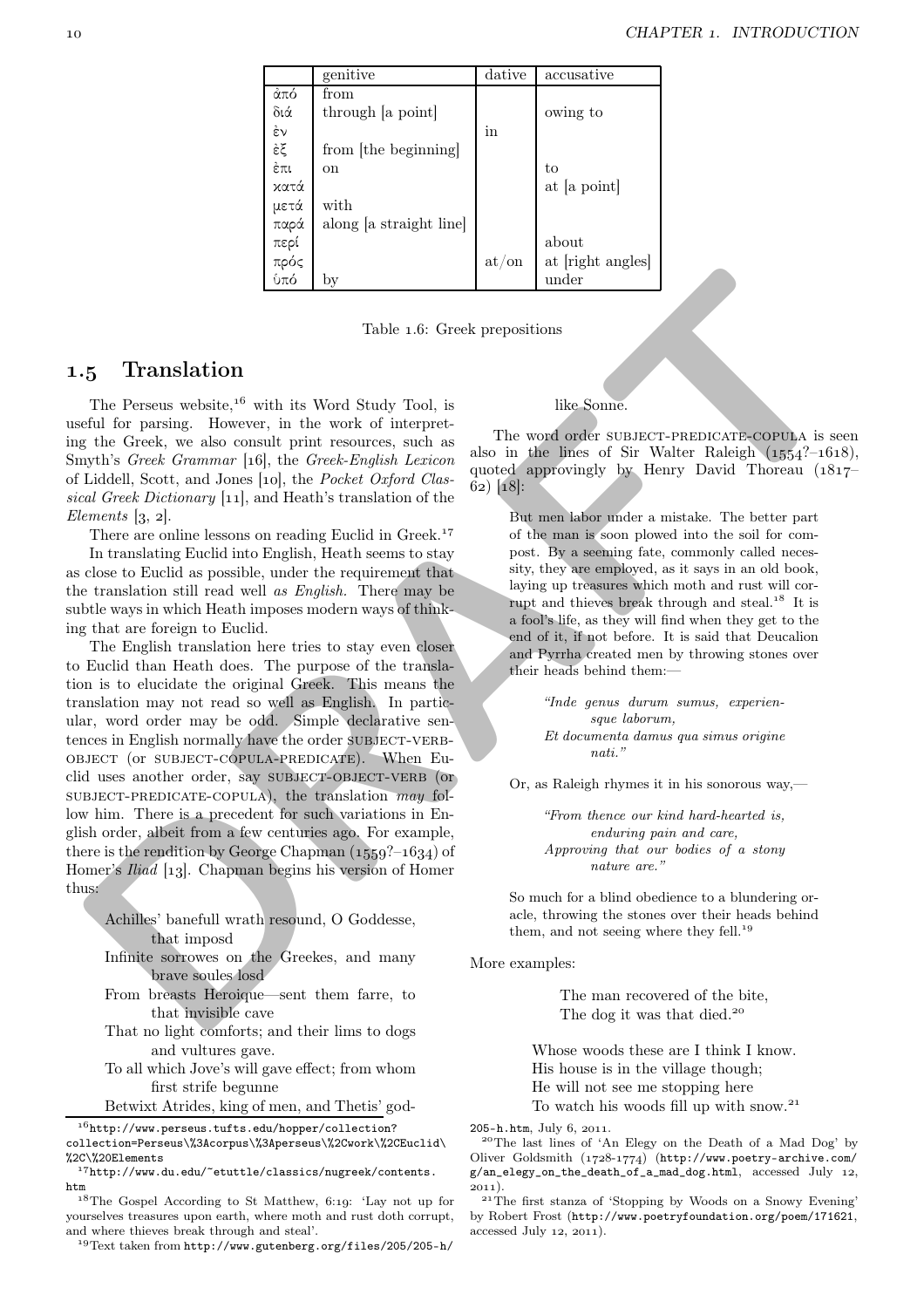| | genitive | dative | accusative |
|---|---|---|---|
| ἀπό | from | | |
| διά | through [a point] | | owing to |
| ἐν | | in | |
| ἐξ | from [the beginning] | | |
| ἐπι | on | | to |
| κατά | | | at [a point] |
| μετά | with | | |
| παρά | along [a straight line] | | |
| περί | | | about |
| πρός | | at/on | at [right angles] |
| ὑπό | by | | under |

Table 1.6: Greek prepositions

## 1.5 Translation

The Perseus website,[16] with its Word Study Tool, is useful for parsing. However, in the work of interpreting the Greek, we also consult print resources, such as Smyth's *Greek Grammar* [16], the *Greek-English Lexicon* of Liddell, Scott, and Jones [10], the *Pocket Oxford Classical Greek Dictionary* [11], and Heath's translation of the *Elements* [3, 2].

There are online lessons on reading Euclid in Greek.[17]

In translating Euclid into English, Heath seems to stay as close to Euclid as possible, under the requirement that the translation still read well *as English.* There may be subtle ways in which Heath imposes modern ways of thinking that are foreign to Euclid.

The English translation here tries to stay even closer to Euclid than Heath does. The purpose of the translation is to elucidate the original Greek. This means the translation may not read so well as English. In particular, word order may be odd. Simple declarative sentences in English normally have the order SUBJECT-VERB-OBJECT (or SUBJECT-COPULA-PREDICATE). When Euclid uses another order, say SUBJECT-OBJECT-VERB (or SUBJECT-PREDICATE-COPULA), the translation *may* follow him. There is a precedent for such variations in English order, albeit from a few centuries ago. For example, there is the rendition by George Chapman (1559?–1634) of Homer's *Iliad* [13]. Chapman begins his version of Homer thus:

> Achilles' banefull wrath resound, O Goddesse, that imposd
> Infinite sorrowes on the Greekes, and many brave soules losd
> From breasts Heroique—sent them farre, to that invisible cave
> That no light comforts; and their lims to dogs and vultures gave.
> To all which Jove's will gave effect; from whom first strife begunne
> Betwixt Atrides, king of men, and Thetis' godlike Sonne.

The word order SUBJECT-PREDICATE-COPULA is seen also in the lines of Sir Walter Raleigh (1554?–1618), quoted approvingly by Henry David Thoreau (1817–62) [18]:

> But men labor under a mistake. The better part of the man is soon plowed into the soil for compost. By a seeming fate, commonly called necessity, they are employed, as it says in an old book, laying up treasures which moth and rust will corrupt and thieves break through and steal.[18] It is a fool's life, as they will find when they get to the end of it, if not before. It is said that Deucalion and Pyrrha created men by throwing stones over their heads behind them:—
>
> *"Inde genus durum sumus, experiensque laborum,*
> *Et documenta damus qua simus origine nati."*
>
> Or, as Raleigh rhymes it in his sonorous way,—
>
> *"From thence our kind hard-hearted is, enduring pain and care,*
> *Approving that our bodies of a stony nature are."*
>
> So much for a blind obedience to a blundering oracle, throwing the stones over their heads behind them, and not seeing where they fell.[19]

More examples:

> The man recovered of the bite,
> The dog it was that died.[20]

> Whose woods these are I think I know.
> His house is in the village though;
> He will not see me stopping here
> To watch his woods fill up with snow.[21]

---

[16] http://www.perseus.tufts.edu/hopper/collection?collection=Perseus\%3Acorpus\%3Aperseus\%2Cwork\%2CEuclid\%2C\%20Elements

[17] http://www.du.edu/~etuttle/classics/nugreek/contents.htm

[18] The Gospel According to St Matthew, 6:19: 'Lay not up for yourselves treasures upon earth, where moth and rust doth corrupt, and where thieves break through and steal'.

[19] Text taken from http://www.gutenberg.org/files/205/205-h/205-h.htm, July 6, 2011.

[20] The last lines of 'An Elegy on the Death of a Mad Dog' by Oliver Goldsmith (1728-1774) (http://www.poetry-archive.com/g/an_elegy_on_the_death_of_a_mad_dog.html, accessed July 12, 2011).

[21] The first stanza of 'Stopping by Woods on a Snowy Evening' by Robert Frost (http://www.poetryfoundation.org/poem/171621, accessed July 12, 2011).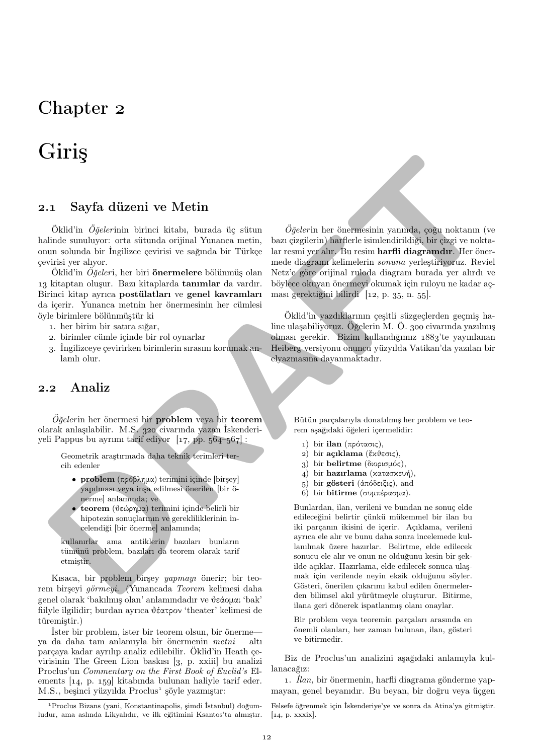# Chapter 2

# Giriş

## 2.1 Sayfa düzeni ve Metin

Öklid'in *Öğeler*inin birinci kitabı, burada üç sütun halinde sunuluyor: orta sütunda orijinal Yunanca metin, onun solunda bir İngilizce çevirisi ve sağında bir Türkçe çevirisi yer alıyor.

Öklid'in *Öğeler*i, her biri **önermelere** bölünmüş olan 13 kitaptan oluşur. Bazı kitaplarda **tanımlar** da vardır. Birinci kitap ayrıca **postülatları** ve **genel kavramları** da içerir. Yunanca metnin her önermesinin her cümlesi öyle birimlere bölünmüştür ki

1. her birim bir satıra sığar,
2. birimler cümle içinde bir rol oynarlar
3. İngilizceye çevirirken birimlerin sırasını korumak anlamlı olur.

*Öğeler*in her önermesinin yanında, çoğu noktanın (ve bazı çizgilerin) harflerle isimlendirildiği, bir çizgi ve noktalar resmi yer alır. Bu resim **harfli diagramdır**. Her önermede diagramı kelimelerin *sonuna* yerleştiriyoruz. Reviel Netz'e göre orijinal ruloda diagram burada yer alırdı ve böylece okuyan önermeyi okumak için ruloyu ne kadar açması gerektiğini bilirdi [12, p. 35, n. 55].

Öklid'in yazdıklarının çeşitli süzgeçlerden geçmiş haline ulaşabiliyoruz. Öğelerin M. Ö. 300 civarında yazılmış olması gerekir. Bizim kullandığımız 1883'te yayınlanan Heiberg versiyonu onuncu yüzyılda Vatikan'da yazılan bir elyazmasına dayanmaktadır.

## 2.2 Analiz

*Öğeler*in her önermesi bir **problem** veya bir **teorem** olarak anlaşılabilir. M.S. 320 civarında yazan İskenderiyeli Pappus bu ayrımı tarif ediyor [17, pp. 564–567]:

> Geometrik araştırmada daha teknik terimleri tercih edenler
>
> - **problem** (πρόβλημα) terimini içinde [birşey] yapılması veya inşa edilmesi önerilen [bir önerme] anlamında; ve
> - **teorem** (θεώρημα) terimini içinde belirli bir hipotezin sonuçlarının ve gerekliliklerinin incelendiği [bir önerme] anlamında;
>
> kullanırlar ama antiklerin bazıları bunların tümünü problem, bazıları da teorem olarak tarif etmiştir.

Kısaca, bir problem birşey *yapmayı* önerir; bir teorem birşeyi *görmeyi*. (Yunancada *Teorem* kelimesi daha genel olarak 'bakılmış olan' anlamındadır ve θεάομαι 'bak' fiilyle ilgilidir; burdan ayrıca θέατρον 'theater' kelimesi de türemiştir.)

İster bir problem, ister bir teorem olsun, bir önerme—ya da daha tam anlamıyla bir önermenin *metni* —altı parçaya kadar ayrılıp analiz edilebilir. Öklid'in Heath çevirisinin The Green Lion baskısı [3, p. xxiii] bu analizi Proclus'un *Commentary on the First Book of Euclid's* Elements [14, p. 159] kitabında bulunan haliyle tarif eder. M.S., beşinci yüzyılda Proclus[1] şöyle yazmıştır:

> Bütün parçalarıyla donatılmış her problem ve teorem aşağıdaki öğeleri içermelidir:
>
> 1) bir **ilan** (πρότασις),
> 2) bir **açıklama** (ἔκθεσις),
> 3) bir **belirtme** (διορισμός),
> 4) bir **hazırlama** (κατασκευή),
> 5) bir **gösteri** (ἀπόδειξις), and
> 6) bir **bitirme** (συμπέρασμα).
>
> Bunlardan, ilan, verileni ve bundan ne sonuç elde edileceğini belirtir çünkü mükemmel bir ilan bu iki parçanın ikisini de içerir. Açıklama, verileni ayrıca ele alır ve bunu daha sonra incelemede kullanılmak üzere hazırlar. Belirtme, elde edilecek sonucu ele alır ve onun ne olduğunu kesin bir şekilde açıklar. Hazırlama, elde edilecek sonuca ulaşmak için verilende neyin eksik olduğunu söyler. Gösteri, önerilen çıkarımı kabul edilen önermelerden bilimsel akıl yürütmeyle oluşturur. Bitirme, ilana geri dönerek ispatlanmış olanı onaylar.
>
> Bir problem veya teoremin parçaları arasında en önemli olanları, her zaman bulunan, ilan, gösteri ve bitirmedir.

Biz de Proclus'un analizini aşağıdaki anlamıyla kullanacağız:

1. *İlan,* bir önermenin, harfli diagrama gönderme yapmayan, genel beyanıdır. Bu beyan, bir doğru veya üçgen

---

[1] Proclus Bizans (yani, Konstantinapolis, şimdi İstanbul) doğumludur, ama aslında Likyalıdır, ve ilk eğitimini Ksantos'ta almıştır. Felsefe öğrenmek için İskenderiye'ye ve sonra da Atina'ya gitmiştir. [14, p. xxxix].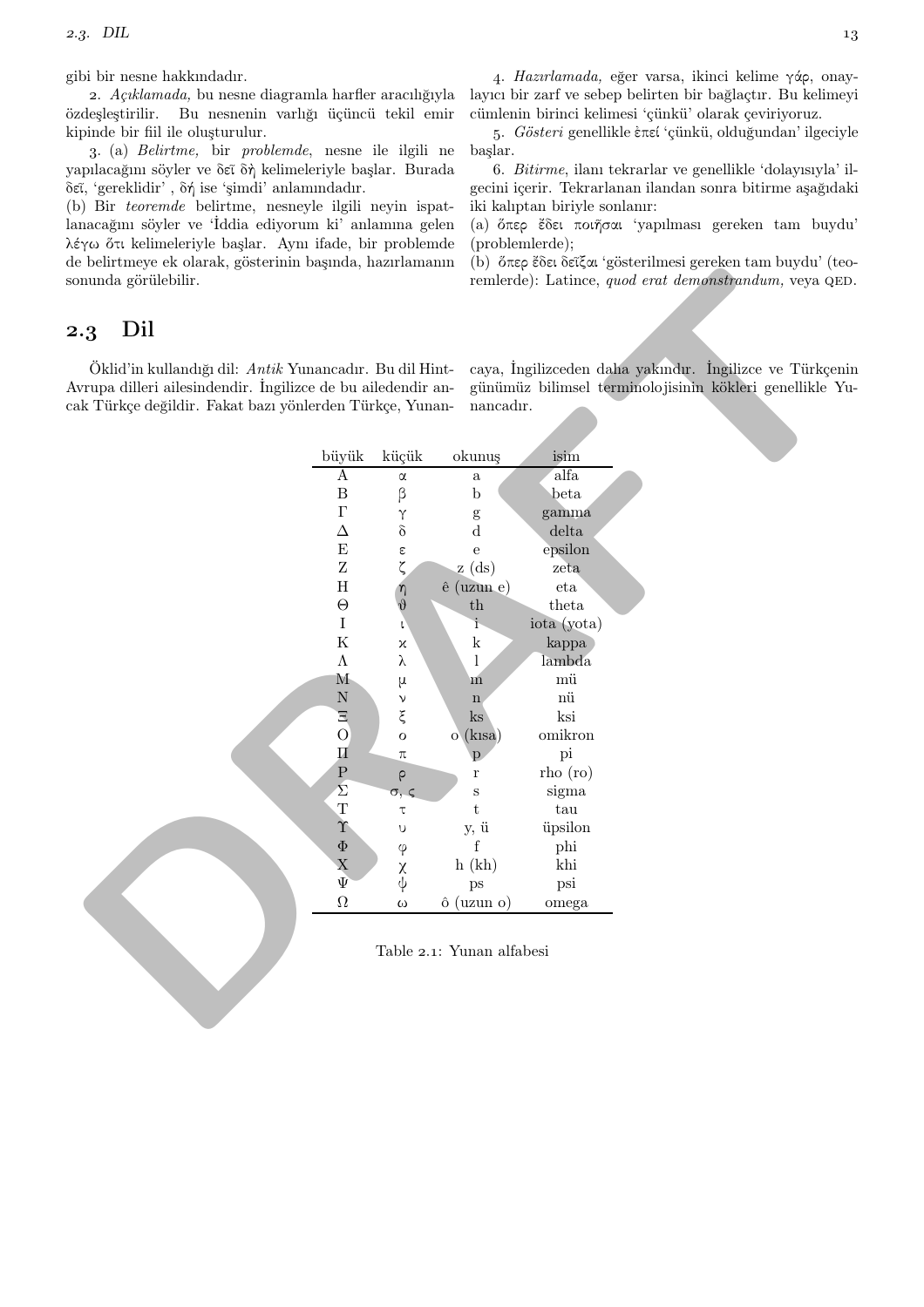gibi bir nesne hakkındadır.

2. *Açıklamada,* bu nesne diagramla harfler aracılığıyla özdeşleştirilir. Bu nesnenin varlığı üçüncü tekil emir kipinde bir fiil ile oluşturulur.

3. (a) *Belirtme,* bir *problemde*, nesne ile ilgili ne yapılacağını söyler ve δεῖ δὴ kelimeleriyle başlar. Burada δεῖ, 'gereklidir' , δή ise 'şimdi' anlamındadır.
(b) Bir *teoremde* belirtme, nesneyle ilgili neyin ispatlanacağını söyler ve 'İddia ediyorum ki' anlamına gelen λέγω ὅτι kelimeleriyle başlar. Aynı ifade, bir problemde de belirtmeye ek olarak, gösterinin başında, hazırlamanın sonunda görülebilir.

4. *Hazırlamada,* eğer varsa, ikinci kelime γάρ, onaylayıcı bir zarf ve sebep belirten bir bağlaçtır. Bu kelimeyi cümlenin birinci kelimesi 'çünkü' olarak çeviriyoruz.

5. *Gösteri* genellikle ἐπεί 'çünkü, olduğundan' ilgeciyle başlar.

6. *Bitirme*, ilanı tekrarlar ve genellikle 'dolayısıyla' ilgecini içerir. Tekrarlanan ilandan sonra bitirme aşağıdaki iki kalıptan biriyle sonlanır:
(a) ὅπερ ἔδει ποιῆσαι 'yapılması gereken tam buydu' (problemlerde);
(b) ὅπερ ἔδει δεῖξαι 'gösterilmesi gereken tam buydu' (teoremlerde): Latince, *quod erat demonstrandum,* veya QED.

## 2.3 Dil

Öklid'in kullandığı dil: *Antik* Yunancadır. Bu dil Hint-Avrupa dilleri ailesindendir. İngilizce de bu ailedendir ancak Türkçe değildir. Fakat bazı yönlerden Türkçe, Yunancaya, İngilizceden daha yakındır. İngilizce ve Türkçenin günümüz bilimsel terminolojisinin kökleri genellikle Yunancadır.

| büyük | küçük | okunuş | isim |
|---|---|---|---|
| Α | α | a | alfa |
| Β | β | b | beta |
| Γ | γ | g | gamma |
| Δ | δ | d | delta |
| Ε | ε | e | epsilon |
| Ζ | ζ | z (ds) | zeta |
| Η | η | ê (uzun e) | eta |
| Θ | ϑ | th | theta |
| Ι | ι | i | iota (yota) |
| Κ | κ | k | kappa |
| Λ | λ | l | lambda |
| Μ | μ | m | mü |
| Ν | ν | n | nü |
| Ξ | ξ | ks | ksi |
| Ο | ο | o (kısa) | omikron |
| Π | π | p | pi |
| Ρ | ρ | r | rho (ro) |
| Σ | σ, ς | s | sigma |
| Τ | τ | t | tau |
| Υ | υ | y, ü | üpsilon |
| Φ | φ | f | phi |
| Χ | χ | h (kh) | khi |
| Ψ | ψ | ps | psi |
| Ω | ω | ô (uzun o) | omega |

Table 2.1: Yunan alfabesi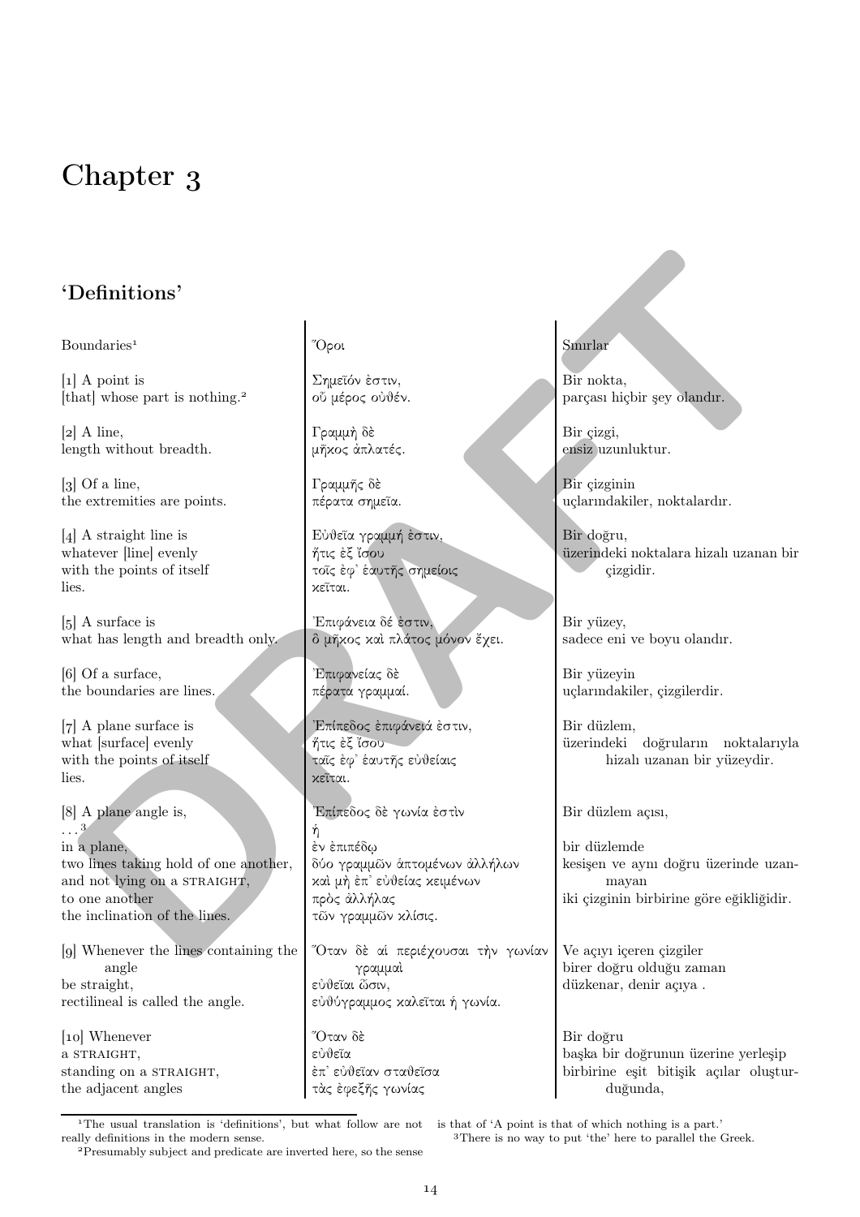# Chapter 3

## 'Definitions'

| | | |
|---|---|---|
| Boundaries[1] | Ὅροι | Sınırlar |
| [1] A point is<br>[that] whose part is nothing.[2] | Σημεῖόν ἐστιν,<br>οὗ μέρος οὐθέν. | Bir nokta,<br>parçası hiçbir şey olandır. |
| [2] A line,<br>length without breadth. | Γραμμὴ δὲ<br>μῆκος ἀπλατές. | Bir çizgi,<br>ensiz uzunluktur. |
| [3] Of a line,<br>the extremities are points. | Γραμμῆς δὲ<br>πέρατα σημεῖα. | Bir çizginin<br>uçlarındakiler, noktalardır. |
| [4] A straight line is<br>whatever [line] evenly<br>with the points of itself<br>lies. | Εὐθεῖα γραμμή ἐστιν,<br>ἥτις ἐξ ἴσου<br>τοῖς ἐφ᾽ ἑαυτῆς σημείοις<br>κεῖται. | Bir doğru,<br>üzerindeki noktalara hizalı uzanan bir çizgidir. |
| [5] A surface is<br>what has length and breadth only. | Ἐπιφάνεια δέ ἐστιν,<br>ὃ μῆκος καὶ πλάτος μόνον ἔχει. | Bir yüzey,<br>sadece eni ve boyu olandır. |
| [6] Of a surface,<br>the boundaries are lines. | Ἐπιφανείας δὲ<br>πέρατα γραμμαί. | Bir yüzeyin<br>uçlarındakiler, çizgilerdir. |
| [7] A plane surface is<br>what [surface] evenly<br>with the points of itself<br>lies. | Ἐπίπεδος ἐπιφάνειά ἐστιν,<br>ἥτις ἐξ ἴσου<br>ταῖς ἐφ᾽ ἑαυτῆς εὐθείαις<br>κεῖται. | Bir düzlem,<br>üzerindeki doğruların noktalarıyla hizalı uzanan bir yüzeydir. |
| [8] A plane angle is,<br>...[3]<br>in a plane,<br>two lines taking hold of one another,<br>and not lying on a STRAIGHT,<br>to one another<br>the inclination of the lines. | Ἐπίπεδος δὲ γωνία ἐστὶν<br>ἡ<br>ἐν ἐπιπέδῳ<br>δύο γραμμῶν ἁπτομένων ἀλλήλων<br>καὶ μὴ ἐπ᾽ εὐθείας κειμένων<br>πρὸς ἀλλήλας<br>τῶν γραμμῶν κλίσις. | Bir düzlem açısı,<br><br>bir düzlemde<br>kesişen ve aynı doğru üzerinde uzanmayan<br>iki çizginin birbirine göre eğikliğidir. |
| [9] Whenever the lines containing the angle<br>be straight,<br>rectilineal is called the angle. | Ὅταν δὲ αἱ περιέχουσαι τὴν γωνίαν γραμμαὶ<br>εὐθεῖαι ὦσιν,<br>εὐθύγραμμος καλεῖται ἡ γωνία. | Ve açıyı içeren çizgiler<br>birer doğru olduğu zaman<br>düzkenar, denir açıya . |
| [10] Whenever<br>a STRAIGHT,<br>standing on a STRAIGHT,<br>the adjacent angles | Ὅταν δὲ<br>εὐθεῖα<br>ἐπ᾽ εὐθεῖαν σταθεῖσα<br>τὰς ἐφεξῆς γωνίας | Bir doğru<br>başka bir doğrunun üzerine yerleşip<br>birbirine eşit bitişik açılar oluşturduğunda, |

[1] The usual translation is 'definitions', but what follow are not really definitions in the modern sense.

[2] Presumably subject and predicate are inverted here, so the sense is that of 'A point is that of which nothing is a part.'

[3] There is no way to put 'the' here to parallel the Greek.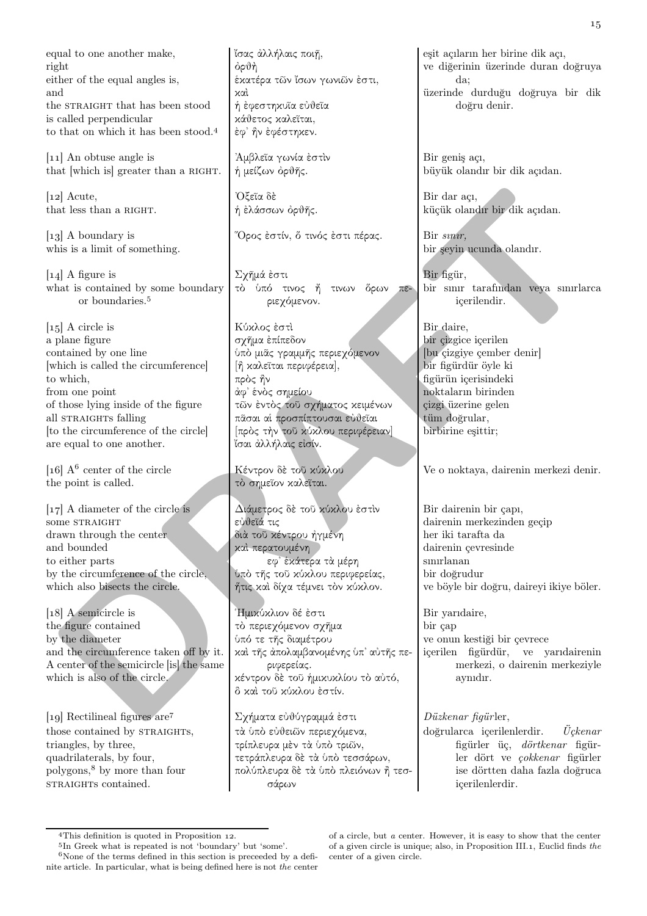| | | |
|---|---|---|
| equal to one another make,<br>right<br>either of the equal angles is,<br>and<br>the STRAIGHT that has been stood<br>is called perpendicular<br>to that on which it has been stood.[4] | ἴσας ἀλλήλαις ποιῇ,<br>ὀρθὴ<br>ἑκατέρα τῶν ἴσων γωνιῶν ἐστι,<br>καὶ<br>ἡ ἐφεστηκυῖα εὐθεῖα<br>κάθετος καλεῖται,<br>ἐφ᾽ ἣν ἐφέστηκεν. | eşit açıların her birine dik açı,<br>ve diğerinin üzerinde duran doğruya da;<br>üzerinde durduğu doğruya bir dik doğru denir. |
| [11] An obtuse angle is<br>that [which is] greater than a RIGHT. | Ἀμβλεῖα γωνία ἐστὶν<br>ἡ μείζων ὀρθῆς. | Bir geniş açı,<br>büyük olandır bir dik açıdan. |
| [12] Acute,<br>that less than a RIGHT. | Ὀξεῖα δὲ<br>ἡ ἐλάσσων ὀρθῆς. | Bir dar açı,<br>küçük olandır bir dik açıdan. |
| [13] A boundary is<br>whis is a limit of something. | Ὅρος ἐστίν, ὅ τινός ἐστι πέρας. | Bir *sınır,*<br>bir şeyin ucunda olandır. |
| [14] A figure is<br>what is contained by some boundary or boundaries.[5] | Σχῆμά ἐστι<br>τὸ ὑπό τινος ἤ τινων ὅρων περιεχόμενον. | Bir figür,<br>bir sınır tarafından veya sınırlarca içerilendir. |
| [15] A circle is<br>a plane figure<br>contained by one line<br>[which is called the circumference]<br>to which,<br>from one point<br>of those lying inside of the figure<br>all STRAIGHTs falling<br>[to the circumference of the circle]<br>are equal to one another. | Κύκλος ἐστὶ<br>σχῆμα ἐπίπεδον<br>ὑπὸ μιᾶς γραμμῆς περιεχόμενον<br>[ἣ καλεῖται περιφέρεια],<br>πρὸς ἣν<br>ἀφ᾽ ἑνὸς σημείου<br>τῶν ἐντὸς τοῦ σχήματος κειμένων<br>πᾶσαι αἱ προσπίπτουσαι εὐθεῖαι<br>[πρὸς τὴν τοῦ κύκλου περιφέρειαν]<br>ἴσαι ἀλλήλαις εἰσίν. | Bir daire,<br>bir çizgice içerilen<br>[bu çizgiye çember denir]<br>bir figürdür öyle ki<br>figürün içerisindeki<br>noktaların birinden<br>çizgi üzerine gelen<br>tüm doğrular,<br>birbirine eşittir; |
| [16] A[6] center of the circle<br>the point is called. | Κέντρον δὲ τοῦ κύκλου<br>τὸ σημεῖον καλεῖται. | Ve o noktaya, dairenin merkezi denir. |
| [17] A diameter of the circle is<br>some STRAIGHT<br>drawn through the center<br>and bounded<br>to either parts<br>by the circumference of the circle,<br>which also bisects the circle. | Διάμετρος δὲ τοῦ κύκλου ἐστὶν<br>εὐθεῖά τις<br>διὰ τοῦ κέντρου ἠγμένη<br>καὶ περατουμένη<br>εφ᾽ ἑκάτερα τὰ μέρη<br>ὑπὸ τῆς τοῦ κύκλου περιφερείας,<br>ἥτις καὶ δίχα τέμνει τὸν κύκλον. | Bir dairenin bir çapı,<br>dairenin merkezinden geçip<br>her iki tarafta da<br>dairenin çevresinde<br>sınırlanan<br>bir doğrudur<br>ve böyle bir doğru, daireyi ikiye böler. |
| [18] A semicircle is<br>the figure contained<br>by the diameter<br>and the circumference taken off by it.<br>A center of the semicircle [is] the same<br>which is also of the circle. | Ἡμικύκλιον δέ ἐστι<br>τὸ περιεχόμενον σχῆμα<br>ὑπό τε τῆς διαμέτρου<br>καὶ τῆς ἀπολαμβανομένης ὑπ᾽ αὐτῆς περιφερείας.<br>κέντρον δὲ τοῦ ἡμικυκλίου τὸ αὐτό,<br>ὃ καὶ τοῦ κύκλου ἐστίν. | Bir yarıdaire,<br>bir çap<br>ve onun kestiği bir çevrece<br>içerilen figürdür, ve yarıdairenin merkezi, o dairenin merkeziyle aynıdır. |
| [19] Rectilineal figures are[7]<br>those contained by STRAIGHTs,<br>triangles, by three,<br>quadrilaterals, by four,<br>polygons,[8] by more than four<br>STRAIGHTs contained. | Σχήματα εὐθύγραμμά ἐστι<br>τὰ ὑπὸ εὐθειῶν περιεχόμενα,<br>τρίπλευρα μὲν τὰ ὑπὸ τριῶν,<br>τετράπλευρα δὲ τὰ ὑπὸ τεσσάρων,<br>πολύπλευρα δὲ τὰ ὑπὸ πλειόνων ἢ τεσσάρων | *Düzkenar figür*ler,<br>doğrularca içerilenlerdir. *Üçkenar* figürler üç, *dörtkenar* figürler dört ve *çokkenar* figürler ise dörtten daha fazla doğruca içerilenlerdir. |

[4] This definition is quoted in Proposition 12.

[5] In Greek what is repeated is not 'boundary' but 'some'.

[6] None of the terms defined in this section is preceeded by a definite article. In particular, what is being defined here is not *the* center of a circle, but *a* center. However, it is easy to show that the center of a given circle is unique; also, in Proposition III.1, Euclid finds *the* center of a given circle.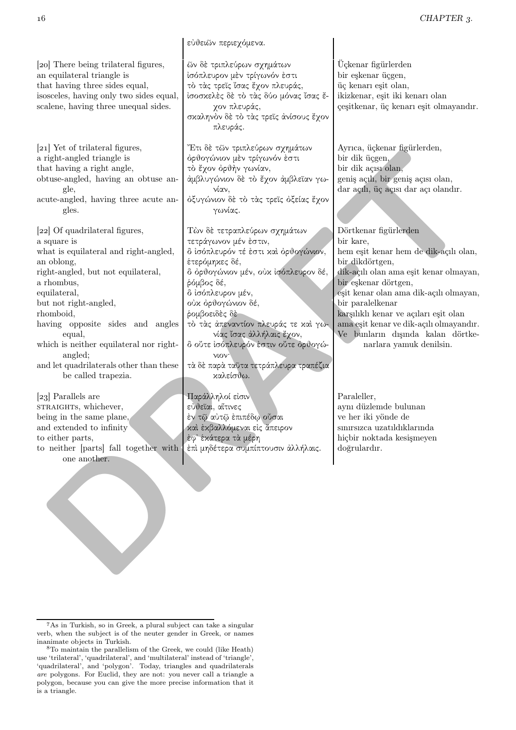| | εὐθειῶν περιεχόμενα. | |
|---|---|---|
| [20] There being trilateral figures, an equilateral triangle is that having three sides equal, isosceles, having only two sides equal, scalene, having three unequal sides. | ὧν δὲ τριπλεύρων σχημάτων ἰσόπλευρον μὲν τρίγωνόν ἐστι τὸ τὰς τρεῖς ἴσας ἔχον πλευράς, ἰσοσκελὲς δὲ τὸ τὰς δύο μόνας ἴσας ἔχον πλευράς, σκαληνὸν δὲ τὸ τὰς τρεῖς ἀνίσους ἔχον πλευράς. | Üçkenar figürlerden bir eşkenar üçgen, üç kenarı eşit olan, ikizkenar, eşit iki kenarı olan çeşitkenar, üç kenarı eşit olmayandır. |
| [21] Yet of trilateral figures, a right-angled triangle is that having a right angle, obtuse-angled, having an obtuse angle, acute-angled, having three acute angles. | Ἔτι δὲ τῶν τριπλεύρων σχημάτων ὀρθογώνιον μὲν τρίγωνόν ἐστι τὸ ἔχον ὀρθὴν γωνίαν, ἀμβλυγώνιον δὲ τὸ ἔχον ἀμβλεῖαν γωνίαν, ὀξυγώνιον δὲ τὸ τὰς τρεῖς ὀξείας ἔχον γωνίας. | Ayrıca, üçkenar figürlerden, bir dik üçgen, bir dik açısı olan, geniş açılı, bir geniş açısı olan, dar açılı, üç açısı dar açı olandır. |
| [22] Of quadrilateral figures, a square is what is equilateral and right-angled, an oblong, right-angled, but not equilateral, a rhombus, equilateral, but not right-angled, rhomboid, having opposite sides and angles equal, which is neither equilateral nor right-angled; and let quadrilaterals other than these be called trapezia. | Τῶν δὲ τετραπλεύρων σχημάτων τετράγωνον μέν ἐστιν, ὃ ἰσόπλευρόν τέ ἐστι καὶ ὀρθογώνιον, ἑτερόμηκες δέ, ὃ ὀρθογώνιον μέν, οὐκ ἰσόπλευρον δέ, ῥόμβος δέ, ὃ ἰσόπλευρον μέν, οὐκ ὀρθογώνιον δέ, ῥομβοειδὲς δὲ τὸ τὰς ἀπεναντίον πλευράς τε καὶ γωνίας ἴσας ἀλλήλαις ἔχον, ὃ οὔτε ἰσόπλευρόν ἐστιν οὔτε ὀρθογώνιον· τὰ δὲ παρὰ ταῦτα τετράπλευρα τραπέζια καλείσθω. | Dörtkenar figürlerden bir kare, hem eşit kenar hem de dik-açılı olan, bir dikdörtgen, dik-açılı olan ama eşit kenar olmayan, bir eşkenar dörtgen, eşit kenar olan ama dik-açılı olmayan, bir paralelkenar karşılıklı kenar ve açıları eşit olan ama eşit kenar ve dik-açılı olmayandır. Ve bunların dışında kalan dörtkenarlara yamuk denilsin. |
| [23] Parallels are STRAIGHTs, whichever, being in the same plane, and extended to infinity to either parts, to neither [parts] fall together with one another. | Παράλληλοί εἰσιν εὐθεῖαι, αἵτινες ἐν τῷ αὐτῷ ἐπιπέδῳ οὖσαι καὶ ἐκβαλλόμεναι εἰς ἄπειρον ἐφ' ἑκάτερα τὰ μέρη ἐπὶ μηδέτερα συμπίπτουσιν ἀλλήλαις. | Paraleller, aynı düzlemde bulunan ve her iki yönde de sınırsızca uzatıldıklarında hiçbir noktada kesişmeyen doğrulardır. |

[7] As in Turkish, so in Greek, a plural subject can take a singular verb, when the subject is of the neuter gender in Greek, or names inanimate objects in Turkish.

[8] To maintain the parallelism of the Greek, we could (like Heath) use 'trilateral', 'quadrilateral', and 'multilateral' instead of 'triangle', 'quadrilateral', and 'polygon'. Today, triangles and quadrilaterals *are* polygons. For Euclid, they are not: you never call a triangle a polygon, because you can give the more precise information that it is a triangle.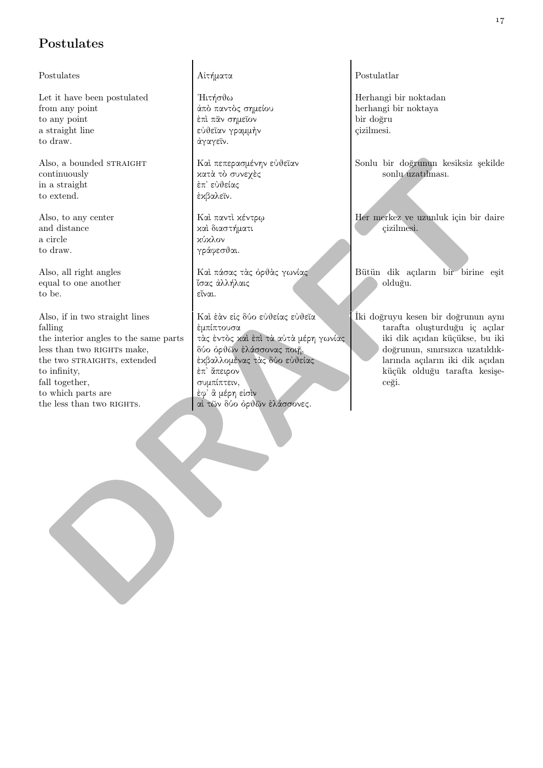## Postulates

| Postulates | Αἰτήματα | Postulatlar |
|---|---|---|
| Let it have been postulated<br>from any point<br>to any point<br>a straight line<br>to draw. | Ἠιτήσθω<br>ἀπὸ παντὸς σημείου<br>ἐπὶ πᾶν σημεῖον<br>εὐθεῖαν γραμμὴν<br>ἀγαγεῖν. | Herhangi bir noktadan<br>herhangi bir noktaya<br>bir doğru<br>çizilmesi. |
| Also, a bounded STRAIGHT<br>continuously<br>in a straight<br>to extend. | Καὶ πεπερασμένην εὐθεῖαν<br>κατὰ τὸ συνεχὲς<br>ἐπ᾽ εὐθείας<br>ἐκβαλεῖν. | Sonlu bir doğrunun kesiksiz şekilde sonlu uzatılması. |
| Also, to any center<br>and distance<br>a circle<br>to draw. | Καὶ παντὶ κέντρῳ<br>καὶ διαστήματι<br>κύκλον<br>γράφεσθαι. | Her merkez ve uzunluk için bir daire çizilmesi. |
| Also, all right angles<br>equal to one another<br>to be. | Καὶ πάσας τὰς ὀρθὰς γωνίας<br>ἴσας ἀλλήλαις<br>εἶναι. | Bütün dik açıların bir birine eşit olduğu. |
| Also, if in two straight lines<br>falling<br>the interior angles to the same parts<br>less than two RIGHTs make,<br>the two STRAIGHTs, extended<br>to infinity,<br>fall together,<br>to which parts are<br>the less than two RIGHTs. | Καὶ ἐὰν εἰς δύο εὐθείας εὐθεῖα<br>ἐμπίπτουσα<br>τὰς ἐντὸς καὶ ἐπὶ τὰ αὐτὰ μέρη γωνίας<br>δύο ὀρθῶν ἐλάσσονας ποιῇ,<br>ἐκβαλλομένας τὰς δύο εὐθείας<br>ἐπ᾽ ἄπειρον<br>συμπίπτειν,<br>ἐφ᾽ ἃ μέρη εἰσὶν<br>αἱ τῶν δύο ὀρθῶν ἐλάσσονες. | İki doğruyu kesen bir doğrunun aynı tarafta oluşturduğu iç açılar iki dik açıdan küçükse, bu iki doğrunun, sınırsızca uzatıldıklarında açıların iki dik açıdan küçük olduğu tarafta kesişeceği. |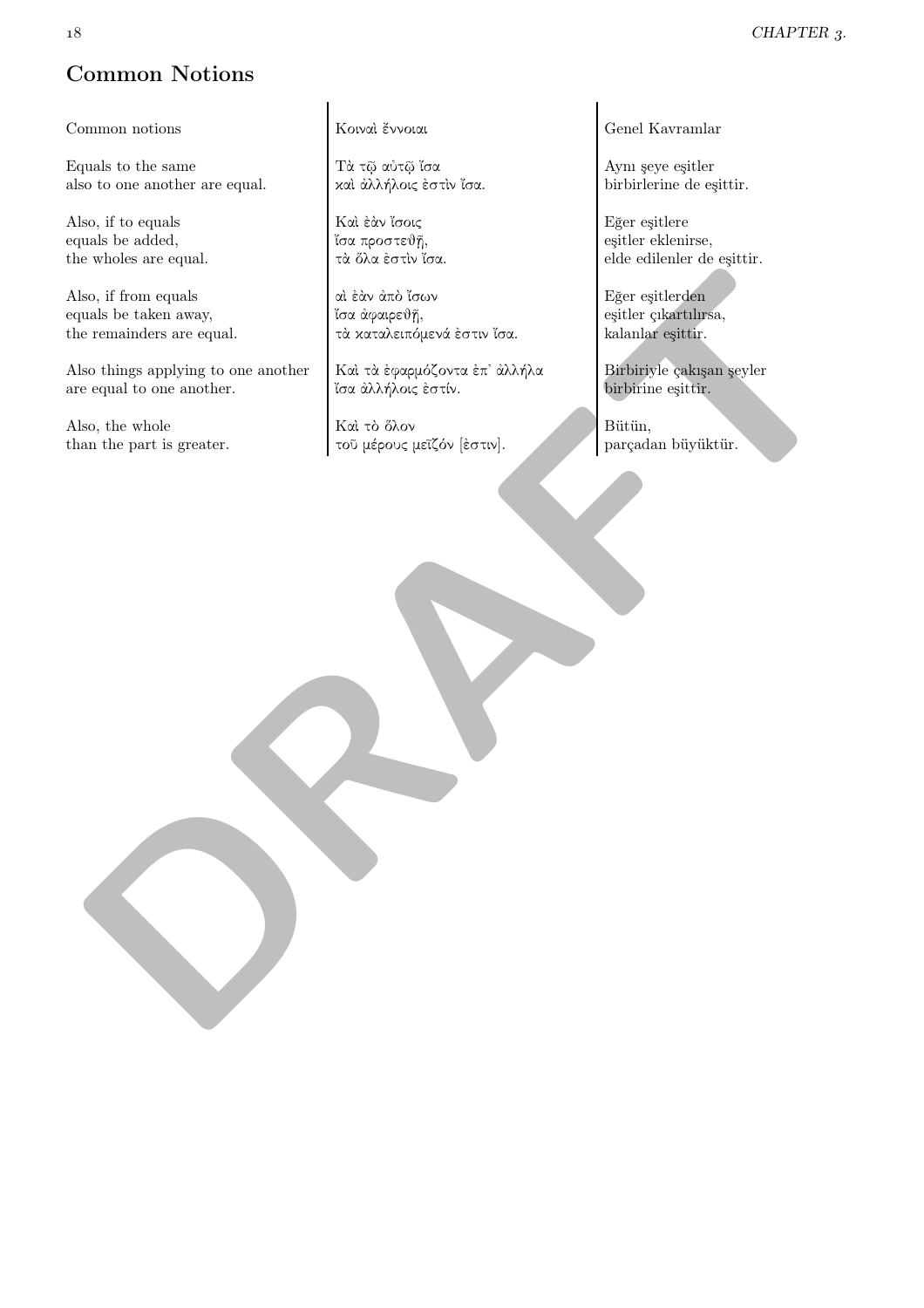## Common Notions

| Common notions | Κοιναὶ ἔννοιαι | Genel Kavramlar |
|---|---|---|
| Equals to the same also to one another are equal. | Τὰ τῷ αὐτῷ ἴσα καὶ ἀλλήλοις ἐστὶν ἴσα. | Aynı şeye eşitler birbirlerine de eşittir. |
| Also, if to equals equals be added, the wholes are equal. | Καὶ ἐὰν ἴσοις ἴσα προστεθῇ, τὰ ὅλα ἐστὶν ἴσα. | Eğer eşitlere eşitler eklenirse, elde edilenler de eşittir. |
| Also, if from equals equals be taken away, the remainders are equal. | αὶ ἐὰν ἀπὸ ἴσων ἴσα ἀφαιρεθῇ, τὰ καταλειπόμενά ἐστιν ἴσα. | Eğer eşitlerden eşitler çıkartılırsa, kalanlar eşittir. |
| Also things applying to one another are equal to one another. | Καὶ τὰ ἐφαρμόζοντα ἐπ᾽ ἀλλήλα ἴσα ἀλλήλοις ἐστίν. | Birbiriyle çakışan şeyler birbirine eşittir. |
| Also, the whole than the part is greater. | Καὶ τὸ ὅλον τοῦ μέρους μεῖζόν [ἐστιν]. | Bütün, parçadan büyüktür. |

DRAFT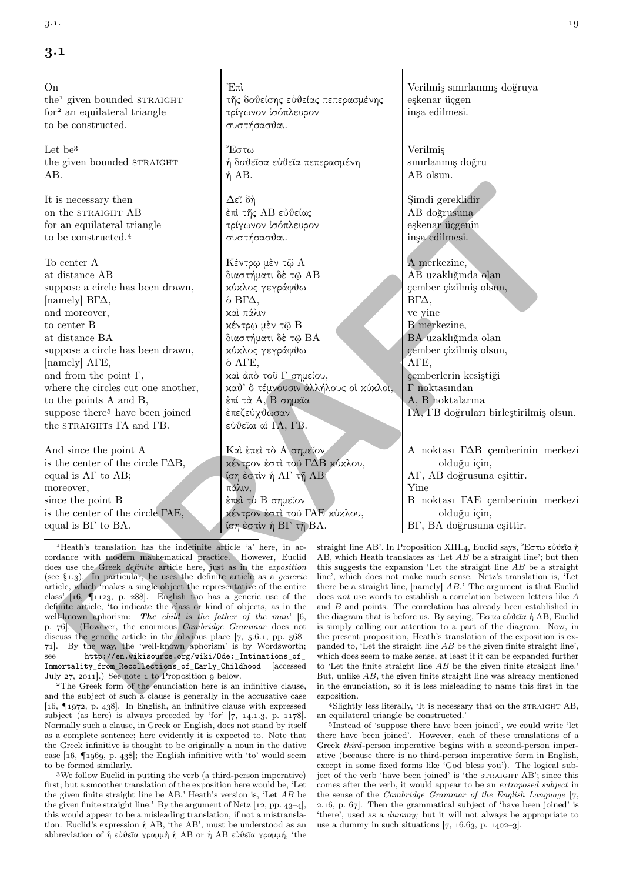## 3.1

| | | |
|---|---|---|
| On<br>the[1] given bounded STRAIGHT<br>for[2] an equilateral triangle<br>to be constructed. | Ἐπὶ<br>τῆς δοθείσης εὐθείας πεπερασμένης<br>τρίγωνον ἰσόπλευρον<br>συστήσασθαι. | Verilmiş sınırlanmış doğruya<br>eşkenar üçgen<br>inşa edilmesi. |
| Let be[3]<br>the given bounded STRAIGHT<br>AB. | Ἔστω<br>ἡ δοθεῖσα εὐθεῖα πεπερασμένη<br>ἡ ΑΒ. | Verilmiş<br>sınırlanmış doğru<br>AB olsun. |
| It is necessary then<br>on the STRAIGHT AB<br>for an equilateral triangle<br>to be constructed.[4] | Δεῖ δὴ<br>ἐπὶ τῆς ΑΒ εὐθείας<br>τρίγωνον ἰσόπλευρον<br>συστήσασθαι. | Şimdi gereklidir<br>AB doğrusuna<br>eşkenar üçgenin<br>inşa edilmesi. |
| To center A<br>at distance AB<br>suppose a circle has been drawn,<br>[namely] ΒΓΔ,<br>and moreover,<br>to center B<br>at distance BA<br>suppose a circle has been drawn,<br>[namely] ΑΓΕ,<br>and from the point Γ,<br>where the circles cut one another,<br>to the points A and B,<br>suppose there[5] have been joined<br>the STRAIGHTs ΓA and ΓB. | Κέντρῳ μὲν τῷ Α<br>διαστήματι δὲ τῷ ΑΒ<br>κύκλος γεγράφθω<br>ὁ ΒΓΔ,<br>καὶ πάλιν<br>κέντρῳ μὲν τῷ Β<br>διαστήματι δὲ τῷ ΒΑ<br>κύκλος γεγράφθω<br>ὁ ΑΓΕ,<br>καὶ ἀπὸ τοῦ Γ σημείου,<br>καθ' ὃ τέμνουσιν ἀλλήλους οἱ κύκλοι,<br>ἐπὶ τὰ Α, Β σημεῖα<br>ἐπεζεύχθωσαν<br>εὐθεῖαι αἱ ΓΑ, ΓΒ. | A merkezine,<br>AB uzaklığında olan<br>çember çizilmiş olsun,<br>ΒΓΔ,<br>ve yine<br>B merkezine,<br>BA uzaklığında olan<br>çember çizilmiş olsun,<br>ΑΓΕ,<br>çemberlerin kesiştiği<br>Γ noktasından<br>A, B noktalarına<br>ΓA, ΓB doğruları birleştirilmiş olsun. |
| And since the point A<br>is the center of the circle ΓΔB,<br>equal is AΓ to AB;<br>moreover,<br>since the point B<br>is the center of the circle ΓAE,<br>equal is BΓ to BA. | Καὶ ἐπεὶ τὸ Α σημεῖον<br>κέντρον ἐστὶ τοῦ ΓΔΒ κύκλου,<br>ἴση ἐστὶν ἡ ΑΓ τῇ ΑΒ·<br>πάλιν,<br>ἐπεὶ τὸ Β σημεῖον<br>κέντρον ἐστὶ τοῦ ΓΑΕ κύκλου,<br>ἴση ἐστὶν ἡ ΒΓ τῇ ΒΑ. | A noktası ΓΔB çemberinin merkezi olduğu için,<br>AΓ, AB doğrusuna eşittir.<br>Yine<br>B noktası ΓAE çemberinin merkezi olduğu için,<br>BΓ, BA doğrusuna eşittir. |

[1] Heath's translation has the indefinite article 'a' here, in accordance with modern mathematical practice. However, Euclid does use the Greek *definite* article here, just as in the *exposition* (see §1.3). In particular, he uses the definite article as a *generic* article, which 'makes a single object the representative of the entire class' [16, ¶1123, p. 288]. English too has a generic use of the definite article, 'to indicate the class or kind of objects, as in the well-known aphorism: ***The** child is the father of the man*' [6, p. 76]. (However, the enormous *Cambridge Grammar* does not discuss the generic article in the obvious place [7, 5.6.1, pp. 568–71]. By the way, the 'well-known aphorism' is by Wordsworth; see `http://en.wikisource.org/wiki/Ode:_Intimations_of_Immortality_from_Recollections_of_Early_Childhood` [accessed July 27, 2011].) See note 1 to Proposition 9 below.

[2] The Greek form of the enunciation here is an infinitive clause, and the subject of such a clause is generally in the accusative case [16, ¶1972, p. 438]. In English, an infinitive clause with expressed subject (as here) is always preceded by 'for' [7, 14.1.3, p. 1178]. Normally such a clause, in Greek or English, does not stand by itself as a complete sentence; here evidently it is expected to. Note that the Greek infinitive is thought to be originally a noun in the dative case [16, ¶1969, p. 438]; the English infinitive with 'to' would seem to be formed similarly.

[3] We follow Euclid in putting the verb (a third-person imperative) first; but a smoother translation of the exposition here would be, 'Let the given finite straight line be AB.' Heath's version is, 'Let *AB* be the given finite straight line.' By the argument of Netz [12, pp. 43–4], this would appear to be a misleading translation, if not a mistranslation. Euclid's expression ἡ ΑΒ, 'the AB', must be understood as an abbreviation of ἡ εὐθεῖα γραμμὴ ἡ ΑΒ or ἡ ΑΒ εὐθεῖα γραμμή, 'the straight line AB'. In Proposition XIII.4, Euclid says, Ἔστω εὐθεῖα ἡ ΑΒ, which Heath translates as 'Let *AB* be a straight line'; but then this suggests the expansion 'Let the straight line *AB* be a straight line', which does not make much sense. Netz's translation is, 'Let there be a straight line, [namely] *AB*.' The argument is that Euclid does *not* use words to establish a correlation between letters like *A* and *B* and points. The correlation has already been established in the diagram that is before us. By saying, Ἔστω εὐθεῖα ἡ ΑΒ, Euclid is simply calling our attention to a part of the diagram. Now, in the present proposition, Heath's translation of the exposition is expanded to, 'Let the straight line *AB* be the given finite straight line', which does seem to make sense, at least if it can be expanded further to 'Let the finite straight line *AB* be the given finite straight line.' But, unlike *AB*, the given finite straight line was already mentioned in the enunciation, so it is less misleading to name this first in the exposition.

[4] Slightly less literally, 'It is necessary that on the STRAIGHT AB, an equilateral triangle be constructed.'

[5] Instead of 'suppose there have been joined', we could write 'let there have been joined'. However, each of these translations of a Greek *third*-person imperative begins with a second-person imperative (because there is no third-person imperative form in English, except in some fixed forms like 'God bless you'). The logical subject of the verb 'have been joined' is 'the STRAIGHT AB'; since this comes after the verb, it would appear to be an *extraposed subject* in the sense of the *Cambridge Grammar of the English Language* [7, 2.16, p. 67]. Then the grammatical subject of 'have been joined' is 'there', used as a *dummy;* but it will not always be appropriate to use a dummy in such situations [7, 16.63, p. 1402–3].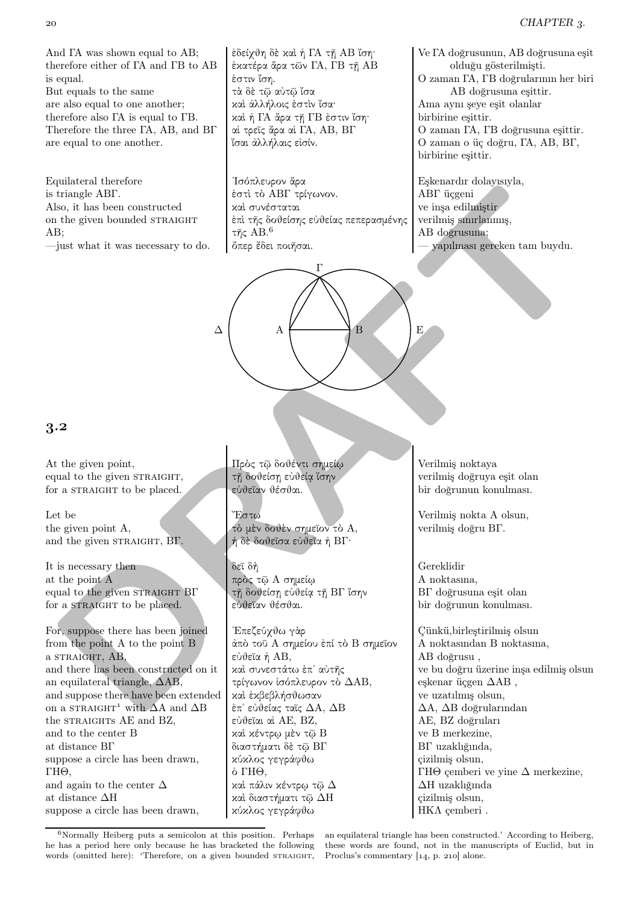| | | |
|---|---|---|
| And ΓΑ was shown equal to ΑΒ; therefore either of ΓΑ and ΓΒ to ΑΒ is equal. But equals to the same are also equal to one another; therefore also ΓΑ is equal to ΓΒ. Therefore the three ΓΑ, ΑΒ, and ΒΓ are equal to one another. | ἐδείχθη δὲ καὶ ἡ ΓΑ τῇ ΑΒ ἴση· ἑκατέρα ἄρα τῶν ΓΑ, ΓΒ τῇ ΑΒ ἐστιν ἴση. τὰ δὲ τῷ αὐτῷ ἴσα καὶ ἀλλήλοις ἐστὶν ἴσα· καὶ ἡ ΓΑ ἄρα τῇ ΓΒ ἐστιν ἴση· αἱ τρεῖς ἄρα αἱ ΓΑ, ΑΒ, ΒΓ ἴσαι ἀλλήλαις εἰσίν. | Ve ΓΑ doğrusunun, ΑΒ doğrusuna eşit olduğu gösterilmişti. O zaman ΓΑ, ΓΒ doğrularının her biri ΑΒ doğrusuna eşittir. Ama aynı şeye eşit olanlar birbirine eşittir. O zaman ΓΑ, ΓΒ doğrusuna eşittir. O zaman o üç doğru, ΓΑ, ΑΒ, ΒΓ, birbirine eşittir. |
| Equilateral therefore is triangle ΑΒΓ. Also, it has been constructed on the given bounded STRAIGHT ΑΒ; —just what it was necessary to do. | Ἰσόπλευρον ἄρα ἐστὶ τὸ ΑΒΓ τρίγωνον. καὶ συνέσταται ἐπὶ τῆς δοθείσης εὐθείας πεπερασμένης τῆς ΑΒ.[6] ὅπερ ἔδει ποιῆσαι. | Eşkenardır dolayısıyla, ΑΒΓ üçgeni ve inşa edilmiştir verilmiş sınırlanmış, ΑΒ doğrusuna; — yapılması gereken tam buydu. |

## 3.2

| | | |
|---|---|---|
| At the given point, equal to the given STRAIGHT, for a STRAIGHT to be placed. | Πρὸς τῷ δοθέντι σημείῳ τῇ δοθείσῃ εὐθείᾳ ἴσην εὐθεῖαν θέσθαι. | Verilmiş noktaya verilmiş doğruya eşit olan bir doğrunun konulması. |
| Let be the given point Α, and the given STRAIGHT, ΒΓ. | Ἔστω τὸ μὲν δοθὲν σημεῖον τὸ Α, ἡ δὲ δοθεῖσα εὐθεῖα ἡ ΒΓ· | Verilmiş nokta Α olsun, verilmiş doğru ΒΓ. |
| It is necessary then at the point Α equal to the given STRAIGHT ΒΓ for a STRAIGHT to be placed. | δεῖ δὴ πρὸς τῷ Α σημείῳ τῇ δοθείσῃ εὐθείᾳ τῇ ΒΓ ἴσην εὐθεῖαν θέσθαι. | Gereklidir Α noktasına, ΒΓ doğrusuna eşit olan bir doğrunun konulması. |
| For, suppose there has been joined from the point Α to the point Β a STRAIGHT, ΑΒ, and there has been constructed on it an equilateral triangle, ΔΑΒ, and suppose there have been extended on a STRAIGHT[1] with ΔΑ and ΔΒ the STRAIGHTs ΑΕ and ΒΖ, and to the center Β at distance ΒΓ suppose a circle has been drawn, ΓΗΘ, and again to the center Δ at distance ΔΗ suppose a circle has been drawn, | Ἐπεζεύχθω γὰρ ἀπὸ τοῦ Α σημείου ἐπὶ τὸ Β σημεῖον εὐθεῖα ἡ ΑΒ, καὶ συνεστάτω ἐπ' αὐτῆς τρίγωνον ἰσόπλευρον τὸ ΔΑΒ, καὶ ἐκβεβλήσθωσαν ἐπ' εὐθείας ταῖς ΔΑ, ΔΒ εὐθεῖαι αἱ ΑΕ, ΒΖ, καὶ κέντρῳ μὲν τῷ Β διαστήματι δὲ τῷ ΒΓ κύκλος γεγράφθω ὁ ΓΗΘ, καὶ πάλιν κέντρῳ τῷ Δ καὶ διαστήματι τῷ ΔΗ κύκλος γεγράφθω | Çünkü,birleştirilmiş olsun Α noktasından Β noktasına, ΑΒ doğrusu , ve bu doğru üzerine inşa edilmiş olsun eşkenar üçgen ΔΑΒ , ve uzatılmış olsun ΔΑ, ΔΒ doğrularından ΑΕ, ΒΖ doğruları ve Β merkezine, ΒΓ uzaklığında, çizilmiş olsun, ΓΗΘ çemberi ve yine Δ merkezine, ΔΗ uzaklığında çizilmiş olsun, ΗΚΛ çemberi . |

[6] Normally Heiberg puts a semicolon at this position. Perhaps he has a period here only because he has bracketed the following words (omitted here): 'Therefore, on a given bounded STRAIGHT, an equilateral triangle has been constructed.' According to Heiberg, these words are found, not in the manuscripts of Euclid, but in Proclus's commentary [14, p. 210] alone.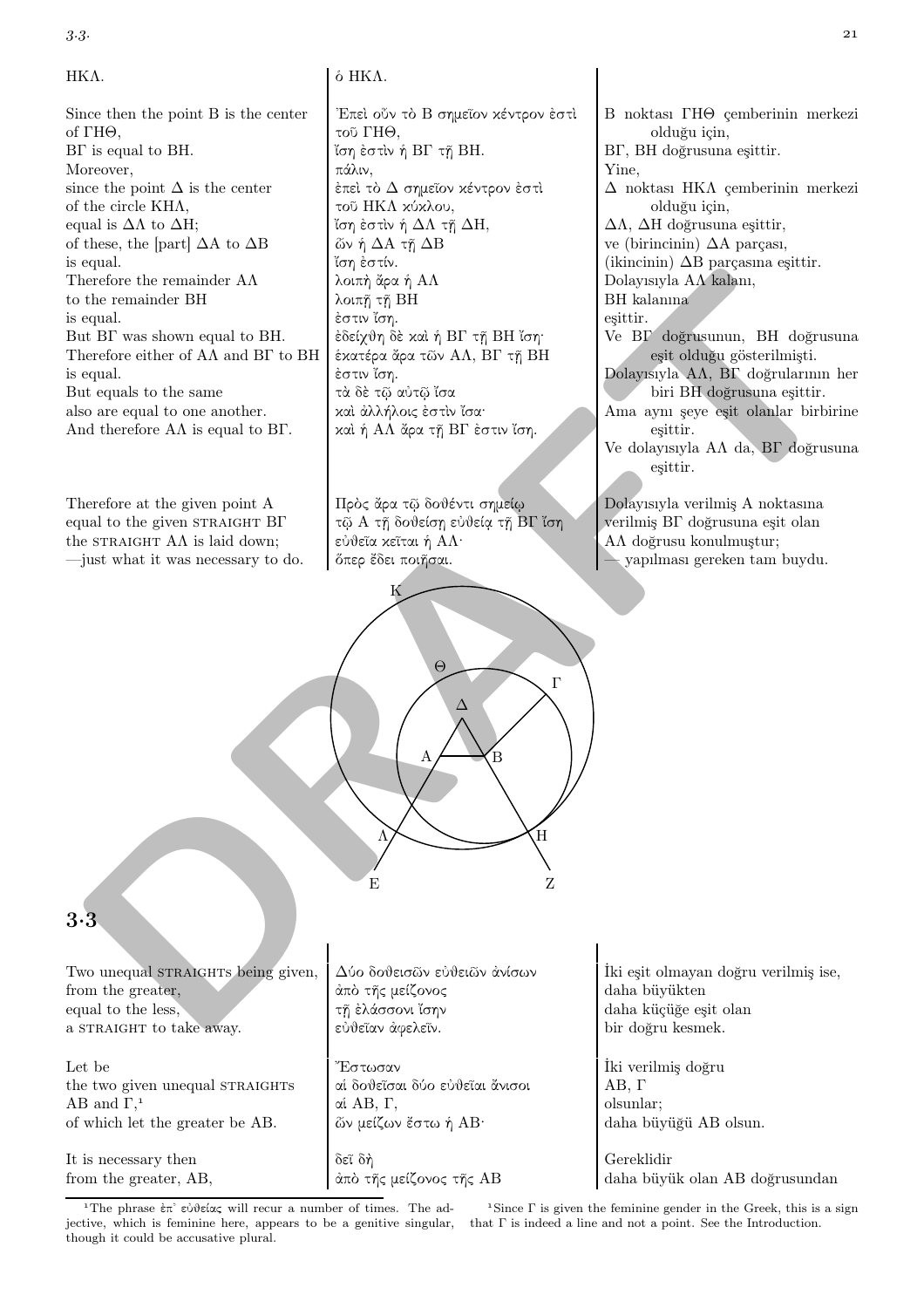| | | |
|---|---|---|
| HKΛ. | ὁ HKΛ. | |
| Since then the point B is the center of ΓHΘ, | Ἐπεὶ οὖν τὸ B σημεῖον κέντρον ἐστὶ τοῦ ΓHΘ, | B noktası ΓHΘ çemberinin merkezi olduğu için, |
| BΓ is equal to BH. | ἴση ἐστὶν ἡ BΓ τῇ BH. | BΓ, BH doğrusuna eşittir. |
| Moreover, | πάλιν, | Yine, |
| since the point Δ is the center of the circle KHΛ, | ἐπεὶ τὸ Δ σημεῖον κέντρον ἐστὶ τοῦ HKΛ κύκλου, | Δ noktası HKΛ çemberinin merkezi olduğu için, |
| equal is ΔΛ to ΔH; | ἴση ἐστὶν ἡ ΔΛ τῇ ΔH, | ΔΛ, ΔH doğrusuna eşittir, |
| of these, the [part] ΔA to ΔB is equal. | ὧν ἡ ΔA τῇ ΔB ἴση ἐστίν. | ve (birincinin) ΔA parçası, (ikincinin) ΔB parçasına eşittir. |
| Therefore the remainder AΛ to the remainder BH is equal. | λοιπὴ ἄρα ἡ AΛ λοιπῇ τῇ BH ἐστιν ἴση. | Dolayısıyla AΛ kalanı, BH kalanına eşittir. |
| But BΓ was shown equal to BH. | ἐδείχθη δὲ καὶ ἡ BΓ τῇ BH ἴση· | Ve BΓ doğrusunun, BH doğrusuna eşit olduğu gösterilmişti. |
| Therefore either of AΛ and BΓ to BH is equal. | ἑκατέρα ἄρα τῶν AΛ, BΓ τῇ BH ἐστιν ἴση. | Dolayısıyla AΛ, BΓ doğrularının her biri BH doğrusuna eşittir. |
| But equals to the same also are equal to one another. | τὰ δὲ τῷ αὐτῷ ἴσα καὶ ἀλλήλοις ἐστὶν ἴσα· | Ama aynı şeye eşit olanlar birbirine eşittir. |
| And therefore AΛ is equal to BΓ. | καὶ ἡ AΛ ἄρα τῇ BΓ ἐστιν ἴση. | Ve dolayısıyla AΛ da, BΓ doğrusuna eşittir. |
| Therefore at the given point A equal to the given STRAIGHT BΓ the STRAIGHT AΛ is laid down; | Πρὸς ἄρα τῷ δοθέντι σημείῳ τῷ A τῇ δοθείσῃ εὐθείᾳ τῇ BΓ ἴση εὐθεῖα κεῖται ἡ AΛ· | Dolayısıyla verilmiş A noktasına verilmiş BΓ doğrusuna eşit olan AΛ doğrusu konulmuştur; |
| —just what it was necessary to do. | ὅπερ ἔδει ποιῆσαι. | — yapılması gereken tam buydu. |

## 3·3

| | | |
|---|---|---|
| Two unequal STRAIGHTs being given, from the greater, equal to the less, a STRAIGHT to take away. | Δύο δοθεισῶν εὐθειῶν ἀνίσων ἀπὸ τῆς μείζονος τῇ ἐλάσσονι ἴσην εὐθεῖαν ἀφελεῖν. | İki eşit olmayan doğru verilmiş ise, daha büyükten daha küçüğe eşit olan bir doğru kesmek. |
| Let be the two given unequal STRAIGHTs AB and Γ,[1] | Ἔστωσαν αἱ δοθεῖσαι δύο εὐθεῖαι ἄνισοι αἱ AB, Γ, | İki verilmiş doğru AB, Γ olsunlar; |
| of which let the greater be AB. | ὧν μείζων ἔστω ἡ AB· | daha büyüğü AB olsun. |
| It is necessary then from the greater, AB, | δεῖ δὴ ἀπὸ τῆς μείζονος τῆς AB | Gereklidir daha büyük olan AB doğrusundan |

[1] The phrase ἐπ᾽ εὐθείας will recur a number of times. The adjective, which is feminine here, appears to be a genitive singular, though it could be accusative plural.

[1] Since Γ is given the feminine gender in the Greek, this is a sign that Γ is indeed a line and not a point. See the Introduction.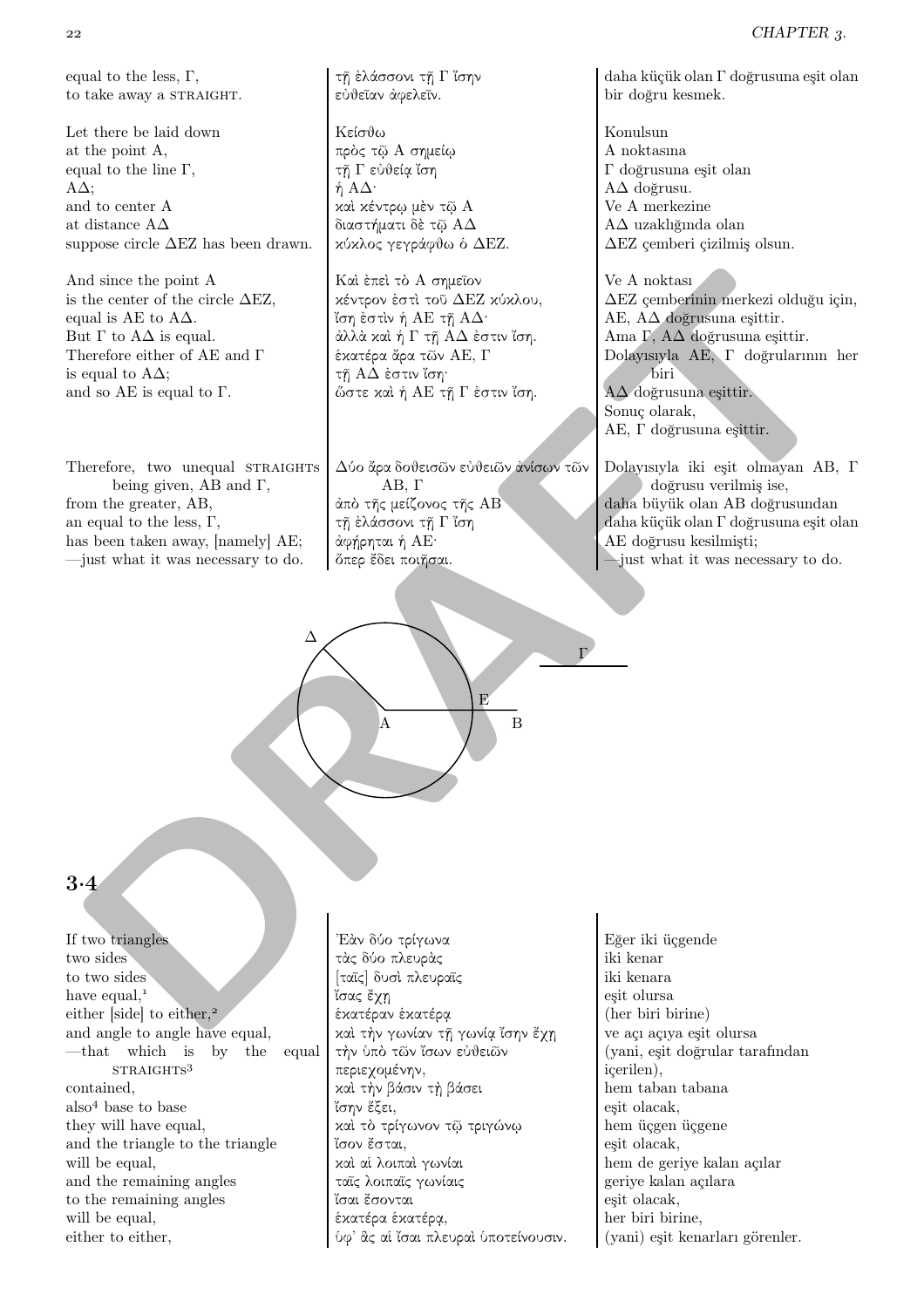| | | |
|---|---|---|
| equal to the less, Γ, | τῇ ἐλάσσονι τῇ Γ ἴσην | daha küçük olan Γ doğrusuna eşit olan |
| to take away a STRAIGHT. | εὐθεῖαν ἀφελεῖν. | bir doğru kesmek. |
| Let there be laid down | Κείσθω | Konulsun |
| at the point A, | πρὸς τῷ Α σημείῳ | A noktasına |
| equal to the line Γ, | τῇ Γ εὐθείᾳ ἴση | Γ doğrusuna eşit olan |
| ΑΔ; | ἡ ΑΔ· | ΑΔ doğrusu. |
| and to center A | καὶ κέντρῳ μὲν τῷ Α | Ve A merkezine |
| at distance ΑΔ | διαστήματι δὲ τῷ ΑΔ | ΑΔ uzaklığında olan |
| suppose circle ΔΕΖ has been drawn. | κύκλος γεγράφθω ὁ ΔΕΖ. | ΔΕΖ çemberi çizilmiş olsun. |
| And since the point A | Καὶ ἐπεὶ τὸ Α σημεῖον | Ve A noktası |
| is the center of the circle ΔΕΖ, | κέντρον ἐστὶ τοῦ ΔΕΖ κύκλου, | ΔΕΖ çemberinin merkezi olduğu için, |
| equal is ΑΕ to ΑΔ. | ἴση ἐστὶν ἡ ΑΕ τῇ ΑΔ· | ΑΕ, ΑΔ doğrusuna eşittir. |
| But Γ to ΑΔ is equal. | ἀλλὰ καὶ ἡ Γ τῇ ΑΔ ἐστιν ἴση. | Ama Γ, ΑΔ doğrusuna eşittir. |
| Therefore either of ΑΕ and Γ | ἑκατέρα ἄρα τῶν ΑΕ, Γ | Dolayısıyla ΑΕ, Γ doğrularının her |
| is equal to ΑΔ; | τῇ ΑΔ ἐστιν ἴση· | biri |
| and so ΑΕ is equal to Γ. | ὥστε καὶ ἡ ΑΕ τῇ Γ ἐστιν ἴση. | ΑΔ doğrusuna eşittir. |
| | | Sonuç olarak, |
| | | ΑΕ, Γ doğrusuna eşittir. |
| Therefore, two unequal STRAIGHTS being given, ΑΒ and Γ, | Δύο ἄρα δοθεισῶν εὐθειῶν ἀνίσων τῶν ΑΒ, Γ | Dolayısıyla iki eşit olmayan ΑΒ, Γ doğrusu verilmiş ise, |
| from the greater, ΑΒ, | ἀπὸ τῆς μείζονος τῆς ΑΒ | daha büyük olan ΑΒ doğrusundan |
| an equal to the less, Γ, | τῇ ἐλάσσονι τῇ Γ ἴση | daha küçük olan Γ doğrusuna eşit olan |
| has been taken away, [namely] ΑΕ; | ἀφῄρηται ἡ ΑΕ· | ΑΕ doğrusu kesilmişti; |
| —just what it was necessary to do. | ὅπερ ἔδει ποιῆσαι. | —just what it was necessary to do. |

## 3·4

| | | |
|---|---|---|
| If two triangles | Ἐὰν δύο τρίγωνα | Eğer iki üçgende |
| two sides | τὰς δύο πλευρὰς | iki kenar |
| to two sides | [ταῖς] δυσὶ πλευραῖς | iki kenara |
| have equal,[1] | ἴσας ἔχῃ | eşit olursa |
| either [side] to either,[2] | ἑκατέραν ἑκατέρᾳ | (her biri birine) |
| and angle to angle have equal, | καὶ τὴν γωνίαν τῇ γωνίᾳ ἴσην ἔχῃ | ve açı açıya eşit olursa |
| —that which is by the equal STRAIGHTS[3] | τὴν ὑπὸ τῶν ἴσων εὐθειῶν | (yani, eşit doğrular tarafından |
| contained, | περιεχομένην, | içerilen), |
| also[4] base to base | καὶ τὴν βάσιν τῇ βάσει | hem taban tabana |
| they will have equal, | ἴσην ἕξει, | eşit olacak, |
| and the triangle to the triangle | καὶ τὸ τρίγωνον τῷ τριγώνῳ | hem üçgen üçgene |
| will be equal, | ἴσον ἔσται, | eşit olacak, |
| and the remaining angles | καὶ αἱ λοιπαὶ γωνίαι | hem de geriye kalan açılar |
| to the remaining angles | ταῖς λοιπαῖς γωνίαις | geriye kalan açılara |
| will be equal, | ἴσαι ἔσονται | eşit olacak, |
| either to either, | ἑκατέρα ἑκατέρᾳ, | her biri birine, |
| | ὑφ᾽ ἃς αἱ ἴσαι πλευραὶ ὑποτείνουσιν. | (yani) eşit kenarları görenler. |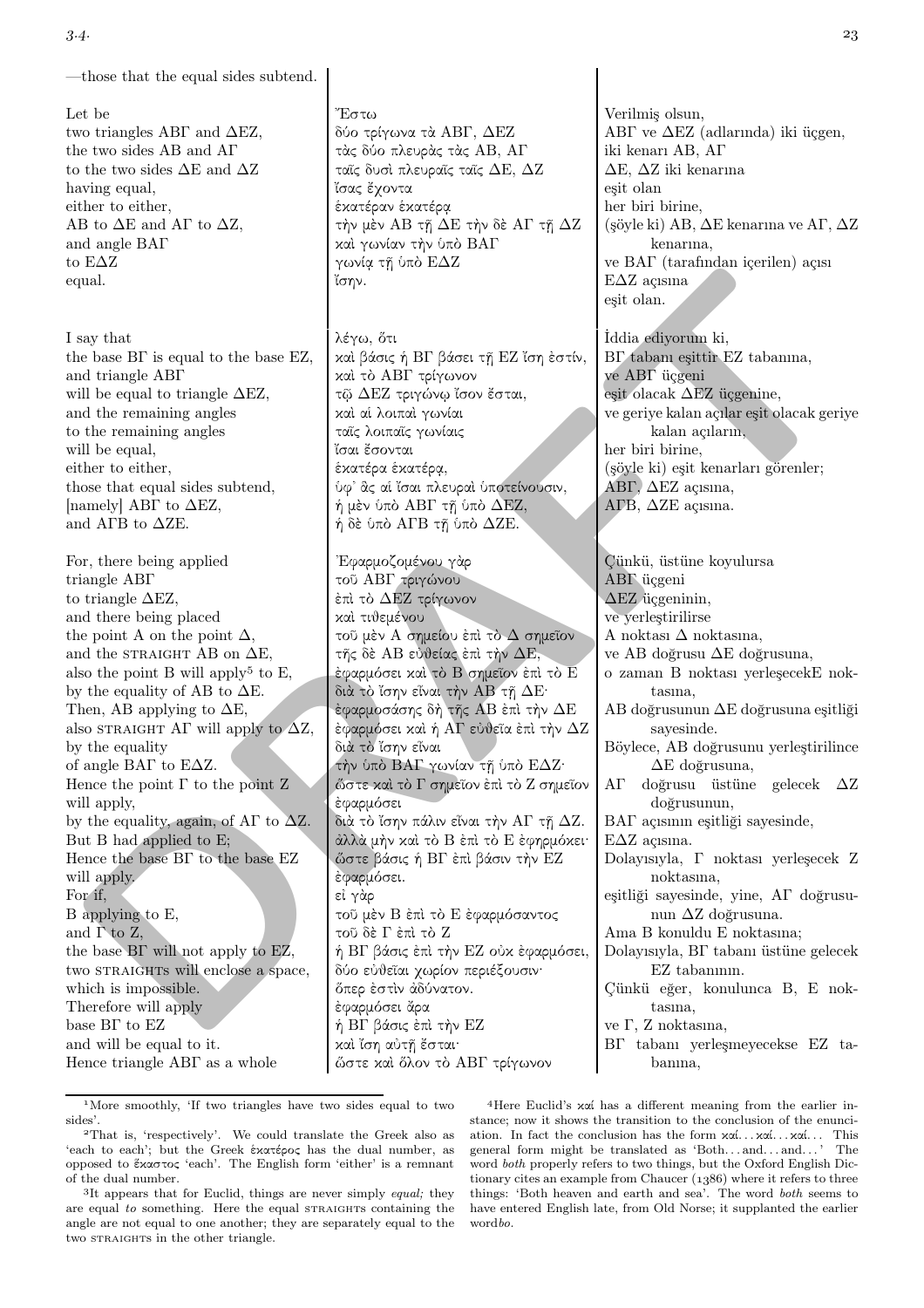| | | |
|---|---|---|
| —those that the equal sides subtend. | | |
| | | |
| Let be | Ἔστω | Verilmiş olsun, |
| two triangles ΑΒΓ and ΔΕΖ, | δύο τρίγωνα τὰ ΑΒΓ, ΔΕΖ | ΑΒΓ ve ΔΕΖ (adlarında) iki üçgen, |
| the two sides ΑΒ and ΑΓ | τὰς δύο πλευρὰς τὰς ΑΒ, ΑΓ | iki kenarı ΑΒ, ΑΓ |
| to the two sides ΔΕ and ΔΖ | ταῖς δυσὶ πλευραῖς ταῖς ΔΕ, ΔΖ | ΔΕ, ΔΖ iki kenarına |
| having equal, | ἴσας ἔχοντα | eşit olan |
| either to either, | ἑκατέραν ἑκατέρᾳ | her biri birine, |
| ΑΒ to ΔΕ and ΑΓ to ΔΖ, | τὴν μὲν ΑΒ τῇ ΔΕ τὴν δὲ ΑΓ τῇ ΔΖ | (şöyle ki) ΑΒ, ΔΕ kenarına ve ΑΓ, ΔΖ kenarına, |
| and angle ΒΑΓ | καὶ γωνίαν τὴν ὑπὸ ΒΑΓ | ve ΒΑΓ (tarafından içerilen) açısı |
| to ΕΔΖ | γωνίᾳ τῇ ὑπὸ ΕΔΖ | ΕΔΖ açısına |
| equal. | ἴσην. | eşit olan. |
| | | |
| I say that | λέγω, ὅτι | İddia ediyorum ki, |
| the base ΒΓ is equal to the base ΕΖ, | καὶ βάσις ἡ ΒΓ βάσει τῇ ΕΖ ἴση ἐστίν, | ΒΓ tabanı eşittir ΕΖ tabanına, |
| and triangle ΑΒΓ | καὶ τὸ ΑΒΓ τρίγωνον | ve ΑΒΓ üçgeni |
| will be equal to triangle ΔΕΖ, | τῷ ΔΕΖ τριγώνῳ ἴσον ἔσται, | eşit olacak ΔΕΖ üçgenine, |
| and the remaining angles | καὶ αἱ λοιπαὶ γωνίαι | ve geriye kalan açılar eşit olacak geriye |
| to the remaining angles | ταῖς λοιπαῖς γωνίαις | kalan açıların, |
| will be equal, | ἴσαι ἔσονται | her biri birine, |
| either to either, | ἑκατέρα ἑκατέρᾳ, | (şöyle ki) eşit kenarları görenler; |
| those that equal sides subtend, | ὑφ᾽ ἃς αἱ ἴσαι πλευραὶ ὑποτείνουσιν, | ΑΒΓ, ΔΕΖ açısına, |
| [namely] ΑΒΓ to ΔΕΖ, | ἡ μὲν ὑπὸ ΑΒΓ τῇ ὑπὸ ΔΕΖ, | ΑΓΒ, ΔΖΕ açısına. |
| and ΑΓΒ to ΔΖΕ. | ἡ δὲ ὑπὸ ΑΓΒ τῇ ὑπὸ ΔΖΕ. | |
| | | |
| For, there being applied | Ἐφαρμοζομένου γὰρ | Çünkü, üstüne koyulursa |
| triangle ΑΒΓ | τοῦ ΑΒΓ τριγώνου | ΑΒΓ üçgeni |
| to triangle ΔΕΖ, | ἐπὶ τὸ ΔΕΖ τρίγωνον | ΔΕΖ üçgeninin, |
| and there being placed | καὶ τιθεμένου | ve yerleştirilirse |
| the point Α on the point Δ, | τοῦ μὲν Α σημείου ἐπὶ τὸ Δ σημεῖον | Α noktası Δ noktasına, |
| and the STRAIGHT ΑΒ on ΔΕ, | τῆς δὲ ΑΒ εὐθείας ἐπὶ τὴν ΔΕ, | ve ΑΒ doğrusu ΔΕ doğrusuna, |
| also the point Β will apply[5] to Ε, | ἐφαρμόσει καὶ τὸ Β σημεῖον ἐπὶ τὸ Ε | o zaman Β noktası yerleşecekΕ noktasına, |
| by the equality of ΑΒ to ΔΕ. | διὰ τὸ ἴσην εἶναι τὴν ΑΒ τῇ ΔΕ· | ΑΒ doğrusunun ΔΕ doğrusuna eşitliği sayesinde. |
| Then, ΑΒ applying to ΔΕ, | ἐφαρμοσάσης δὴ τῆς ΑΒ ἐπὶ τὴν ΔΕ | Böylece, ΑΒ doğrusunu yerleştirilince ΔΕ doğrusuna, |
| also STRAIGHT ΑΓ will apply to ΔΖ, | ἐφαρμόσει καὶ ἡ ΑΓ εὐθεῖα ἐπὶ τὴν ΔΖ | ΑΓ doğrusu üstüne gelecek ΔΖ doğrusunun, |
| by the equality | διὰ τὸ ἴσην εἶναι | ΒΑΓ açısının eşitliği sayesinde, |
| of angle ΒΑΓ to ΕΔΖ. | τὴν ὑπὸ ΒΑΓ γωνίαν τῇ ὑπὸ ΕΔΖ· | ΕΔΖ açısına. |
| Hence the point Γ to the point Ζ will apply, | ὥστε καὶ τὸ Γ σημεῖον ἐπὶ τὸ Ζ σημεῖον ἐφαρμόσει | Dolayısıyla, Γ noktası yerleşecek Ζ noktasına, |
| by the equality, again, of ΑΓ to ΔΖ. | διὰ τὸ ἴσην πάλιν εἶναι τὴν ΑΓ τῇ ΔΖ. | eşitliği sayesinde, yine, ΑΓ doğrusunun ΔΖ doğrusuna. |
| But Β had applied to Ε; | ἀλλὰ μὴν καὶ τὸ Β ἐπὶ τὸ Ε ἐφηρμόκει· | Ama Β konuldu Ε noktasına; |
| Hence the base ΒΓ to the base ΕΖ will apply. | ὥστε βάσις ἡ ΒΓ ἐπὶ βάσιν τὴν ΕΖ ἐφαρμόσει. | Dolayısıyla, ΒΓ tabanı üstüne gelecek ΕΖ tabanının. |
| For if, | εἰ γὰρ | Çünkü eğer, konulunca Β, Ε noktasına, |
| Β applying to Ε, | τοῦ μὲν Β ἐπὶ τὸ Ε ἐφαρμόσαντος | ve Γ, Ζ noktasına, |
| and Γ to Ζ, | τοῦ δὲ Γ ἐπὶ τὸ Ζ | ΒΓ tabanı yerleşmeyecekse ΕΖ tabanına, |
| the base ΒΓ will not apply to ΕΖ, | ἡ ΒΓ βάσις ἐπὶ τὴν ΕΖ οὐκ ἐφαρμόσει, | |
| two STRAIGHTs will enclose a space, | δύο εὐθεῖαι χωρίον περιέξουσιν· | |
| which is impossible. | ὅπερ ἐστὶν ἀδύνατον. | |
| Therefore will apply | ἐφαρμόσει ἄρα | |
| base ΒΓ to ΕΖ | ἡ ΒΓ βάσις ἐπὶ τὴν ΕΖ | |
| and will be equal to it. | καὶ ἴση αὐτῇ ἔσται· | |
| Hence triangle ΑΒΓ as a whole | ὥστε καὶ ὅλον τὸ ΑΒΓ τρίγωνον | |

[1] More smoothly, 'If two triangles have two sides equal to two sides'.

[2] That is, 'respectively'. We could translate the Greek also as 'each to each'; but the Greek ἑκατέρος has the dual number, as opposed to ἕκαστος 'each'. The English form 'either' is a remnant of the dual number.

[3] It appears that for Euclid, things are never simply *equal;* they are equal *to* something. Here the equal STRAIGHTS containing the angle are not equal to one another; they are separately equal to the two STRAIGHTS in the other triangle.

[4] Here Euclid's καί has a different meaning from the earlier instance; now it shows the transition to the conclusion of the enunciation. In fact the conclusion has the form καί... καί... καί... This general form might be translated as 'Both... and... and...' The word *both* properly refers to two things, but the Oxford English Dictionary cites an example from Chaucer (1386) where it refers to three things: 'Both heaven and earth and sea'. The word *both* seems to have entered English late, from Old Norse; it supplanted the earlier word*bo*.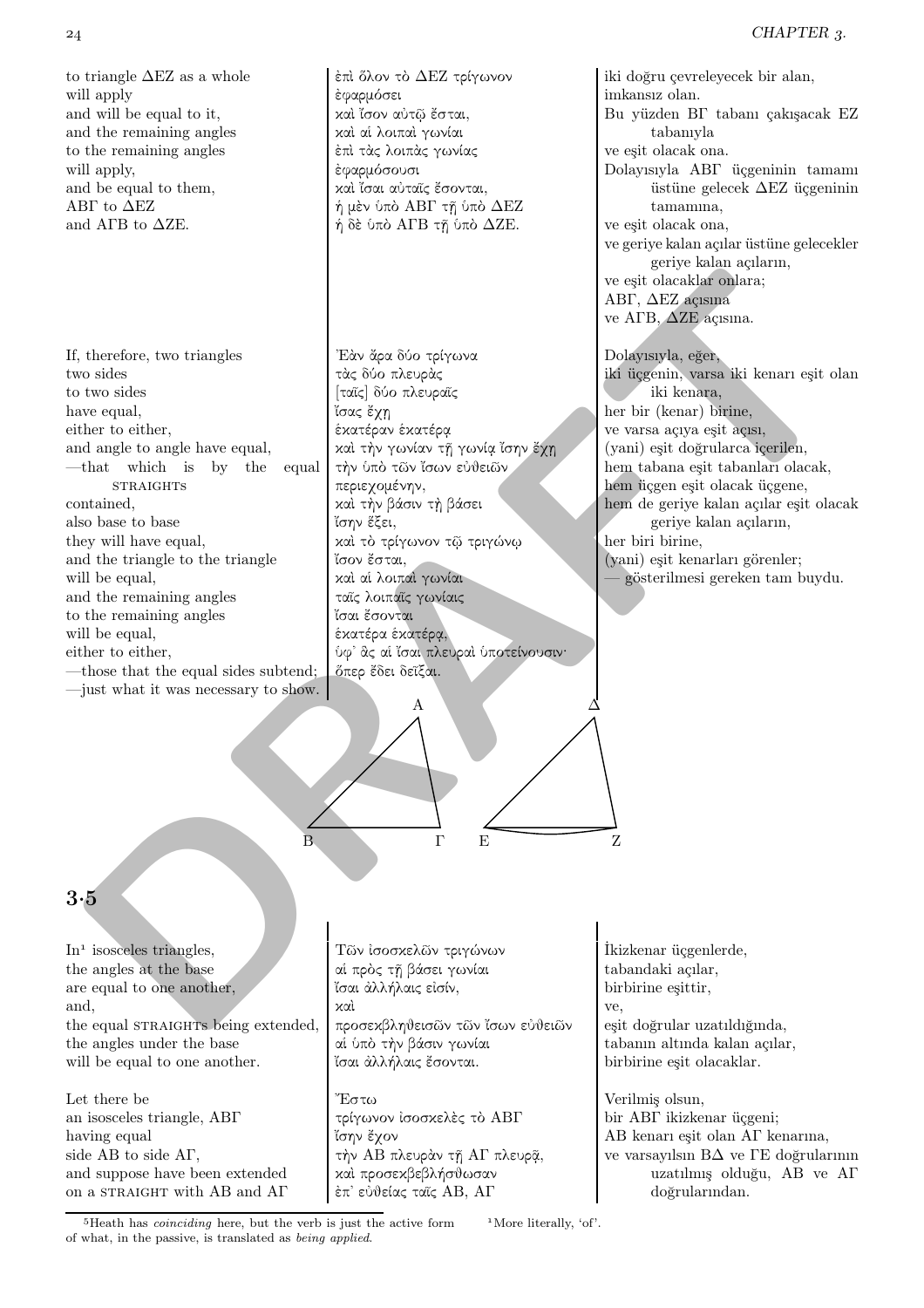| | | |
|---|---|---|
| to triangle ΔEZ as a whole | ἐπὶ ὅλον τὸ ΔΕΖ τρίγωνον | iki doğru çevreleyecek bir alan, |
| will apply | ἐφαρμόσει | imkansız olan. |
| and will be equal to it, | καὶ ἴσον αὐτῷ ἔσται, | Bu yüzden ΒΓ tabanı çakışacak ΕΖ tabanıyla |
| and the remaining angles | καὶ αἱ λοιπαὶ γωνίαι | ve eşit olacak ona. |
| to the remaining angles | ἐπὶ τὰς λοιπὰς γωνίας | Dolayısıyla ΑΒΓ üçgeninin tamamı üstüne gelecek ΔΕΖ üçgeninin tamamına, |
| will apply, | ἐφαρμόσουσι | ve eşit olacak ona, |
| and be equal to them, | καὶ ἴσαι αὐταῖς ἔσονται, | ve geriye kalan açılar üstüne gelecekler geriye kalan açıların, |
| ΑΒΓ to ΔΕΖ | ἡ μὲν ὑπὸ ΑΒΓ τῇ ὑπὸ ΔΕΖ | ve eşit olacaklar onlara; ΑΒΓ, ΔΕΖ açısına |
| and ΑΓΒ to ΔΖΕ. | ἡ δὲ ὑπὸ ΑΓΒ τῇ ὑπὸ ΔΖΕ. | ve ΑΓΒ, ΔΖΕ açısına. |

| | | |
|---|---|---|
| If, therefore, two triangles | Ἐὰν ἄρα δύο τρίγωνα | Dolayısıyla, eğer, |
| two sides | τὰς δύο πλευρὰς | iki üçgenin, varsa iki kenarı eşit olan |
| to two sides | [ταῖς] δύο πλευραῖς | iki kenara, |
| have equal, | ἴσας ἔχῃ | her bir (kenar) birine, |
| either to either, | ἑκατέραν ἑκατέρᾳ | ve varsa açıya eşit açısı, |
| and angle to angle have equal, | καὶ τὴν γωνίαν τῇ γωνίᾳ ἴσην ἔχῃ | (yani) eşit doğrularca içerilen, |
| —that which is by the equal STRAIGHTS | τὴν ὑπὸ τῶν ἴσων εὐθειῶν | hem tabana eşit tabanları olacak, |
| contained, | περιεχομένην, | hem üçgen eşit olacak üçgene, |
| also base to base | καὶ τὴν βάσιν τῇ βάσει | hem de geriye kalan açılar eşit olacak geriye kalan açıların, |
| they will have equal, | ἴσην ἕξει, | her biri birine, |
| and the triangle to the triangle | καὶ τὸ τρίγωνον τῷ τριγώνῳ | (yani) eşit kenarları görenler; |
| will be equal, | ἴσον ἔσται, | — gösterilmesi gereken tam buydu. |
| and the remaining angles | καὶ αἱ λοιπαὶ γωνίαι | |
| to the remaining angles | ταῖς λοιπαῖς γωνίαις | |
| will be equal, | ἴσαι ἔσονται | |
| either to either, | ἑκατέρα ἑκατέρᾳ, | |
| —those that the equal sides subtend; | ὑφ᾽ ἃς αἱ ἴσαι πλευραὶ ὑποτείνουσιν· | |
| —just what it was necessary to show. | ὅπερ ἔδει δεῖξαι. | |

## 3.5

| | | |
|---|---|---|
| In[1] isosceles triangles, | Τῶν ἰσοσκελῶν τριγώνων | İkizkenar üçgenlerde, |
| the angles at the base | αἱ πρὸς τῇ βάσει γωνίαι | tabandaki açılar, |
| are equal to one another, | ἴσαι ἀλλήλαις εἰσίν, | birbirine eşittir, |
| and, | καὶ | ve, |
| the equal STRAIGHTs being extended, | προσεκβληθεισῶν τῶν ἴσων εὐθειῶν | eşit doğrular uzatıldığında, |
| the angles under the base | αἱ ὑπὸ τὴν βάσιν γωνίαι | tabanın altında kalan açılar, |
| will be equal to one another. | ἴσαι ἀλλήλαις ἔσονται. | birbirine eşit olacaklar. |

| | | |
|---|---|---|
| Let there be | Ἔστω | Verilmiş olsun, |
| an isosceles triangle, ΑΒΓ | τρίγωνον ἰσοσκελὲς τὸ ΑΒΓ | bir ΑΒΓ ikizkenar üçgeni; |
| having equal | ἴσην ἔχον | ΑΒ kenarı eşit olan ΑΓ kenarına, |
| side ΑΒ to side ΑΓ, | τὴν ΑΒ πλευρὰν τῇ ΑΓ πλευρᾷ, | ve varsayılsın ΒΔ ve ΓΕ doğrularının uzatılmış olduğu, ΑΒ ve ΑΓ doğrularından. |
| and suppose have been extended | καὶ προσεκβεβλήσθωσαν | |
| on a STRAIGHT with ΑΒ and ΑΓ | ἐπ᾽ εὐθείας ταῖς ΑΒ, ΑΓ | |

[5] Heath has *coinciding* here, but the verb is just the active form of what, in the passive, is translated as *being applied*.

[1] More literally, 'of'.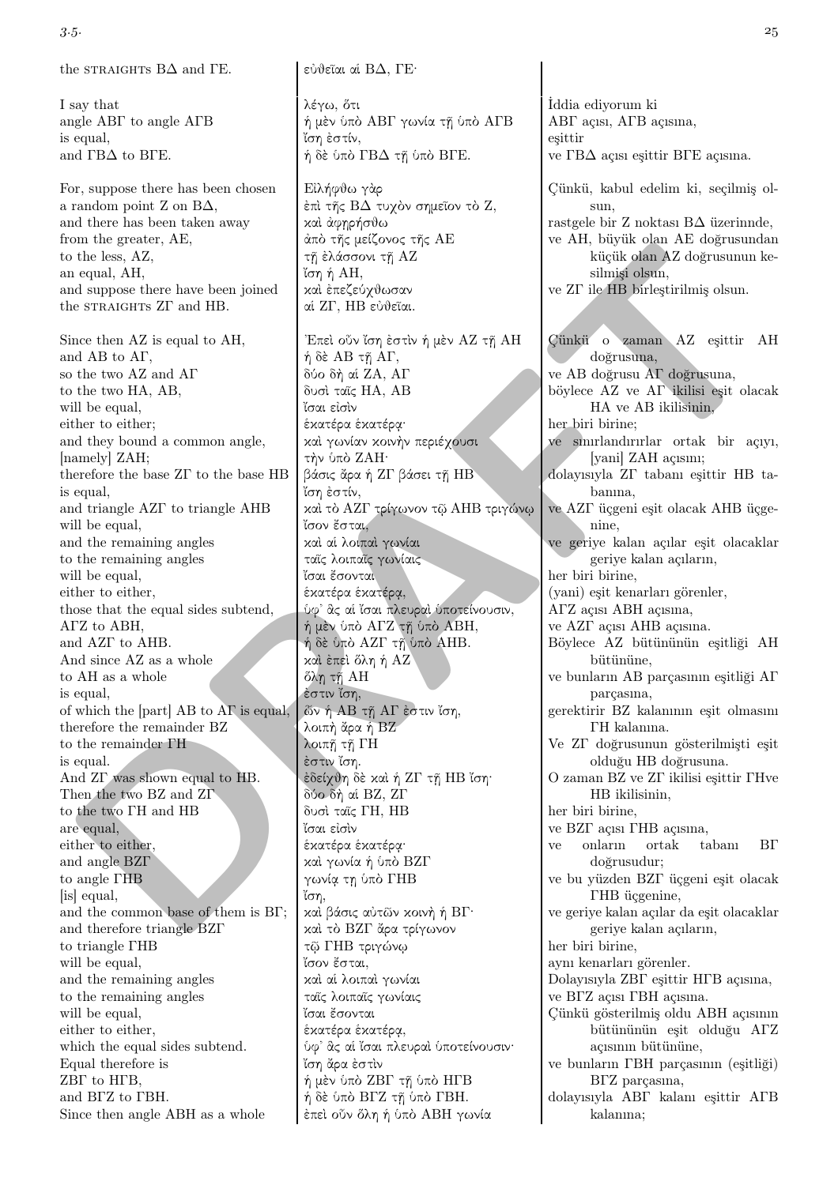| | | |
|---|---|---|
| the straights BΔ and ΓE. | εὐθεῖαι αἱ ΒΔ, ΓΕ· | |
| | | |
| I say that | λέγω, ὅτι | İddia ediyorum ki |
| angle ABΓ to angle AΓB | ἡ μὲν ὑπὸ ΑΒΓ γωνία τῇ ὑπὸ ΑΓΒ | ABΓ açısı, AΓB açısına, |
| is equal, | ἴση ἐστίν, | eşittir |
| and ΓBΔ to BΓE. | ἡ δὲ ὑπὸ ΓΒΔ τῇ ὑπὸ ΒΓΕ. | ve ΓBΔ açısı eşittir BΓE açısına. |
| | | |
| For, suppose there has been chosen | Εἰλήφθω γὰρ | Çünkü, kabul edelim ki, seçilmiş ol- |
| a random point Z on BΔ, | ἐπὶ τῆς ΒΔ τυχὸν σημεῖον τὸ Ζ, | sun, |
| and there has been taken away | καὶ ἀφῃρήσθω | rastgele bir Z noktası BΔ üzerinnde, |
| from the greater, AE, | ἀπὸ τῆς μείζονος τῆς ΑΕ | ve AH, büyük olan AE doğrusundan |
| to the less, AZ, | τῇ ἐλάσσονι τῇ ΑΖ | küçük olan AZ doğrusunun ke- |
| an equal, AH, | ἴση ἡ ΑΗ, | silmişi olsun, |
| and suppose there have been joined | καὶ ἐπεζεύχθωσαν | ve ZΓ ile HB birleştirilmiş olsun. |
| the straights ZΓ and HB. | αἱ ΖΓ, ΗΒ εὐθεῖαι. | |
| | | |
| Since then AZ is equal to AH, | Ἐπεὶ οὖν ἴση ἐστὶν ἡ μὲν ΑΖ τῇ ΑΗ | Çünkü o zaman AZ eşittir AH |
| and AB to AΓ, | ἡ δὲ ΑΒ τῇ ΑΓ, | doğrusuna, |
| so the two AZ and AΓ | δύο δὴ αἱ ΖΑ, ΑΓ | ve AB doğrusu AΓ doğrusuna, |
| to the two HA, AB, | δυσὶ ταῖς ΗΑ, ΑΒ | böylece AZ ve AΓ ikilisi eşit olacak |
| will be equal, | ἴσαι εἰσὶν | HA ve AB ikilisinin, |
| either to either; | ἑκατέρα ἑκατέρᾳ· | her biri birine; |
| and they bound a common angle, | καὶ γωνίαν κοινὴν περιέχουσι | ve sınırlandırırlar ortak bir açıyı, |
| [namely] ZAH; | τὴν ὑπὸ ΖΑΗ· | [yani] ZAH açısını; |
| therefore the base ZΓ to the base HB | βάσις ἄρα ἡ ΖΓ βάσει τῇ ΗΒ | dolayısıyla ZΓ tabanı eşittir HB ta- |
| is equal, | ἴση ἐστίν, | banına, |
| and triangle AZΓ to triangle AHB | καὶ τὸ ΑΖΓ τρίγωνον τῷ ΑΗΒ τριγώνῳ | ve AZΓ üçgeni eşit olacak AHB üçge- |
| will be equal, | ἴσον ἔσται, | nine, |
| and the remaining angles | καὶ αἱ λοιπαὶ γωνίαι | ve geriye kalan açılar eşit olacaklar |
| to the remaining angles | ταῖς λοιπαῖς γωνίαις | geriye kalan açıların, |
| will be equal, | ἴσαι ἔσονται | her biri birine, |
| either to either, | ἑκατέρα ἑκατέρᾳ, | (yani) eşit kenarları görenler, |
| those that the equal sides subtend, | ὑφ᾽ ἃς αἱ ἴσαι πλευραὶ ὑποτείνουσιν, | AΓZ açısı ABH açısına, |
| AΓZ to ABH, | ἡ μὲν ὑπὸ ΑΓΖ τῇ ὑπὸ ΑΒΗ, | ve AZΓ açısı AHB açısına. |
| and AZΓ to AHB. | ἡ δὲ ὑπὸ ΑΖΓ τῇ ὑπὸ ΑΗΒ. | Böylece AZ bütününün eşitliği AH |
| And since AZ as a whole | καὶ ἐπεὶ ὅλη ἡ ΑΖ | bütününe, |
| to AH as a whole | ὅλῃ τῇ ΑΗ | ve bunların AB parçasının eşitliği AΓ |
| is equal, | ἐστιν ἴση, | parçasına, |
| of which the [part] AB to AΓ is equal, | ὧν ἡ ΑΒ τῇ ΑΓ ἐστιν ἴση, | gerektirir BZ kalanının eşit olmasını |
| therefore the remainder BZ | λοιπὴ ἄρα ἡ ΒΖ | ΓH kalanına. |
| to the remainder ΓH | λοιπῇ τῇ ΓΗ | Ve ZΓ doğrusunun gösterilmişti eşit |
| is equal. | ἐστιν ἴση. | olduğu HB doğrusuna. |
| And ZΓ was shown equal to HB. | ἐδείχθη δὲ καὶ ἡ ΖΓ τῇ ΗΒ ἴση· | O zaman BZ ve ZΓ ikilisi eşittir ΓHve |
| Then the two BZ and ZΓ | δύο δὴ αἱ ΒΖ, ΖΓ | HB ikilisinin, |
| to the two ΓH and HB | δυσὶ ταῖς ΓΗ, ΗΒ | her biri birine, |
| are equal, | ἴσαι εἰσὶν | ve BZΓ açısı ΓHB açısına, |
| either to either, | ἑκατέρα ἑκατέρᾳ· | ve onların ortak tabanı BΓ |
| and angle BZΓ | καὶ γωνία ἡ ὑπὸ ΒΖΓ | doğrusudur; |
| to angle ΓHB | γωνίᾳ τῃ ὑπὸ ΓΗΒ | ve bu yüzden BZΓ üçgeni eşit olacak |
| [is] equal, | ἴση, | ΓHB üçgenine, |
| and the common base of them is BΓ; | καὶ βάσις αὐτῶν κοινὴ ἡ ΒΓ· | ve geriye kalan açılar da eşit olacaklar |
| and therefore triangle BZΓ | καὶ τὸ ΒΖΓ ἄρα τρίγωνον | geriye kalan açıların, |
| to triangle ΓHB | τῷ ΓΗΒ τριγώνῳ | her biri birine, |
| will be equal, | ἴσον ἔσται, | aynı kenarları görenler. |
| and the remaining angles | καὶ αἱ λοιπαὶ γωνίαι | Dolayısıyla ZBΓ eşittir HΓB açısına, |
| to the remaining angles | ταῖς λοιπαῖς γωνίαις | ve BΓZ açısı ΓBH açısına. |
| will be equal, | ἴσαι ἔσονται | Çünkü gösterilmiş oldu ABH açısının |
| either to either, | ἑκατέρα ἑκατέρᾳ, | bütününün eşit olduğu AΓZ |
| which the equal sides subtend. | ὑφ᾽ ἃς αἱ ἴσαι πλευραὶ ὑποτείνουσιν· | açısının bütününe, |
| Equal therefore is | ἴση ἄρα ἐστὶν | ve bunların ΓBH parçasının (eşitliği) |
| ZBΓ to HΓB, | ἡ μὲν ὑπὸ ΖΒΓ τῇ ὑπὸ ΗΓΒ | BΓZ parçasına, |
| and BΓZ to ΓBH. | ἡ δὲ ὑπὸ ΒΓΖ τῇ ὑπὸ ΓΒΗ. | dolayısıyla ABΓ kalanı eşittir AΓB |
| Since then angle ABH as a whole | ἐπεὶ οὖν ὅλη ἡ ὑπὸ ΑΒΗ γωνία | kalanına; |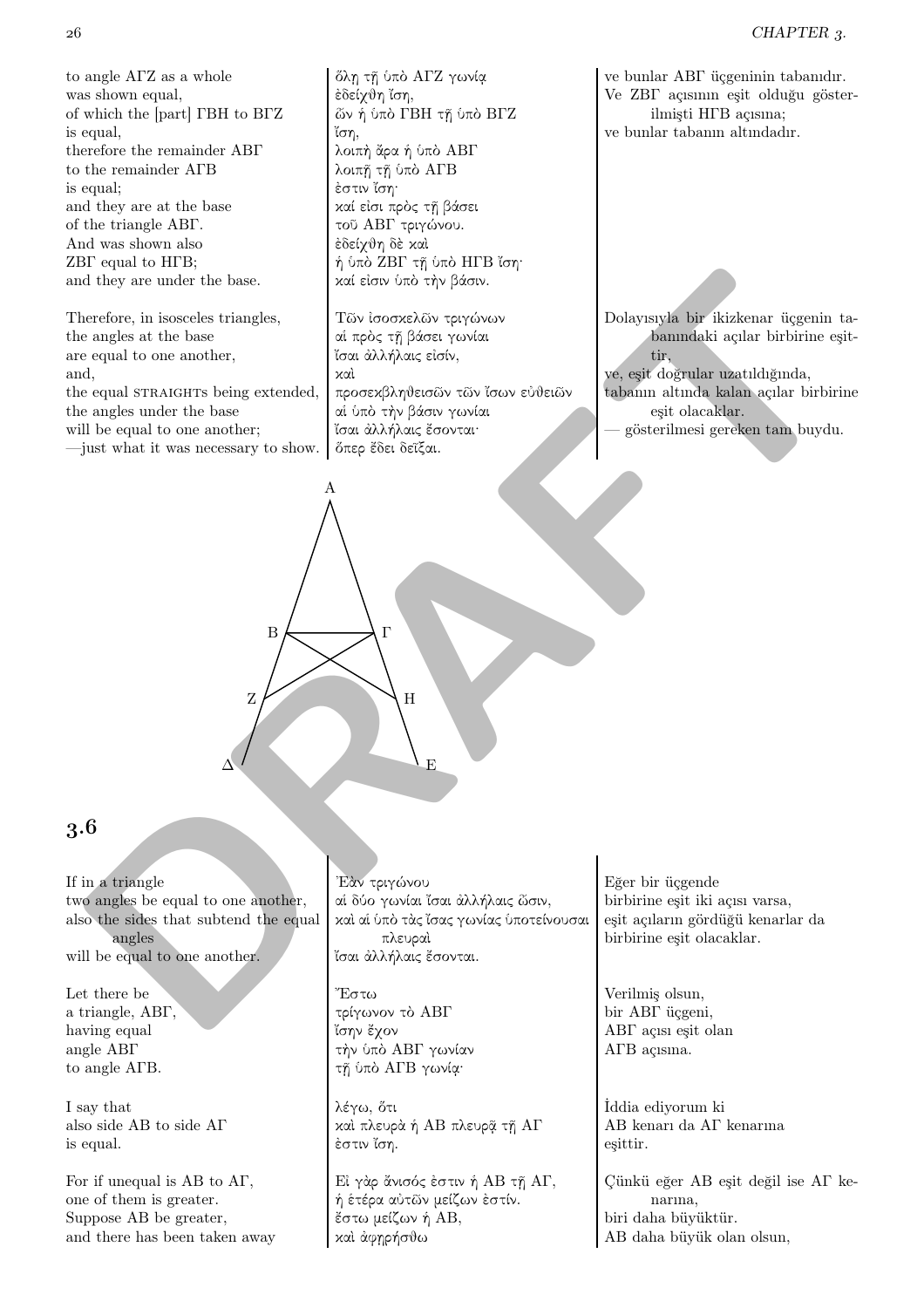| | | |
|---|---|---|
| to angle ΑΓΖ as a whole | ὅλῃ τῇ ὑπὸ ΑΓΖ γωνίᾳ | ve bunlar ΑΒΓ üçgeninin tabanıdır. |
| was shown equal, | ἐδείχθη ἴση, | Ve ΖΒΓ açısının eşit olduğu gösterilmişti ΗΓΒ açısına; |
| of which the [part] ΓΒΗ to ΒΓΖ | ὧν ἡ ὑπὸ ΓΒΗ τῇ ὑπὸ ΒΓΖ | ve bunlar tabanın altındadır. |
| is equal, | ἴση, | |
| therefore the remainder ΑΒΓ | λοιπὴ ἄρα ἡ ὑπὸ ΑΒΓ | |
| to the remainder ΑΓΒ | λοιπῇ τῇ ὑπὸ ΑΓΒ | |
| is equal; | ἐστιν ἴση· | |
| and they are at the base | καί εἰσι πρὸς τῇ βάσει | |
| of the triangle ΑΒΓ. | τοῦ ΑΒΓ τριγώνου. | |
| And was shown also | ἐδείχθη δὲ καὶ | |
| ΖΒΓ equal to ΗΓΒ; | ἡ ὑπὸ ΖΒΓ τῇ ὑπὸ ΗΓΒ ἴση· | |
| and they are under the base. | καί εἰσιν ὑπὸ τὴν βάσιν. | |

| | | |
|---|---|---|
| Therefore, in isosceles triangles, | Τῶν ἰσοσκελῶν τριγώνων | Dolayısıyla bir ikizkenar üçgenin tabanındaki açılar birbirine eşittir, |
| the angles at the base | αἱ πρὸς τῇ βάσει γωνίαι | ve, eşit doğrular uzatıldığında, |
| are equal to one another, | ἴσαι ἀλλήλαις εἰσίν, | tabanın altında kalan açılar birbirine eşit olacaklar. |
| and, | καὶ | — gösterilmesi gereken tam buydu. |
| the equal STRAIGHTs being extended, | προσεκβληθεισῶν τῶν ἴσων εὐθειῶν | |
| the angles under the base | αἱ ὑπὸ τὴν βάσιν γωνίαι | |
| will be equal to one another; | ἴσαι ἀλλήλαις ἔσονται· | |
| —just what it was necessary to show. | ὅπερ ἔδει δεῖξαι. | |

## 3.6

| | | |
|---|---|---|
| If in a triangle | Ἐὰν τριγώνου | Eğer bir üçgende |
| two angles be equal to one another, | αἱ δύο γωνίαι ἴσαι ἀλλήλαις ὦσιν, | birbirine eşit iki açısı varsa, |
| also the sides that subtend the equal angles | καὶ αἱ ὑπὸ τὰς ἴσας γωνίας ὑποτείνουσαι πλευραὶ | eşit açıların gördüğü kenarlar da birbirine eşit olacaklar. |
| will be equal to one another. | ἴσαι ἀλλήλαις ἔσονται. | |

| | | |
|---|---|---|
| Let there be | Ἔστω | Verilmiş olsun, |
| a triangle, ΑΒΓ, | τρίγωνον τὸ ΑΒΓ | bir ΑΒΓ üçgeni, |
| having equal | ἴσην ἔχον | ΑΒΓ açısı eşit olan |
| angle ΑΒΓ | τὴν ὑπὸ ΑΒΓ γωνίαν | ΑΓΒ açısına. |
| to angle ΑΓΒ. | τῇ ὑπὸ ΑΓΒ γωνίᾳ· | |

| | | |
|---|---|---|
| I say that | λέγω, ὅτι | İddia ediyorum ki |
| also side ΑΒ to side ΑΓ | καὶ πλευρὰ ἡ ΑΒ πλευρᾷ τῇ ΑΓ | ΑΒ kenarı da ΑΓ kenarına |
| is equal. | ἐστιν ἴση. | eşittir. |

| | | |
|---|---|---|
| For if unequal is ΑΒ to ΑΓ, | Εἰ γὰρ ἄνισός ἐστιν ἡ ΑΒ τῇ ΑΓ, | Çünkü eğer ΑΒ eşit değil ise ΑΓ kenarına, |
| one of them is greater. | ἡ ἑτέρα αὐτῶν μείζων ἐστίν. | biri daha büyüktür. |
| Suppose ΑΒ be greater, | ἔστω μείζων ἡ ΑΒ, | ΑΒ daha büyük olan olsun, |
| and there has been taken away | καὶ ἀφῃρήσθω | |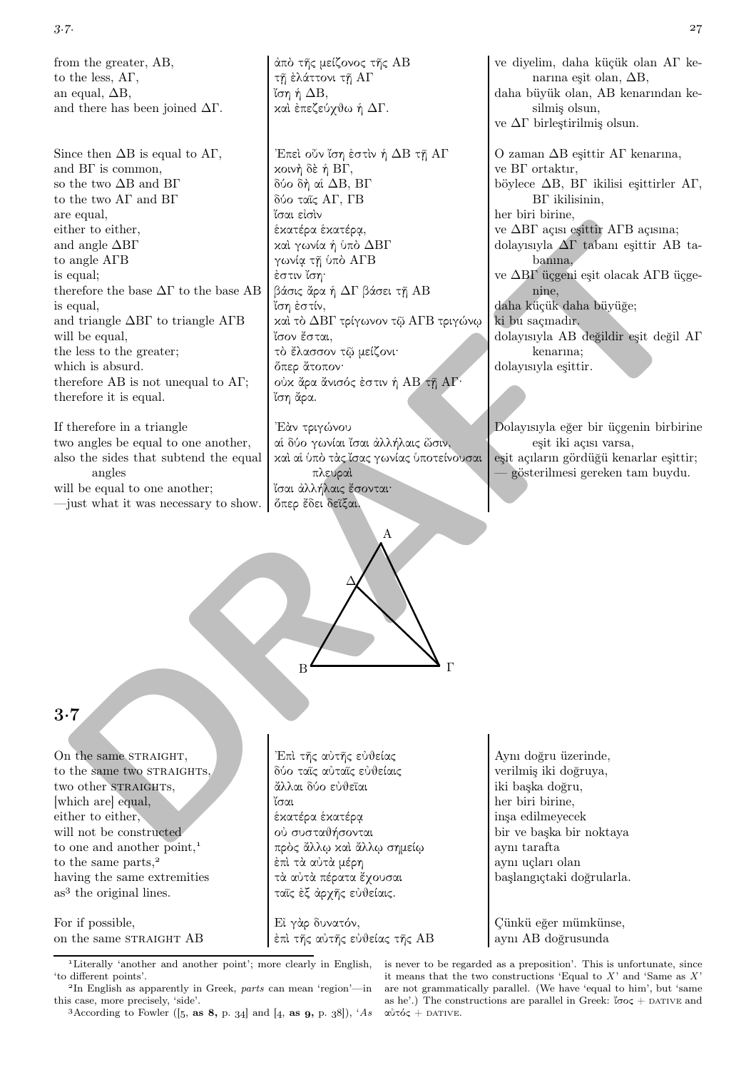| | | |
|---|---|---|
| from the greater, AB, | ἀπὸ τῆς μείζονος τῆς AB | ve diyelim, daha küçük olan AΓ kenarına eşit olan, ΔB, |
| to the less, AΓ, | τῇ ἐλάττονι τῇ AΓ | daha büyük olan, AB kenarından kesilmiş olsun, |
| an equal, ΔB, | ἴση ἡ ΔB, | ve ΔΓ birleştirilmiş olsun. |
| and there has been joined ΔΓ. | καὶ ἐπεζεύχθω ἡ ΔΓ. | |

| | | |
|---|---|---|
| Since then ΔB is equal to AΓ, | Ἐπεὶ οὖν ἴση ἐστὶν ἡ ΔB τῇ AΓ | O zaman ΔB eşittir AΓ kenarına, |
| and BΓ is common, | κοινὴ δὲ ἡ BΓ, | ve BΓ ortaktır, |
| so the two ΔB and BΓ | δύο δὴ αἱ ΔB, BΓ | böylece ΔB, BΓ ikilisi eşittirler AΓ, BΓ ikilisinin, |
| to the two AΓ and BΓ | δύο ταῖς AΓ, ΓB | her biri birine, |
| are equal, | ἴσαι εἰσὶν | ve ΔBΓ açısı eşittir AΓB açısına; |
| either to either, | ἑκατέρα ἑκατέρᾳ, | dolayısıyla ΔΓ tabanı eşittir AB tabanına, |
| and angle ΔBΓ | καὶ γωνία ἡ ὑπὸ ΔBΓ | ve ΔBΓ üçgeni eşit olacak AΓB üçgenine, |
| to angle AΓB | γωνίᾳ τῇ ὑπὸ AΓB | daha küçük daha büyüğe; |
| is equal; | ἐστιν ἴση· | ki bu saçmadır. |
| therefore the base ΔΓ to the base AB | βάσις ἄρα ἡ ΔΓ βάσει τῇ AB | dolayısıyla AB değildir eşit değil AΓ kenarına; |
| is equal, | ἴση ἐστίν, | dolayısıyla eşittir. |
| and triangle ΔBΓ to triangle AΓB | καὶ τὸ ΔBΓ τρίγωνον τῷ AΓB τριγώνῳ | |
| will be equal, | ἴσον ἔσται, | |
| the less to the greater; | τὸ ἔλασσον τῷ μείζονι· | |
| which is absurd. | ὅπερ ἄτοπον· | |
| therefore AB is not unequal to AΓ; | οὐκ ἄρα ἄνισός ἐστιν ἡ AB τῇ AΓ· | |
| therefore it is equal. | ἴση ἄρα. | |

| | | |
|---|---|---|
| If therefore in a triangle | Ἐὰν τριγώνου | Dolayısıyla eğer bir üçgenin birbirine eşit iki açısı varsa, |
| two angles be equal to one another, | αἱ δύο γωνίαι ἴσαι ἀλλήλαις ὦσιν, | eşit açıların gördüğü kenarlar eşittir; |
| also the sides that subtend the equal angles | καὶ αἱ ὑπὸ τὰς ἴσας γωνίας ὑποτείνουσαι πλευραὶ | — gösterilmesi gereken tam buydu. |
| will be equal to one another; | ἴσαι ἀλλήλαις ἔσονται· | |
| —just what it was necessary to show. | ὅπερ ἔδει δεῖξαι. | |

## 3·7

| | | |
|---|---|---|
| On the same STRAIGHT, | Ἐπὶ τῆς αὐτῆς εὐθείας | Aynı doğru üzerinde, |
| to the same two STRAIGHTS, | δύο ταῖς αὐταῖς εὐθείαις | verilmiş iki doğruya, |
| two other STRAIGHTS, | ἄλλαι δύο εὐθεῖαι | iki başka doğru, |
| [which are] equal, | ἴσαι | her biri birine, |
| either to either, | ἑκατέρα ἑκατέρᾳ | inşa edilmeyecek |
| will not be constructed | οὐ συσταθήσονται | bir ve başka bir noktaya |
| to one and another point,[1] | πρὸς ἄλλῳ καὶ ἄλλῳ σημείῳ | aynı tarafta |
| to the same parts,[2] | ἐπὶ τὰ αὐτὰ μέρη | aynı uçları olan |
| having the same extremities | τὰ αὐτὰ πέρατα ἔχουσαι | başlangıçtaki doğrularla. |
| as[3] the original lines. | ταῖς ἐξ ἀρχῆς εὐθείαις. | |

| | | |
|---|---|---|
| For if possible, | Εἰ γὰρ δυνατόν, | Çünkü eğer mümkünse, |
| on the same STRAIGHT AB | ἐπὶ τῆς αὐτῆς εὐθείας τῆς AB | aynı AB doğrusunda |

[1] Literally 'another and another point'; more clearly in English, 'to different points'.

[2] In English as apparently in Greek, *parts* can mean 'region'—in this case, more precisely, 'side'.

[3] According to Fowler ([5, **as 8,** p. 34] and [4, **as 9,** p. 38]), '*As* is never to be regarded as a preposition'. This is unfortunate, since it means that the two constructions 'Equal to *X*' and 'Same as *X*' are not grammatically parallel. (We have 'equal to him', but 'same as he'.) The constructions are parallel in Greek: ἴσος + DATIVE and αὐτός + DATIVE.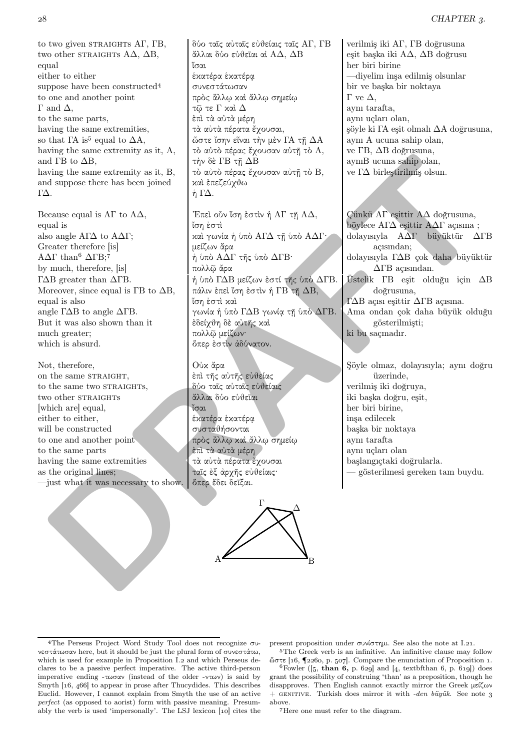| | | |
|---|---|---|
| to two given STRAIGHTS ΑΓ, ΓΒ, | δύο ταῖς αὐταῖς εὐθείαις ταῖς ΑΓ, ΓΒ | verilmiş iki ΑΓ, ΓΒ doğrusuna |
| two other STRAIGHTS ΑΔ, ΔΒ, | ἄλλαι δύο εὐθεῖαι αἱ ΑΔ, ΔΒ | eşit başka iki ΑΔ, ΔΒ doğrusu |
| equal | ἴσαι | her biri birine |
| either to either | ἑκατέρα ἑκατέρᾳ | —diyelim inşa edilmiş olsunlar |
| suppose have been constructed[4] | συνεστάτωσαν | bir ve başka bir noktaya |
| to one and another point | πρὸς ἄλλῳ καὶ ἄλλῳ σημείῳ | Γ ve Δ, |
| Γ and Δ, | τῷ τε Γ καὶ Δ | aynı tarafta, |
| to the same parts, | ἐπὶ τὰ αὐτὰ μέρη | aynı uçları olan, |
| having the same extremities, | τὰ αὐτὰ πέρατα ἔχουσαι, | şöyle ki ΓΑ eşit olmalı ΔΑ doğrusuna, |
| so that ΓΑ is[5] equal to ΔΑ, | ὥστε ἴσην εἶναι τὴν μὲν ΓΑ τῇ ΔΑ | aynı Α ucuna sahip olan, |
| having the same extremity as it, Α, | τὸ αὐτὸ πέρας ἔχουσαν αὐτῇ τὸ Α, | ve ΓΒ, ΔΒ doğrusuna, |
| and ΓΒ to ΔΒ, | τὴν δὲ ΓΒ τῇ ΔΒ | aynıΒ ucuna sahip olan, |
| having the same extremity as it, Β, | τὸ αὐτὸ πέρας ἔχουσαν αὐτῇ τὸ Β, | ve ΓΔ birleştirilmiş olsun. |
| and suppose there has been joined | καὶ ἐπεζεύχθω | |
| ΓΔ. | ἡ ΓΔ. | |

| | | |
|---|---|---|
| Because equal is ΑΓ to ΑΔ, | Ἐπεὶ οὖν ἴση ἐστὶν ἡ ΑΓ τῇ ΑΔ, | Çünkü ΑΓ eşittir ΑΔ doğrusuna, |
| equal is | ἴση ἐστὶ | böylece ΑΓΔ eşittir ΑΔΓ açısına ; |
| also angle ΑΓΔ to ΑΔΓ; | καὶ γωνία ἡ ὑπὸ ΑΓΔ τῇ ὑπὸ ΑΔΓ· | dolayısıyla ΑΔΓ büyüktür ΔΓΒ açısından; |
| Greater therefore [is] | μείζων ἄρα | dolayısıyla ΓΔΒ çok daha büyüktür ΔΓΒ açısından. |
| ΑΔΓ than[6] ΔΓΒ;[7] | ἡ ὑπὸ ΑΔΓ τῆς ὑπὸ ΔΓΒ· | |
| by much, therefore, [is] | πολλῷ ἄρα | |
| ΓΔΒ greater than ΔΓΒ. | ἡ ὑπὸ ΓΔΒ μείζων ἐστί τῆς ὑπὸ ΔΓΒ. | Üstelik ΓΒ eşit olduğu için ΔΒ doğrusuna, |
| Moreover, since equal is ΓΒ to ΔΒ, | πάλιν ἐπεὶ ἴση ἐστὶν ἡ ΓΒ τῇ ΔΒ, | ΓΔΒ açısı eşittir ΔΓΒ açısına. |
| equal is also | ἴση ἐστὶ καὶ | Ama ondan çok daha büyük olduğu gösterilmişti; |
| angle ΓΔΒ to angle ΔΓΒ. | γωνία ἡ ὑπὸ ΓΔΒ γωνίᾳ τῇ ὑπὸ ΔΓΒ. | ki bu saçmadır. |
| But it was also shown than it | ἐδείχθη δὲ αὐτῆς καὶ | |
| much greater; | πολλῷ μείζων· | |
| which is absurd. | ὅπερ ἐστὶν ἀδύνατον. | |

| | | |
|---|---|---|
| Not, therefore, | Οὐκ ἄρα | Şöyle olmaz, dolayısıyla; aynı doğru üzerinde, |
| on the same STRAIGHT, | ἐπὶ τῆς αὐτῆς εὐθείας | verilmiş iki doğruya, |
| to the same two STRAIGHTS, | δύο ταῖς αὐταῖς εὐθείαις | iki başka doğru, eşit, |
| two other STRAIGHTS | ἄλλαι δύο εὐθεῖαι | her biri birine, |
| [which are] equal, | ἴσαι | inşa edilecek |
| either to either, | ἑκατέρα ἑκατέρᾳ | başka bir noktaya |
| will be constructed | συσταθήσονται | aynı tarafta |
| to one and another point | πρὸς ἄλλῳ καὶ ἄλλῳ σημείῳ | aynı uçları olan |
| to the same parts | ἐπὶ τὰ αὐτὰ μέρη | başlangıçtaki doğrularla. |
| having the same extremities | τὰ αὐτὰ πέρατα ἔχουσαι | — gösterilmesi gereken tam buydu. |
| as the original lines; | ταῖς ἐξ ἀρχῆς εὐθείαις· | |
| —just what it was necessary to show. | ὅπερ ἔδει δεῖξαι. | |

---

[4] The Perseus Project Word Study Tool does not recognize συνεστάτωσαν here, but it should be just the plural form of συνεστάτω, which is used for example in Proposition I.2 and which Perseus declares to be a passive perfect imperative. The active third-person imperative ending -τωσαν (instead of the older -ντων) is said by Smyth [16, 466] to appear in prose after Thucydides. This describes Euclid. However, I cannot explain from Smyth the use of an active *perfect* (as opposed to aorist) form with passive meaning. Presumably the verb is used 'impersonally'. The LSJ lexicon [10] cites the present proposition under συνίστημι. See also the note at I.21.

[5] The Greek verb is an infinitive. An infinitive clause may follow ὥστε [16, ¶2260, p. 507]. Compare the enunciation of Proposition 1.

[6] Fowler ([5, **than 6,** p. 629] and [4, textbfthan 6, p. 619]) does grant the possibility of construing 'than' as a preposition, though he disapproves. Then English cannot exactly mirror the Greek μείζων + GENITIVE. Turkish does mirror it with *-den büyük*. See note 3 above.

[7] Here one must refer to the diagram.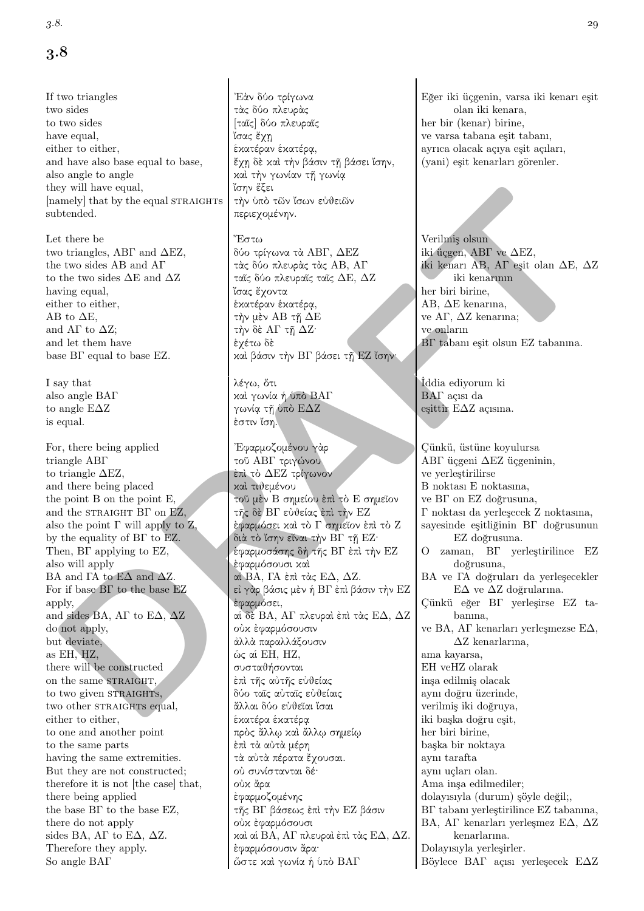# 3.8

| | | |
|---|---|---|
| If two triangles<br>two sides<br>to two sides<br>have equal,<br>either to either,<br>and have also base equal to base,<br>also angle to angle<br>they will have equal,<br>[namely] that by the equal STRAIGHTS<br>subtended. | Ἐὰν δύο τρίγωνα<br>τὰς δύο πλευρὰς<br>[ταῖς] δύο πλευραῖς<br>ἴσας ἔχῃ<br>ἑκατέραν ἑκατέρᾳ,<br>ἔχῃ δὲ καὶ τὴν βάσιν τῇ βάσει ἴσην,<br>καὶ τὴν γωνίαν τῇ γωνίᾳ<br>ἴσην ἕξει<br>τὴν ὑπὸ τῶν ἴσων εὐθειῶν<br>περιεχομένην. | Eğer iki üçgenin, varsa iki kenarı eşit<br>olan iki kenara,<br>her bir (kenar) birine,<br>ve varsa tabana eşit tabanı,<br>ayrıca olacak açıya eşit açıları,<br>(yani) eşit kenarları görenler. |
| Let there be<br>two triangles, ΑΒΓ and ΔΕΖ,<br>the two sides ΑΒ and ΑΓ<br>to the two sides ΔΕ and ΔΖ<br>having equal,<br>either to either,<br>ΑΒ to ΔΕ,<br>and ΑΓ to ΔΖ;<br>and let them have<br>base ΒΓ equal to base ΕΖ. | Ἔστω<br>δύο τρίγωνα τὰ ΑΒΓ, ΔΕΖ<br>τὰς δύο πλευρὰς τὰς ΑΒ, ΑΓ<br>ταῖς δύο πλευραῖς ταῖς ΔΕ, ΔΖ<br>ἴσας ἔχοντα<br>ἑκατέραν ἑκατέρᾳ,<br>τὴν μὲν ΑΒ τῇ ΔΕ<br>τὴν δὲ ΑΓ τῇ ΔΖ·<br>ἐχέτω δὲ<br>καὶ βάσιν τὴν ΒΓ βάσει τῇ ΕΖ ἴσην· | Verilmiş olsun<br>iki üçgen, ΑΒΓ ve ΔΕΖ,<br>iki kenarı ΑΒ, ΑΓ eşit olan ΔΕ, ΔΖ<br>iki kenarının<br>her biri birine,<br>ΑΒ, ΔΕ kenarına,<br>ve ΑΓ, ΔΖ kenarına;<br>ve onların<br>ΒΓ tabanı eşit olsun ΕΖ tabanına. |
| I say that<br>also angle ΒΑΓ<br>to angle ΕΔΖ<br>is equal. | λέγω, ὅτι<br>καὶ γωνία ἡ ὑπὸ ΒΑΓ<br>γωνίᾳ τῇ ὑπὸ ΕΔΖ<br>ἐστιν ἴση. | İddia ediyorum ki<br>ΒΑΓ açısı da<br>eşittir ΕΔΖ açısına. |
| For, there being applied<br>triangle ΑΒΓ<br>to triangle ΔΕΖ,<br>and there being placed<br>the point Β on the point Ε,<br>and the STRAIGHT ΒΓ on ΕΖ,<br>also the point Γ will apply to Ζ,<br>by the equality of ΒΓ to ΕΖ.<br>Then, ΒΓ applying to ΕΖ,<br>also will apply<br>ΒΑ and ΓΑ to ΕΔ and ΔΖ.<br>For if base ΒΓ to the base ΕΖ<br>apply,<br>and sides ΒΑ, ΑΓ to ΕΔ, ΔΖ<br>do not apply,<br>but deviate,<br>as ΕΗ, ΗΖ,<br>there will be constructed<br>on the same STRAIGHT,<br>to two given STRAIGHTS,<br>two other STRAIGHTS equal,<br>either to either,<br>to one and another point<br>to the same parts<br>having the same extremities.<br>But they are not constructed;<br>therefore it is not [the case] that,<br>there being applied<br>the base ΒΓ to the base ΕΖ,<br>there do not apply<br>sides ΒΑ, ΑΓ to ΕΔ, ΔΖ.<br>Therefore they apply.<br>So angle ΒΑΓ | Ἐφαρμοζομένου γὰρ<br>τοῦ ΑΒΓ τριγώνου<br>ἐπὶ τὸ ΔΕΖ τρίγωνον<br>καὶ τιθεμένου<br>τοῦ μὲν Β σημείου ἐπὶ τὸ Ε σημεῖον<br>τῆς δὲ ΒΓ εὐθείας ἐπὶ τὴν ΕΖ<br>ἐφαρμόσει καὶ τὸ Γ σημεῖον ἐπὶ τὸ Ζ<br>διὰ τὸ ἴσην εἶναι τὴν ΒΓ τῇ ΕΖ·<br>ἐφαρμοσάσης δὴ τῆς ΒΓ ἐπὶ τὴν ΕΖ<br>ἐφαρμόσουσι καὶ<br>αἱ ΒΑ, ΓΑ ἐπὶ τὰς ΕΔ, ΔΖ.<br>εἰ γὰρ βάσις μὲν ἡ ΒΓ ἐπὶ βάσιν τὴν ΕΖ<br>ἐφαρμόσει,<br>αἱ δὲ ΒΑ, ΑΓ πλευραὶ ἐπὶ τὰς ΕΔ, ΔΖ<br>οὐκ ἐφαρμόσουσιν<br>ἀλλὰ παραλλάξουσιν<br>ὡς αἱ ΕΗ, ΗΖ,<br>συσταθήσονται<br>ἐπὶ τῆς αὐτῆς εὐθείας<br>δύο ταῖς αὐταῖς εὐθείαις<br>ἄλλαι δύο εὐθεῖαι ἴσαι<br>ἑκατέρα ἑκατέρᾳ<br>πρὸς ἄλλῳ καὶ ἄλλῳ σημείῳ<br>ἐπὶ τὰ αὐτὰ μέρη<br>τὰ αὐτὰ πέρατα ἔχουσαι.<br>οὐ συνίστανται δέ·<br>οὐκ ἄρα<br>ἐφαρμοζομένης<br>τῆς ΒΓ βάσεως ἐπὶ τὴν ΕΖ βάσιν<br>οὐκ ἐφαρμόσουσι<br>καὶ αἱ ΒΑ, ΑΓ πλευραὶ ἐπὶ τὰς ΕΔ, ΔΖ.<br>ἐφαρμόσουσιν ἄρα·<br>ὥστε καὶ γωνία ἡ ὑπὸ ΒΑΓ | Çünkü, üstüne koyulursa<br>ΑΒΓ üçgeni ΔΕΖ üçgeninin,<br>ve yerleştirilirse<br>Β noktası Ε noktasına,<br>ve ΒΓ on ΕΖ doğrusuna,<br>Γ noktası da yerleşecek Ζ noktasına,<br>sayesinde eşitliğinin ΒΓ doğrusunun<br>ΕΖ doğrusuna.<br>O zaman, ΒΓ yerleştirilince ΕΖ<br>doğrusuna,<br>ΒΑ ve ΓΑ doğruları da yerleşecekler<br>ΕΔ ve ΔΖ doğrularına.<br>Çünkü eğer ΒΓ yerleşirse ΕΖ tabanına,<br>ve ΒΑ, ΑΓ kenarları yerleşmezse ΕΔ,<br>ΔΖ kenarlarına,<br>ama kayarsa,<br>ΕΗ veΗΖ olarak<br>inşa edilmiş olacak<br>aynı doğru üzerinde,<br>verilmiş iki doğruya,<br>iki başka doğru eşit,<br>her biri birine,<br>başka bir noktaya<br>aynı tarafta<br>aynı uçları olan.<br>Ama inşa edilmediler;<br>dolayısıyla (durum) şöyle değil;,<br>ΒΓ tabanı yerleştirilince ΕΖ tabanına,<br>ΒΑ, ΑΓ kenarları yerleşmez ΕΔ, ΔΖ<br>kenarlarına.<br>Dolayısıyla yerleşirler.<br>Böylece ΒΑΓ açısı yerleşecek ΕΔΖ |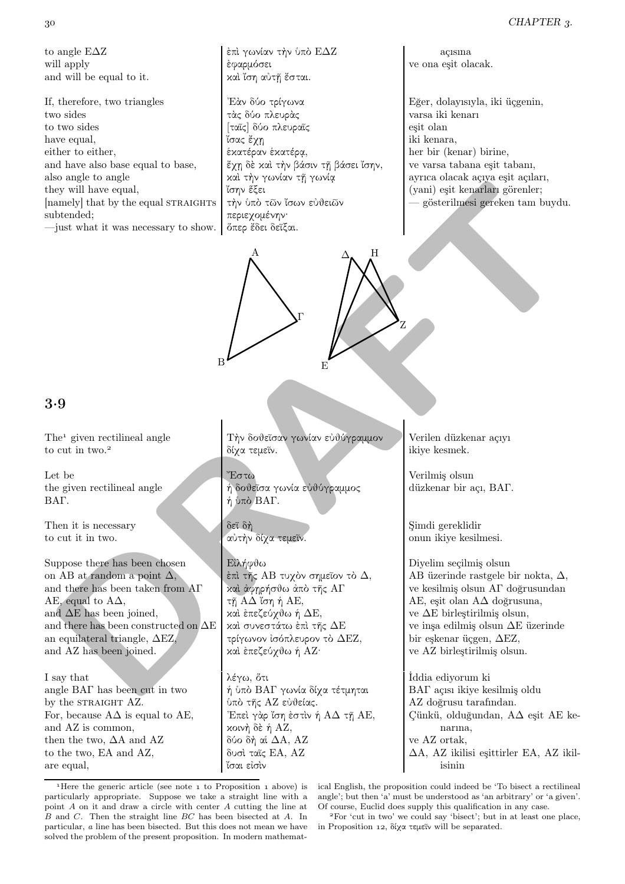| | | |
|---|---|---|
| to angle EΔZ | ἐπὶ γωνίαν τὴν ὑπὸ EΔZ | açısına |
| will apply | ἐφαρμόσει | ve ona eşit olacak. |
| and will be equal to it. | καὶ ἴση αὐτῇ ἔσται. | |

| | | |
|---|---|---|
| If, therefore, two triangles | Ἐὰν δύο τρίγωνα | Eğer, dolayısıyla, iki üçgenin, |
| two sides | τὰς δύο πλευρὰς | varsa iki kenarı |
| to two sides | [ταῖς] δύο πλευραῖς | eşit olan |
| have equal, | ἴσας ἔχῃ | iki kenara, |
| either to either, | ἑκατέραν ἑκατέρᾳ, | her bir (kenar) birine, |
| and have also base equal to base, | ἔχῃ δὲ καὶ τὴν βάσιν τῇ βάσει ἴσην, | ve varsa tabana eşit tabanı, |
| also angle to angle | καὶ τὴν γωνίαν τῇ γωνίᾳ | ayrıca olacak açıya eşit açıları, |
| they will have equal, | ἴσην ἕξει | (yani) eşit kenarları görenler; |
| [namely] that by the equal STRAIGHTS | τὴν ὑπὸ τῶν ἴσων εὐθειῶν | — gösterilmesi gereken tam buydu. |
| subtended; | περιεχομένην· | |
| —just what it was necessary to show. | ὅπερ ἔδει δεῖξαι. | |

## 3·9

| | | |
|---|---|---|
| The[1] given rectilineal angle | Τὴν δοθεῖσαν γωνίαν εὐθύγραμμον | Verilen düzkenar açıyı |
| to cut in two.[2] | δίχα τεμεῖν. | ikiye kesmek. |

| | | |
|---|---|---|
| Let be | Ἔστω | Verilmiş olsun |
| the given rectilineal angle | ἡ δοθεῖσα γωνία εὐθύγραμμος | düzkenar bir açı, BAΓ. |
| BAΓ. | ἡ ὑπὸ BAΓ. | |

| | | |
|---|---|---|
| Then it is necessary | δεῖ δὴ | Şimdi gereklidir |
| to cut it in two. | αὐτὴν δίχα τεμεῖν. | onun ikiye kesilmesi. |

| | | |
|---|---|---|
| Suppose there has been chosen | Εἰλήφθω | Diyelim seçilmiş olsun |
| on AB at random a point Δ, | ἐπὶ τῆς AB τυχὸν σημεῖον τὸ Δ, | AB üzerinde rastgele bir nokta, Δ, |
| and there has been taken from AΓ | καὶ ἀφῃρήσθω ἀπὸ τῆς AΓ | ve kesilmiş olsun AΓ doğrusundan |
| AE, equal to AΔ, | τῇ AΔ ἴση ἡ AE, | AE, eşit olan AΔ doğrusuna, |
| and ΔE has been joined, | καὶ ἐπεζεύχθω ἡ ΔE, | ve ΔE birleştirilmiş olsun, |
| and there has been constructed on ΔE | καὶ συνεστάτω ἐπὶ τῆς ΔE | ve inşa edilmiş olsun ΔE üzerinde |
| an equilateral triangle, ΔEZ, | τρίγωνον ἰσόπλευρον τὸ ΔEZ, | bir eşkenar üçgen, ΔEZ, |
| and AZ has been joined. | καὶ ἐπεζεύχθω ἡ AZ· | ve AZ birleştirilmiş olsun. |

| | | |
|---|---|---|
| I say that | λέγω, ὅτι | İddia ediyorum ki |
| angle BAΓ has been cut in two | ἡ ὑπὸ BAΓ γωνία δίχα τέτμηται | BAΓ açısı ikiye kesilmiş oldu |
| by the STRAIGHT AZ. | ὑπὸ τῆς AZ εὐθείας. | AZ doğrusu tarafından. |
| For, because AΔ is equal to AE, | Ἐπεὶ γὰρ ἴση ἐστὶν ἡ AΔ τῇ AE, | Çünkü, olduğundan, AΔ eşit AE kenarına, |
| and AZ is common, | κοινὴ δὲ ἡ AZ, | ve AZ ortak, |
| then the two, ΔA and AZ | δύο δὴ αἱ ΔA, AZ | ΔA, AZ ikilisi eşittirler EA, AZ ikilisinin |
| to the two, EA and AZ, | δυσὶ ταῖς EA, AZ | |
| are equal, | ἴσαι εἰσὶν | |

[1] Here the generic article (see note 1 to Proposition 1 above) is particularly appropriate. Suppose we take a straight line with a point $A$ on it and draw a circle with center $A$ cutting the line at $B$ and $C$. Then the straight line $BC$ has been bisected at $A$. In particular, *a* line has been bisected. But this does not mean we have solved the problem of the present proposition. In modern mathematical English, the proposition could indeed be 'To bisect a rectilineal angle'; but then 'a' must be understood as 'an arbitrary' or 'a given'. Of course, Euclid does supply this qualification in any case.

[2] For 'cut in two' we could say 'bisect'; but in at least one place, in Proposition 12, δίχα τεμεῖν will be separated.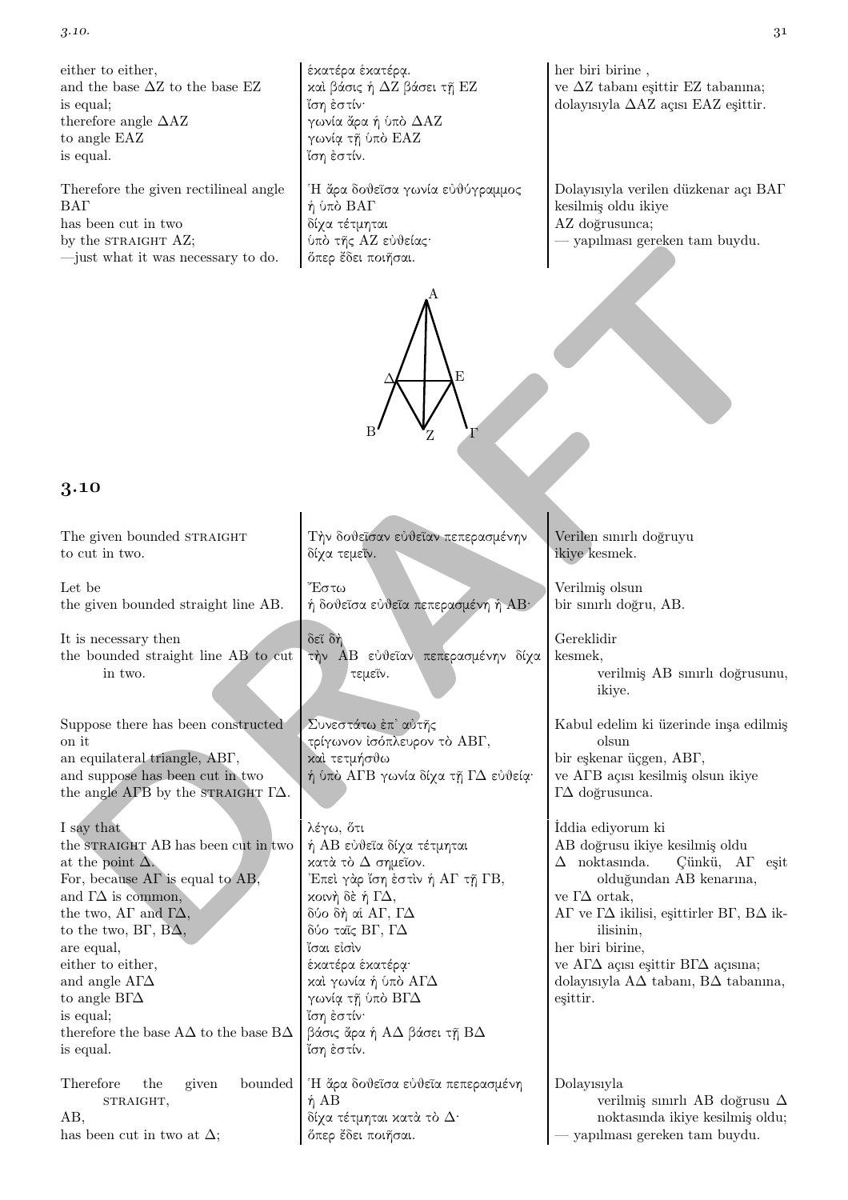| | | |
|---|---|---|
| either to either, | ἑκατέρα ἑκατέρᾳ. | her biri birine , |
| and the base ΔZ to the base EZ | καὶ βάσις ἡ ΔΖ βάσει τῇ ΕΖ | ve ΔZ tabanı eşittir EZ tabanına; |
| is equal; | ἴση ἐστίν· | dolayısıyla ΔAZ açısı EAZ eşittir. |
| therefore angle ΔAZ | γωνία ἄρα ἡ ὑπὸ ΔΑΖ | |
| to angle EAZ | γωνίᾳ τῇ ὑπὸ ΕΑΖ | |
| is equal. | ἴση ἐστίν. | |

| | | |
|---|---|---|
| Therefore the given rectilineal angle ΒΑΓ | Ἡ ἄρα δοθεῖσα γωνία εὐθύγραμμος ἡ ὑπὸ ΒΑΓ | Dolayısıyla verilen düzkenar açı ΒΑΓ |
| has been cut in two | δίχα τέτμηται | kesilmiş oldu ikiye |
| by the STRAIGHT AZ; | ὑπὸ τῆς ΑΖ εὐθείας· | AZ doğrusunca; |
| —just what it was necessary to do. | ὅπερ ἔδει ποιῆσαι. | — yapılması gereken tam buydu. |

## 3.10

| | | |
|---|---|---|
| The given bounded STRAIGHT to cut in two. | Τὴν δοθεῖσαν εὐθεῖαν πεπερασμένην δίχα τεμεῖν. | Verilen sınırlı doğruyu ikiye kesmek. |
| Let be the given bounded straight line AB. | Ἔστω ἡ δοθεῖσα εὐθεῖα πεπερασμένη ἡ ΑΒ· | Verilmiş olsun bir sınırlı doğru, AB. |
| It is necessary then the bounded straight line AB to cut in two. | δεῖ δὴ τὴν ΑΒ εὐθεῖαν πεπερασμένην δίχα τεμεῖν. | Gereklidir kesmek, verilmiş AB sınırlı doğrusunu, ikiye. |
| Suppose there has been constructed on it | Συνεστάτω ἐπ᾽ αὐτῆς | Kabul edelim ki üzerinde inşa edilmiş olsun |
| an equilateral triangle, ΑΒΓ, | τρίγωνον ἰσόπλευρον τὸ ΑΒΓ, | bir eşkenar üçgen, ΑΒΓ, |
| and suppose has been cut in two | καὶ τετμήσθω | ve ΑΓΒ açısı kesilmiş olsun ikiye |
| the angle ΑΓΒ by the STRAIGHT ΓΔ. | ἡ ὑπὸ ΑΓΒ γωνία δίχα τῇ ΓΔ εὐθείᾳ· | ΓΔ doğrusunca. |
| I say that | λέγω, ὅτι | İddia ediyorum ki |
| the STRAIGHT AB has been cut in two at the point Δ. | ἡ ΑΒ εὐθεῖα δίχα τέτμηται κατὰ τὸ Δ σημεῖον. | AB doğrusu ikiye kesilmiş oldu Δ noktasında. |
| For, because ΑΓ is equal to AB, | Ἐπεὶ γὰρ ἴση ἐστὶν ἡ ΑΓ τῇ ΓΒ, | Çünkü, ΑΓ eşit olduğundan AB kenarına, |
| and ΓΔ is common, | κοινὴ δὲ ἡ ΓΔ, | ve ΓΔ ortak, |
| the two, ΑΓ and ΓΔ, | δύο δὴ αἱ ΑΓ, ΓΔ | ΑΓ ve ΓΔ ikilisi, eşittirler ΒΓ, ΒΔ ikilisinin, |
| to the two, ΒΓ, ΒΔ, | δύο ταῖς ΒΓ, ΓΔ | |
| are equal, | ἴσαι εἰσὶν | her biri birine, |
| either to either, | ἑκατέρα ἑκατέρᾳ· | ve ΑΓΔ açısı eşittir ΒΓΔ açısına; |
| and angle ΑΓΔ | καὶ γωνία ἡ ὑπὸ ΑΓΔ | dolayısıyla AΔ tabanı, BΔ tabanına, |
| to angle ΒΓΔ | γωνίᾳ τῇ ὑπὸ ΒΓΔ | eşittir. |
| is equal; | ἴση ἐστίν· | |
| therefore the base AΔ to the base BΔ | βάσις ἄρα ἡ ΑΔ βάσει τῇ ΒΔ | |
| is equal. | ἴση ἐστίν. | |
| Therefore the given bounded STRAIGHT, AB, | Ἡ ἄρα δοθεῖσα εὐθεῖα πεπερασμένη ἡ ΑΒ | Dolayısıyla verilmiş sınırlı AB doğrusu Δ noktasında ikiye kesilmiş oldu; |
| has been cut in two at Δ; | δίχα τέτμηται κατὰ τὸ Δ· ὅπερ ἔδει ποιῆσαι. | — yapılması gereken tam buydu. |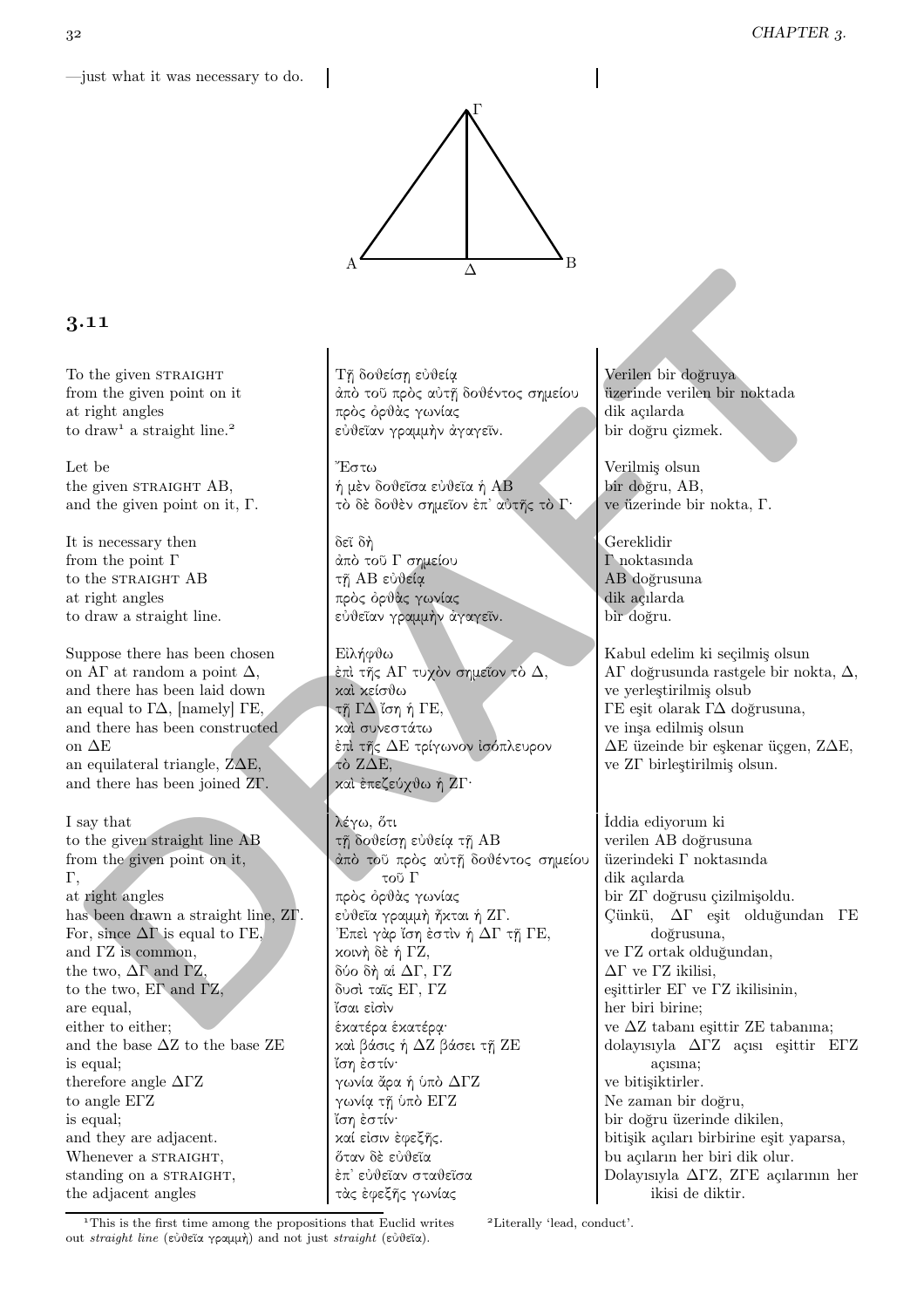—just what it was necessary to do.

## 3.11

| | | |
|---|---|---|
| To the given STRAIGHT<br>from the given point on it<br>at right angles<br>to draw[1] a straight line.[2] | Τῇ δοθείσῃ εὐθείᾳ<br>ἀπὸ τοῦ πρὸς αὐτῇ δοθέντος σημείου<br>πρὸς ὀρθὰς γωνίας<br>εὐθεῖαν γραμμὴν ἀγαγεῖν. | Verilen bir doğruya<br>üzerinde verilen bir noktada<br>dik açılarda<br>bir doğru çizmek. |
| Let be<br>the given STRAIGHT AB,<br>and the given point on it, Γ. | Ἔστω<br>ἡ μὲν δοθεῖσα εὐθεῖα ἡ ΑΒ<br>τὸ δὲ δοθὲν σημεῖον ἐπ᾽ αὐτῆς τὸ Γ· | Verilmiş olsun<br>bir doğru, AB,<br>ve üzerinde bir nokta, Γ. |
| It is necessary then<br>from the point Γ<br>to the STRAIGHT AB<br>at right angles<br>to draw a straight line. | δεῖ δὴ<br>ἀπὸ τοῦ Γ σημείου<br>τῇ ΑΒ εὐθείᾳ<br>πρὸς ὀρθὰς γωνίας<br>εὐθεῖαν γραμμὴν ἀγαγεῖν. | Gereklidir<br>Γ noktasında<br>AB doğrusuna<br>dik açılarda<br>bir doğru. |
| Suppose there has been chosen<br>on AΓ at random a point Δ,<br>and there has been laid down<br>an equal to ΓΔ, [namely] ΓΕ,<br>and there has been constructed<br>on ΔΕ<br>an equilateral triangle, ΖΔΕ,<br>and there has been joined ΖΓ. | Εἰλήφθω<br>ἐπὶ τῆς ΑΓ τυχὸν σημεῖον τὸ Δ,<br>καὶ κείσθω<br>τῇ ΓΔ ἴση ἡ ΓΕ,<br>καὶ συνεστάτω<br>ἐπὶ τῆς ΔΕ τρίγωνον ἰσόπλευρον<br>τὸ ΖΔΕ,<br>καὶ ἐπεζεύχθω ἡ ΖΓ· | Kabul edelim ki seçilmiş olsun<br>AΓ doğrusunda rastgele bir nokta, Δ,<br>ve yerleştirilmiş olsub<br>ΓΕ eşit olarak ΓΔ doğrusuna,<br>ve inşa edilmiş olsun<br>ΔΕ üzeinde bir eşkenar üçgen, ΖΔΕ,<br>ve ΖΓ birleştirilmiş olsun. |
| I say that<br>to the given straight line AB<br>from the given point on it,<br>Γ,<br>at right angles<br>has been drawn a straight line, ΖΓ.<br>For, since ΔΓ is equal to ΓΕ,<br>and ΓΖ is common,<br>the two, ΔΓ and ΓΖ,<br>to the two, ΕΓ and ΓΖ,<br>are equal,<br>either to either;<br>and the base ΔΖ to the base ΖΕ<br>is equal;<br>therefore angle ΔΓΖ<br>to angle ΕΓΖ<br>is equal;<br>and they are adjacent.<br>Whenever a STRAIGHT,<br>standing on a STRAIGHT,<br>the adjacent angles | λέγω, ὅτι<br>τῇ δοθείσῃ εὐθείᾳ τῇ ΑΒ<br>ἀπὸ τοῦ πρὸς αὐτῇ δοθέντος σημείου<br>τοῦ Γ<br>πρὸς ὀρθὰς γωνίας<br>εὐθεῖα γραμμὴ ἦκται ἡ ΖΓ.<br>Ἐπεὶ γὰρ ἴση ἐστὶν ἡ ΔΓ τῇ ΓΕ,<br>κοινὴ δὲ ἡ ΓΖ,<br>δύο δὴ αἱ ΔΓ, ΓΖ<br>δυσὶ ταῖς ΕΓ, ΓΖ<br>ἴσαι εἰσὶν<br>ἑκατέρα ἑκατέρᾳ·<br>καὶ βάσις ἡ ΔΖ βάσει τῇ ΖΕ<br>ἴση ἐστίν·<br>γωνία ἄρα ἡ ὑπὸ ΔΓΖ<br>γωνίᾳ τῇ ὑπὸ ΕΓΖ<br>ἴση ἐστίν·<br>καί εἰσιν ἐφεξῆς.<br>ὅταν δὲ εὐθεῖα<br>ἐπ᾽ εὐθεῖαν σταθεῖσα<br>τὰς ἐφεξῆς γωνίας | İddia ediyorum ki<br>verilen AB doğrusuna<br>üzerindeki Γ noktasında<br>dik açılarda<br>bir ΖΓ doğrusu çizilmişoldu.<br>Çünkü, ΔΓ eşit olduğundan ΓΕ doğrusuna,<br>ve ΓΖ ortak olduğundan,<br>ΔΓ ve ΓΖ ikilisi,<br>eşittirler ΕΓ ve ΓΖ ikilisinin,<br>her biri birine;<br>ve ΔΖ tabanı eşittir ΖΕ tabanına;<br>dolayısıyla ΔΓΖ açısı eşittir ΕΓΖ açısına;<br>ve bitişiktirler.<br>Ne zaman bir doğru,<br>bir doğru üzerinde dikilen,<br>bitişik açıları birbirine eşit yaparsa,<br>bu açıların her biri dik olur.<br>Dolayısıyla ΔΓΖ, ΖΓΕ açılarının her ikisi de diktir. |

[1] This is the first time among the propositions that Euclid writes out *straight line* (εὐθεῖα γραμμή) and not just *straight* (εὐθεῖα).

[2] Literally 'lead, conduct'.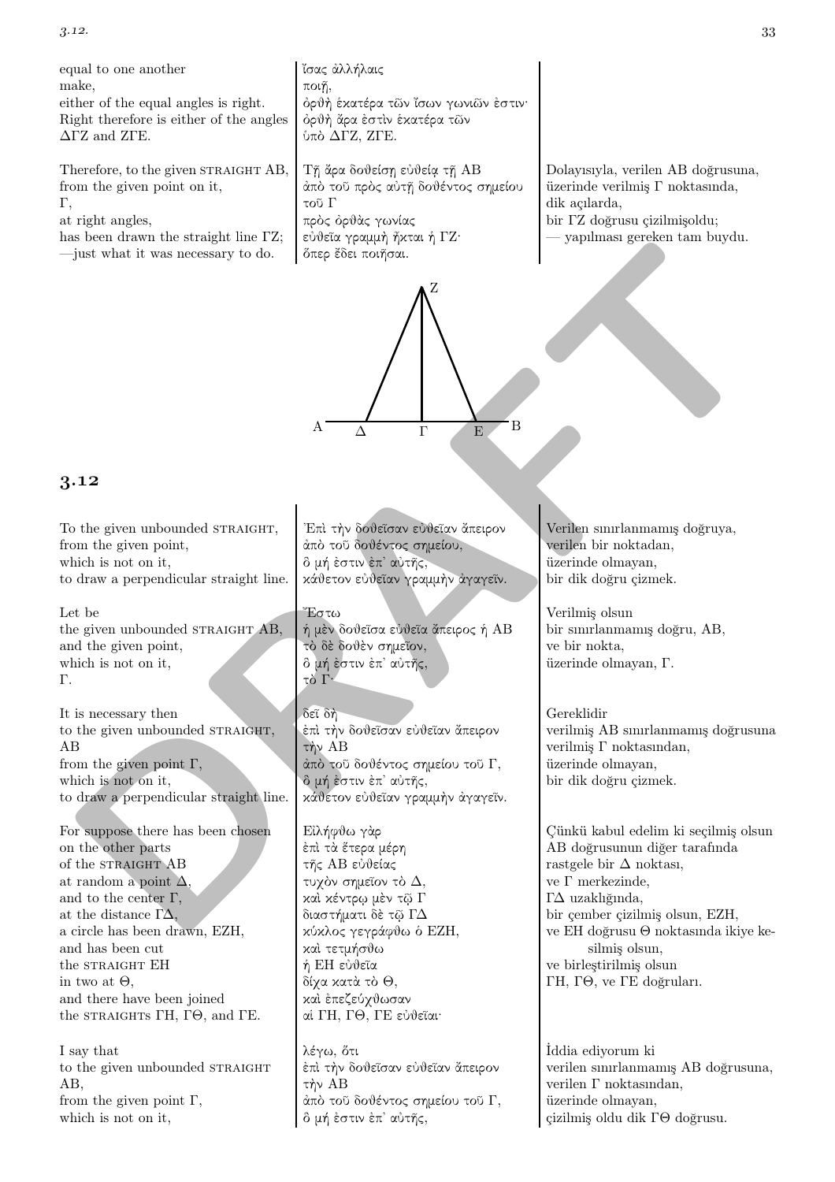| | | |
|---|---|---|
| equal to one another | ἴσας ἀλλήλαις | |
| make, | ποιῇ, | |
| either of the equal angles is right. | ὀρθὴ ἑκατέρα τῶν ἴσων γωνιῶν ἐστιν· | |
| Right therefore is either of the angles ΔΓΖ and ΖΓΕ. | ὀρθὴ ἄρα ἐστὶν ἑκατέρα τῶν ὑπὸ ΔΓΖ, ΖΓΕ. | |

| | | |
|---|---|---|
| Therefore, to the given STRAIGHT AB, | Τῇ ἄρα δοθείσῃ εὐθείᾳ τῇ ΑΒ | Dolayısıyla, verilen AB doğrusuna, |
| from the given point on it, Γ, | ἀπὸ τοῦ πρὸς αὐτῇ δοθέντος σημείου τοῦ Γ | üzerinde verilmiş Γ noktasında, |
| at right angles, | πρὸς ὀρθὰς γωνίας | dik açılarda, |
| has been drawn the straight line ΓΖ; | εὐθεῖα γραμμὴ ἦκται ἡ ΓΖ· | bir ΓΖ doğrusu çizilmişoldu; |
| —just what it was necessary to do. | ὅπερ ἔδει ποιῆσαι. | — yapılması gereken tam buydu. |

## 3.12

| | | |
|---|---|---|
| To the given unbounded STRAIGHT, | Ἐπὶ τὴν δοθεῖσαν εὐθεῖαν ἄπειρον | Verilen sınırlanmamış doğruya, |
| from the given point, | ἀπὸ τοῦ δοθέντος σημείου, | verilen bir noktadan, |
| which is not on it, | ὃ μή ἐστιν ἐπ᾽ αὐτῆς, | üzerinde olmayan, |
| to draw a perpendicular straight line. | κάθετον εὐθεῖαν γραμμὴν ἀγαγεῖν. | bir dik doğru çizmek. |

| | | |
|---|---|---|
| Let be | Ἔστω | Verilmiş olsun |
| the given unbounded STRAIGHT AB, | ἡ μὲν δοθεῖσα εὐθεῖα ἄπειρος ἡ ΑΒ | bir sınırlanmamış doğru, AB, |
| and the given point, | τὸ δὲ δοθὲν σημεῖον, | ve bir nokta, |
| which is not on it, Γ. | ὃ μή ἐστιν ἐπ᾽ αὐτῆς, τὸ Γ· | üzerinde olmayan, Γ. |

| | | |
|---|---|---|
| It is necessary then | δεῖ δὴ | Gereklidir |
| to the given unbounded STRAIGHT, AB | ἐπὶ τὴν δοθεῖσαν εὐθεῖαν ἄπειρον τὴν ΑΒ | verilmiş AB sınırlanmamış doğrusuna |
| from the given point Γ, | ἀπὸ τοῦ δοθέντος σημείου τοῦ Γ, | verilmiş Γ noktasından, |
| which is not on it, | ὃ μή ἐστιν ἐπ᾽ αὐτῆς, | üzerinde olmayan, |
| to draw a perpendicular straight line. | κάθετον εὐθεῖαν γραμμὴν ἀγαγεῖν. | bir dik doğru çizmek. |

| | | |
|---|---|---|
| For suppose there has been chosen | Εἰλήφθω γὰρ | Çünkü kabul edelim ki seçilmiş olsun |
| on the other parts | ἐπὶ τὰ ἕτερα μέρη | AB doğrusunun diğer tarafında |
| of the STRAIGHT AB | τῆς ΑΒ εὐθείας | |
| at random a point Δ, | τυχὸν σημεῖον τὸ Δ, | rastgele bir Δ noktası, |
| and to the center Γ, | καὶ κέντρῳ μὲν τῷ Γ | ve Γ merkezinde, |
| at the distance ΓΔ, | διαστήματι δὲ τῷ ΓΔ | ΓΔ uzaklığında, |
| a circle has been drawn, ΕΖΗ, | κύκλος γεγράφθω ὁ ΕΖΗ, | bir çember çizilmiş olsun, ΕΖΗ, |
| and has been cut | καὶ τετμήσθω | ve ΕΗ doğrusu Θ noktasında ikiye kesilmiş olsun, |
| the STRAIGHT ΕΗ | ἡ ΕΗ εὐθεῖα | |
| in two at Θ, | δίχα κατὰ τὸ Θ, | |
| and there have been joined | καὶ ἐπεζεύχθωσαν | ve birleştirilmiş olsun |
| the STRAIGHTs ΓΗ, ΓΘ, and ΓΕ. | αἱ ΓΗ, ΓΘ, ΓΕ εὐθεῖαι· | ΓΗ, ΓΘ, ve ΓΕ doğruları. |

| | | |
|---|---|---|
| I say that | λέγω, ὅτι | İddia ediyorum ki |
| to the given unbounded STRAIGHT AB, | ἐπὶ τὴν δοθεῖσαν εὐθεῖαν ἄπειρον τὴν ΑΒ | verilen sınırlanmamış AB doğrusuna, |
| from the given point Γ, | ἀπὸ τοῦ δοθέντος σημείου τοῦ Γ, | verilen Γ noktasından, |
| which is not on it, | ὃ μή ἐστιν ἐπ᾽ αὐτῆς, | üzerinde olmayan, çizilmiş oldu dik ΓΘ doğrusu. |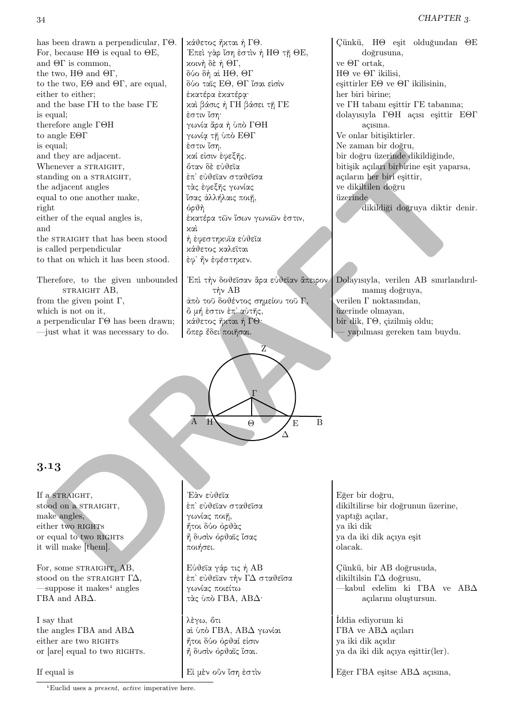| | | |
|---|---|---|
| has been drawn a perpendicular, ΓΘ. | κάθετος ἦκται ἡ ΓΘ. | Çünkü, ΗΘ eşit olduğundan ΘΕ doğrusuna, |
| For, because ΗΘ is equal to ΘΕ, | Ἐπεὶ γὰρ ἴση ἐστὶν ἡ ΗΘ τῇ ΘΕ, | |
| and ΘΓ is common, | κοινὴ δὲ ἡ ΘΓ, | ve ΘΓ ortak, |
| the two, ΗΘ and ΘΓ, | δύο δὴ αἱ ΗΘ, ΘΓ | ΗΘ ve ΘΓ ikilisi, |
| to the two, ΕΘ and ΘΓ, are equal, | δύο ταῖς ΕΘ, ΘΓ ἴσαι εἰσὶν | eşittirler ΕΘ ve ΘΓ ikilisinin, |
| either to either; | ἑκατέρα ἑκατέρᾳ· | her biri birine; |
| and the base ΓΗ to the base ΓΕ | καὶ βάσις ἡ ΓΗ βάσει τῇ ΓΕ | ve ΓΗ tabanı eşittir ΓΕ tabanına; |
| is equal; | ἐστιν ἴση· | dolayısıyla ΓΘΗ açısı eşittir ΕΘΓ açısına. |
| therefore angle ΓΘΗ | γωνία ἄρα ἡ ὑπὸ ΓΘΗ | |
| to angle ΕΘΓ | γωνίᾳ τῇ ὑπὸ ΕΘΓ | Ve onlar bitişiktirler. |
| is equal; | ἐστιν ἴση. | Ne zaman bir doğru, |
| and they are adjacent. | καί εἰσιν ἐφεξῆς. | bir doğru üzerinde dikildiğinde, |
| Whenever a STRAIGHT, | ὅταν δὲ εὐθεῖα | bitişik açıları birbirine eşit yaparsa, |
| standing on a STRAIGHT, | ἐπ᾽ εὐθεῖαν σταθεῖσα | açıların her biri eşittir, |
| the adjacent angles | τὰς ἐφεξῆς γωνίας | ve dikiltilen doğru |
| equal to one another make, | ἴσας ἀλλήλαις ποιῇ, | üzerinde |
| right | ὀρθὴ | dikildiği doğruya diktir denir. |
| either of the equal angles is, | ἑκατέρα τῶν ἴσων γωνιῶν ἐστιν, | |
| and | καὶ | |
| the STRAIGHT that has been stood | ἡ ἐφεστηκυῖα εὐθεῖα | |
| is called perpendicular | κάθετος καλεῖται | |
| to that on which it has been stood. | ἐφ᾽ ἣν ἐφέστηκεν. | |
| Therefore, to the given unbounded STRAIGHT ΑΒ, | Ἐπὶ τὴν δοθεῖσαν ἄρα εὐθεῖαν ἄπειρον τὴν ΑΒ | Dolayısıyla, verilen ΑΒ sınırlandırılmamış doğruya, |
| from the given point Γ, | ἀπὸ τοῦ δοθέντος σημείου τοῦ Γ, | verilen Γ noktasından, |
| which is not on it, | ὅ μή ἐστιν ἐπ᾽ αὐτῆς, | üzerinde olmayan, |
| a perpendicular ΓΘ has been drawn; | κάθετος ἦκται ἡ ΓΘ· | bir dik, ΓΘ, çizilmiş oldu; |
| —just what it was necessary to do. | ὅπερ ἔδει ποιῆσαι. | — yapılması gereken tam buydu. |

## 3.13

| | | |
|---|---|---|
| If a STRAIGHT, | Ἐὰν εὐθεῖα | Eğer bir doğru, |
| stood on a STRAIGHT, | ἐπ᾽ εὐθεῖαν σταθεῖσα | dikiltilirse bir doğrunun üzerine, |
| make angles, | γωνίας ποιῇ, | yaptığı açılar, |
| either two RIGHTS | ἤτοι δύο ὀρθὰς | ya iki dik |
| or equal to two RIGHTS | ἢ δυσὶν ὀρθαῖς ἴσας | ya da iki dik açıya eşit |
| it will make [them]. | ποιήσει. | olacak. |
| For, some STRAIGHT, ΑΒ, | Εὐθεῖα γάρ τις ἡ ΑΒ | Çünkü, bir ΑΒ doğrusuda, |
| stood on the STRAIGHT ΓΔ, | ἐπ᾽ εὐθεῖαν τὴν ΓΔ σταθεῖσα | dikiltilsin ΓΔ doğrusu, |
| —suppose it makes[1] angles ΓΒΑ and ΑΒΔ. | γωνίας ποιείτω τὰς ὑπὸ ΓΒΑ, ΑΒΔ· | —kabul edelim ki ΓΒΑ ve ΑΒΔ açılarını oluştursun. |
| I say that | λὲγω, ὅτι | İddia ediyorum ki |
| the angles ΓΒΑ and ΑΒΔ | αἱ ὑπὸ ΓΒΑ, ΑΒΔ γωνίαι | ΓΒΑ ve ΑΒΔ açıları |
| either are two RIGHTS | ἤτοι δύο ὀρθαί εἰσιν | ya iki dik açıdır |
| or [are] equal to two RIGHTS. | ἢ δυσὶν ὀρθαῖς ἴσαι. | ya da iki dik açıya eşittir(ler). |
| If equal is | Εἰ μὲν οὖν ἴση ἐστὶν | Eğer ΓΒΑ eşitse ΑΒΔ açısına, |

[1] Euclid uses a *present, active* imperative here.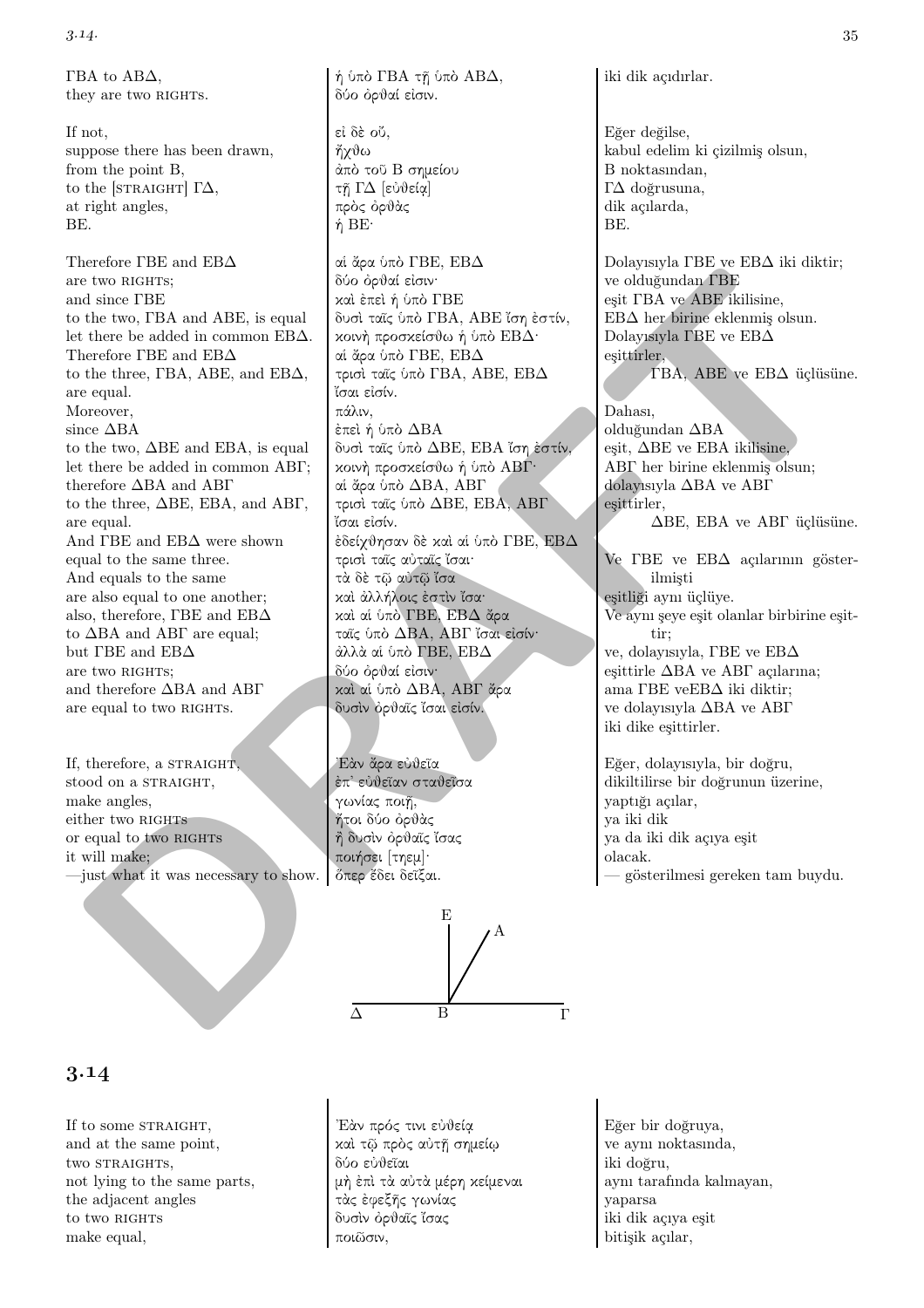| | | |
|---|---|---|
| ΓΒΑ to ΑΒΔ, | ἡ ὑπὸ ΓΒΑ τῇ ὑπὸ ΑΒΔ, | iki dik açıdırlar. |
| they are two RIGHTS. | δύο ὀρθαί εἰσιν. | |
| | | |
| If not, | εἰ δὲ οὔ, | Eğer değilse, |
| suppose there has been drawn, | ἤχθω | kabul edelim ki çizilmiş olsun, |
| from the point Β, | ἀπὸ τοῦ Β σημείου | Β noktasından, |
| to the [STRAIGHT] ΓΔ, | τῇ ΓΔ [εὐθείᾳ] | ΓΔ doğrusuna, |
| at right angles, | πρὸς ὀρθὰς | dik açılarda, |
| ΒΕ. | ἡ ΒΕ· | ΒΕ. |
| | | |
| Therefore ΓΒΕ and ΕΒΔ | αἱ ἄρα ὑπὸ ΓΒΕ, ΕΒΔ | Dolayısıyla ΓΒΕ ve ΕΒΔ iki diktir; |
| are two RIGHTS; | δύο ὀρθαί εἰσιν· | ve olduğundan ΓΒΕ |
| and since ΓΒΕ | καὶ ἐπεὶ ἡ ὑπὸ ΓΒΕ | eşit ΓΒΑ ve ΑΒΕ ikilisine, |
| to the two, ΓΒΑ and ΑΒΕ, is equal | δυσὶ ταῖς ὑπὸ ΓΒΑ, ΑΒΕ ἴση ἐστίν, | ΕΒΔ her birine eklenmiş olsun. |
| let there be added in common ΕΒΔ. | κοινὴ προσκείσθω ἡ ὑπὸ ΕΒΔ· | Dolayısıyla ΓΒΕ ve ΕΒΔ |
| Therefore ΓΒΕ and ΕΒΔ | αἱ ἄρα ὑπὸ ΓΒΕ, ΕΒΔ | eşittirler, |
| to the three, ΓΒΑ, ΑΒΕ, and ΕΒΔ, | τρισὶ ταῖς ὑπὸ ΓΒΑ, ΑΒΕ, ΕΒΔ | ΓΒΑ, ΑΒΕ ve ΕΒΔ üçlüsüne. |
| are equal. | ἴσαι εἰσίν. | |
| Moreover, | πάλιν, | Dahası, |
| since ΔΒΑ | ἐπεὶ ἡ ὑπὸ ΔΒΑ | olduğundan ΔΒΑ |
| to the two, ΔΒΕ and ΕΒΑ, is equal | δυσὶ ταῖς ὑπὸ ΔΒΕ, ΕΒΑ ἴση ἐστίν, | eşit, ΔΒΕ ve ΕΒΑ ikilisine, |
| let there be added in common ΑΒΓ; | κοινὴ προσκείσθω ἡ ὑπὸ ΑΒΓ· | ΑΒΓ her birine eklenmiş olsun; |
| therefore ΔΒΑ and ΑΒΓ | αἱ ἄρα ὑπὸ ΔΒΑ, ΑΒΓ | dolayısıyla ΔΒΑ ve ΑΒΓ |
| to the three, ΔΒΕ, ΕΒΑ, and ΑΒΓ, | τρισὶ ταῖς ὑπὸ ΔΒΕ, ΕΒΑ, ΑΒΓ | eşittirler, |
| are equal. | ἴσαι εἰσίν. | ΔΒΕ, ΕΒΑ ve ΑΒΓ üçlüsüne. |
| And ΓΒΕ and ΕΒΔ were shown | ἐδείχθησαν δὲ καὶ αἱ ὑπὸ ΓΒΕ, ΕΒΔ | |
| equal to the same three. | τρισὶ ταῖς αὐταῖς ἴσαι· | Ve ΓΒΕ ve ΕΒΔ açılarının gösterilmişti |
| And equals to the same | τὰ δὲ τῷ αὐτῷ ἴσα | |
| are also equal to one another; | καὶ ἀλλήλοις ἐστὶν ἴσα· | eşitliği aynı üçlüye. |
| also, therefore, ΓΒΕ and ΕΒΔ | καὶ αἱ ὑπὸ ΓΒΕ, ΕΒΔ ἄρα | Ve aynı şeye eşit olanlar birbirine eşittir; |
| to ΔΒΑ and ΑΒΓ are equal; | ταῖς ὑπὸ ΔΒΑ, ΑΒΓ ἴσαι εἰσίν· | |
| but ΓΒΕ and ΕΒΔ | ἀλλὰ αἱ ὑπὸ ΓΒΕ, ΕΒΔ | ve, dolayısıyla, ΓΒΕ ve ΕΒΔ |
| are two RIGHTS; | δύο ὀρθαί εἰσιν· | eşittirle ΔΒΑ ve ΑΒΓ açılarına; |
| and therefore ΔΒΑ and ΑΒΓ | καὶ αἱ ὑπὸ ΔΒΑ, ΑΒΓ ἄρα | ama ΓΒΕ veΕΒΔ iki diktir; |
| are equal to two RIGHTS. | δυσὶν ὀρθαῖς ἴσαι εἰσίν. | ve dolayısıyla ΔΒΑ ve ΑΒΓ |
| | | iki dike eşittirler. |
| | | |
| If, therefore, a STRAIGHT, | Ἐὰν ἄρα εὐθεῖα | Eğer, dolayısıyla, bir doğru, |
| stood on a STRAIGHT, | ἐπ᾽ εὐθεῖαν σταθεῖσα | dikiltilirse bir doğrunun üzerine, |
| make angles, | γωνίας ποιῇ, | yaptığı açılar, |
| either two RIGHTS | ἤτοι δύο ὀρθὰς | ya iki dik |
| or equal to two RIGHTS | ἢ δυσὶν ὀρθαῖς ἴσας | ya da iki dik açıya eşit |
| it will make; | ποιήσει [τηεμ]· | olacak. |
| —just what it was necessary to show. | ὅπερ ἔδει δεῖξαι. | — gösterilmesi gereken tam buydu. |

## 3.14

| | | |
|---|---|---|
| If to some STRAIGHT, | Ἐὰν πρός τινι εὐθείᾳ | Eğer bir doğruya, |
| and at the same point, | καὶ τῷ πρὸς αὐτῇ σημείῳ | ve aynı noktasında, |
| two STRAIGHTS, | δύο εὐθεῖαι | iki doğru, |
| not lying to the same parts, | μὴ ἐπὶ τὰ αὐτὰ μέρη κείμεναι | aynı tarafında kalmayan, |
| the adjacent angles | τὰς ἐφεξῆς γωνίας | yaparsa |
| to two RIGHTS | δυσὶν ὀρθαῖς ἴσας | iki dik açıya eşit |
| make equal, | ποιῶσιν, | bitişik açılar, |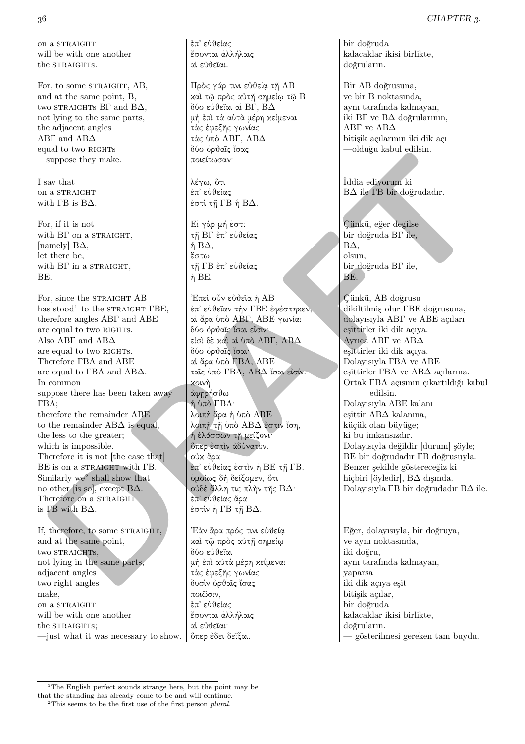| | | |
|---|---|---|
| on a STRAIGHT<br>will be with one another<br>the STRAIGHTS. | ἐπ᾽ εὐθείας<br>ἔσονται ἀλλήλαις<br>αἱ εὐθεῖαι. | bir doğruda<br>kalacaklar ikisi birlikte,<br>doğruların. |
| For, to some STRAIGHT, AB,<br>and at the same point, B,<br>two STRAIGHTS BΓ and BΔ,<br>not lying to the same parts,<br>the adjacent angles<br>ABΓ and ABΔ<br>equal to two RIGHTS<br>—suppose they make. | Πρὸς γάρ τινι εὐθείᾳ τῇ AB<br>καὶ τῷ πρὸς αὐτῇ σημείῳ τῷ B<br>δύο εὐθεῖαι αἱ BΓ, BΔ<br>μὴ ἐπὶ τὰ αὐτὰ μέρη κείμεναι<br>τὰς ἐφεξῆς γωνίας<br>τὰς ὑπὸ ABΓ, ABΔ<br>δύο ὀρθαῖς ἴσας<br>ποιείτωσαν· | Bir AB doğrusuna,<br>ve bir B noktasında,<br>aynı tarafında kalmayan,<br>iki BΓ ve BΔ doğrularının,<br>ABΓ ve ABΔ<br>bitişik açılarının iki dik açı<br>—olduğu kabul edilsin. |
| I say that<br>on a STRAIGHT<br>with ΓB is BΔ. | λέγω, ὅτι<br>ἐπ᾽ εὐθείας<br>ἐστὶ τῇ ΓB ἡ BΔ. | İddia ediyorum ki<br>BΔ ile ΓB bir doğrudadır. |
| For, if it is not<br>with BΓ on a STRAIGHT,<br>[namely] BΔ,<br>let there be,<br>with BΓ in a STRAIGHT,<br>BE. | Εἰ γὰρ μή ἐστι<br>τῇ BΓ ἐπ᾽ εὐθείας<br>ἡ BΔ,<br>ἔστω<br>τῇ ΓB ἐπ᾽ εὐθείας<br>ἡ BE. | Çünkü, eğer değilse<br>bir doğruda BΓ ile,<br>BΔ,<br>olsun,<br>bir doğruda BΓ ile,<br>BE. |
| For, since the STRAIGHT AB<br>has stood[1] to the STRAIGHT ΓBE,<br>therefore angles ABΓ and ABE<br>are equal to two RIGHTS.<br>Also ABΓ and ABΔ<br>are equal to two RIGHTS.<br>Therefore ΓBA and ABE<br>are equal to ΓBA and ABΔ.<br>In common<br>suppose there has been taken away<br>ΓBA;<br>therefore the remainder ABE<br>to the remainder ABΔ is equal,<br>the less to the greater;<br>which is impossible.<br>Therefore it is not [the case that]<br>BE is on a STRAIGHT with ΓB.<br>Similarly we[2] shall show that<br>no other [is so], except BΔ.<br>Therefore on a STRAIGHT<br>is ΓB with BΔ. | Ἐπεὶ οὖν εὐθεῖα ἡ AB<br>ἐπ᾽ εὐθεῖαν τὴν ΓBE ἐφέστηκεν,<br>αἱ ἄρα ὑπὸ ABΓ, ABE γωνίαι<br>δύο ὀρθαῖς ἴσαι εἰσίν·<br>εἰσὶ δὲ καὶ αἱ ὑπὸ ABΓ, ABΔ<br>δύο ὀρθαῖς ἴσαι·<br>αἱ ἄρα ὑπὸ ΓBA, ABE<br>ταῖς ὑπὸ ΓBA, ABΔ ἴσαι εἰσίν.<br>κοινὴ<br>ἀφῃρήσθω<br>ἡ ὑπὸ ΓBA·<br>λοιπὴ ἄρα ἡ ὑπὸ ABE<br>λοιπῇ τῇ ὑπὸ ABΔ ἐστιν ἴση,<br>ἡ ἐλάσσων τῇ μείζονι·<br>ὅπερ ἐστὶν ἀδύνατον.<br>οὐκ ἄρα<br>ἐπ᾽ εὐθείας ἐστὶν ἡ BE τῇ ΓB.<br>ὁμοίως δὴ δείξομεν, ὅτι<br>οὐδὲ ἄλλη τις πλὴν τῆς BΔ·<br>ἐπ᾽ εὐθείας ἄρα<br>ἐστὶν ἡ ΓB τῇ BΔ. | Çünkü, AB doğrusu<br>dikiltilmiş olur ΓBE doğrusuna,<br>dolayısıyla ABΓ ve ABE açıları<br>eşittirler iki dik açıya.<br>Ayrıca ABΓ ve ABΔ<br>eşittirler iki dik açıya.<br>Dolayısıyla ΓBA ve ABE<br>eşittirler ΓBA ve ABΔ açılarına.<br>Ortak ΓBA açısının çıkartıldığı kabul edilsin.<br>Dolayısıyla ABE kalanı<br>eşittir ABΔ kalanına,<br>küçük olan büyüğe;<br>ki bu imkansızdır.<br>Dolayısıyla değildir [durum] şöyle;<br>BE bir doğrudadır ΓB doğrusuyla.<br>Benzer şekilde göstereceğiz ki<br>hiçbiri [öyledir], BΔ dışında.<br>Dolayısıyla ΓB bir doğrudadır BΔ ile. |
| If, therefore, to some STRAIGHT,<br>and at the same point,<br>two STRAIGHTS,<br>not lying in the same parts,<br>adjacent angles<br>two right angles<br>make,<br>on a STRAIGHT<br>will be with one another<br>the STRAIGHTS;<br>—just what it was necessary to show. | Ἐὰν ἄρα πρός τινι εὐθείᾳ<br>καὶ τῷ πρὸς αὐτῇ σημείῳ<br>δύο εὐθεῖαι<br>μὴ ἐπὶ αὐτὰ μέρη κείμεναι<br>τὰς ἐφεξῆς γωνίας<br>δυσὶν ὀρθαῖς ἴσας<br>ποιῶσιν,<br>ἐπ᾽ εὐθείας<br>ἔσονται ἀλλήλαις<br>αἱ εὐθεῖαι·<br>ὅπερ ἔδει δεῖξαι. | Eğer, dolayısıyla, bir doğruya,<br>ve aynı noktasında,<br>iki doğru,<br>aynı tarafında kalmayan,<br>yaparsa<br>iki dik açıya eşit<br>bitişik açılar,<br>bir doğruda<br>kalacaklar ikisi birlikte,<br>doğruların.<br>— gösterilmesi gereken tam buydu. |

[1] The English perfect sounds strange here, but the point may be that the standing has already come to be and will continue.

[2] This seems to be the first use of the first person *plural*.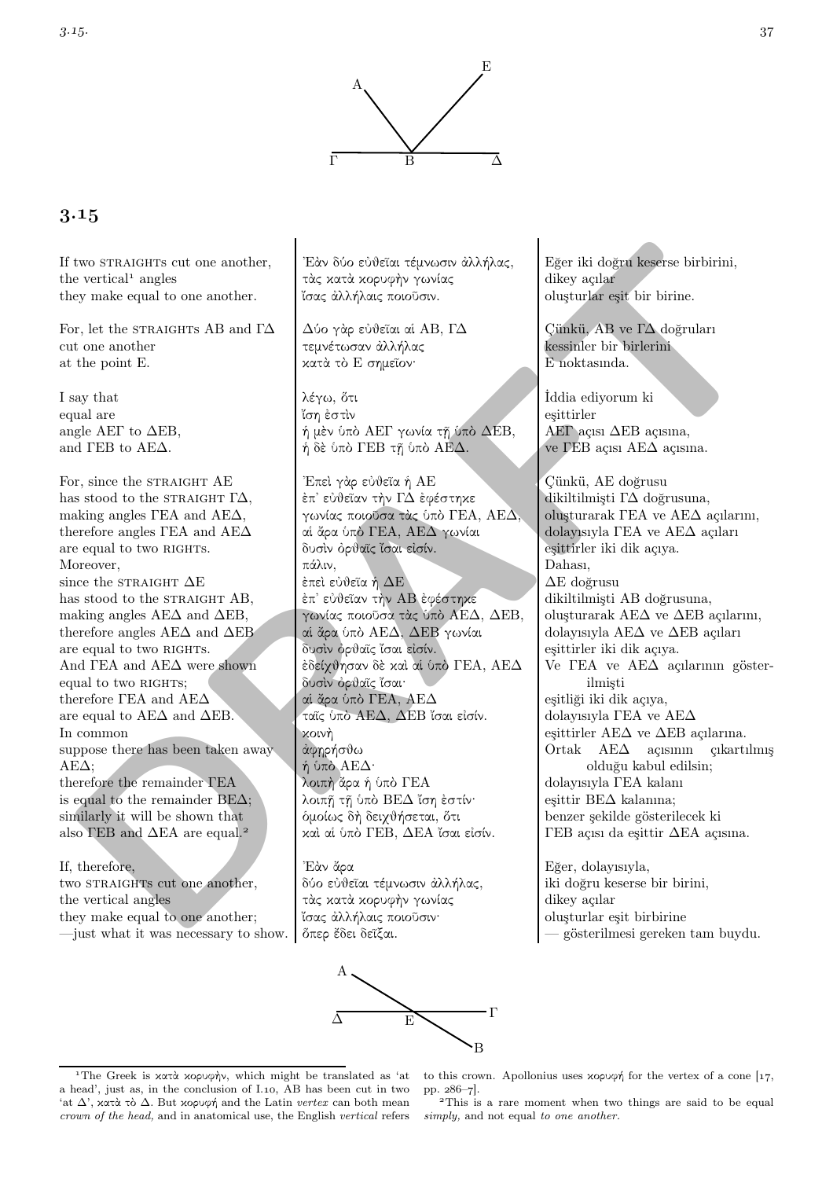## 3.15

| | | |
|---|---|---|
| If two STRAIGHTS cut one another, the vertical[1] angles they make equal to one another. | Ἐὰν δύο εὐθεῖαι τέμνωσιν ἀλλήλας, τὰς κατὰ κορυφὴν γωνίας ἴσας ἀλλήλαις ποιοῦσιν. | Eğer iki doğru keserse birbirini, dikey açılar oluştururlar eşit bir birine. |
| For, let the STRAIGHTS AB and ΓΔ cut one another at the point E. | Δύο γὰρ εὐθεῖαι αἱ ΑΒ, ΓΔ τεμνέτωσαν ἀλλήλας κατὰ τὸ Ε σημεῖον· | Çünkü, AB ve ΓΔ doğruları kessinler bir birlerini E noktasında. |
| I say that equal are angle AEΓ to ΔEB, and ΓEB to AEΔ. | λέγω, ὅτι ἴση ἐστὶν ἡ μὲν ὑπὸ ΑΕΓ γωνία τῇ ὑπὸ ΔΕΒ, ἡ δὲ ὑπὸ ΓΕΒ τῇ ὑπὸ ΑΕΔ. | İddia ediyorum ki eşittirler AEΓ açısı ΔEB açısına, ve ΓEB açısı AEΔ açısına. |
| For, since the STRAIGHT AE has stood to the STRAIGHT ΓΔ, making angles ΓEA and AEΔ, therefore angles ΓEA and AEΔ are equal to two RIGHTS. Moreover, since the STRAIGHT ΔE has stood to the STRAIGHT AB, making angles AEΔ and ΔEB, therefore angles AEΔ and ΔEB are equal to two RIGHTS. And ΓEA and AEΔ were shown equal to two RIGHTS; therefore ΓEA and AEΔ are equal to AEΔ and ΔEB. In common suppose there has been taken away AEΔ; therefore the remainder ΓEA is equal to the remainder BEΔ; similarly it will be shown that also ΓEB and ΔEA are equal.[2] | Ἐπεὶ γὰρ εὐθεῖα ἡ ΑΕ ἐπ᾽ εὐθεῖαν τὴν ΓΔ ἐφέστηκε γωνίας ποιοῦσα τὰς ὑπὸ ΓΕΑ, ΑΕΔ, αἱ ἄρα ὑπὸ ΓΕΑ, ΑΕΔ γωνίαι δυσὶν ὀρθαῖς ἴσαι εἰσίν. πάλιν, ἐπεὶ εὐθεῖα ἡ ΔΕ ἐπ᾽ εὐθεῖαν τὴν ΑΒ ἐφέστηκε γωνίας ποιοῦσα τὰς ὑπὸ ΑΕΔ, ΔΕΒ, αἱ ἄρα ὑπὸ ΑΕΔ, ΔΕΒ γωνίαι δυσὶν ὀρθαῖς ἴσαι εἰσίν. ἐδείχθησαν δὲ καὶ αἱ ὑπὸ ΓΕΑ, ΑΕΔ δυσὶν ὀρθαῖς ἴσαι· αἱ ἄρα ὑπὸ ΓΕΑ, ΑΕΔ ταῖς ὑπὸ ΑΕΔ, ΔΕΒ ἴσαι εἰσίν. κοινὴ ἀφῃρήσθω ἡ ὑπὸ ΑΕΔ· λοιπὴ ἄρα ἡ ὑπὸ ΓΕΑ λοιπῇ τῇ ὑπὸ ΒΕΔ ἴση ἐστίν· ὁμοίως δὴ δειχθήσεται, ὅτι καὶ αἱ ὑπὸ ΓΕΒ, ΔΕΑ ἴσαι εἰσίν. | Çünkü, AE doğrusu dikiltilmişti ΓΔ doğrusuna, oluşturarak ΓEA ve AEΔ açılarını, dolayısıyla ΓEA ve AEΔ açıları eşittirler iki dik açıya. Dahası, ΔE doğrusu dikiltilmişti AB doğrusuna, oluşturarak AEΔ ve ΔEB açılarını, dolayısıyla AEΔ ve ΔEB açıları eşittirler iki dik açıya. Ve ΓEA ve AEΔ açılarının gösterilmişti eşitliği iki dik açıya, dolayısıyla ΓEA ve AEΔ eşittirler AEΔ ve ΔEB açılarına. Ortak AEΔ açısının çıkartılmış olduğu kabul edilsin; dolayısıyla ΓEA kalanı eşittir BEΔ kalanına; benzer şekilde gösterilecek ki ΓEB açısı da eşittir ΔEA açısına. |
| If, therefore, two STRAIGHTS cut one another, the vertical angles they make equal to one another; —just what it was necessary to show. | Ἐὰν ἄρα δύο εὐθεῖαι τέμνωσιν ἀλλήλας, τὰς κατὰ κορυφὴν γωνίας ἴσας ἀλλήλαις ποιοῦσιν· ὅπερ ἔδει δεῖξαι. | Eğer, dolayısıyla, iki doğru keserse bir birini, dikey açılar oluştururlar eşit birbirine — gösterilmesi gereken tam buydu. |

[1] The Greek is κατὰ κορυφὴν, which might be translated as 'at a head', just as, in the conclusion of I.10, AB has been cut in two 'at Δ', κατὰ τὸ Δ. But κορυφή and the Latin *vertex* can both mean *crown of the head,* and in anatomical use, the English *vertical* refers to this crown. Apollonius uses κορυφή for the vertex of a cone [17, pp. 286–7].

[2] This is a rare moment when two things are said to be equal *simply,* and not equal *to one another.*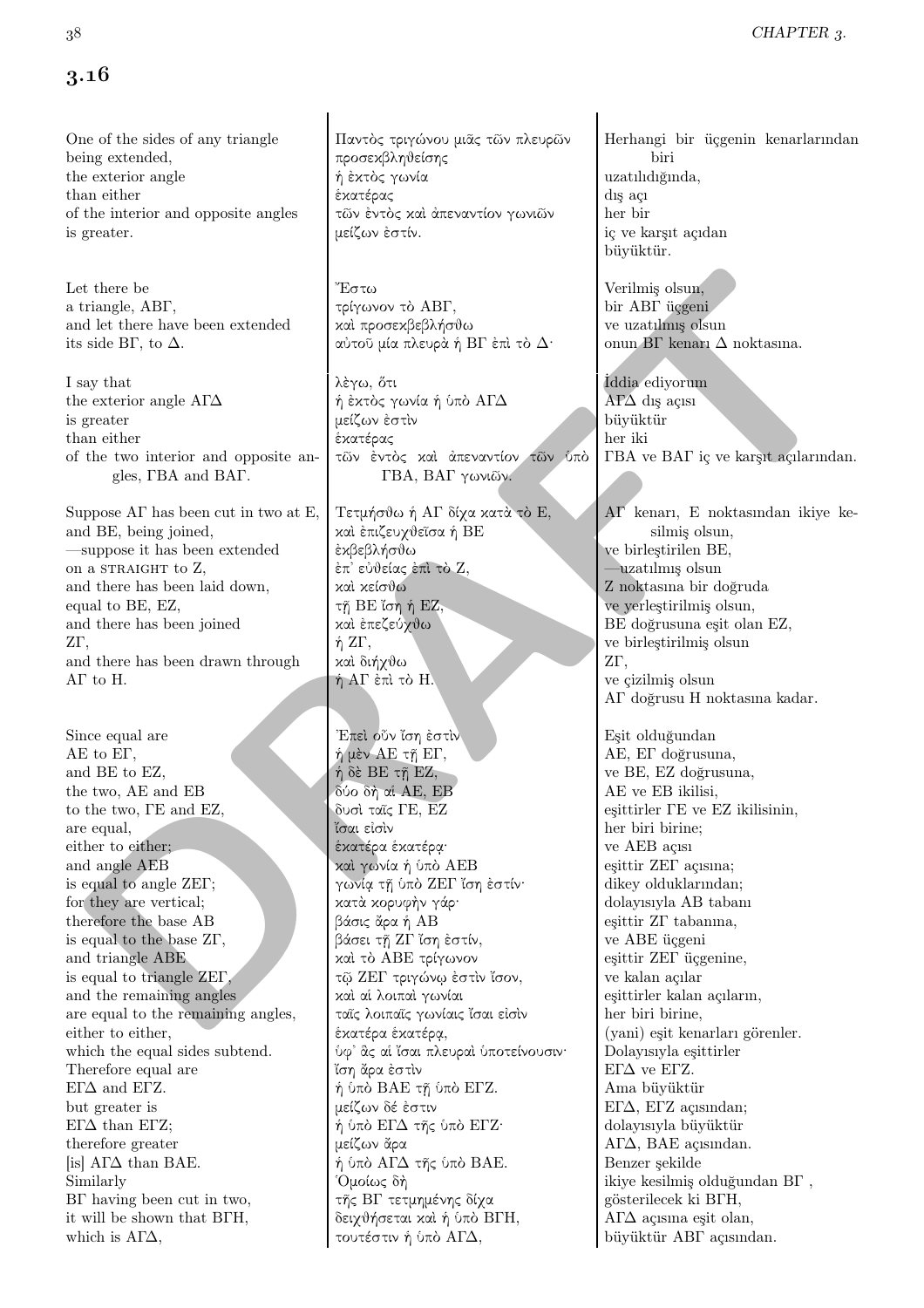## 3.16

| | | |
|---|---|---|
| One of the sides of any triangle being extended, the exterior angle than either of the interior and opposite angles is greater. | Παντὸς τριγώνου μιᾶς τῶν πλευρῶν προσεκβληθείσης ἡ ἐκτὸς γωνία ἑκατέρας τῶν ἐντὸς καὶ ἀπεναντίον γωνιῶν μείζων ἐστίν. | Herhangi bir üçgenin kenarlarından biri uzatılıdığında, dış açı her bir iç ve karşıt açıdan büyüktür. |
| Let there be a triangle, ΑΒΓ, and let there have been extended its side ΒΓ, to Δ. | Ἔστω τρίγωνον τὸ ΑΒΓ, καὶ προσεκβεβλήσθω αὐτοῦ μία πλευρὰ ἡ ΒΓ ἐπὶ τὸ Δ· | Verilmiş olsun, bir ΑΒΓ üçgeni ve uzatılmış olsun onun ΒΓ kenarı Δ noktasına. |
| I say that the exterior angle ΑΓΔ is greater than either of the two interior and opposite angles, ΓΒΑ and ΒΑΓ. | λὲγω, ὅτι ἡ ἐκτὸς γωνία ἡ ὑπὸ ΑΓΔ μείζων ἐστὶν ἑκατέρας τῶν ἐντὸς καὶ ἀπεναντίον τῶν ὑπὸ ΓΒΑ, ΒΑΓ γωνιῶν. | İddia ediyorum ΑΓΔ dış açısı büyüktür her iki ΓΒΑ ve ΒΑΓ iç ve karşıt açılarından. |
| Suppose ΑΓ has been cut in two at Ε, and ΒΕ, being joined, —suppose it has been extended on a STRAIGHT to Ζ, and there has been laid down, equal to ΒΕ, ΕΖ, and there has been joined ΖΓ, and there has been drawn through ΑΓ to Η. | Τετμήσθω ἡ ΑΓ δίχα κατὰ τὸ Ε, καὶ ἐπιζευχθεῖσα ἡ ΒΕ ἐκβεβλήσθω ἐπ᾽ εὐθείας ἐπὶ τὸ Ζ, καὶ κείσθω τῇ ΒΕ ἴση ἡ ΕΖ, καὶ ἐπεζεύχθω ἡ ΖΓ, καὶ διήχθω ἡ ΑΓ ἐπὶ τὸ Η. | ΑΓ kenarı, Ε noktasından ikiye kesilmiş olsun, ve birleştirilen ΒΕ, —uzatılmış olsun Ζ noktasına bir doğruda ve yerleştirilmiş olsun, ΒΕ doğrusuna eşit olan ΕΖ, ve birleştirilmiş olsun ΖΓ, ve çizilmiş olsun ΑΓ doğrusu Η noktasına kadar. |
| Since equal are ΑΕ to ΕΓ, and ΒΕ to ΕΖ, the two, ΑΕ and ΕΒ to the two, ΓΕ and ΕΖ, are equal, either to either; and angle ΑΕΒ is equal to angle ΖΕΓ; for they are vertical; therefore the base ΑΒ is equal to the base ΖΓ, and triangle ΑΒΕ is equal to triangle ΖΕΓ, and the remaining angles are equal to the remaining angles, either to either, which the equal sides subtend. Therefore equal are ΕΓΔ and ΕΓΖ. but greater is ΕΓΔ than ΕΓΖ; therefore greater [is] ΑΓΔ than ΒΑΕ. Similarly ΒΓ having been cut in two, it will be shown that ΒΓΗ, which is ΑΓΔ, | Ἐπεὶ οὖν ἴση ἐστὶν ἡ μὲν ΑΕ τῇ ΕΓ, ἡ δὲ ΒΕ τῇ ΕΖ, δύο δὴ αἱ ΑΕ, ΕΒ δυσὶ ταῖς ΓΕ, ΕΖ ἴσαι εἰσὶν ἑκατέρα ἑκατέρᾳ· καὶ γωνία ἡ ὑπὸ ΑΕΒ γωνίᾳ τῇ ὑπὸ ΖΕΓ ἴση ἐστίν· κατὰ κορυφὴν γάρ· βάσις ἄρα ἡ ΑΒ βάσει τῇ ΖΓ ἴση ἐστίν, καὶ τὸ ΑΒΕ τρίγωνον τῷ ΖΕΓ τριγώνῳ ἐστὶν ἴσον, καὶ αἱ λοιπαὶ γωνίαι ταῖς λοιπαῖς γωνίαις ἴσαι εἰσὶν ἑκατέρα ἑκατέρᾳ, ὑφ᾽ ἃς αἱ ἴσαι πλευραὶ ὑποτείνουσιν· ἴση ἄρα ἐστὶν ἡ ὑπὸ ΒΑΕ τῇ ὑπὸ ΕΓΖ. μείζων δέ ἐστιν ἡ ὑπὸ ΕΓΔ τῆς ὑπὸ ΕΓΖ· μείζων ἄρα ἡ ὑπὸ ΑΓΔ τῆς ὑπὸ ΒΑΕ. Ὁμοίως δὴ τῆς ΒΓ τετμημένης δίχα δειχθήσεται καὶ ἡ ὑπὸ ΒΓΗ, τουτέστιν ἡ ὑπὸ ΑΓΔ, | Eşit olduğundan ΑΕ, ΕΓ doğrusuna, ve ΒΕ, ΕΖ doğrusuna, ΑΕ ve ΕΒ ikilisi, eşittirler ΓΕ ve ΕΖ ikilisinin, her biri birine; ve ΑΕΒ açısı eşittir ΖΕΓ açısına; dikey olduklarından; dolayısıyla ΑΒ tabanı eşittir ΖΓ tabanına, ve ΑΒΕ üçgeni eşittir ΖΕΓ üçgenine, ve kalan açılar eşittirler kalan açıların, her biri birine, (yani) eşit kenarları görenler. Dolayısıyla eşittirler ΕΓΔ ve ΕΓΖ. Ama büyüktür ΕΓΔ, ΕΓΖ açısından; dolayısıyla büyüktür ΑΓΔ, ΒΑΕ açısından. Benzer şekilde ikiye kesilmiş olduğundan ΒΓ , gösterilecek ki ΒΓΗ, ΑΓΔ açısına eşit olan, büyüktür ΑΒΓ açısından. |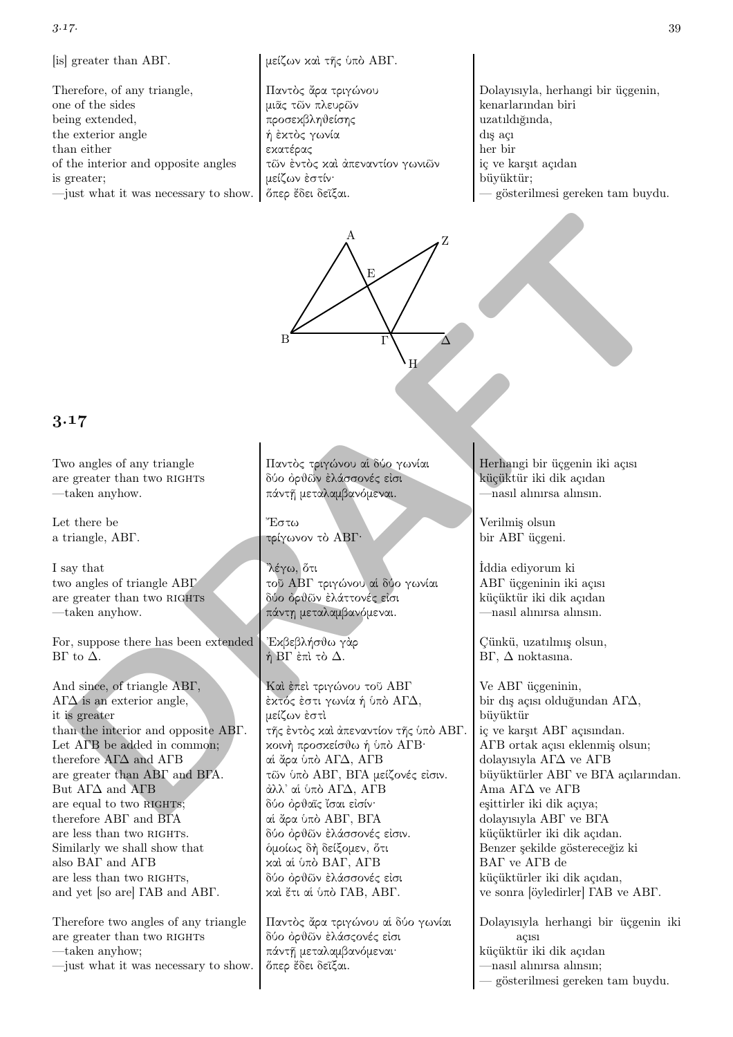| | | |
|---|---|---|
| [is] greater than ΑΒΓ. | μείζων καὶ τῆς ὑπὸ ΑΒΓ. | |
| Therefore, of any triangle, | Παντὸς ἄρα τριγώνου | Dolayısıyla, herhangi bir üçgenin, |
| one of the sides | μιᾶς τῶν πλευρῶν | kenarlarından biri |
| being extended, | προσεκβληθείσης | uzatıldığında, |
| the exterior angle | ἡ ἐκτὸς γωνία | dış açı |
| than either | εκατέρας | her bir |
| of the interior and opposite angles | τῶν ἐντὸς καὶ ἀπεναντίον γωνιῶν | iç ve karşıt açıdan |
| is greater; | μείζων ἐστίν· | büyüktür; |
| —just what it was necessary to show. | ὅπερ ἔδει δεῖξαι. | — gösterilmesi gereken tam buydu. |

## 3.17

| | | |
|---|---|---|
| Two angles of any triangle | Παντὸς τριγώνου αἱ δύο γωνίαι | Herhangi bir üçgenin iki açısı |
| are greater than two RIGHTS | δύο ὀρθῶν ἐλάσσονές εἰσι | küçüktür iki dik açıdan |
| —taken anyhow. | πάντῇ μεταλαμβανόμεναι. | —nasıl alınırsa alınsın. |
| Let there be | Ἔστω | Verilmiş olsun |
| a triangle, ΑΒΓ. | τρίγωνον τὸ ΑΒΓ· | bir ΑΒΓ üçgeni. |
| I say that | λέγω, ὅτι | İddia ediyorum ki |
| two angles of triangle ΑΒΓ | τοῦ ΑΒΓ τριγώνου αἱ δύο γωνίαι | ΑΒΓ üçgeninin iki açısı |
| are greater than two RIGHTS | δύο ὀρθῶν ἐλάττονές εἰσι | küçüktür iki dik açıdan |
| —taken anyhow. | πάντη μεταλαμβανόμεναι. | —nasıl alınırsa alınsın. |
| For, suppose there has been extended | Ἐκβεβλήσθω γὰρ | Çünkü, uzatılmış olsun, |
| ΒΓ to Δ. | ἡ ΒΓ ἐπὶ τὸ Δ. | ΒΓ, Δ noktasına. |
| And since, of triangle ΑΒΓ, | Καὶ ἐπεὶ τριγώνου τοῦ ΑΒΓ | Ve ΑΒΓ üçgeninin, |
| ΑΓΔ is an exterior angle, | ἐκτός ἐστι γωνία ἡ ὑπὸ ΑΓΔ, | bir dış açısı olduğundan ΑΓΔ, |
| it is greater | μείζων ἐστὶ | büyüktür |
| than the interior and opposite ΑΒΓ. | τῆς ἐντὸς καὶ ἀπεναντίον τῆς ὑπὸ ΑΒΓ. | iç ve karşıt ΑΒΓ açısından. |
| Let ΑΓΒ be added in common; | κοινὴ προσκείσθω ἡ ὑπὸ ΑΓΒ· | ΑΓΒ ortak açısı eklenmiş olsun; |
| therefore ΑΓΔ and ΑΓΒ | αἱ ἄρα ὑπὸ ΑΓΔ, ΑΓΒ | dolayısıyla ΑΓΔ ve ΑΓΒ |
| are greater than ΑΒΓ and ΒΓΑ. | τῶν ὑπὸ ΑΒΓ, ΒΓΑ μείζονές εἰσιν. | büyüktürler ΑΒΓ ve ΒΓΑ açılarından. |
| But ΑΓΔ and ΑΓΒ | ἀλλ᾿ αἱ ὑπὸ ΑΓΔ, ΑΓΒ | Ama ΑΓΔ ve ΑΓΒ |
| are equal to two RIGHTS; | δύο ὀρθαῖς ἴσαι εἰσίν· | eşittirler iki dik açıya; |
| therefore ΑΒΓ and ΒΓΑ | αἱ ἄρα ὑπὸ ΑΒΓ, ΒΓΑ | dolayısıyla ΑΒΓ ve ΒΓΑ |
| are less than two RIGHTS. | δύο ὀρθῶν ἐλάσσονές εἰσιν. | küçüktürler iki dik açıdan. |
| Similarly we shall show that | ὁμοίως δὴ δείξομεν, ὅτι | Benzer şekilde göstereceğiz ki |
| also ΒΑΓ and ΑΓΒ | καὶ αἱ ὑπὸ ΒΑΓ, ΑΓΒ | ΒΑΓ ve ΑΓΒ de |
| are less than two RIGHTS, | δύο ὀρθῶν ἐλάσσονές εἰσι | küçüktürler iki dik açıdan, |
| and yet [so are] ΓΑΒ and ΑΒΓ. | καὶ ἔτι αἱ ὑπὸ ΓΑΒ, ΑΒΓ. | ve sonra [öyledirler] ΓΑΒ ve ΑΒΓ. |
| Therefore two angles of any triangle | Παντὸς ἄρα τριγώνου αἱ δύο γωνίαι | Dolayısıyla herhangi bir üçgenin iki açısı |
| are greater than two RIGHTS | δύο ὀρθῶν ἐλάσςονές εἰσι | küçüktür iki dik açıdan |
| —taken anyhow; | πάντῇ μεταλαμβανόμεναι· | —nasıl alınırsa alınsın; |
| —just what it was necessary to show. | ὅπερ ἔδει δεῖξαι. | — gösterilmesi gereken tam buydu. |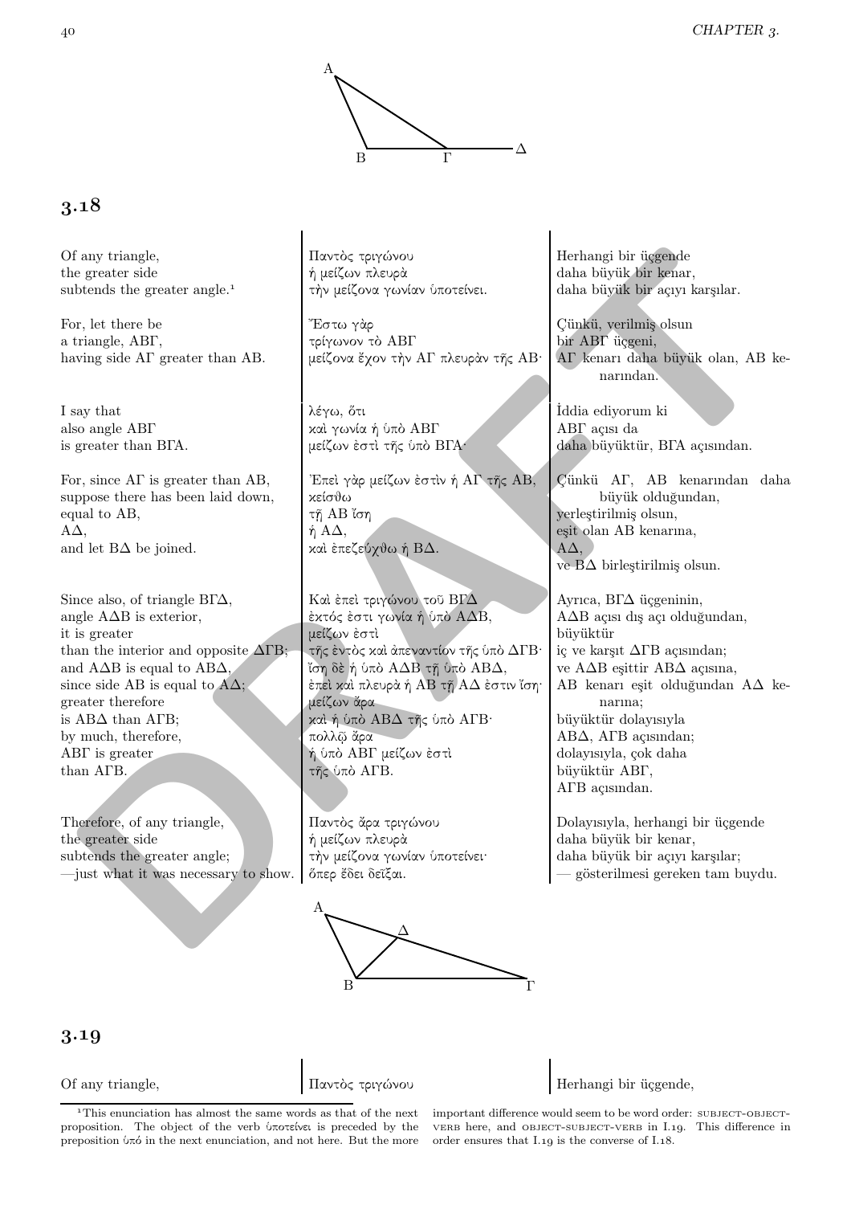## 3.18

| | | |
|---|---|---|
| Of any triangle,<br>the greater side<br>subtends the greater angle.[1] | Παντὸς τριγώνου<br>ἡ μείζων πλευρὰ<br>τὴν μείζονα γωνίαν ὑποτείνει. | Herhangi bir üçgende<br>daha büyük bir kenar,<br>daha büyük bir açıyı karşılar. |
| For, let there be<br>a triangle, ΑΒΓ,<br>having side ΑΓ greater than ΑΒ. | Ἔστω γὰρ<br>τρίγωνον τὸ ΑΒΓ<br>μείζονα ἔχον τὴν ΑΓ πλευρὰν τῆς ΑΒ· | Çünkü, verilmiş olsun<br>bir ΑΒΓ üçgeni,<br>ΑΓ kenarı daha büyük olan, ΑΒ kenarından. |
| I say that<br>also angle ΑΒΓ<br>is greater than ΒΓΑ. | λέγω, ὅτι<br>καὶ γωνία ἡ ὑπὸ ΑΒΓ<br>μείζων ἐστὶ τῆς ὑπὸ ΒΓΑ· | İddia ediyorum ki<br>ΑΒΓ açısı da<br>daha büyüktür, ΒΓΑ açısından. |
| For, since ΑΓ is greater than ΑΒ,<br>suppose there has been laid down,<br>equal to ΑΒ,<br>ΑΔ,<br>and let ΒΔ be joined. | Ἐπεὶ γὰρ μείζων ἐστὶν ἡ ΑΓ τῆς ΑΒ,<br>κείσθω<br>τῇ ΑΒ ἴση<br>ἡ ΑΔ,<br>καὶ ἐπεζεύχθω ἡ ΒΔ. | Çünkü ΑΓ, ΑΒ kenarından daha büyük olduğundan,<br>yerleştirilmiş olsun,<br>eşit olan ΑΒ kenarına,<br>ΑΔ,<br>ve ΒΔ birleştirilmiş olsun. |
| Since also, of triangle ΒΓΔ,<br>angle ΑΔΒ is exterior,<br>it is greater<br>than the interior and opposite ΔΓΒ;<br>and ΑΔΒ is equal to ΑΒΔ,<br>since side ΑΒ is equal to ΑΔ;<br>greater therefore<br>is ΑΒΔ than ΑΓΒ;<br>by much, therefore,<br>ΑΒΓ is greater<br>than ΑΓΒ. | Καὶ ἐπεὶ τριγώνου τοῦ ΒΓΔ<br>ἐκτός ἐστι γωνία ἡ ὑπὸ ΑΔΒ,<br>μείζων ἐστὶ<br>τῆς ἐντὸς καὶ ἀπεναντίον τῆς ὑπὸ ΔΓΒ·<br>ἴση δὲ ἡ ὑπὸ ΑΔΒ τῇ ὑπὸ ΑΒΔ,<br>ἐπεὶ καὶ πλευρὰ ἡ ΑΒ τῇ ΑΔ ἐστιν ἴση·<br>μείζων ἄρα<br>καὶ ἡ ὑπὸ ΑΒΔ τῆς ὑπὸ ΑΓΒ·<br>πολλῷ ἄρα<br>ἡ ὑπὸ ΑΒΓ μείζων ἐστὶ<br>τῆς ὑπὸ ΑΓΒ. | Ayrıca, ΒΓΔ üçgeninin,<br>ΑΔΒ açısı dış açı olduğundan,<br>büyüktür<br>iç ve karşıt ΔΓΒ açısından;<br>ve ΑΔΒ eşittir ΑΒΔ açısına,<br>ΑΒ kenarı eşit olduğundan ΑΔ kenarına;<br>büyüktür dolayısıyla<br>ΑΒΔ, ΑΓΒ açısından;<br>dolayısıyla, çok daha<br>büyüktür ΑΒΓ,<br>ΑΓΒ açısından. |
| Therefore, of any triangle,<br>the greater side<br>subtends the greater angle;<br>—just what it was necessary to show. | Παντὸς ἄρα τριγώνου<br>ἡ μείζων πλευρὰ<br>τὴν μείζονα γωνίαν ὑποτείνει·<br>ὅπερ ἔδει δεῖξαι. | Dolayısıyla, herhangi bir üçgende<br>daha büyük bir kenar,<br>daha büyük bir açıyı karşılar;<br>— gösterilmesi gereken tam buydu. |

## 3.19

| | | |
|---|---|---|
| Of any triangle, | Παντὸς τριγώνου | Herhangi bir üçgende, |

[1] This enunciation has almost the same words as that of the next proposition. The object of the verb ὑποτείνει is preceded by the preposition ὑπό in the next enunciation, and not here. But the more important difference would seem to be word order: SUBJECT-OBJECT-VERB here, and OBJECT-SUBJECT-VERB in I.19. This difference in order ensures that I.19 is the converse of I.18.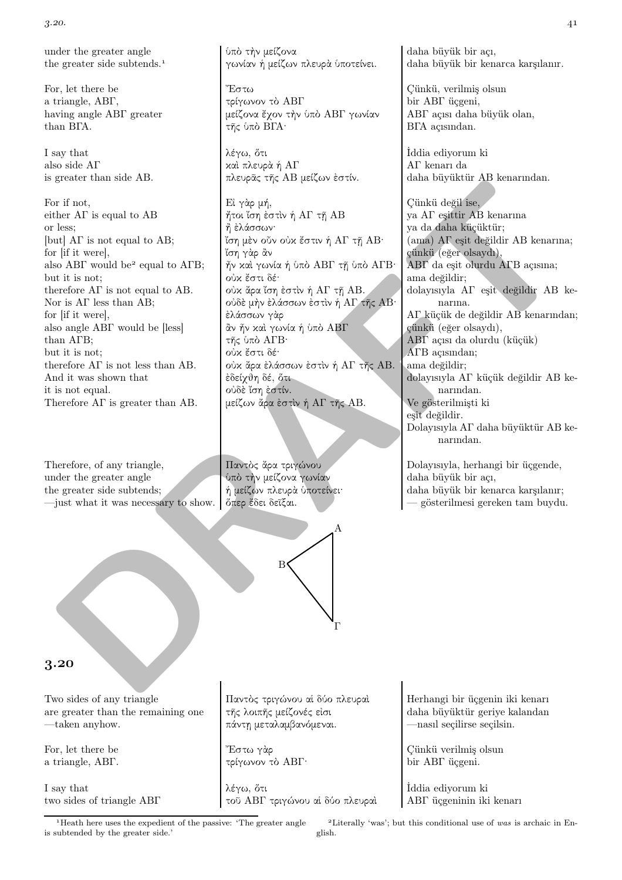| | | |
|---|---|---|
| under the greater angle<br>the greater side subtends.[1] | ὑπὸ τὴν μείζονα<br>γωνίαν ἡ μείζων πλευρὰ ὑποτείνει. | daha büyük bir açı,<br>daha büyük bir kenarca karşılanır. |
| For, let there be<br>a triangle, ΑΒΓ,<br>having angle ΑΒΓ greater<br>than ΒΓΑ. | Ἔστω<br>τρίγωνον τὸ ΑΒΓ<br>μείζονα ἔχον τὴν ὑπὸ ΑΒΓ γωνίαν<br>τῆς ὑπὸ ΒΓΑ· | Çünkü, verilmiş olsun<br>bir ΑΒΓ üçgeni,<br>ΑΒΓ açısı daha büyük olan,<br>ΒΓΑ açısından. |
| I say that<br>also side ΑΓ<br>is greater than side ΑΒ. | λέγω, ὅτι<br>καὶ πλευρὰ ἡ ΑΓ<br>πλευρᾶς τῆς ΑΒ μείζων ἐστίν. | İddia ediyorum ki<br>ΑΓ kenarı da<br>daha büyüktür ΑΒ kenarından. |
| For if not,<br>either ΑΓ is equal to ΑΒ<br>or less;<br>[but] ΑΓ is not equal to ΑΒ;<br>for [if it were],<br>also ΑΒΓ would be[2] equal to ΑΓΒ;<br>but it is not;<br>therefore ΑΓ is not equal to ΑΒ.<br>Nor is ΑΓ less than ΑΒ;<br>for [if it were],<br>also angle ΑΒΓ would be [less]<br>than ΑΓΒ;<br>but it is not;<br>therefore ΑΓ is not less than ΑΒ.<br>And it was shown that<br>it is not equal.<br>Therefore ΑΓ is greater than ΑΒ. | Εἰ γὰρ μή,<br>ἤτοι ἴση ἐστὶν ἡ ΑΓ τῇ ΑΒ<br>ἢ ἐλάσσων·<br>ἴση μὲν οὖν οὐκ ἔστιν ἡ ΑΓ τῇ ΑΒ·<br>ἴση γὰρ ἂν<br>ἦν καὶ γωνία ἡ ὑπὸ ΑΒΓ τῇ ὑπὸ ΑΓΒ·<br>οὐκ ἔστι δέ·<br>οὐκ ἄρα ἴση ἐστὶν ἡ ΑΓ τῇ ΑΒ.<br>οὐδὲ μὴν ἐλάσσων ἐστὶν ἡ ΑΓ τῆς ΑΒ·<br>ἐλάσσων γὰρ<br>ἂν ἦν καὶ γωνία ἡ ὑπὸ ΑΒΓ<br>τῆς ὑπὸ ΑΓΒ·<br>οὐκ ἔστι δέ·<br>οὐκ ἄρα ἐλάσσων ἐστὶν ἡ ΑΓ τῆς ΑΒ.<br>ἐδείχθη δέ, ὅτι<br>οὐδὲ ἴση ἐστίν.<br>μείζων ἄρα ἐστὶν ἡ ΑΓ τῆς ΑΒ. | Çünkü değil ise,<br>ya ΑΓ eşittir ΑΒ kenarına<br>ya da daha küçüktür;<br>(ama) ΑΓ eşit değildir ΑΒ kenarına;<br>çünkü (eğer olsaydı),<br>ΑΒΓ da eşit olurdu ΑΓΒ açısına;<br>ama değildir;<br>dolayısıyla ΑΓ eşit değildir ΑΒ kenarına.<br>ΑΓ küçük de değildir ΑΒ kenarından;<br>çünkü (eğer olsaydı),<br>ΑΒΓ açısı da olurdu (küçük)<br>ΑΓΒ açısından;<br>ama değildir;<br>dolayısıyla ΑΓ küçük değildir ΑΒ kenarından.<br>Ve gösterilmişti ki<br>eşit değildir.<br>Dolayısıyla ΑΓ daha büyüktür ΑΒ kenarından. |
| Therefore, of any triangle,<br>under the greater angle<br>the greater side subtends;<br>—just what it was necessary to show. | Παντὸς ἄρα τριγώνου<br>ὑπὸ τὴν μείζονα γωνίαν<br>ἡ μείζων πλευρὰ ὑποτείνει·<br>ὅπερ ἔδει δεῖξαι. | Dolayısıyla, herhangi bir üçgende,<br>daha büyük bir açı,<br>daha büyük bir kenarca karşılanır;<br>— gösterilmesi gereken tam buydu. |

## 3.20

| | | |
|---|---|---|
| Two sides of any triangle<br>are greater than the remaining one<br>—taken anyhow. | Παντὸς τριγώνου αἱ δύο πλευραὶ<br>τῆς λοιπῆς μείζονές εἰσι<br>πάντῃ μεταλαμβανόμεναι. | Herhangi bir üçgenin iki kenarı<br>daha büyüktür geriye kalandan<br>—nasıl seçilirse seçilsin. |
| For, let there be<br>a triangle, ΑΒΓ. | Ἔστω γὰρ<br>τρίγωνον τὸ ΑΒΓ· | Çünkü verilmiş olsun<br>bir ΑΒΓ üçgeni. |
| I say that<br>two sides of triangle ΑΒΓ | λέγω, ὅτι<br>τοῦ ΑΒΓ τριγώνου αἱ δύο πλευραὶ | İddia ediyorum ki<br>ΑΒΓ üçgeninin iki kenarı |

[1] Heath here uses the expedient of the passive: 'The greater angle is subtended by the greater side.'

[2] Literally 'was'; but this conditional use of *was* is archaic in English.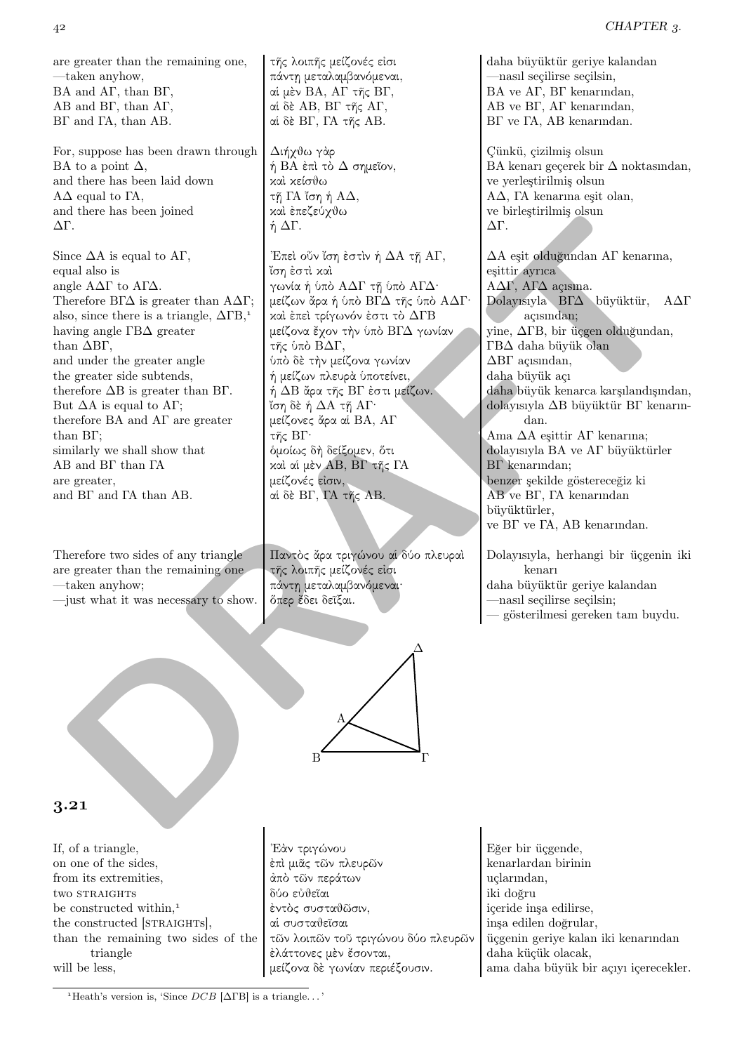| English | Greek | Turkish |
|---|---|---|
| are greater than the remaining one, | τῆς λοιπῆς μείζονές εἰσι | daha büyüktür geriye kalandan |
| —taken anyhow, | πάντῃ μεταλαμβανόμεναι, | —nasıl seçilirse seçilsin, |
| BA and AΓ, than BΓ, | αἱ μὲν BA, AΓ τῆς BΓ, | BA ve AΓ, BΓ kenarından, |
| AB and BΓ, than AΓ, | αἱ δὲ AB, BΓ τῆς AΓ, | AB ve BΓ, AΓ kenarından, |
| BΓ and ΓA, than AB. | αἱ δὲ BΓ, ΓA τῆς AB. | BΓ ve ΓA, AB kenarından. |

| English | Greek | Turkish |
|---|---|---|
| For, suppose has been drawn through | Διήχθω γὰρ | Çünkü, çizilmiş olsun |
| BA to a point Δ, | ἡ BA ἐπὶ τὸ Δ σημεῖον, | BA kenarı geçerek bir Δ noktasından, |
| and there has been laid down | καὶ κείσθω | ve yerleştirilmiş olsun |
| AΔ equal to ΓA, | τῇ ΓA ἴση ἡ AΔ, | AΔ, ΓA kenarına eşit olan, |
| and there has been joined | καὶ ἐπεζεύχθω | ve birleştirilmiş olsun |
| ΔΓ. | ἡ ΔΓ. | ΔΓ. |

| English | Greek | Turkish |
|---|---|---|
| Since ΔA is equal to AΓ, | Ἐπεὶ οὖν ἴση ἐστὶν ἡ ΔA τῇ AΓ, | ΔA eşit olduğundan AΓ kenarına, |
| equal also is | ἴση ἐστὶ καὶ | eşittir ayrıca |
| angle AΔΓ to AΓΔ. | γωνία ἡ ὑπὸ AΔΓ τῇ ὑπὸ AΓΔ· | AΔΓ, AΓΔ açısına. |
| Therefore BΓΔ is greater than AΔΓ; | μείζων ἄρα ἡ ὑπὸ BΓΔ τῆς ὑπὸ AΔΓ· | Dolayısıyla BΓΔ büyüktür, AΔΓ açısından; |
| also, since there is a triangle, ΔΓB,[1] | καὶ ἐπεὶ τρίγωνόν ἐστι τὸ ΔΓB | yine, ΔΓB, bir üçgen olduğundan, |
| having angle ΓBΔ greater | μείζονα ἔχον τὴν ὑπὸ BΓΔ γωνίαν | ΓBΔ daha büyük olan |
| than ΔBΓ, | τῆς ὑπὸ BΔΓ, | ΔBΓ açısından, |
| and under the greater angle | ὑπὸ δὲ τὴν μείζονα γωνίαν | daha büyük açı |
| the greater side subtends, | ἡ μείζων πλευρὰ ὑποτείνει, | daha büyük kenarca karşılandışından, |
| therefore ΔB is greater than BΓ. | ἡ ΔB ἄρα τῆς BΓ ἐστι μείζων. | dolayısıyla ΔB büyüktür BΓ kenarından. |
| But ΔA is equal to AΓ; | ἴση δὲ ἡ ΔA τῇ AΓ· | Ama ΔA eşittir AΓ kenarına; |
| therefore BA and AΓ are greater | μείζονες ἄρα αἱ BA, AΓ | dolayısıyla BA ve AΓ büyüktürler |
| than BΓ; | τῆς BΓ· | BΓ kenarından; |
| similarly we shall show that | ὁμοίως δὴ δείξομεν, ὅτι | benzer şekilde göstereceğiz ki |
| AB and BΓ than ΓA | καὶ αἱ μὲν AB, BΓ τῆς ΓA | AB ve BΓ, ΓA kenarından |
| are greater, | μείζονές εἰσιν, | büyüktürler, |
| and BΓ and ΓA than AB. | αἱ δὲ BΓ, ΓA τῆς AB. | ve BΓ ve ΓA, AB kenarından. |

| English | Greek | Turkish |
|---|---|---|
| Therefore two sides of any triangle | Παντὸς ἄρα τριγώνου αἱ δύο πλευραὶ | Dolayısıyla, herhangi bir üçgenin iki kenarı |
| are greater than the remaining one | τῆς λοιπῆς μείζονές εἰσι | daha büyüktür geriye kalandan |
| —taken anyhow; | πάντῃ μεταλαμβανόμεναι· | —nasıl seçilirse seçilsin; |
| —just what it was necessary to show. | ὅπερ ἔδει δεῖξαι. | — gösterilmesi gereken tam buydu. |

## 3.21

| English | Greek | Turkish |
|---|---|---|
| If, of a triangle, | Ἐὰν τριγώνου | Eğer bir üçgende, |
| on one of the sides, | ἐπὶ μιᾶς τῶν πλευρῶν | kenarlardan birinin |
| from its extremities, | ἀπὸ τῶν περάτων | uçlarından, |
| two STRAIGHTS | δύο εὐθεῖαι | iki doğru |
| be constructed within,[1] | ἐντὸς συσταθῶσιν, | içeride inşa edilirse, |
| the constructed [STRAIGHTS], | αἱ συσταθεῖσαι | inşa edilen doğrular, |
| than the remaining two sides of the triangle | τῶν λοιπῶν τοῦ τριγώνου δύο πλευρῶν | üçgenin geriye kalan iki kenarından |
| will be less, | ἐλάττονες μὲν ἔσονται, | daha küçük olacak, |
| | μείζονα δὲ γωνίαν περιέξουσιν. | ama daha büyük bir açıyı içerecekler. |

[1] Heath's version is, 'Since $DCB$ [ΔΓB] is a triangle. . . '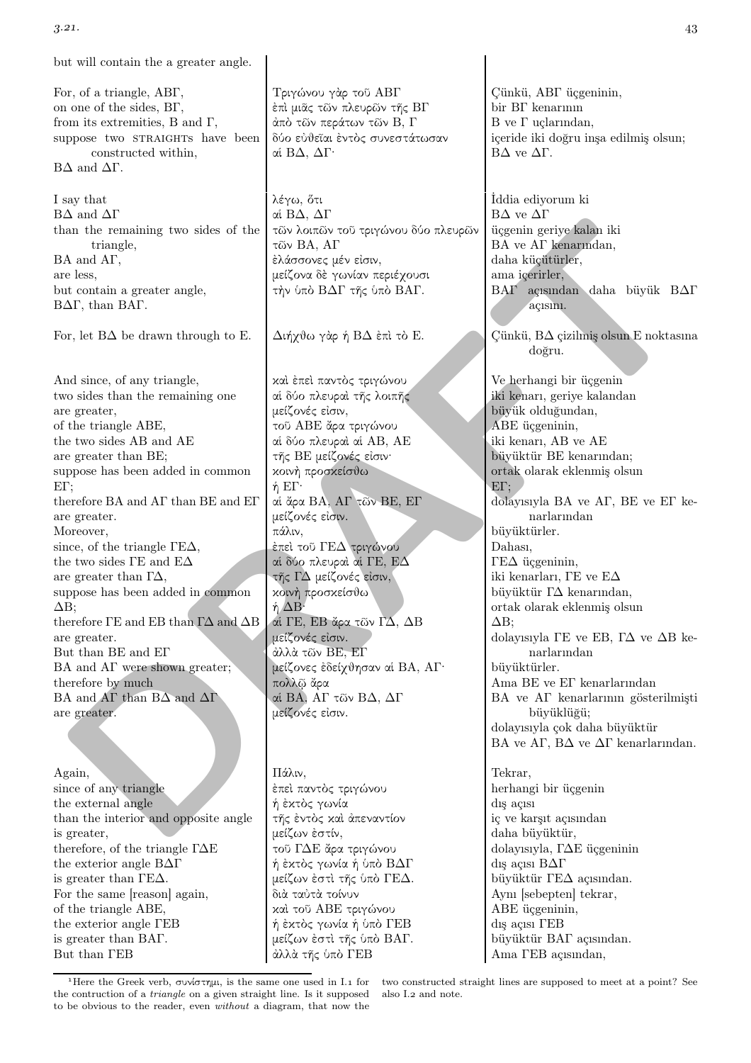but will contain the a greater angle.

| | | |
|---|---|---|
| For, of a triangle, ΑΒΓ, on one of the sides, ΒΓ, from its extremities, Β and Γ, suppose two STRAIGHTS have been constructed within, ΒΔ and ΔΓ. | Τριγώνου γὰρ τοῦ ΑΒΓ ἐπὶ μιᾶς τῶν πλευρῶν τῆς ΒΓ ἀπὸ τῶν περάτων τῶν Β, Γ δύο εὐθεῖαι ἐντὸς συνεστάτωσαν αἱ ΒΔ, ΔΓ· | Çünkü, ΑΒΓ üçgeninin, bir ΒΓ kenarının Β ve Γ uçlarından, içeride iki doğru inşa edilmiş olsun; ΒΔ ve ΔΓ. |
| I say that ΒΔ and ΔΓ than the remaining two sides of the triangle, ΒΑ and ΑΓ, are less, but contain a greater angle, ΒΔΓ, than ΒΑΓ. | λέγω, ὅτι αἱ ΒΔ, ΔΓ τῶν λοιπῶν τοῦ τριγώνου δύο πλευρῶν τῶν ΒΑ, ΑΓ ἐλάσσονες μέν εἰσιν, μείζονα δὲ γωνίαν περιέχουσι τὴν ὑπὸ ΒΔΓ τῆς ὑπὸ ΒΑΓ. | İddia ediyorum ki ΒΔ ve ΔΓ üçgenin geriye kalan iki ΒΑ ve ΑΓ kenarından, daha küçüktürler, ama içerirler, ΒΑΓ açısından daha büyük ΒΔΓ açısını. |
| For, let ΒΔ be drawn through to Ε. | Διήχθω γὰρ ἡ ΒΔ ἐπὶ τὸ Ε. | Çünkü, ΒΔ çizilmiş olsun Ε noktasına doğru. |
| And since, of any triangle, two sides than the remaining one are greater, of the triangle ΑΒΕ, the two sides ΑΒ and ΑΕ are greater than ΒΕ; suppose has been added in common ΕΓ; therefore ΒΑ and ΑΓ than ΒΕ and ΕΓ are greater. Moreover, since, of the triangle ΓΕΔ, the two sides ΓΕ and ΕΔ are greater than ΓΔ, suppose has been added in common ΔΒ; therefore ΓΕ and ΕΒ than ΓΔ and ΔΒ are greater. But than ΒΕ and ΕΓ ΒΑ and ΑΓ were shown greater; therefore by much ΒΑ and ΑΓ than ΒΔ and ΔΓ are greater. | καὶ ἐπεὶ παντὸς τριγώνου αἱ δύο πλευραὶ τῆς λοιπῆς μείζονές εἰσιν, τοῦ ΑΒΕ ἄρα τριγώνου αἱ δύο πλευραὶ αἱ ΑΒ, ΑΕ τῆς ΒΕ μείζονές εἰσιν· κοινὴ προσκείσθω ἡ ΕΓ· αἱ ἄρα ΒΑ, ΑΓ τῶν ΒΕ, ΕΓ μείζονές εἰσιν. πάλιν, ἐπεὶ τοῦ ΓΕΔ τριγώνου αἱ δύο πλευραὶ αἱ ΓΕ, ΕΔ τῆς ΓΔ μείζονές εἰσιν, κοινὴ προσκείσθω ἡ ΔΒ· αἱ ΓΕ, ΕΒ ἄρα τῶν ΓΔ, ΔΒ μείζονές εἰσιν. ἀλλὰ τῶν ΒΕ, ΕΓ μείζονες ἐδείχθησαν αἱ ΒΑ, ΑΓ· πολλῷ ἄρα αἱ ΒΑ, ΑΓ τῶν ΒΔ, ΔΓ μείζονές εἰσιν. | Ve herhangi bir üçgenin iki kenarı, geriye kalandan büyük olduğundan, ΑΒΕ üçgeninin, iki kenarı, ΑΒ ve ΑΕ büyüktür ΒΕ kenarından; ortak olarak eklenmiş olsun ΕΓ; dolayısıyla ΒΑ ve ΑΓ, ΒΕ ve ΕΓ kenarlarından büyüktürler. Dahası, ΓΕΔ üçgeninin, iki kenarları, ΓΕ ve ΕΔ büyüktür ΓΔ kenarından, ortak olarak eklenmiş olsun ΔΒ; dolayısıyla ΓΕ ve ΕΒ, ΓΔ ve ΔΒ kenarlarından büyüktürler. Ama ΒΕ ve ΕΓ kenarlarından ΒΑ ve ΑΓ kenarlarının gösterilmişti büyüklüğü; dolayısıyla çok daha büyüktür ΒΑ ve ΑΓ, ΒΔ ve ΔΓ kenarlarından. |
| Again, since of any triangle the external angle than the interior and opposite angle is greater, therefore, of the triangle ΓΔΕ the exterior angle ΒΔΓ is greater than ΓΕΔ. For the same [reason] again, of the triangle ΑΒΕ, the exterior angle ΓΕΒ is greater than ΒΑΓ. But than ΓΕΒ | Πάλιν, ἐπεὶ παντὸς τριγώνου ἡ ἐκτὸς γωνία τῆς ἐντὸς καὶ ἀπεναντίον μείζων ἐστίν, τοῦ ΓΔΕ ἄρα τριγώνου ἡ ἐκτὸς γωνία ἡ ὑπὸ ΒΔΓ μείζων ἐστὶ τῆς ὑπὸ ΓΕΔ. διὰ ταὐτὰ τοίνυν καὶ τοῦ ΑΒΕ τριγώνου ἡ ἐκτὸς γωνία ἡ ὑπὸ ΓΕΒ μείζων ἐστὶ τῆς ὑπὸ ΒΑΓ. ἀλλὰ τῆς ὑπὸ ΓΕΒ | Tekrar, herhangi bir üçgenin dış açısı iç ve karşıt açısından daha büyüktür, dolayısıyla, ΓΔΕ üçgeninin dış açısı ΒΔΓ büyüktür ΓΕΔ açısından. Aynı [sebepten] tekrar, ΑΒΕ üçgeninin, dış açısı ΓΕΒ büyüktür ΒΑΓ açısından. Ama ΓΕΒ açısından, |

[1] Here the Greek verb, συνίστημι, is the same one used in I.1 for the contruction of a *triangle* on a given straight line. Is it supposed to be obvious to the reader, even *without* a diagram, that now the two constructed straight lines are supposed to meet at a point? See also I.2 and note.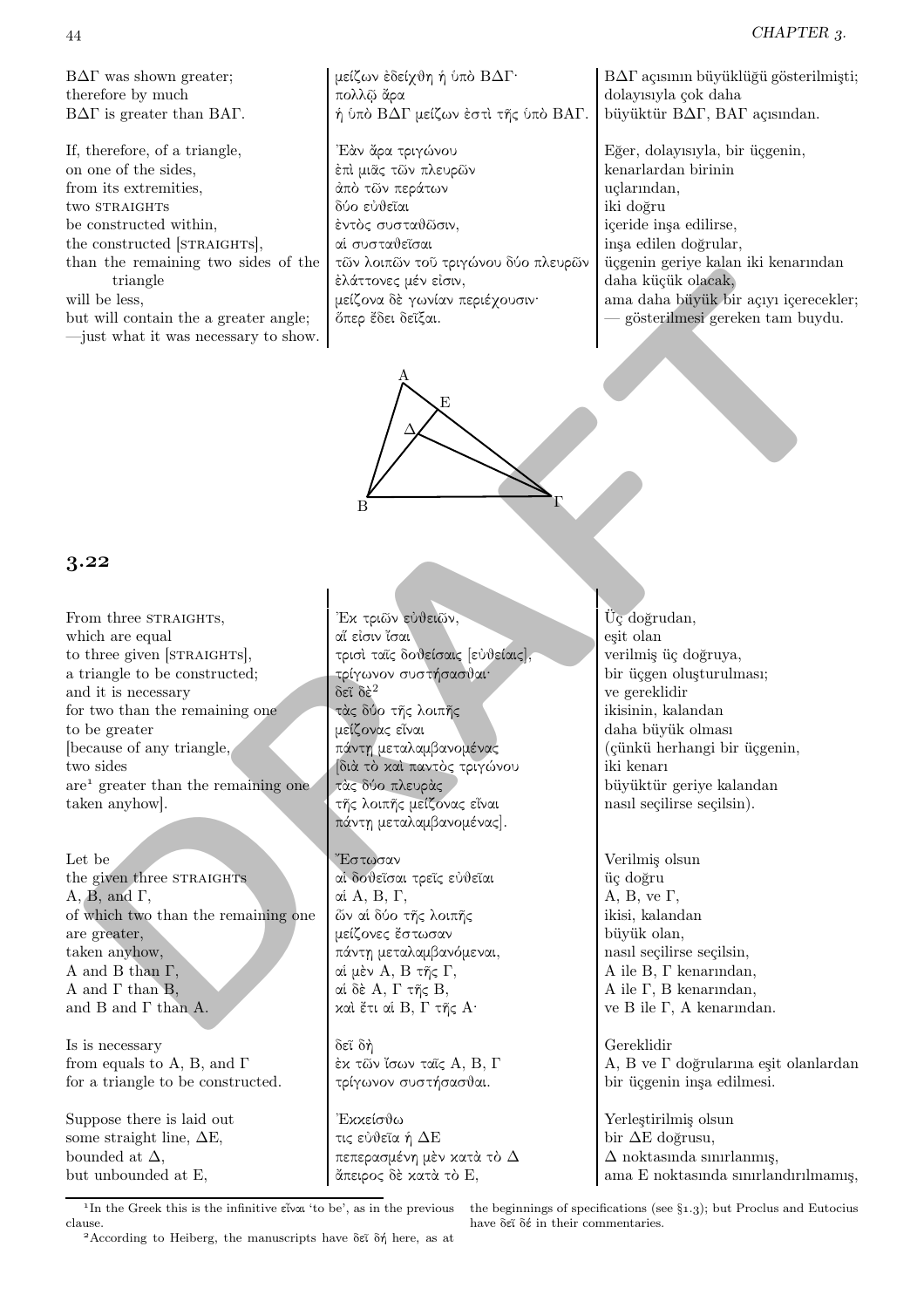| | | |
|---|---|---|
| BΔΓ was shown greater; | μείζων ἐδείχθη ἡ ὑπὸ BΔΓ· | BΔΓ açısının büyüklüğü gösterilmişti; |
| therefore by much | πολλῷ ἄρα | dolayısıyla çok daha |
| BΔΓ is greater than BAΓ. | ἡ ὑπὸ BΔΓ μείζων ἐστὶ τῆς ὑπὸ BAΓ. | büyüktür BΔΓ, BAΓ açısından. |
| If, therefore, of a triangle, | Ἐὰν ἄρα τριγώνου | Eğer, dolayısıyla, bir üçgenin, |
| on one of the sides, | ἐπὶ μιᾶς τῶν πλευρῶν | kenarlardan birinin |
| from its extremities, | ἀπὸ τῶν περάτων | uçlarından, |
| two STRAIGHTS | δύο εὐθεῖαι | iki doğru |
| be constructed within, | ἐντὸς συσταθῶσιν, | içeride inşa edilirse, |
| the constructed [STRAIGHTS], | αἱ συσταθεῖσαι | inşa edilen doğrular, |
| than the remaining two sides of the triangle | τῶν λοιπῶν τοῦ τριγώνου δύο πλευρῶν ἐλάττονες μέν εἰσιν, | üçgenin geriye kalan iki kenarından daha küçük olacak, |
| will be less, | μείζονα δὲ γωνίαν περιέχουσιν· | ama daha büyük bir açıyı içerecekler; |
| but will contain the a greater angle; —just what it was necessary to show. | ὅπερ ἔδει δεῖξαι. | — gösterilmesi gereken tam buydu. |

## 3.22

| | | |
|---|---|---|
| From three STRAIGHTS, | Ἐκ τριῶν εὐθειῶν, | Üç doğrudan, |
| which are equal | αἵ εἰσιν ἴσαι | eşit olan |
| to three given [STRAIGHTS], | τρισὶ ταῖς δοθείσαις [εὐθείαις], | verilmiş üç doğruya, |
| a triangle to be constructed; | τρίγωνον συστήσασθαι· | bir üçgen oluşturulması; |
| and it is necessary | δεῖ δὲ[2] | ve gereklidir |
| for two than the remaining one | τὰς δύο τῆς λοιπῆς | ikisinin, kalandan |
| to be greater | μείζονας εἶναι | daha büyük olması |
| [because of any triangle, | πάντῃ μεταλαμβανομένας | (çünkü herhangi bir üçgenin, |
| two sides | [διὰ τὸ καὶ παντὸς τριγώνου | iki kenarı |
| are[1] greater than the remaining one | τὰς δύο πλευρὰς | büyüktür geriye kalandan |
| taken anyhow]. | τῆς λοιπῆς μείζονας εἶναι πάντῃ μεταλαμβανομένας]. | nasıl seçilirse seçilsin). |
| Let be | Ἔστωσαν | Verilmiş olsun |
| the given three STRAIGHTS | αἱ δοθεῖσαι τρεῖς εὐθεῖαι | üç doğru |
| A, B, and Γ, | αἱ A, B, Γ, | A, B, ve Γ, |
| of which two than the remaining one | ὧν αἱ δύο τῆς λοιπῆς | ikisi, kalandan |
| are greater, | μείζονες ἔστωσαν | büyük olan, |
| taken anyhow, | πάντῃ μεταλαμβανόμεναι, | nasıl seçilirse seçilsin, |
| A and B than Γ, | αἱ μὲν A, B τῆς Γ, | A ile B, Γ kenarından, |
| A and Γ than B, | αἱ δὲ A, Γ τῆς B, | A ile Γ, B kenarından, |
| and B and Γ than A. | καὶ ἔτι αἱ B, Γ τῆς A· | ve B ile Γ, A kenarından. |
| Is is necessary | δεῖ δὴ | Gereklidir |
| from equals to A, B, and Γ | ἐκ τῶν ἴσων ταῖς A, B, Γ | A, B ve Γ doğrularına eşit olanlardan |
| for a triangle to be constructed. | τρίγωνον συστήσασθαι. | bir üçgenin inşa edilmesi. |
| Suppose there is laid out | Ἐκκείσθω | Yerleştirilmiş olsun |
| some straight line, ΔE, | τις εὐθεῖα ἡ ΔE | bir ΔE doğrusu, |
| bounded at Δ, | πεπερασμένη μὲν κατὰ τὸ Δ | Δ noktasında sınırlanmış, |
| but unbounded at E, | ἄπειρος δὲ κατὰ τὸ E, | ama E noktasında sınırlandırılmamış, |

[1] In the Greek this is the infinitive εἶναι 'to be', as in the previous clause.

[2] According to Heiberg, the manuscripts have δεῖ δή here, as at the beginnings of specifications (see §1.3); but Proclus and Eutocius have δεῖ δέ in their commentaries.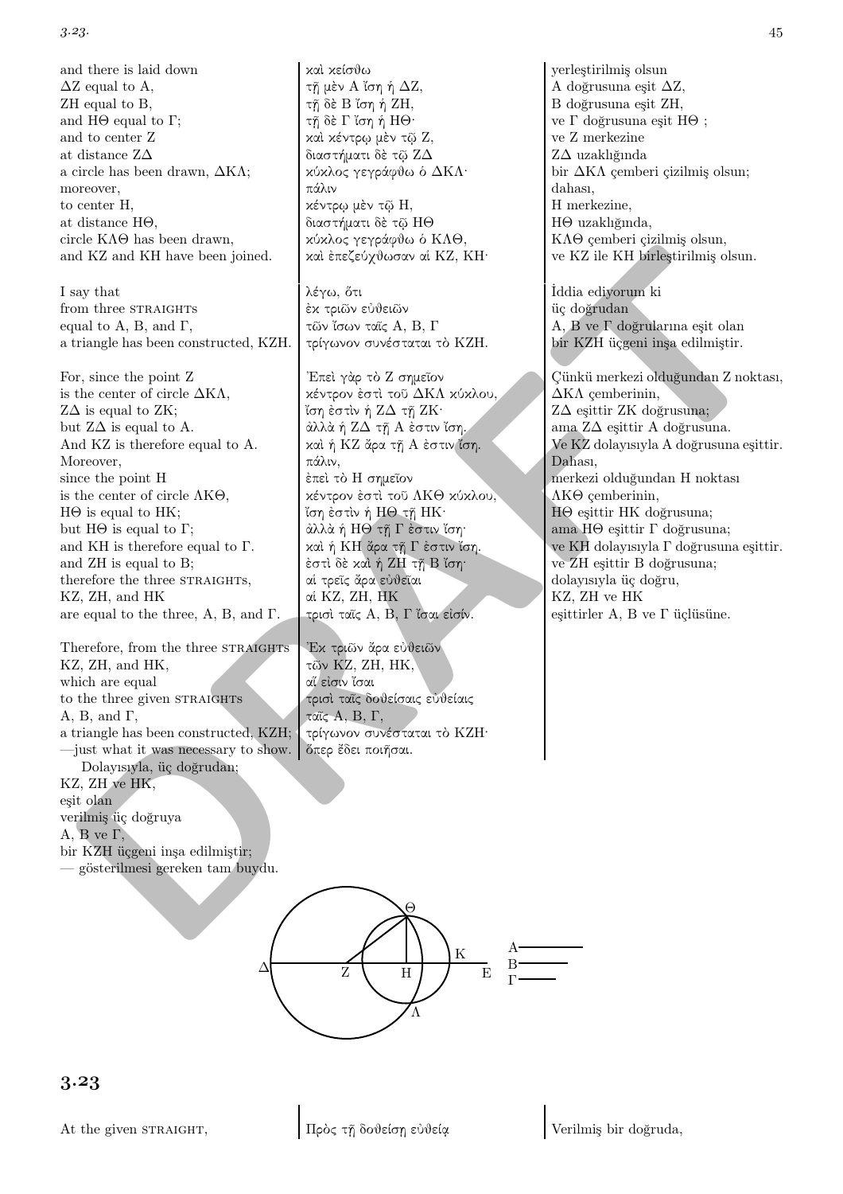| | | |
|---|---|---|
| and there is laid down | καὶ κείσθω | yerleştirilmiş olsun |
| ΔΖ equal to Α, | τῇ μὲν Α ἴση ἡ ΔΖ, | Α doğrusuna eşit ΔΖ, |
| ΖΗ equal to Β, | τῇ δὲ Β ἴση ἡ ΖΗ, | Β doğrusuna eşit ΖΗ, |
| and ΗΘ equal to Γ; | τῇ δὲ Γ ἴση ἡ ΗΘ· | ve Γ doğrusuna eşit ΗΘ ; |
| and to center Ζ | καὶ κέντρῳ μὲν τῷ Ζ, | ve Ζ merkezine |
| at distance ΖΔ | διαστήματι δὲ τῷ ΖΔ | ΖΔ uzaklığında |
| a circle has been drawn, ΔΚΛ; | κύκλος γεγράφθω ὁ ΔΚΛ· | bir ΔΚΛ çemberi çizilmiş olsun; |
| moreover, | πάλιν | dahası, |
| to center Η, | κέντρῳ μὲν τῷ Η, | Η merkezine, |
| at distance ΗΘ, | διαστήματι δὲ τῷ ΗΘ | ΗΘ uzaklığında, |
| circle ΚΛΘ has been drawn, | κύκλος γεγράφθω ὁ ΚΛΘ, | ΚΛΘ çemberi çizilmiş olsun, |
| and ΚΖ and ΚΗ have been joined. | καὶ ἐπεζεύχθωσαν αἱ ΚΖ, ΚΗ· | ve ΚΖ ile ΚΗ birleştirilmiş olsun. |
| I say that | λέγω, ὅτι | İddia ediyorum ki |
| from three STRAIGHTS | ἐκ τριῶν εὐθειῶν | üç doğrudan |
| equal to Α, Β, and Γ, | τῶν ἴσων ταῖς Α, Β, Γ | Α, Β ve Γ doğrularına eşit olan |
| a triangle has been constructed, ΚΖΗ. | τρίγωνον συνέσταται τὸ ΚΖΗ. | bir ΚΖΗ üçgeni inşa edilmiştir. |
| For, since the point Ζ | Ἐπεὶ γὰρ τὸ Ζ σημεῖον | Çünkü merkezi olduğundan Ζ noktası, |
| is the center of circle ΔΚΛ, | κέντρον ἐστὶ τοῦ ΔΚΛ κύκλου, | ΔΚΛ çemberinin, |
| ΖΔ is equal to ΖΚ; | ἴση ἐστὶν ἡ ΖΔ τῇ ΖΚ· | ΖΔ eşittir ΖΚ doğrusuna; |
| but ΖΔ is equal to Α. | ἀλλὰ ἡ ΖΔ τῇ Α ἐστιν ἴση. | ama ΖΔ eşittir Α doğrusuna. |
| And ΚΖ is therefore equal to Α. | καὶ ἡ ΚΖ ἄρα τῇ Α ἐστιν ἴση. | Ve ΚΖ dolayısıyla Α doğrusuna eşittir. |
| Moreover, | πάλιν, | Dahası, |
| since the point Η | ἐπεὶ τὸ Η σημεῖον | merkezi olduğundan Η noktası |
| is the center of circle ΛΚΘ, | κέντρον ἐστὶ τοῦ ΛΚΘ κύκλου, | ΛΚΘ çemberinin, |
| ΗΘ is equal to ΗΚ; | ἴση ἐστὶν ἡ ΗΘ τῇ ΗΚ· | ΗΘ eşittir ΗΚ doğrusuna; |
| but ΗΘ is equal to Γ; | ἀλλὰ ἡ ΗΘ τῇ Γ ἐστιν ἴση· | ama ΗΘ eşittir Γ doğrusuna; |
| and ΚΗ is therefore equal to Γ. | καὶ ἡ ΚΗ ἄρα τῇ Γ ἐστιν ἴση. | ve ΚΗ dolayısıyla Γ doğrusuna eşittir. |
| and ΖΗ is equal to Β; | ἐστὶ δὲ καὶ ἡ ΖΗ τῇ Β ἴση· | ve ΖΗ eşittir Β doğrusuna; |
| therefore the three STRAIGHTs, | αἱ τρεῖς ἄρα εὐθεῖαι | dolayısıyla üç doğru, |
| ΚΖ, ΖΗ, and ΗΚ | αἱ ΚΖ, ΖΗ, ΗΚ | ΚΖ, ΖΗ ve ΗΚ |
| are equal to the three, Α, Β, and Γ. | τρισὶ ταῖς Α, Β, Γ ἴσαι εἰσίν. | eşittirler Α, Β ve Γ üçlüsüne. |
| Therefore, from the three STRAIGHTS | Ἐκ τριῶν ἄρα εὐθειῶν | |
| ΚΖ, ΖΗ, and ΗΚ, | τῶν ΚΖ, ΖΗ, ΗΚ, | |
| which are equal | αἵ εἰσιν ἴσαι | |
| to the three given STRAIGHTS | τρισὶ ταῖς δοθείσαις εὐθείαις | |
| Α, Β, and Γ, | ταῖς Α, Β, Γ, | |
| a triangle has been constructed, ΚΖΗ; | τρίγωνον συνέσταται τὸ ΚΖΗ· | |
| —just what it was necessary to show. | ὅπερ ἔδει ποιῆσαι. | |

Dolayısıyla, üç doğrudan;
ΚΖ, ΖΗ ve ΗΚ,
eşit olan
verilmiş üç doğruya
Α, Β ve Γ,
bir ΚΖΗ üçgeni inşa edilmiştir;
— gösterilmesi gereken tam buydu.

## 3.23

| | | |
|---|---|---|
| At the given STRAIGHT, | Πρὸς τῇ δοθείσῃ εὐθείᾳ | Verilmiş bir doğruda, |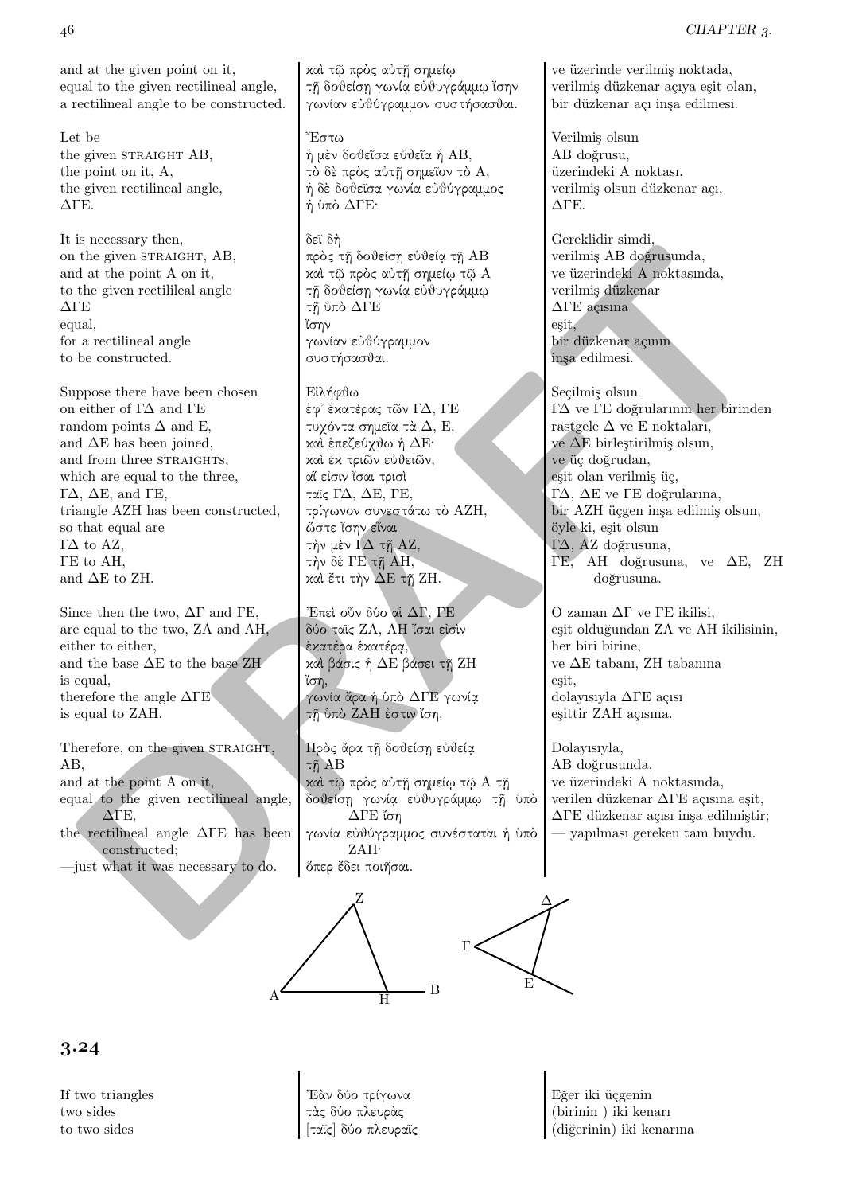| | | |
|---|---|---|
| and at the given point on it,<br>equal to the given rectilineal angle,<br>a rectilineal angle to be constructed. | καὶ τῷ πρὸς αὐτῇ σημείῳ<br>τῇ δοθείσῃ γωνίᾳ εὐθυγράμμῳ ἴσην<br>γωνίαν εὐθύγραμμον συστήσασθαι. | ve üzerinde verilmiş noktada,<br>verilmiş düzkenar açıya eşit olan,<br>bir düzkenar açı inşa edilmesi. |
| Let be<br>the given STRAIGHT AB,<br>the point on it, A,<br>the given rectilineal angle,<br>ΔΓΕ. | Ἔστω<br>ἡ μὲν δοθεῖσα εὐθεῖα ἡ ΑΒ,<br>τὸ δὲ πρὸς αὐτῇ σημεῖον τὸ Α,<br>ἡ δὲ δοθεῖσα γωνία εὐθύγραμμος<br>ἡ ὑπὸ ΔΓΕ· | Verilmiş olsun<br>AB doğrusu,<br>üzerindeki A noktası,<br>verilmiş olsun düzkenar açı,<br>ΔΓΕ. |
| It is necessary then,<br>on the given STRAIGHT, AB,<br>and at the point A on it,<br>to the given rectilileal angle<br>ΔΓΕ<br>equal,<br>for a rectilineal angle<br>to be constructed. | δεῖ δὴ<br>πρὸς τῇ δοθείσῃ εὐθείᾳ τῇ ΑΒ<br>καὶ τῷ πρὸς αὐτῇ σημείῳ τῷ Α<br>τῇ δοθείσῃ γωνίᾳ εὐθυγράμμῳ<br>τῇ ὑπὸ ΔΓΕ<br>ἴσην<br>γωνίαν εὐθύγραμμον<br>συστήσασθαι. | Gereklidir simdi,<br>verilmiş AB doğrusunda,<br>ve üzerindeki A noktasında,<br>verilmiş düzkenar<br>ΔΓΕ açısına<br>eşit,<br>bir düzkenar açının<br>inşa edilmesi. |
| Suppose there have been chosen<br>on either of ΓΔ and ΓΕ<br>random points Δ and E,<br>and ΔE has been joined,<br>and from three STRAIGHTs,<br>which are equal to the three,<br>ΓΔ, ΔΕ, and ΓΕ,<br>triangle AZH has been constructed,<br>so that equal are<br>ΓΔ to AZ,<br>ΓΕ to AH,<br>and ΔE to ZH. | Εἰλήφθω<br>ἐφ᾽ ἑκατέρας τῶν ΓΔ, ΓΕ<br>τυχόντα σημεῖα τὰ Δ, Ε,<br>καὶ ἐπεζεύχθω ἡ ΔΕ·<br>καὶ ἐκ τριῶν εὐθειῶν,<br>αἵ εἰσιν ἴσαι τρισὶ<br>ταῖς ΓΔ, ΔΕ, ΓΕ,<br>τρίγωνον συνεστάτω τὸ ΑΖΗ,<br>ὥστε ἴσην εἶναι<br>τὴν μὲν ΓΔ τῇ ΑΖ,<br>τὴν δὲ ΓΕ τῇ ΑΗ,<br>καὶ ἔτι τὴν ΔΕ τῇ ΖΗ. | Seçilmiş olsun<br>ΓΔ ve ΓΕ doğrularının her birinden<br>rastgele Δ ve E noktaları,<br>ve ΔE birleştirilmiş olsun,<br>ve üç doğrudan,<br>eşit olan verilmiş üç,<br>ΓΔ, ΔΕ ve ΓΕ doğrularına,<br>bir AZH üçgen inşa edilmiş olsun,<br>öyle ki, eşit olsun<br>ΓΔ, AZ doğrusuna,<br>ΓΕ, AH doğrusuna, ve ΔE, ZH doğrusuna. |
| Since then the two, ΔΓ and ΓΕ,<br>are equal to the two, ZA and AH,<br>either to either,<br>and the base ΔE to the base ZH<br>is equal,<br>therefore the angle ΔΓΕ<br>is equal to ZAH. | Ἐπεὶ οὖν δύο αἱ ΔΓ, ΓΕ<br>δύο ταῖς ΖΑ, ΑΗ ἴσαι εἰσὶν<br>ἑκατέρα ἑκατέρᾳ,<br>καὶ βάσις ἡ ΔΕ βάσει τῇ ΖΗ<br>ἴση,<br>γωνία ἄρα ἡ ὑπὸ ΔΓΕ γωνίᾳ<br>τῇ ὑπὸ ΖΑΗ ἐστιν ἴση. | O zaman ΔΓ ve ΓΕ ikilisi,<br>eşit olduğundan ZA ve AH ikilisinin,<br>her biri birine,<br>ve ΔE tabanı, ZH tabanına<br>eşit,<br>dolayısıyla ΔΓΕ açısı<br>eşittir ZAH açısına. |
| Therefore, on the given STRAIGHT, AB,<br>and at the point A on it,<br>equal to the given rectilineal angle, ΔΓΕ,<br>the rectilineal angle ΔΓΕ has been constructed;<br>—just what it was necessary to do. | Πρὸς ἄρα τῇ δοθείσῃ εὐθείᾳ<br>τῇ ΑΒ<br>καὶ τῷ πρὸς αὐτῇ σημείῳ τῷ Α τῇ<br>δοθείσῃ γωνίᾳ εὐθυγράμμῳ τῇ ὑπὸ ΔΓΕ ἴσῃ<br>γωνία εὐθύγραμμος συνέσταται ἡ ὑπὸ ΖΑΗ·<br>ὅπερ ἔδει ποιῆσαι. | Dolayısıyla,<br>AB doğrusunda,<br>ve üzerindeki A noktasında,<br>verilen düzkenar ΔΓΕ açısına eşit,<br>ΔΓΕ düzkenar açısı inşa edilmiştir;<br>— yapılması gereken tam buydu. |

## 3.24

| | | |
|---|---|---|
| If two triangles<br>two sides<br>to two sides | Ἐὰν δύο τρίγωνα<br>τὰς δύο πλευρὰς<br>[ταῖς] δύο πλευραῖς | Eğer iki üçgenin<br>(birinin ) iki kenarı<br>(diğerinin) iki kenarına |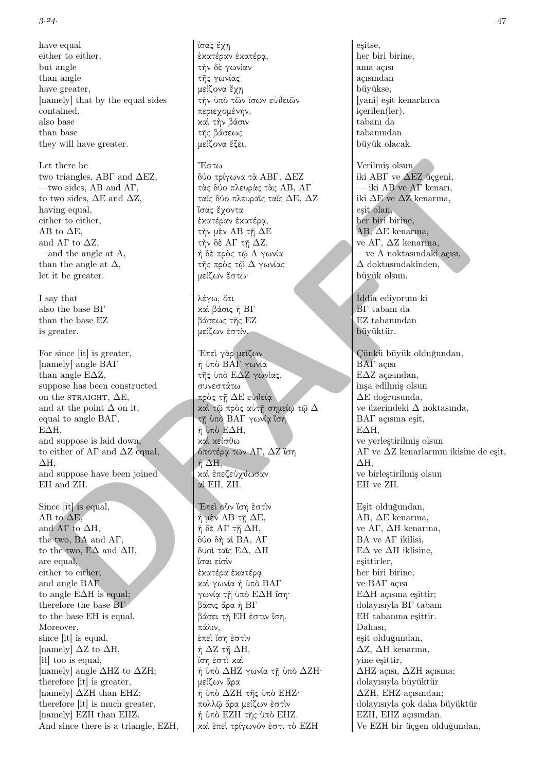| | | |
|---|---|---|
| have equal | ἴσας ἔχῃ | eşitse, |
| either to either, | ἑκατέραν ἑκατέρᾳ, | her biri birine, |
| but angle | τὴν δὲ γωνίαν | ama açısı |
| than angle | τῆς γωνίας | açısından |
| have greater, | μείζονα ἔχῃ | büyükse, |
| [namely] that by the equal sides | τὴν ὑπὸ τῶν ἴσων εὐθειῶν | [yani] eşit kenarlarca |
| contained, | περιεχομένην, | içerilen(ler), |
| also base | καὶ τὴν βάσιν | tabanı da |
| than base | τῆς βάσεως | tabanından |
| they will have greater. | μείζονα ἕξει. | büyük olacak. |
| | | |
| Let there be | Ἔστω | Verilmiş olsun |
| two triangles, ΑΒΓ and ΔΕΖ, | δύο τρίγωνα τὰ ΑΒΓ, ΔΕΖ | iki ΑΒΓ ve ΔΕΖ üçgeni, |
| —two sides, ΑΒ and ΑΓ, | τὰς δύο πλευρὰς τὰς ΑΒ, ΑΓ | — iki ΑΒ ve ΑΓ kenarı, |
| to two sides, ΔΕ and ΔΖ, | ταῖς δύο πλευραῖς ταῖς ΔΕ, ΔΖ | iki ΔΕ ve ΔΖ kenarına, |
| having equal, | ἴσας ἔχοντα | eşit olan, |
| either to either, | ἑκατέραν ἑκατέρᾳ, | her biri birine, |
| ΑΒ to ΔΕ, | τὴν μὲν ΑΒ τῇ ΔΕ | ΑΒ, ΔΕ kenarına, |
| and ΑΓ to ΔΖ, | τὴν δὲ ΑΓ τῇ ΔΖ, | ve ΑΓ, ΔΖ kenarına, |
| —and the angle at Α, | ἡ δὲ πρὸς τῷ Α γωνία | —ve Α noktasındaki açısı, |
| than the angle at Δ, | τῆς πρὸς τῷ Δ γωνίας | Δ doktasındakinden, |
| let it be greater. | μείζων ἔστω· | büyük olsun. |
| | | |
| I say that | λέγω, ὅτι | İddia ediyorum ki |
| also the base ΒΓ | καὶ βάσις ἡ ΒΓ | ΒΓ tabanı da |
| than the base ΕΖ | βάσεως τῆς ΕΖ | ΕΖ tabanından |
| is greater. | μείζων ἐστίν. | büyüktür. |
| | | |
| For since [it] is greater, | Ἐπεὶ γὰρ μείζων | Çünkü büyük olduğundan, |
| [namely] angle ΒΑΓ | ἡ ὑπὸ ΒΑΓ γωνία | ΒΑΓ açısı |
| than angle ΕΔΖ, | τῆς ὑπὸ ΕΔΖ γωνίας, | ΕΔΖ açısından, |
| suppose has been constructed | συνεστάτω | inşa edilmiş olsun |
| on the STRAIGHT, ΔΕ, | πρὸς τῇ ΔΕ εὐθείᾳ | ΔΕ doğrusunda, |
| and at the point Δ on it, | καὶ τῷ πρὸς αὐτῇ σημείῳ τῷ Δ | ve üzerindeki Δ noktasında, |
| equal to angle ΒΑΓ, | τῇ ὑπὸ ΒΑΓ γωνίᾳ ἴση | ΒΑΓ açısına eşit, |
| ΕΔΗ, | ἡ ὑπὸ ΕΔΗ, | ΕΔΗ, |
| and suppose is laid down, | καὶ κείσθω | ve yerleştirilmiş olsun |
| to either of ΑΓ and ΔΖ equal, | ὁποτέρᾳ τῶν ΑΓ, ΔΖ ἴση | ΑΓ ve ΔΖ kenarlarının ikisine de eşit, |
| ΔΗ, | ἡ ΔΗ, | ΔΗ, |
| and suppose have been joined | καὶ ἐπεζεύχθωσαν | ve birleştirilmiş olsun |
| ΕΗ and ΖΗ. | αἱ ΕΗ, ΖΗ. | ΕΗ ve ΖΗ. |
| | | |
| Since [it] is equal, | Ἐπεὶ οὖν ἴση ἐστὶν | Eşit olduğundan, |
| ΑΒ to ΔΕ, | ἡ μὲν ΑΒ τῇ ΔΕ, | ΑΒ, ΔΕ kenarına, |
| and ΑΓ to ΔΗ, | ἡ δὲ ΑΓ τῇ ΔΗ, | ve ΑΓ, ΔΗ kenarına, |
| the two, ΒΑ and ΑΓ, | δύο δὴ αἱ ΒΑ, ΑΓ | ΒΑ ve ΑΓ ikilisi, |
| to the two, ΕΔ and ΔΗ, | δυσὶ ταῖς ΕΔ, ΔΗ | ΕΔ ve ΔΗ iklisine, |
| are equal, | ἴσαι εἰσὶν | eşittirler, |
| either to either; | ἑκατέρα ἑκατέρᾳ· | her biri birine; |
| and angle ΒΑΓ | καὶ γωνία ἡ ὑπὸ ΒΑΓ | ve ΒΑΓ açısı |
| to angle ΕΔΗ is equal; | γωνίᾳ τῇ ὑπὸ ΕΔΗ ἴση· | ΕΔΗ açısına eşittir; |
| therefore the base ΒΓ | βάσις ἄρα ἡ ΒΓ | dolayısıyla ΒΓ tabanı |
| to the base ΕΗ is equal. | βάσει τῇ ΕΗ ἐστιν ἴση. | ΕΗ tabanına eşittir. |
| Moreover, | πάλιν, | Dahası, |
| since [it] is equal, | ἐπεὶ ἴση ἐστὶν | eşit olduğundan, |
| [namely] ΔΖ to ΔΗ, | ἡ ΔΖ τῇ ΔΗ, | ΔΖ, ΔΗ kenarına, |
| [it] too is equal, | ἴση ἐστὶ καὶ | yine eşittir, |
| [namely] angle ΔΗΖ to ΔΖΗ; | ἡ ὑπὸ ΔΗΖ γωνία τῇ ὑπὸ ΔΖΗ· | ΔΗΖ açısı, ΔΖΗ açısına; |
| therefore [it] is greater, | μείζων ἄρα | dolayısıyla büyüktür |
| [namely] ΔΖΗ than ΕΗΖ; | ἡ ὑπὸ ΔΖΗ τῆς ὑπὸ ΕΗΖ· | ΔΖΗ, ΕΗΖ açısından; |
| therefore [it] is much greater, | πολλῷ ἄρα μείζων ἐστὶν | dolayısıyla çok daha büyüktür |
| [namely] ΕΖΗ than ΕΗΖ. | ἡ ὑπὸ ΕΖΗ τῆς ὑπὸ ΕΗΖ. | ΕΖΗ, ΕΗΖ açısından. |
| And since there is a triangle, ΕΖΗ, | καὶ ἐπεὶ τρίγωνόν ἐστι τὸ ΕΖΗ | Ve ΕΖΗ bir üçgen olduğundan, |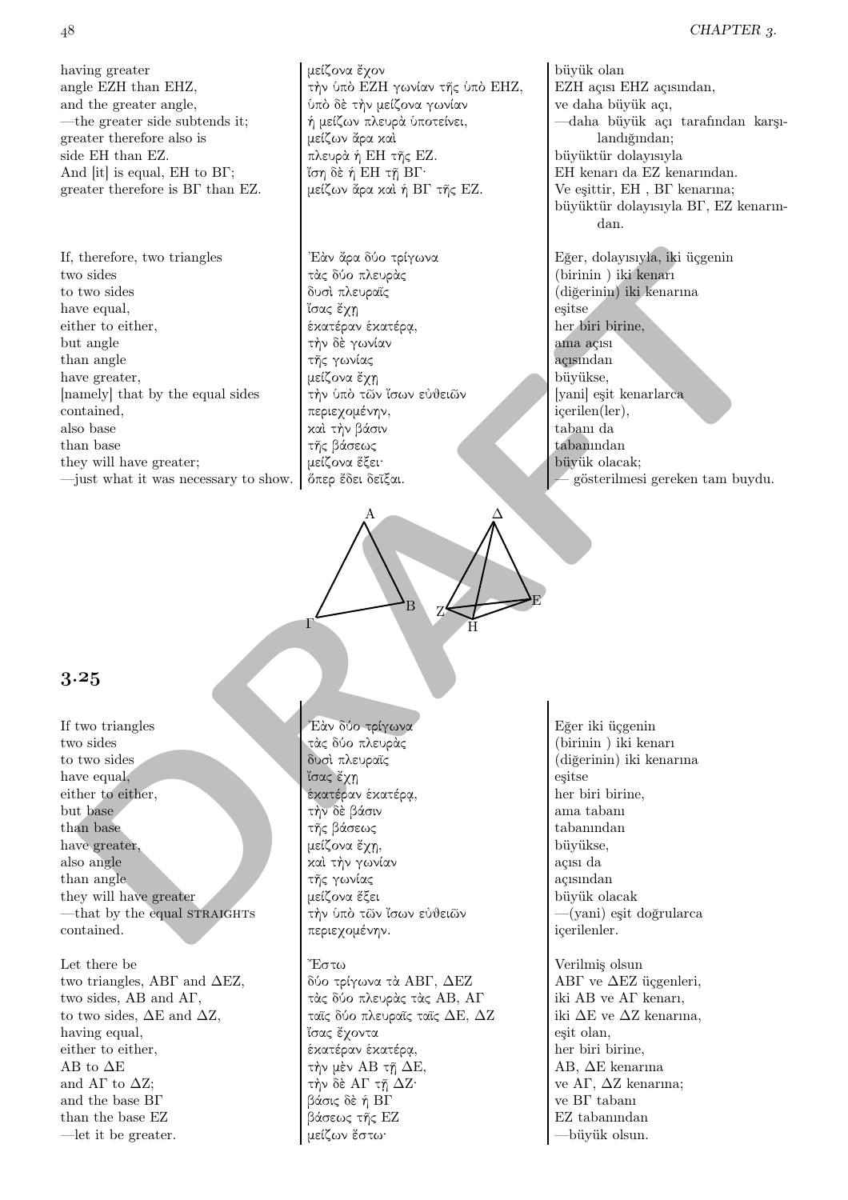| | | |
|---|---|---|
| having greater | μείζονα ἔχον | büyük olan |
| angle EZH than EHZ, | τὴν ὑπὸ EZH γωνίαν τῆς ὑπὸ EHZ, | EZH açısı EHZ açısından, |
| and the greater angle, | ὑπὸ δὲ τὴν μείζονα γωνίαν | ve daha büyük açı, |
| —the greater side subtends it; | ἡ μείζων πλευρὰ ὑποτείνει, | —daha büyük açı tarafından karşılandığından; |
| greater therefore also is | μείζων ἄρα καὶ | büyüktür dolayısıyla |
| side EH than EZ. | πλευρὰ ἡ EH τῆς EZ. | EH kenarı da EZ kenarından. |
| And [it] is equal, EH to BΓ; | ἴση δὲ ἡ EH τῇ BΓ· | Ve eşittir, EH , BΓ kenarına; |
| greater therefore is BΓ than EZ. | μείζων ἄρα καὶ ἡ BΓ τῆς EZ. | büyüktür dolayısıyla BΓ, EZ kenarından. |

| | | |
|---|---|---|
| If, therefore, two triangles | Ἐὰν ἄρα δύο τρίγωνα | Eğer, dolayısıyla, iki üçgenin |
| two sides | τὰς δύο πλευρὰς | (birinin ) iki kenarı |
| to two sides | δυσὶ πλευραῖς | (diğerinin) iki kenarına |
| have equal, | ἴσας ἔχῃ | eşitse |
| either to either, | ἑκατέραν ἑκατέρᾳ, | her biri birine, |
| but angle | τὴν δὲ γωνίαν | ama açısı |
| than angle | τῆς γωνίας | açısından |
| have greater, | μείζονα ἔχῃ | büyükse, |
| [namely] that by the equal sides | τὴν ὑπὸ τῶν ἴσων εὐθειῶν | [yani] eşit kenarlarca |
| contained, | περιεχομένην, | içerilen(ler), |
| also base | καὶ τὴν βάσιν | tabanı da |
| than base | τῆς βάσεως | tabanından |
| they will have greater; | μείζονα ἕξει· | büyük olacak; |
| —just what it was necessary to show. | ὅπερ ἔδει δεῖξαι. | — gösterilmesi gereken tam buydu. |

## 3.25

| | | |
|---|---|---|
| If two triangles | Ἐὰν δύο τρίγωνα | Eğer iki üçgenin |
| two sides | τὰς δύο πλευρὰς | (birinin ) iki kenarı |
| to two sides | δυσὶ πλευραῖς | (diğerinin) iki kenarına |
| have equal, | ἴσας ἔχῃ | eşitse |
| either to either, | ἑκατέραν ἑκατέρᾳ, | her biri birine, |
| but base | τὴν δὲ βάσιν | ama tabanı |
| than base | τῆς βάσεως | tabanından |
| have greater, | μείζονα ἔχῃ, | büyükse, |
| also angle | καὶ τὴν γωνίαν | açısı da |
| than angle | τῆς γωνίας | açısından |
| they will have greater | μείζονα ἕξει | büyük olacak |
| —that by the equal STRAIGHTS | τὴν ὑπὸ τῶν ἴσων εὐθειῶν | —(yani) eşit doğrularca |
| contained. | περιεχομένην. | içerilenler. |

| | | |
|---|---|---|
| Let there be | Ἔστω | Verilmiş olsun |
| two triangles, ABΓ and ΔEZ, | δύο τρίγωνα τὰ ABΓ, ΔEZ | ABΓ ve ΔEZ üçgenleri, |
| two sides, AB and AΓ, | τὰς δύο πλευρὰς τὰς AB, AΓ | iki AB ve AΓ kenarı, |
| to two sides, ΔE and ΔZ, | ταῖς δύο πλευραῖς ταῖς ΔE, ΔZ | iki ΔE ve ΔZ kenarına, |
| having equal, | ἴσας ἔχοντα | eşit olan, |
| either to either, | ἑκατέραν ἑκατέρᾳ, | her biri birine, |
| AB to ΔE | τὴν μὲν AB τῇ ΔE, | AB, ΔE kenarına |
| and AΓ to ΔZ; | τὴν δὲ AΓ τῇ ΔZ· | ve AΓ, ΔZ kenarına; |
| and the base BΓ | βάσις δὲ ἡ BΓ | ve BΓ tabanı |
| than the base EZ | βάσεως τῆς EZ | EZ tabanından |
| —let it be greater. | μείζων ἔστω· | —büyük olsun. |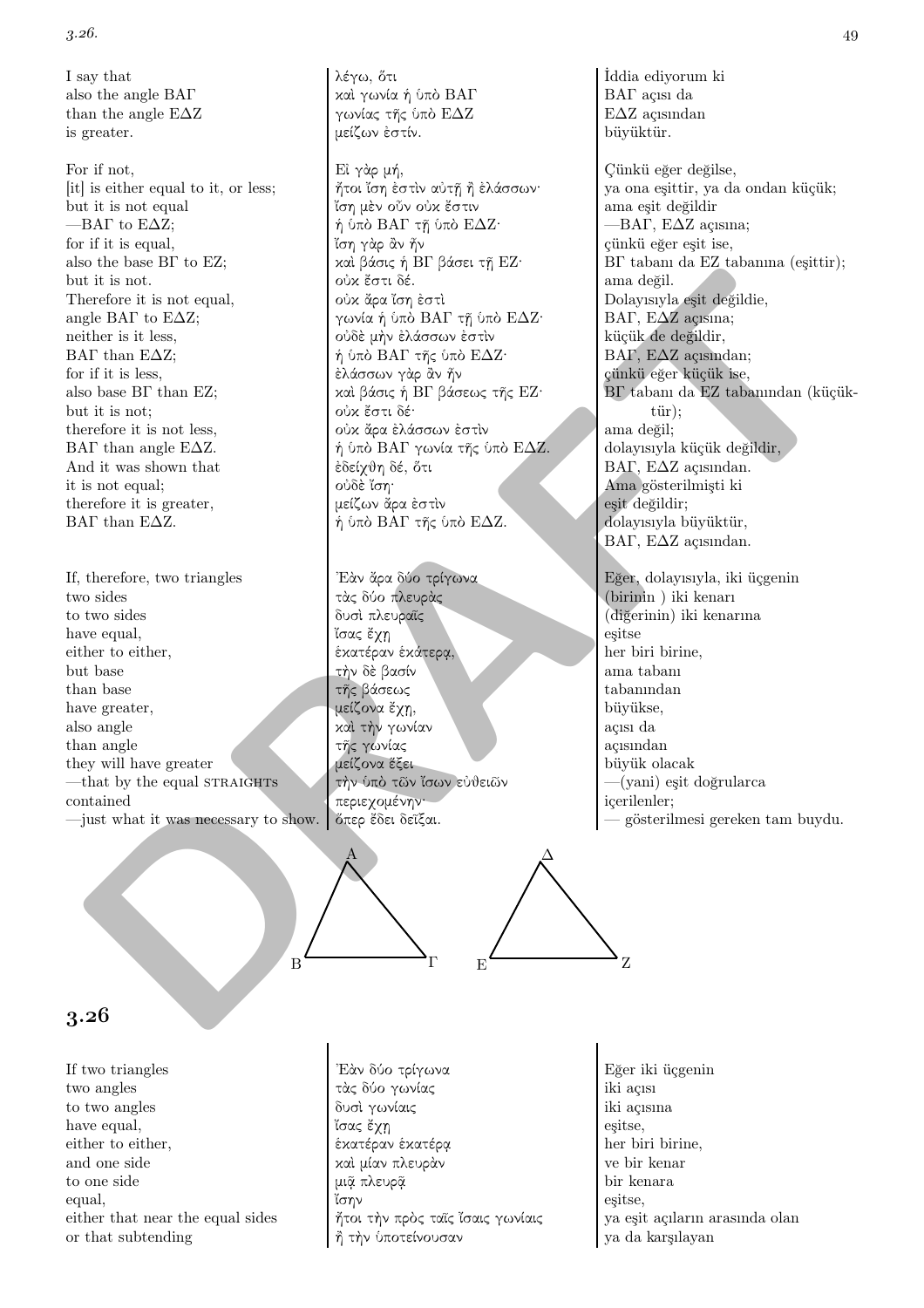| | | |
|---|---|---|
| I say that | λέγω, ὅτι | İddia ediyorum ki |
| also the angle ΒΑΓ | καὶ γωνία ἡ ὑπὸ ΒΑΓ | ΒΑΓ açısı da |
| than the angle ΕΔΖ | γωνίας τῆς ὑπὸ ΕΔΖ | ΕΔΖ açısından |
| is greater. | μείζων ἐστίν. | büyüktür. |
| | | |
| For if not, | Εἰ γὰρ μή, | Çünkü eğer değilse, |
| [it] is either equal to it, or less; | ἤτοι ἴση ἐστὶν αὐτῇ ἢ ἐλάσσων· | ya ona eşittir, ya da ondan küçük; |
| but it is not equal | ἴση μὲν οὖν οὐκ ἔστιν | ama eşit değildir |
| —ΒΑΓ to ΕΔΖ; | ἡ ὑπὸ ΒΑΓ τῇ ὑπὸ ΕΔΖ· | —ΒΑΓ, ΕΔΖ açısına; |
| for if it is equal, | ἴση γὰρ ἂν ἦν | çünkü eğer eşit ise, |
| also the base ΒΓ to ΕΖ; | καὶ βάσις ἡ ΒΓ βάσει τῇ ΕΖ· | ΒΓ tabanı da ΕΖ tabanına (eşittir); |
| but it is not. | οὐκ ἔστι δέ. | ama değil. |
| Therefore it is not equal, | οὐκ ἄρα ἴση ἐστὶ | Dolayısıyla eşit değildie, |
| angle ΒΑΓ to ΕΔΖ; | γωνία ἡ ὑπὸ ΒΑΓ τῇ ὑπὸ ΕΔΖ· | ΒΑΓ, ΕΔΖ açısına; |
| neither is it less, | οὐδὲ μὴν ἐλάσσων ἐστὶν | küçük de değildir, |
| ΒΑΓ than ΕΔΖ; | ἡ ὑπὸ ΒΑΓ τῆς ὑπὸ ΕΔΖ· | ΒΑΓ, ΕΔΖ açısından; |
| for if it is less, | ἐλάσσων γὰρ ἂν ἦν | çünkü eğer küçük ise, |
| also base ΒΓ than ΕΖ; | καὶ βάσις ἡ ΒΓ βάσεως τῆς ΕΖ· | ΒΓ tabanı da ΕΖ tabanından (küçüktür); |
| but it is not; | οὐκ ἔστι δέ· | ama değil; |
| therefore it is not less, | οὐκ ἄρα ἐλάσσων ἐστὶν | dolayısıyla küçük değildir, |
| ΒΑΓ than angle ΕΔΖ. | ἡ ὑπὸ ΒΑΓ γωνία τῆς ὑπὸ ΕΔΖ. | ΒΑΓ, ΕΔΖ açısından. |
| And it was shown that | ἐδείχθη δέ, ὅτι | Ama gösterilmişti ki |
| it is not equal; | οὐδὲ ἴση· | eşit değildir; |
| therefore it is greater, | μείζων ἄρα ἐστὶν | dolayısıyla büyüktür, |
| ΒΑΓ than ΕΔΖ. | ἡ ὑπὸ ΒΑΓ τῆς ὑπὸ ΕΔΖ. | ΒΑΓ, ΕΔΖ açısından. |
| | | |
| If, therefore, two triangles | Ἐὰν ἄρα δύο τρίγωνα | Eğer, dolayısıyla, iki üçgenin |
| two sides | τὰς δύο πλευρὰς | (birinin ) iki kenarı |
| to two sides | δυσὶ πλευραῖς | (diğerinin) iki kenarına |
| have equal, | ἴσας ἔχῃ | eşitse |
| either to either, | ἑκατέραν ἑκατέρᾳ, | her biri birine, |
| but base | τὴν δὲ βασίν | ama tabanı |
| than base | τῆς βάσεως | tabanından |
| have greater, | μείζονα ἔχῃ, | büyükse, |
| also angle | καὶ τὴν γωνίαν | açısı da |
| than angle | τῆς γωνίας | açısından |
| they will have greater | μείζονα ἕξει | büyük olacak |
| —that by the equal STRAIGHTS | τὴν ὑπὸ τῶν ἴσων εὐθειῶν | —(yani) eşit doğrularca |
| contained | περιεχομένην· | içerilenler; |
| —just what it was necessary to show. | ὅπερ ἔδει δεῖξαι. | — gösterilmesi gereken tam buydu. |

## 3.26

| | | |
|---|---|---|
| If two triangles | Ἐὰν δύο τρίγωνα | Eğer iki üçgenin |
| two angles | τὰς δύο γωνίας | iki açısı |
| to two angles | δυσὶ γωνίαις | iki açısına |
| have equal, | ἴσας ἔχῃ | eşitse, |
| either to either, | ἑκατέραν ἑκατέρᾳ | her biri birine, |
| and one side | καὶ μίαν πλευρὰν | ve bir kenar |
| to one side | μιᾷ πλευρᾷ | bir kenara |
| equal, | ἴσην | eşitse, |
| either that near the equal sides | ἤτοι τὴν πρὸς ταῖς ἴσαις γωνίαις | ya eşit açıların arasında olan |
| or that subtending | ἢ τὴν ὑποτείνουσαν | ya da karşılayan |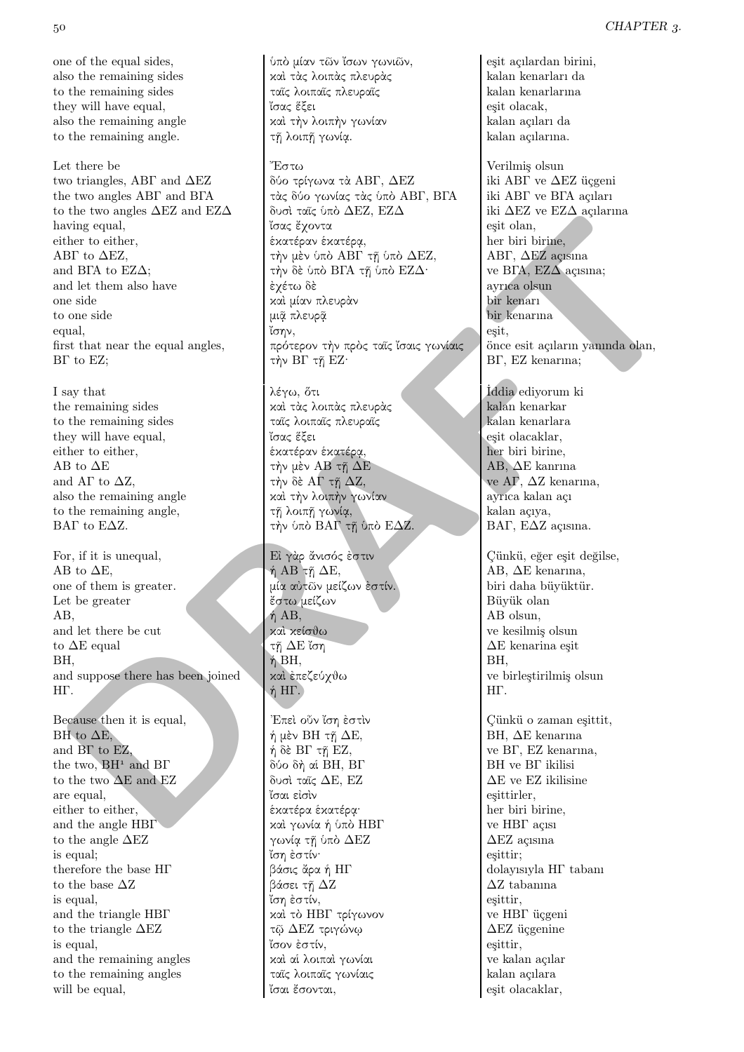| | | |
|---|---|---|
| one of the equal sides, | ὑπὸ μίαν τῶν ἴσων γωνιῶν, | eşit açılardan birini, |
| also the remaining sides | καὶ τὰς λοιπὰς πλευρὰς | kalan kenarları da |
| to the remaining sides | ταῖς λοιπαῖς πλευραῖς | kalan kenarlarına |
| they will have equal, | ἴσας ἕξει | eşit olacak, |
| also the remaining angle | καὶ τὴν λοιπὴν γωνίαν | kalan açıları da |
| to the remaining angle. | τῇ λοιπῇ γωνίᾳ. | kalan açılarına. |
| | | |
| Let there be | Ἔστω | Verilmiş olsun |
| two triangles, ΑΒΓ and ΔΕΖ | δύο τρίγωνα τὰ ΑΒΓ, ΔΕΖ | iki ΑΒΓ ve ΔΕΖ üçgeni |
| the two angles ΑΒΓ and ΒΓΑ | τὰς δύο γωνίας τὰς ὑπὸ ΑΒΓ, ΒΓΑ | iki ΑΒΓ ve ΒΓΑ açıları |
| to the two angles ΔΕΖ and ΕΖΔ | δυσὶ ταῖς ὑπὸ ΔΕΖ, ΕΖΔ | iki ΔΕΖ ve ΕΖΔ açılarına |
| having equal, | ἴσας ἔχοντα | eşit olan, |
| either to either, | ἑκατέραν ἑκατέρᾳ, | her biri birine, |
| ΑΒΓ to ΔΕΖ, | τὴν μὲν ὑπὸ ΑΒΓ τῇ ὑπὸ ΔΕΖ, | ΑΒΓ, ΔΕΖ açısına |
| and ΒΓΑ to ΕΖΔ; | τὴν δὲ ὑπὸ ΒΓΑ τῇ ὑπὸ ΕΖΔ· | ve ΒΓΑ, ΕΖΔ açısına; |
| and let them also have | ἐχέτω δὲ | ayrıca olsun |
| one side | καὶ μίαν πλευρὰν | bir kenarı |
| to one side | μιᾷ πλευρᾷ | bir kenarına |
| equal, | ἴσην, | eşit, |
| first that near the equal angles, | πρότερον τὴν πρὸς ταῖς ἴσαις γωνίαις | önce esit açıların yanında olan, |
| ΒΓ to ΕΖ; | τὴν ΒΓ τῇ ΕΖ· | ΒΓ, ΕΖ kenarına; |
| | | |
| I say that | λέγω, ὅτι | İddia ediyorum ki |
| the remaining sides | καὶ τὰς λοιπὰς πλευρὰς | kalan kenarkar |
| to the remaining sides | ταῖς λοιπαῖς πλευραῖς | kalan kenarlara |
| they will have equal, | ἴσας ἕξει | eşit olacaklar, |
| either to either, | ἑκατέραν ἑκατέρᾳ, | her biri birine, |
| ΑΒ to ΔΕ | τὴν μὲν ΑΒ τῇ ΔΕ | ΑΒ, ΔΕ kanrına |
| and ΑΓ to ΔΖ, | τὴν δὲ ΑΓ τῇ ΔΖ, | ve ΑΓ, ΔΖ kenarına, |
| also the remaining angle | καὶ τὴν λοιπὴν γωνίαν | ayrıca kalan açı |
| to the remaining angle, | τῇ λοιπῇ γωνίᾳ, | kalan açıya, |
| ΒΑΓ to ΕΔΖ. | τὴν ὑπὸ ΒΑΓ τῇ ὑπὸ ΕΔΖ. | ΒΑΓ, ΕΔΖ açısına. |
| | | |
| For, if it is unequal, | Εἰ γὰρ ἄνισός ἐστιν | Çünkü, eğer eşit değilse, |
| ΑΒ to ΔΕ, | ἡ ΑΒ τῇ ΔΕ, | ΑΒ, ΔΕ kenarına, |
| one of them is greater. | μία αὐτῶν μείζων ἐστίν. | biri daha büyüktür. |
| Let be greater | ἔστω μείζων | Büyük olan |
| ΑΒ, | ἡ ΑΒ, | ΑΒ olsun, |
| and let there be cut | καὶ κείσθω | ve kesilmiş olsun |
| to ΔΕ equal | τῇ ΔΕ ἴση | ΔΕ kenarina eşit |
| ΒΗ, | ἡ ΒΗ, | ΒΗ, |
| and suppose there has been joined | καὶ ἐπεζεύχθω | ve birleştirilmiş olsun |
| ΗΓ. | ἡ ΗΓ. | ΗΓ. |
| | | |
| Because then it is equal, | Ἐπεὶ οὖν ἴση ἐστὶν | Çünkü o zaman eşittit, |
| ΒΗ to ΔΕ, | ἡ μὲν ΒΗ τῇ ΔΕ, | ΒΗ, ΔΕ kenarına |
| and ΒΓ to ΕΖ, | ἡ δὲ ΒΓ τῇ ΕΖ, | ve ΒΓ, ΕΖ kenarına, |
| the two, ΒΗ[1] and ΒΓ | δύο δὴ αἱ ΒΗ, ΒΓ | ΒΗ ve ΒΓ ikilisi |
| to the two ΔΕ and ΕΖ | δυσὶ ταῖς ΔΕ, ΕΖ | ΔΕ ve ΕΖ ikilisine |
| are equal, | ἴσαι εἰσὶν | eşittirler, |
| either to either, | ἑκατέρα ἑκατέρᾳ· | her biri birine, |
| and the angle ΗΒΓ | καὶ γωνία ἡ ὑπὸ ΗΒΓ | ve ΗΒΓ açısı |
| to the angle ΔΕΖ | γωνίᾳ τῇ ὑπὸ ΔΕΖ | ΔΕΖ açısına |
| is equal; | ἴση ἐστίν· | eşittir; |
| therefore the base ΗΓ | βάσις ἄρα ἡ ΗΓ | dolayısıyla ΗΓ tabanı |
| to the base ΔΖ | βάσει τῇ ΔΖ | ΔΖ tabanına |
| is equal, | ἴση ἐστίν, | eşittir, |
| and the triangle ΗΒΓ | καὶ τὸ ΗΒΓ τρίγωνον | ve ΗΒΓ üçgeni |
| to the triangle ΔΕΖ | τῷ ΔΕΖ τριγώνῳ | ΔΕΖ üçgenine |
| is equal, | ἴσον ἐστίν, | eşittir, |
| and the remaining angles | καὶ αἱ λοιπαὶ γωνίαι | ve kalan açılar |
| to the remaining angles | ταῖς λοιπαῖς γωνίαις | kalan açılara |
| will be equal, | ἴσαι ἔσονται, | eşit olacaklar, |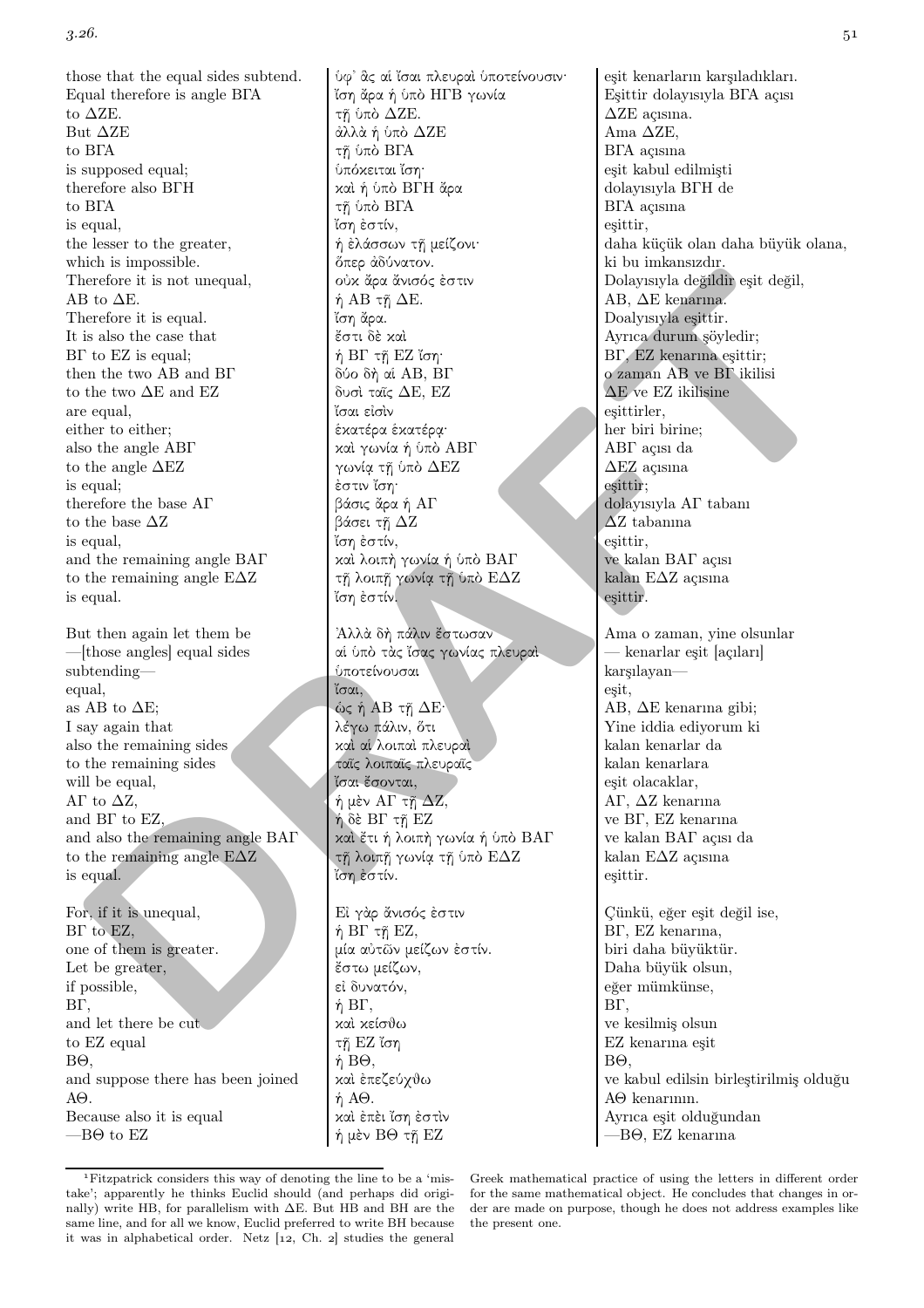| | | |
|---|---|---|
| those that the equal sides subtend. | ὑφ᾽ ἃς αἱ ἴσαι πλευραὶ ὑποτείνουσιν· | eşit kenarların karşıladıkları. |
| Equal therefore is angle ΒΓΑ | ἴση ἄρα ἡ ὑπὸ ΗΓΒ γωνία | Eşittir dolayısıyla ΒΓΑ açısı |
| to ΔΖΕ. | τῇ ὑπὸ ΔΖΕ. | ΔΖΕ açısına. |
| But ΔΖΕ | ἀλλὰ ἡ ὑπὸ ΔΖΕ | Ama ΔΖΕ, |
| to ΒΓΑ | τῇ ὑπὸ ΒΓΑ | ΒΓΑ açısına |
| is supposed equal; | ὑπόκειται ἴση· | eşit kabul edilmişti |
| therefore also ΒΓΗ | καὶ ἡ ὑπὸ ΒΓΗ ἄρα | dolayısıyla ΒΓΗ de |
| to ΒΓΑ | τῇ ὑπὸ ΒΓΑ | ΒΓΑ açısına |
| is equal, | ἴση ἐστίν, | eşittir, |
| the lesser to the greater, | ἡ ἐλάσσων τῇ μείζονι· | daha küçük olan daha büyük olana, |
| which is impossible. | ὅπερ ἀδύνατον. | ki bu imkansızdır. |
| Therefore it is not unequal, | οὐκ ἄρα ἄνισός ἐστιν | Dolayısıyla değildir eşit değil, |
| ΑΒ to ΔΕ. | ἡ ΑΒ τῇ ΔΕ. | ΑΒ, ΔΕ kenarına. |
| Therefore it is equal. | ἴση ἄρα. | Doalyısıyla eşittir. |
| It is also the case that | ἔστι δὲ καὶ | Ayrıca durum şöyledir; |
| ΒΓ to ΕΖ is equal; | ἡ ΒΓ τῇ ΕΖ ἴση· | ΒΓ, ΕΖ kenarına eşittir; |
| then the two ΑΒ and ΒΓ | δύο δὴ αἱ ΑΒ, ΒΓ | o zaman ΑΒ ve ΒΓ ikilisi |
| to the two ΔΕ and ΕΖ | δυσὶ ταῖς ΔΕ, ΕΖ | ΔΕ ve ΕΖ ikilisine |
| are equal, | ἴσαι εἰσὶν | eşittirler, |
| either to either; | ἑκατέρα ἑκατέρᾳ· | her biri birine; |
| also the angle ΑΒΓ | καὶ γωνία ἡ ὑπὸ ΑΒΓ | ΑΒΓ açısı da |
| to the angle ΔΕΖ | γωνίᾳ τῇ ὑπὸ ΔΕΖ | ΔΕΖ açısına |
| is equal; | ἐστιν ἴση· | eşittir; |
| therefore the base ΑΓ | βάσις ἄρα ἡ ΑΓ | dolayısıyla ΑΓ tabanı |
| to the base ΔΖ | βάσει τῇ ΔΖ | ΔΖ tabanına |
| is equal, | ἴση ἐστίν, | eşittir, |
| and the remaining angle ΒΑΓ | καὶ λοιπὴ γωνία ἡ ὑπὸ ΒΑΓ | ve kalan ΒΑΓ açısı |
| to the remaining angle ΕΔΖ | τῇ λοιπῇ γωνίᾳ τῇ ὑπὸ ΕΔΖ | kalan ΕΔΖ açısına |
| is equal. | ἴση ἐστίν. | eşittir. |
| | | |
| But then again let them be | Ἀλλὰ δὴ πάλιν ἔστωσαν | Ama o zaman, yine olsunlar |
| —[those angles] equal sides | αἱ ὑπὸ τὰς ἴσας γωνίας πλευραὶ | — kenarlar eşit [açıları] |
| subtending— | ὑποτείνουσαι | karşılayan— |
| equal, | ἴσαι, | eşit, |
| as ΑΒ to ΔΕ; | ὡς ἡ ΑΒ τῇ ΔΕ· | ΑΒ, ΔΕ kenarına gibi; |
| I say again that | λέγω πάλιν, ὅτι | Yine iddia ediyorum ki |
| also the remaining sides | καὶ αἱ λοιπαὶ πλευραὶ | kalan kenarlar da |
| to the remaining sides | ταῖς λοιπαῖς πλευραῖς | kalan kenarlara |
| will be equal, | ἴσαι ἔσονται, | eşit olacaklar, |
| ΑΓ to ΔΖ, | ἡ μὲν ΑΓ τῇ ΔΖ, | ΑΓ, ΔΖ kenarına |
| and ΒΓ to ΕΖ, | ἡ δὲ ΒΓ τῇ ΕΖ | ve ΒΓ, ΕΖ kenarına |
| and also the remaining angle ΒΑΓ | καὶ ἔτι ἡ λοιπὴ γωνία ἡ ὑπὸ ΒΑΓ | ve kalan ΒΑΓ açısı da |
| to the remaining angle ΕΔΖ | τῇ λοιπῇ γωνίᾳ τῇ ὑπὸ ΕΔΖ | kalan ΕΔΖ açısına |
| is equal. | ἴση ἐστίν. | eşittir. |
| | | |
| For, if it is unequal, | Εἰ γὰρ ἄνισός ἐστιν | Çünkü, eğer eşit değil ise, |
| ΒΓ to ΕΖ, | ἡ ΒΓ τῇ ΕΖ, | ΒΓ, ΕΖ kenarına, |
| one of them is greater. | μία αὐτῶν μείζων ἐστίν. | biri daha büyüktür. |
| Let be greater, | ἔστω μείζων, | Daha büyük olsun, |
| if possible, | εἰ δυνατόν, | eğer mümkünse, |
| ΒΓ, | ἡ ΒΓ, | ΒΓ, |
| and let there be cut | καὶ κείσθω | ve kesilmiş olsun |
| to ΕΖ equal | τῇ ΕΖ ἴση | ΕΖ kenarına eşit |
| ΒΘ, | ἡ ΒΘ, | ΒΘ, |
| and suppose there has been joined | καὶ ἐπεζεύχθω | ve kabul edilsin birleştirilmiş olduğu |
| ΑΘ. | ἡ ΑΘ. | ΑΘ kenarının. |
| Because also it is equal | καὶ ἐπεὶ ἴση ἐστὶν | Ayrıca eşit olduğundan |
| —ΒΘ to ΕΖ | ἡ μὲν ΒΘ τῇ ΕΖ | —ΒΘ, ΕΖ kenarına |

[1] Fitzpatrick considers this way of denoting the line to be a 'mistake'; apparently he thinks Euclid should (and perhaps did originally) write HB, for parallelism with ΔE. But HB and BH are the same line, and for all we know, Euclid preferred to write BH because it was in alphabetical order. Netz [12, Ch. 2] studies the general Greek mathematical practice of using the letters in different order for the same mathematical object. He concludes that changes in order are made on purpose, though he does not address examples like the present one.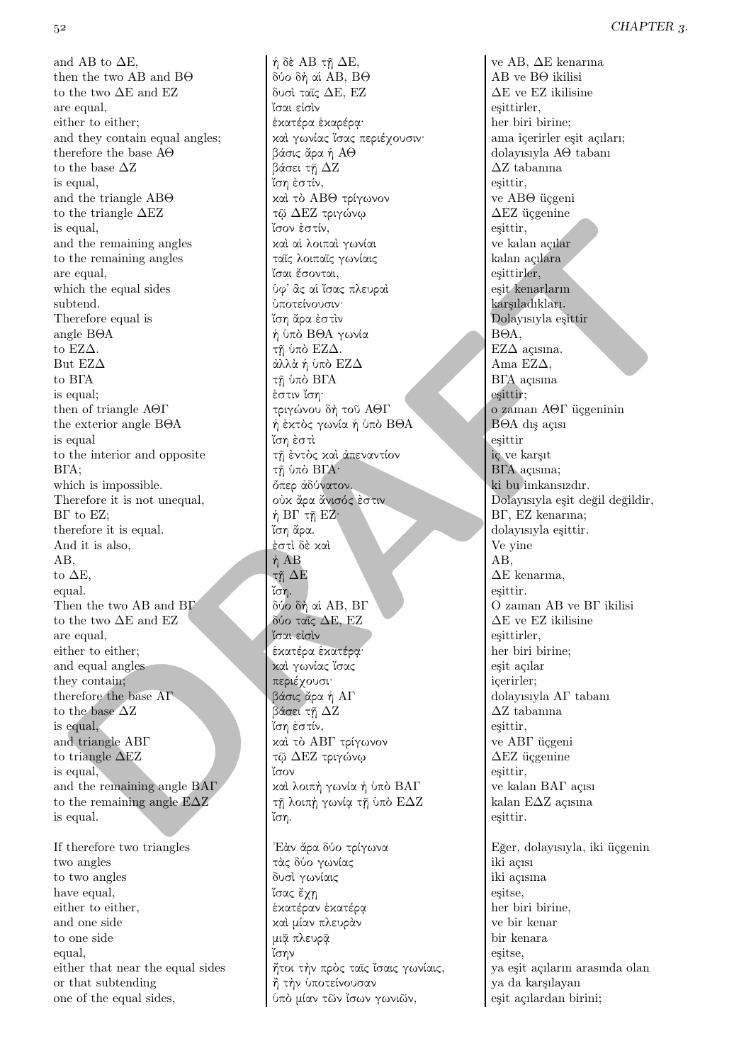| | | |
|---|---|---|
| and AB to ΔE, | ἡ δὲ AB τῇ ΔE, | ve AB, ΔE kenarına |
| then the two AB and BΘ | δύο δὴ αἱ AB, BΘ | AB ve BΘ ikilisi |
| to the two ΔE and EZ | δυσὶ ταῖς ΔE, EZ | ΔE ve EZ ikilisine |
| are equal, | ἴσαι εἰσὶν | eşittirler, |
| either to either; | ἑκατέρα ἑκαρέρᾳ· | her biri birine; |
| and they contain equal angles; | καὶ γωνίας ἴσας περιέχουσιν· | ama içerirler eşit açıları; |
| therefore the base AΘ | βάσις ἄρα ἡ AΘ | dolayısıyla AΘ tabanı |
| to the base ΔZ | βάσει τῇ ΔZ | ΔZ tabanına |
| is equal, | ἴση ἐστίν, | eşittir, |
| and the triangle ABΘ | καὶ τὸ ABΘ τρίγωνον | ve ABΘ üçgeni |
| to the triangle ΔEZ | τῷ ΔEZ τριγώνῳ | ΔEZ üçgenine |
| is equal, | ἴσον ἐστίν, | eşittir, |
| and the remaining angles | καὶ αἱ λοιπαὶ γωνίαι | ve kalan açılar |
| to the remaining angles | ταῖς λοιπαῖς γωνίαις | kalan açılara |
| are equal, | ἴσαι ἔσονται, | eşittirler, |
| which the equal sides | ὑφ᾽ ἃς αἱ ἴσας πλευραὶ | eşit kenarların |
| subtend. | ὑποτείνουσιν· | karşıladıkları. |
| Therefore equal is | ἴση ἄρα ἐστὶν | Dolayısıyla eşittir |
| angle BΘA | ἡ ὑπὸ BΘA γωνία | BΘA, |
| to EZΔ. | τῇ ὑπὸ EZΔ. | EZΔ açısına. |
| But EZΔ | ἀλλὰ ἡ ὑπὸ EZΔ | Ama EZΔ, |
| to BΓA | τῇ ὑπὸ BΓA | BΓA açısına |
| is equal; | ἐστιν ἴση· | eşittir; |
| then of triangle AΘΓ | τριγώνου δὴ τοῦ AΘΓ | o zaman AΘΓ üçgeninin |
| the exterior angle BΘA | ἡ ἐκτὸς γωνία ἡ ὑπὸ BΘA | BΘA dış açısı |
| is equal | ἴση ἐστὶ | eşittir |
| to the interior and opposite | τῇ ἐντὸς καὶ ἀπεναντίον | iç ve karşıt |
| BΓA; | τῇ ὑπὸ BΓA· | BΓA açısına; |
| which is impossible. | ὅπερ ἀδύνατον. | ki bu imkansızdır. |
| Therefore it is not unequal, | οὐκ ἄρα ἄνισός ἐστιν | Dolayısıyla eşit değil değildir, |
| BΓ to EZ; | ἡ BΓ τῇ EZ· | BΓ, EZ kenarına; |
| therefore it is equal. | ἴση ἄρα. | dolayısıyla eşittir. |
| And it is also, | ἐστὶ δὲ καὶ | Ve yine |
| AB, | ἡ AB | AB, |
| to ΔE, | τῇ ΔE | ΔE kenarına, |
| equal. | ἴση. | eşittir. |
| Then the two AB and BΓ | δύο δὴ αἱ AB, BΓ | O zaman AB ve BΓ ikilisi |
| to the two ΔE and EZ | δύο ταῖς ΔE, EZ | ΔE ve EZ ikilisine |
| are equal, | ἴσαι εἰσὶν | eşittirler, |
| either to either; | ἑκατέρα ἑκατέρᾳ· | her biri birine; |
| and equal angles | καὶ γωνίας ἴσας | eşit açılar |
| they contain; | περιέχουσι· | içerirler; |
| therefore the base AΓ | βάσις ἄρα ἡ AΓ | dolayısıyla AΓ tabanı |
| to the base ΔZ | βάσει τῇ ΔZ | ΔZ tabanına |
| is equal, | ἴση ἐστίν, | eşittir, |
| and triangle ABΓ | καὶ τὸ ABΓ τρίγωνον | ve ABΓ üçgeni |
| to triangle ΔEZ | τῷ ΔEZ τριγώνῳ | ΔEZ üçgenine |
| is equal, | ἴσον | eşittir, |
| and the remaining angle BAΓ | καὶ λοιπὴ γωνία ἡ ὑπὸ BAΓ | ve kalan BAΓ açısı |
| to the remaining angle EΔZ | τῇ λοιπῇ γωνίᾳ τῇ ὑπὸ EΔZ | kalan EΔZ açısına |
| is equal. | ἴση. | eşittir. |
| | | |
| If therefore two triangles | Ἐὰν ἄρα δύο τρίγωνα | Eğer, dolayısıyla, iki üçgenin |
| two angles | τὰς δύο γωνίας | iki açısı |
| to two angles | δυσὶ γωνίαις | iki açısına |
| have equal, | ἴσας ἔχῃ | eşitse, |
| either to either, | ἑκατέραν ἑκατέρᾳ | her biri birine, |
| and one side | καὶ μίαν πλευρὰν | ve bir kenar |
| to one side | μιᾷ πλευρᾷ | bir kenara |
| equal, | ἴσην | eşitse, |
| either that near the equal sides | ἤτοι τὴν πρὸς ταῖς ἴσαις γωνίαις, | ya eşit açıların arasında olan |
| or that subtending | ἢ τὴν ὑποτείνουσαν | ya da karşılayan |
| one of the equal sides, | ὑπὸ μίαν τῶν ἴσων γωνιῶν, | eşit açılardan birini; |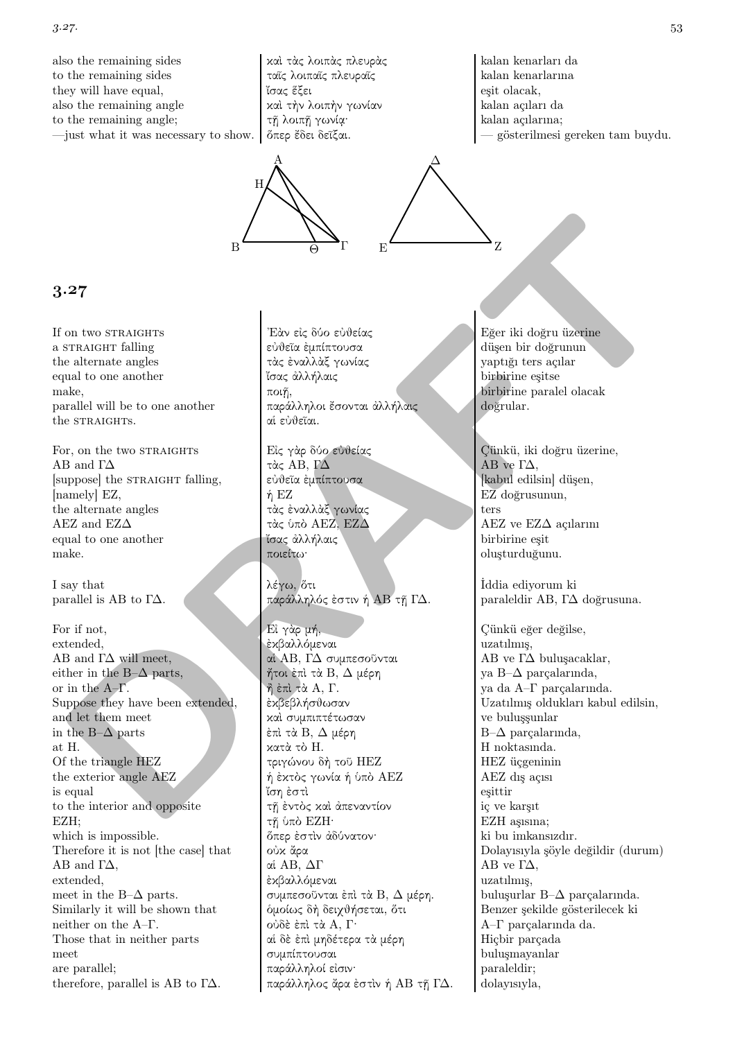| | | |
|---|---|---|
| also the remaining sides | καὶ τὰς λοιπὰς πλευρὰς | kalan kenarları da |
| to the remaining sides | ταῖς λοιπαῖς πλευραῖς | kalan kenarlarına |
| they will have equal, | ἴσας ἕξει | eşit olacak, |
| also the remaining angle | καὶ τὴν λοιπὴν γωνίαν | kalan açıları da |
| to the remaining angle; | τῇ λοιπῇ γωνίᾳ· | kalan açılarına; |
| —just what it was necessary to show. | ὅπερ ἔδει δεῖξαι. | — gösterilmesi gereken tam buydu. |

## 3.27

| | | |
|---|---|---|
| If on two STRAIGHTS | Ἐὰν εἰς δύο εὐθείας | Eğer iki doğru üzerine |
| a STRAIGHT falling | εὐθεῖα ἐμπίπτουσα | düşen bir doğrunun |
| the alternate angles | τὰς ἐναλλὰξ γωνίας | yaptığı ters açılar |
| equal to one another | ἴσας ἀλλήλαις | birbirine eşitse |
| make, | ποιῇ, | birbirine paralel olacak |
| parallel will be to one another | παράλληλοι ἔσονται ἀλλήλαις | doğrular. |
| the STRAIGHTS. | αἱ εὐθεῖαι. | |
| | | |
| For, on the two STRAIGHTS | Εἰς γὰρ δύο εὐθείας | Çünkü, iki doğru üzerine, |
| AB and ΓΔ | τὰς ΑΒ, ΓΔ | AB ve ΓΔ, |
| [suppose] the STRAIGHT falling, | εὐθεῖα ἐμπίπτουσα | [kabul edilsin] düşen, |
| [namely] EZ, | ἡ ΕΖ | EZ doğrusunun, |
| the alternate angles | τὰς ἐναλλὰξ γωνίας | ters |
| AEZ and EZΔ | τὰς ὑπὸ ΑΕΖ, ΕΖΔ | AEZ ve EZΔ açılarını |
| equal to one another | ἴσας ἀλλήλαις | birbirine eşit |
| make. | ποιείτω· | oluşturduğunu. |
| | | |
| I say that | λέγω, ὅτι | İddia ediyorum ki |
| parallel is AB to ΓΔ. | παράλληλός ἐστιν ἡ ΑΒ τῇ ΓΔ. | paraleldir AB, ΓΔ doğrusuna. |
| | | |
| For if not, | Εἰ γὰρ μή, | Çünkü eğer değilse, |
| extended, | ἐκβαλλόμεναι | uzatılmış, |
| AB and ΓΔ will meet, | αἱ ΑΒ, ΓΔ συμπεσοῦνται | AB ve ΓΔ buluşacaklar, |
| either in the B–Δ parts, | ἤτοι ἐπὶ τὰ Β, Δ μέρη | ya B–Δ parçalarında, |
| or in the A–Γ. | ἢ ἐπὶ τὰ Α, Γ. | ya da A–Γ parçalarında. |
| Suppose they have been extended, | ἐκβεβλήσθωσαν | Uzatılmış oldukları kabul edilsin, |
| and let them meet | καὶ συμπιπτέτωσαν | ve buluşşunlar |
| in the B–Δ parts | ἐπὶ τὰ Β, Δ μέρη | B–Δ parçalarında, |
| at H. | κατὰ τὸ Η. | H noktasında. |
| Of the triangle HEZ | τριγώνου δὴ τοῦ ΗΕΖ | HEZ üçgeninin |
| the exterior angle AEZ | ἡ ἐκτὸς γωνία ἡ ὑπὸ ΑΕΖ | AEZ dış açısı |
| is equal | ἴση ἐστὶ | eşittir |
| to the interior and opposite | τῇ ἐντὸς καὶ ἀπεναντίον | iç ve karşıt |
| EZH; | τῇ ὑπὸ ΕΖΗ· | EZH aşısına; |
| which is impossible. | ὅπερ ἐστὶν ἀδύνατον· | ki bu imkansızdır. |
| Therefore it is not [the case] that | οὐκ ἄρα | Dolayısıyla şöyle değildir (durum) |
| AB and ΓΔ, | αἱ ΑΒ, ΔΓ | AB ve ΓΔ, |
| extended, | ἐκβαλλόμεναι | uzatılmış, |
| meet in the B–Δ parts. | συμπεσοῦνται ἐπὶ τὰ Β, Δ μέρη. | buluşurlar B–Δ parçalarında. |
| Similarly it will be shown that | ὁμοίως δὴ δειχθήσεται, ὅτι | Benzer şekilde gösterilecek ki |
| neither on the A–Γ. | οὐδὲ ἐπὶ τὰ Α, Γ· | A–Γ parçalarında da. |
| Those that in neither parts | αἱ δὲ ἐπὶ μηδέτερα τὰ μέρη | Hiçbir parçada |
| meet | συμπίπτουσαι | buluşmayanlar |
| are parallel; | παράλληλοί εἰσιν· | paraleldir; |
| therefore, parallel is AB to ΓΔ. | παράλληλος ἄρα ἐστὶν ἡ ΑΒ τῇ ΓΔ. | dolayısıyla, |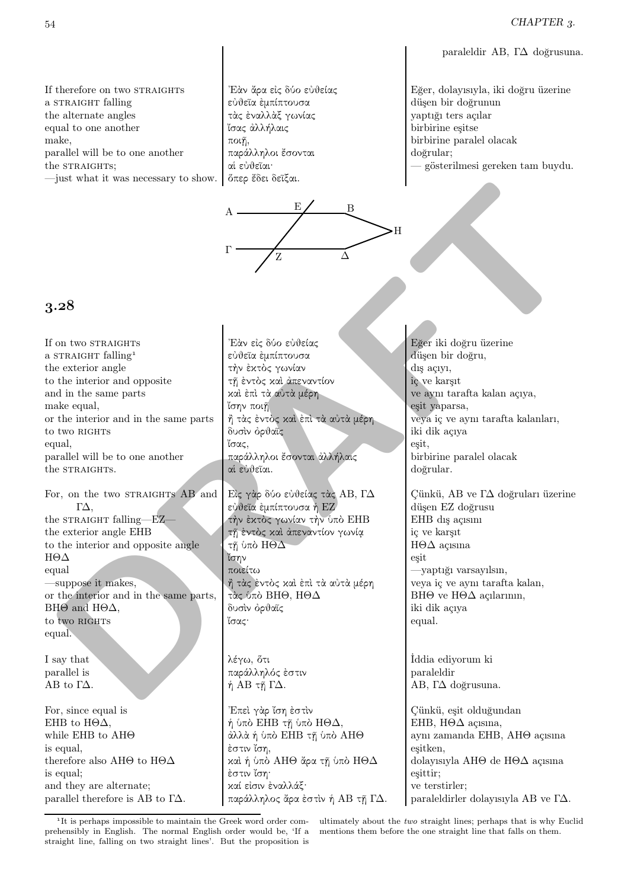| | | paraleldir AB, ΓΔ doğrusuna. |
|---|---|---|
| If therefore on two STRAIGHTS<br>a STRAIGHT falling<br>the alternate angles<br>equal to one another<br>make,<br>parallel will be to one another<br>the STRAIGHTS;<br>—just what it was necessary to show. | Ἐὰν ἄρα εἰς δύο εὐθείας<br>εὐθεῖα ἐμπίπτουσα<br>τὰς ἐναλλὰξ γωνίας<br>ἴσας ἀλλήλαις<br>ποιῇ,<br>παράλληλοι ἔσονται<br>αἱ εὐθεῖαι·<br>ὅπερ ἔδει δεῖξαι. | Eğer, dolayısıyla, iki doğru üzerine<br>düşen bir doğrunun<br>yaptığı ters açılar<br>birbirine eşitse<br>birbirine paralel olacak<br>doğrular;<br>— gösterilmesi gereken tam buydu. |

## 3.28

| | | |
|---|---|---|
| If on two STRAIGHTS<br>a STRAIGHT falling[1]<br>the exterior angle<br>to the interior and opposite<br>and in the same parts<br>make equal,<br>or the interior and in the same parts<br>to two RIGHTS<br>equal,<br>parallel will be to one another<br>the STRAIGHTS. | Ἐὰν εἰς δύο εὐθείας<br>εὐθεῖα ἐμπίπτουσα<br>τὴν ἐκτὸς γωνίαν<br>τῇ ἐντὸς καὶ ἀπεναντίον<br>καὶ ἐπὶ τὰ αὐτὰ μέρη<br>ἴσην ποιῇ<br>ἢ τὰς ἐντὸς καὶ ἐπὶ τὰ αὐτὰ μέρη<br>δυσὶν ὀρθαῖς<br>ἴσας,<br>παράλληλοι ἔσονται ἀλλήλαις<br>αἱ εὐθεῖαι. | Eğer iki doğru üzerine<br>düşen bir doğru,<br>dış açıyı,<br>iç ve karşıt<br>ve aynı tarafta kalan açıya,<br>eşit yaparsa,<br>veya iç ve aynı tarafta kalanları,<br>iki dik açıya<br>eşit,<br>birbirine paralel olacak<br>doğrular. |
| For, on the two STRAIGHTS AB and ΓΔ,<br>the STRAIGHT falling—EZ—<br>the exterior angle EHB<br>to the interior and opposite angle<br>HΘΔ<br>equal<br>—suppose it makes,<br>or the interior and in the same parts,<br>BHΘ and HΘΔ,<br>to two RIGHTS<br>equal. | Εἰς γὰρ δύο εὐθείας τὰς AB, ΓΔ<br>εὐθεῖα ἐμπίπτουσα ἡ EZ<br>τὴν ἐκτὸς γωνίαν τὴν ὑπὸ EHB<br>τῇ ἐντὸς καὶ ἀπεναντίον γωνίᾳ<br>τῇ ὑπὸ HΘΔ<br>ἴσην<br>ποιείτω<br>ἢ τὰς ἐντὸς καὶ ἐπὶ τὰ αὐτὰ μέρη<br>τὰς ὑπὸ BHΘ, HΘΔ<br>δυσὶν ὀρθαῖς<br>ἴσας· | Çünkü, AB ve ΓΔ doğruları üzerine<br>düşen EZ doğrusu<br>EHB dış açısını<br>iç ve karşıt<br>HΘΔ açısına<br>eşit<br>—yaptığı varsayılsın,<br>veya iç ve aynı tarafta kalan,<br>BHΘ ve HΘΔ açılarının,<br>iki dik açıya<br>equal. |
| I say that<br>parallel is<br>AB to ΓΔ. | λέγω, ὅτι<br>παράλληλός ἐστιν<br>ἡ AB τῇ ΓΔ. | İddia ediyorum ki<br>paraleldir<br>AB, ΓΔ doğrusuna. |
| For, since equal is<br>EHB to HΘΔ,<br>while EHB to AHΘ<br>is equal,<br>therefore also AHΘ to HΘΔ<br>is equal;<br>and they are alternate;<br>parallel therefore is AB to ΓΔ. | Ἐπεὶ γὰρ ἴση ἐστὶν<br>ἡ ὑπὸ EHB τῇ ὑπὸ HΘΔ,<br>ἀλλὰ ἡ ὑπὸ EHB τῇ ὑπὸ AHΘ<br>ἐστιν ἴση,<br>καὶ ἡ ὑπὸ AHΘ ἄρα τῇ ὑπὸ HΘΔ<br>ἐστιν ἴση·<br>καί εἰσιν ἐναλλάξ·<br>παράλληλος ἄρα ἐστὶν ἡ AB τῇ ΓΔ. | Çünkü, eşit olduğundan<br>EHB, HΘΔ açısına,<br>aynı zamanda EHB, AHΘ açısına<br>eşitken,<br>dolayısıyla AHΘ de HΘΔ açısına<br>eşittir;<br>ve terstirler;<br>paraleldirler dolayısıyla AB ve ΓΔ. |

[1] It is perhaps impossible to maintain the Greek word order comprehensibly in English. The normal English order would be, 'If a straight line, falling on two straight lines'. But the proposition is ultimately about the *two* straight lines; perhaps that is why Euclid mentions them before the one straight line that falls on them.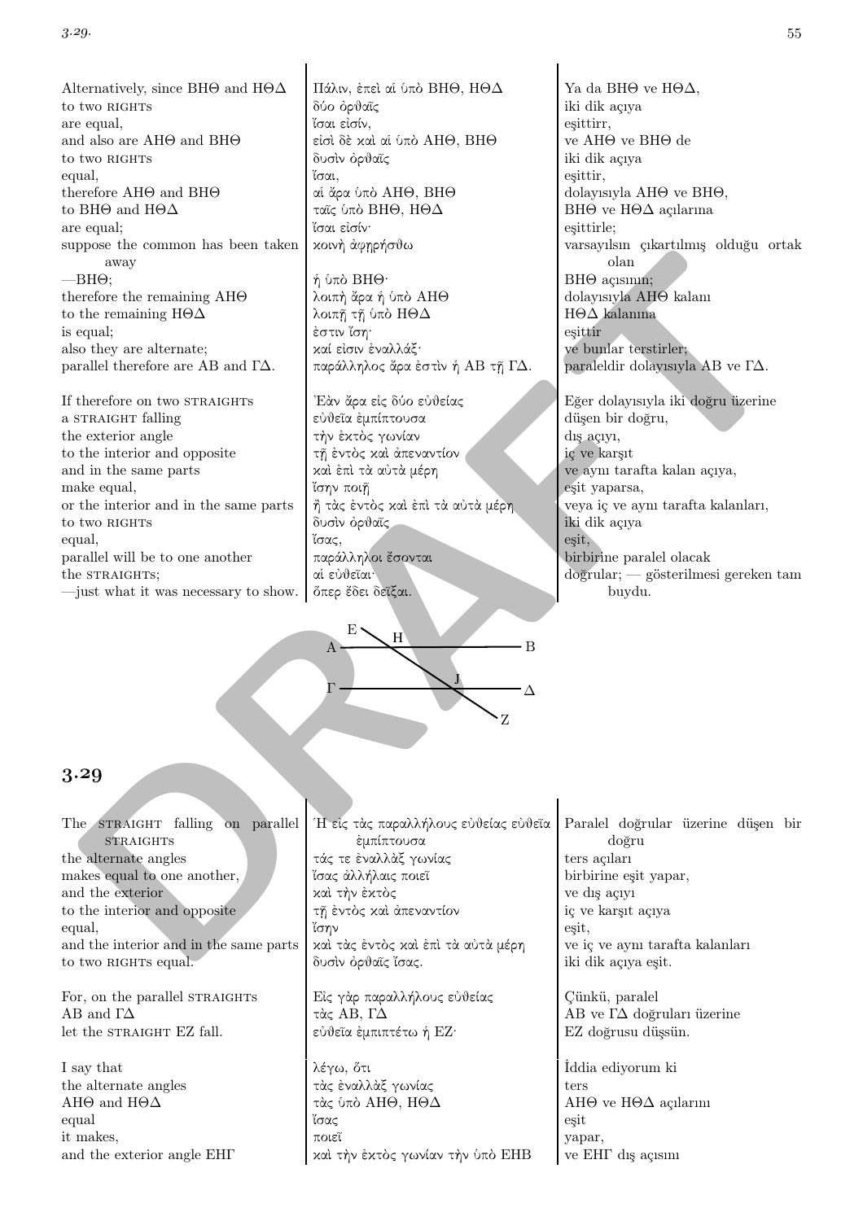| | | |
|---|---|---|
| Alternatively, since BHΘ and HΘΔ | Πάλιν, ἐπεὶ αἱ ὑπὸ ΒΗΘ, ΗΘΔ | Ya da BHΘ ve HΘΔ, |
| to two RIGHTS | δύο ὀρθαῖς | iki dik açıya |
| are equal, | ἴσαι εἰσίν, | eşittirr, |
| and also are AHΘ and BHΘ | εἰσὶ δὲ καὶ αἱ ὑπὸ ΑΗΘ, ΒΗΘ | ve AHΘ ve BHΘ de |
| to two RIGHTS | δυσὶν ὀρθαῖς | iki dik açıya |
| equal, | ἴσαι, | eşittir, |
| therefore AHΘ and BHΘ | αἱ ἄρα ὑπὸ ΑΗΘ, ΒΗΘ | dolayısıyla AHΘ ve BHΘ, |
| to BHΘ and HΘΔ | ταῖς ὑπὸ ΒΗΘ, ΗΘΔ | BHΘ ve HΘΔ açılarına |
| are equal; | ἴσαι εἰσίν· | eşittirle; |
| suppose the common has been taken away | κοινὴ ἀφῃρήσθω | varsayılsın çıkartılmış olduğu ortak olan |
| —BHΘ; | ἡ ὑπὸ ΒΗΘ· | BHΘ açısının; |
| therefore the remaining AHΘ | λοιπὴ ἄρα ἡ ὑπὸ ΑΗΘ | dolayısıyla AHΘ kalanı |
| to the remaining HΘΔ | λοιπῇ τῇ ὑπὸ ΗΘΔ | HΘΔ kalanına |
| is equal; | ἐστιν ἴση· | eşittir |
| also they are alternate; | καὶ εἰσιν ἐναλλάξ· | ve bunlar terstirler; |
| parallel therefore are AB and ΓΔ. | παράλληλος ἄρα ἐστὶν ἡ ΑΒ τῇ ΓΔ. | paraleldir dolayısıyla AB ve ΓΔ. |
| If therefore on two STRAIGHTS | Ἐὰν ἄρα εἰς δύο εὐθείας | Eğer dolayısıyla iki doğru üzerine |
| a STRAIGHT falling | εὐθεῖα ἐμπίπτουσα | düşen bir doğru, |
| the exterior angle | τὴν ἐκτὸς γωνίαν | dış açıyı, |
| to the interior and opposite | τῇ ἐντὸς καὶ ἀπεναντίον | iç ve karşıt |
| and in the same parts | καὶ ἐπὶ τὰ αὐτὰ μέρη | ve aynı tarafta kalan açıya, |
| make equal, | ἴσην ποιῇ | eşit yaparsa, |
| or the interior and in the same parts | ἢ τὰς ἐντὸς καὶ ἐπὶ τὰ αὐτὰ μέρη | veya iç ve aynı tarafta kalanları, |
| to two RIGHTS | δυσὶν ὀρθαῖς | iki dik açıya |
| equal, | ἴσας, | eşit, |
| parallel will be to one another | παράλληλοι ἔσονται | birbirine paralel olacak |
| the STRAIGHTS; | αἱ εὐθεῖαι· | doğrular; — gösterilmesi gereken tam |
| —just what it was necessary to show. | ὅπερ ἔδει δεῖξαι. | buydu. |

## 3.29

| | | |
|---|---|---|
| The STRAIGHT falling on parallel STRAIGHTS | Ἡ εἰς τὰς παραλλήλους εὐθείας εὐθεῖα ἐμπίπτουσα | Paralel doğrular üzerine düşen bir doğru |
| the alternate angles | τάς τε ἐναλλὰξ γωνίας | ters açıları |
| makes equal to one another, | ἴσας ἀλλήλαις ποιεῖ | birbirine eşit yapar, |
| and the exterior | καὶ τὴν ἐκτὸς | ve dış açıyı |
| to the interior and opposite | τῇ ἐντὸς καὶ ἀπεναντίον | iç ve karşıt açıya |
| equal, | ἴσην | eşit, |
| and the interior and in the same parts | καὶ τὰς ἐντὸς καὶ ἐπὶ τὰ αὐτὰ μέρη | ve iç ve aynı tarafta kalanları |
| to two RIGHTS equal. | δυσὶν ὀρθαῖς ἴσας. | iki dik açıya eşit. |
| For, on the parallel STRAIGHTS | Εἰς γὰρ παραλλήλους εὐθείας | Çünkü, paralel |
| AB and ΓΔ | τὰς ΑΒ, ΓΔ | AB ve ΓΔ doğruları üzerine |
| let the STRAIGHT EZ fall. | εὐθεῖα ἐμπιπτέτω ἡ ΕΖ· | EZ doğrusu düşsün. |
| I say that | λέγω, ὅτι | İddia ediyorum ki |
| the alternate angles | τὰς ἐναλλὰξ γωνίας | ters |
| AHΘ and HΘΔ | τὰς ὑπὸ ΑΗΘ, ΗΘΔ | AHΘ ve HΘΔ açılarını |
| equal | ἴσας | eşit |
| it makes, | ποιεῖ | yapar, |
| and the exterior angle EHΓ | καὶ τὴν ἐκτὸς γωνίαν τὴν ὑπὸ ΕΗΒ | ve EHΓ dış açısını |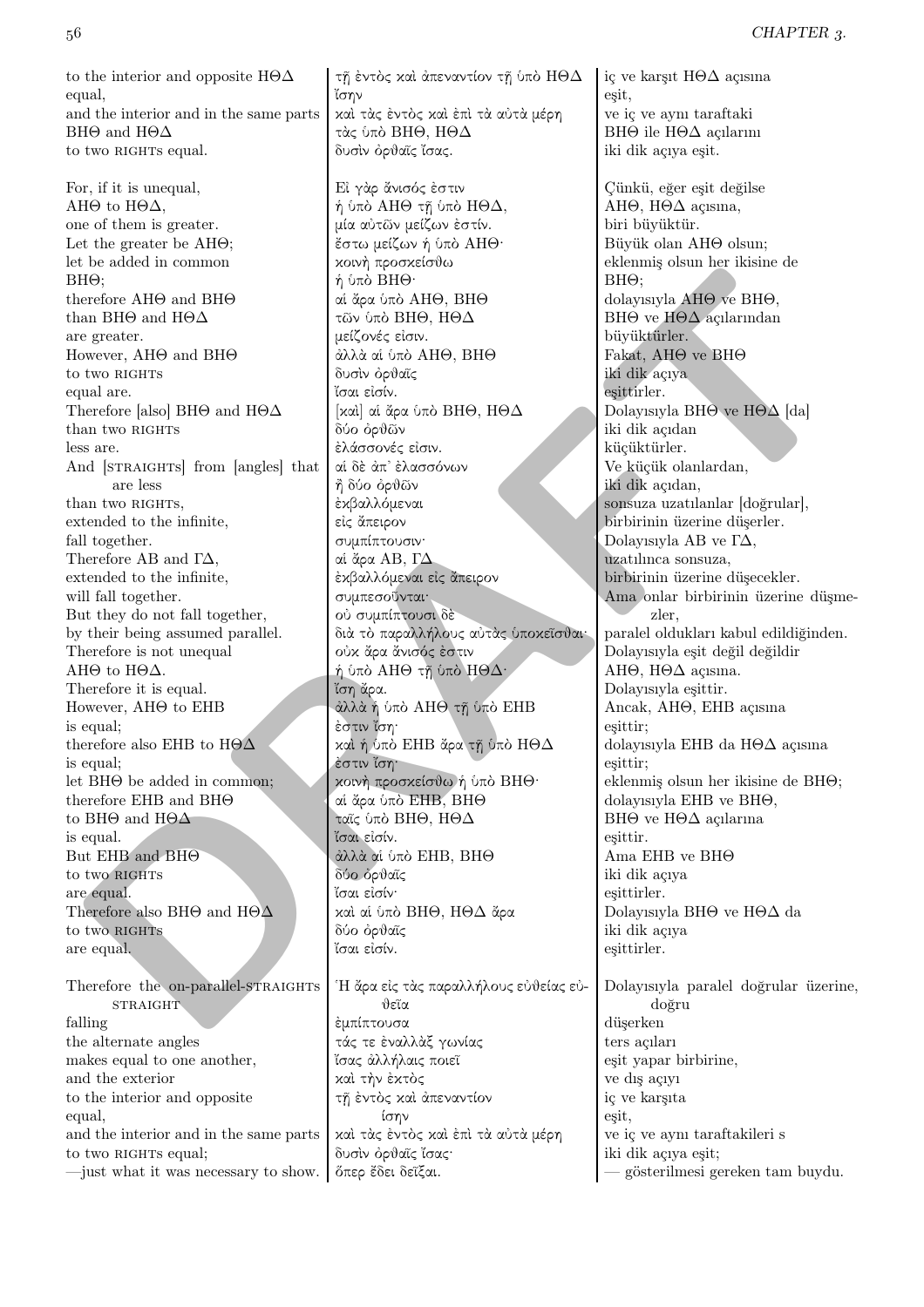| | | |
|---|---|---|
| to the interior and opposite ΗΘΔ | τῇ ἐντὸς καὶ ἀπεναντίον τῇ ὑπὸ ΗΘΔ | iç ve karşıt ΗΘΔ açısına |
| equal, | ἴσην | eşit, |
| and the interior and in the same parts | καὶ τὰς ἐντὸς καὶ ἐπὶ τὰ αὐτὰ μέρη | ve iç ve aynı taraftaki |
| ΒΗΘ and ΗΘΔ | τὰς ὑπὸ ΒΗΘ, ΗΘΔ | ΒΗΘ ile ΗΘΔ açılarını |
| to two RIGHTS equal. | δυσὶν ὀρθαῖς ἴσας. | iki dik açıya eşit. |
| | | |
| For, if it is unequal, | Εἰ γὰρ ἄνισός ἐστιν | Çünkü, eğer eşit değilse |
| ΑΗΘ to ΗΘΔ, | ἡ ὑπὸ ΑΗΘ τῇ ὑπὸ ΗΘΔ, | ΑΗΘ, ΗΘΔ açısına, |
| one of them is greater. | μία αὐτῶν μείζων ἐστίν. | biri büyüktür. |
| Let the greater be ΑΗΘ; | ἔστω μείζων ἡ ὑπὸ ΑΗΘ· | Büyük olan ΑΗΘ olsun; |
| let be added in common | κοινὴ προσκείσθω | eklenmiş olsun her ikisine de |
| ΒΗΘ; | ἡ ὑπὸ ΒΗΘ· | ΒΗΘ; |
| therefore ΑΗΘ and ΒΗΘ | αἱ ἄρα ὑπὸ ΑΗΘ, ΒΗΘ | dolayısıyla ΑΗΘ ve ΒΗΘ, |
| than ΒΗΘ and ΗΘΔ | τῶν ὑπὸ ΒΗΘ, ΗΘΔ | ΒΗΘ ve ΗΘΔ açılarından |
| are greater. | μείζονές εἰσιν. | büyüktürler. |
| However, ΑΗΘ and ΒΗΘ | ἀλλὰ αἱ ὑπὸ ΑΗΘ, ΒΗΘ | Fakat, ΑΗΘ ve ΒΗΘ |
| to two RIGHTS | δυσὶν ὀρθαῖς | iki dik açıya |
| equal are. | ἴσαι εἰσίν. | eşittirler. |
| Therefore [also] ΒΗΘ and ΗΘΔ | [καὶ] αἱ ἄρα ὑπὸ ΒΗΘ, ΗΘΔ | Dolayısıyla ΒΗΘ ve ΗΘΔ [da] |
| than two RIGHTS | δύο ὀρθῶν | iki dik açıdan |
| less are. | ἐλάσσονές εἰσιν. | küçüktürler. |
| And [STRAIGHTS] from [angles] that are less | αἱ δὲ ἀπ᾽ ἐλασσόνων | Ve küçük olanlardan, |
| | ἢ δύο ὀρθῶν | iki dik açıdan, |
| than two RIGHTS, | ἐκβαλλόμεναι | sonsuza uzatılanlar [doğrular], |
| extended to the infinite, | εἰς ἄπειρον | birbirinin üzerine düşerler. |
| fall together. | συμπίπτουσιν· | Dolayısıyla ΑΒ ve ΓΔ, |
| Therefore ΑΒ and ΓΔ, | αἱ ἄρα ΑΒ, ΓΔ | uzatılınca sonsuza, |
| extended to the infinite, | ἐκβαλλόμεναι εἰς ἄπειρον | birbirinin üzerine düşecekler. |
| will fall together. | συμπεσοῦνται· | Ama onlar birbirinin üzerine düşmezler, |
| But they do not fall together, | οὐ συμπίπτουσι δὲ | |
| by their being assumed parallel. | διὰ τὸ παραλλήλους αὐτὰς ὑποκεῖσθαι· | paralel oldukları kabul edildiğinden. |
| Therefore is not unequal | οὐκ ἄρα ἄνισός ἐστιν | Dolayısıyla eşit değil değildir |
| ΑΗΘ to ΗΘΔ. | ἡ ὑπὸ ΑΗΘ τῇ ὑπὸ ΗΘΔ· | ΑΗΘ, ΗΘΔ açısına. |
| Therefore it is equal. | ἴση ἄρα. | Dolayısıyla eşittir. |
| However, ΑΗΘ to ΕΗΒ | ἀλλὰ ἡ ὑπὸ ΑΗΘ τῇ ὑπὸ ΕΗΒ | Ancak, ΑΗΘ, ΕΗΒ açısına |
| is equal; | ἐστιν ἴση· | eşittir; |
| therefore also ΕΗΒ to ΗΘΔ | καὶ ἡ ὑπὸ ΕΗΒ ἄρα τῇ ὑπὸ ΗΘΔ | dolayısıyla ΕΗΒ da ΗΘΔ açısına |
| is equal; | ἐστιν ἴση· | eşittir; |
| let ΒΗΘ be added in common; | κοινὴ προσκείσθω ἡ ὑπὸ ΒΗΘ· | eklenmiş olsun her ikisine de ΒΗΘ; |
| therefore ΕΗΒ and ΒΗΘ | αἱ ἄρα ὑπὸ ΕΗΒ, ΒΗΘ | dolayısıyla ΕΗΒ ve ΒΗΘ, |
| to ΒΗΘ and ΗΘΔ | ταῖς ὑπὸ ΒΗΘ, ΗΘΔ | ΒΗΘ ve ΗΘΔ açılarına |
| is equal. | ἴσαι εἰσίν. | eşittir. |
| But ΕΗΒ and ΒΗΘ | ἀλλὰ αἱ ὑπὸ ΕΗΒ, ΒΗΘ | Ama ΕΗΒ ve ΒΗΘ |
| to two RIGHTS | δύο ὀρθαῖς | iki dik açıya |
| are equal. | ἴσαι εἰσίν· | eşittirler. |
| Therefore also ΒΗΘ and ΗΘΔ | καὶ αἱ ὑπὸ ΒΗΘ, ΗΘΔ ἄρα | Dolayısıyla ΒΗΘ ve ΗΘΔ da |
| to two RIGHTS | δύο ὀρθαῖς | iki dik açıya |
| are equal. | ἴσαι εἰσίν. | eşittirler. |
| | | |
| Therefore the on-parallel-STRAIGHTS STRAIGHT | Ἡ ἄρα εἰς τὰς παραλλήλους εὐθείας εὐθεῖα | Dolayısıyla paralel doğrular üzerine, doğru |
| falling | ἐμπίπτουσα | düşerken |
| the alternate angles | τάς τε ἐναλλὰξ γωνίας | ters açıları |
| makes equal to one another, | ἴσας ἀλλήλαις ποιεῖ | eşit yapar birbirine, |
| and the exterior | καὶ τὴν ἐκτὸς | ve dış açıyı |
| to the interior and opposite | τῇ ἐντὸς καὶ ἀπεναντίον | iç ve karşıta |
| equal, | ἴσην | eşit, |
| and the interior and in the same parts | καὶ τὰς ἐντὸς καὶ ἐπὶ τὰ αὐτὰ μέρη | ve iç ve aynı taraftakileri s |
| to two RIGHTS equal; | δυσὶν ὀρθαῖς ἴσας· | iki dik açıya eşit; |
| —just what it was necessary to show. | ὅπερ ἔδει δεῖξαι. | — gösterilmesi gereken tam buydu. |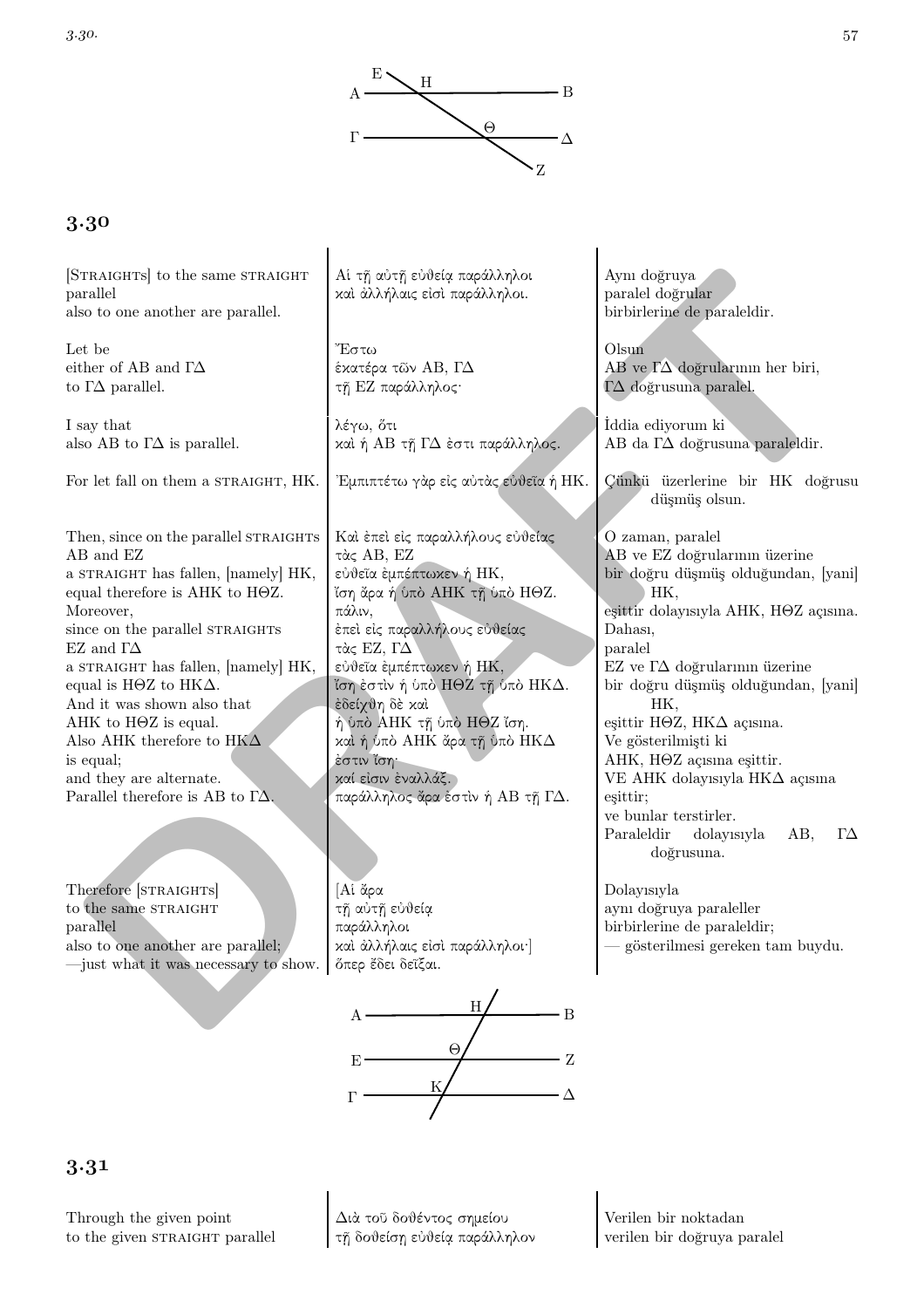## 3.30

| | | |
|---|---|---|
| [STRAIGHTS] to the same STRAIGHT parallel also to one another are parallel. | Αἱ τῇ αὐτῇ εὐθείᾳ παράλληλοι καὶ ἀλλήλαις εἰσὶ παράλληλοι. | Aynı doğruya paralel doğrular birbirlerine de paraleldir. |
| Let be either of AB and ΓΔ to ΓΔ parallel. | Ἔστω ἑκατέρα τῶν AB, ΓΔ τῇ EZ παράλληλος· | Olsun AB ve ΓΔ doğrularının her biri, ΓΔ doğrusuna paralel. |
| I say that also AB to ΓΔ is parallel. | λέγω, ὅτι καὶ ἡ AB τῇ ΓΔ ἐστι παράλληλος. | İddia ediyorum ki AB da ΓΔ doğrusuna paraleldir. |
| For let fall on them a STRAIGHT, HK. | Ἐμπιπτέτω γὰρ εἰς αὐτὰς εὐθεῖα ἡ HK. | Çünkü üzerlerine bir HK doğrusu düşmüş olsun. |
| Then, since on the parallel STRAIGHTS AB and EZ a STRAIGHT has fallen, [namely] HK, equal therefore is AHK to HΘZ. Moreover, since on the parallel STRAIGHTS EZ and ΓΔ a STRAIGHT has fallen, [namely] HK, equal is HΘZ to HKΔ. And it was shown also that AHK to HΘZ is equal. Also AHK therefore to HKΔ is equal; and they are alternate. Parallel therefore is AB to ΓΔ. | Καὶ ἐπεὶ εἰς παραλλήλους εὐθείας τὰς AB, EZ εὐθεῖα ἐμπέπτωκεν ἡ HK, ἴση ἄρα ἡ ὑπὸ AHK τῇ ὑπὸ HΘZ. πάλιν, ἐπεὶ εἰς παραλλήλους εὐθείας τὰς EZ, ΓΔ εὐθεῖα ἐμπέπτωκεν ἡ HK, ἴση ἐστὶν ἡ ὑπὸ HΘZ τῇ ὑπὸ HKΔ. ἐδείχθη δὲ καὶ ἡ ὑπὸ AHK τῇ ὑπὸ HΘZ ἴση. καὶ ἡ ὑπὸ AHK ἄρα τῇ ὑπὸ HKΔ ἐστιν ἴση· καί εἰσιν ἐναλλάξ. παράλληλος ἄρα ἐστὶν ἡ AB τῇ ΓΔ. | O zaman, paralel AB ve EZ doğrularının üzerine bir doğru düşmüş olduğundan, [yani] HK, eşittir dolayısıyla AHK, HΘZ açısına. Dahası, paralel EZ ve ΓΔ doğrularının üzerine bir doğru düşmüş olduğundan, [yani] HK, eşittir HΘZ, HKΔ açısına. Ve gösterilmişti ki AHK, HΘZ açısına eşittir. VE AHK dolayısıyla HKΔ açısına eşittir; ve bunlar terstirler. Paraleldir dolayısıyla AB, ΓΔ doğrusuna. |
| Therefore [STRAIGHTS] to the same STRAIGHT parallel also to one another are parallel; —just what it was necessary to show. | [Αἱ ἄρα τῇ αὐτῇ εὐθείᾳ παράλληλοι καὶ ἀλλήλαις εἰσὶ παράλληλοι·] ὅπερ ἔδει δεῖξαι. | Dolayısıyla aynı doğruya paraleller birbirlerine de paraleldir; — gösterilmesi gereken tam buydu. |

## 3.31

| | | |
|---|---|---|
| Through the given point to the given STRAIGHT parallel | Διὰ τοῦ δοθέντος σημείου τῇ δοθείσῃ εὐθείᾳ παράλληλον | Verilen bir noktadan verilen bir doğruya paralel |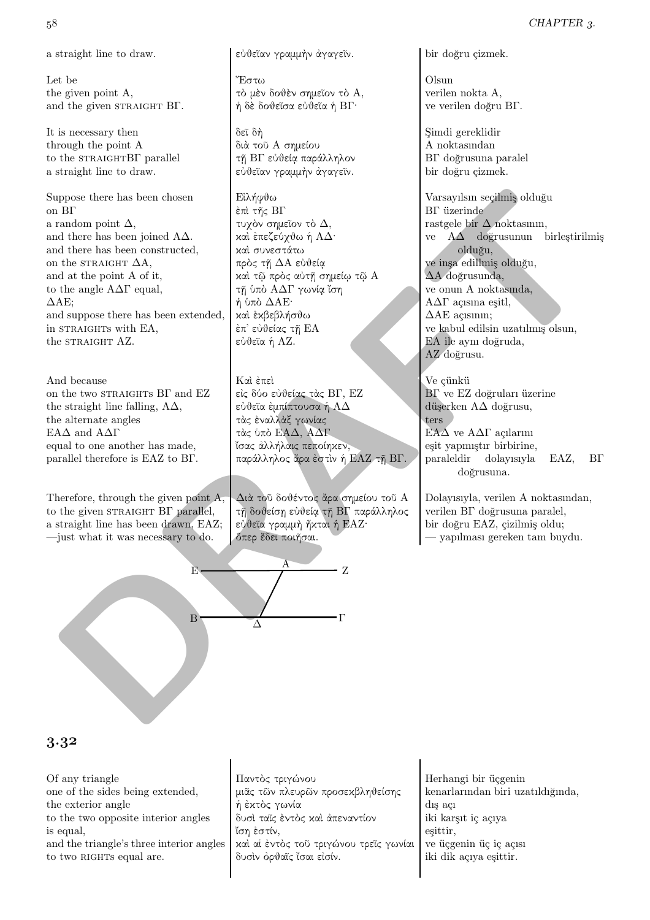| | | |
|---|---|---|
| a straight line to draw. | εὐθεῖαν γραμμὴν ἀγαγεῖν. | bir doğru çizmek. |
| Let be<br>the given point A,<br>and the given STRAIGHT ΒΓ. | Ἔστω<br>τὸ μὲν δοθὲν σημεῖον τὸ Α,<br>ἡ δὲ δοθεῖσα εὐθεῖα ἡ ΒΓ· | Olsun<br>verilen nokta A,<br>ve verilen doğru ΒΓ. |
| It is necessary then<br>through the point A<br>to the STRAIGHTΒΓ parallel<br>a straight line to draw. | δεῖ δὴ<br>διὰ τοῦ Α σημείου<br>τῇ ΒΓ εὐθείᾳ παράλληλον<br>εὐθεῖαν γραμμὴν ἀγαγεῖν. | Şimdi gereklidir<br>A noktasından<br>ΒΓ doğrusuna paralel<br>bir doğru çizmek. |
| Suppose there has been chosen<br>on ΒΓ<br>a random point Δ,<br>and there has been joined ΑΔ.<br>and there has been constructed,<br>on the STRAIGHT ΔΑ,<br>and at the point A of it,<br>to the angle ΑΔΓ equal,<br>ΔΑΕ;<br>and suppose there has been extended,<br>in STRAIGHTs with ΕΑ,<br>the STRAIGHT ΑΖ. | Εἰλήφθω<br>ἐπὶ τῆς ΒΓ<br>τυχὸν σημεῖον τὸ Δ,<br>καὶ ἐπεζεύχθω ἡ ΑΔ·<br>καὶ συνεστάτω<br>πρὸς τῇ ΔΑ εὐθείᾳ<br>καὶ τῷ πρὸς αὐτῇ σημείῳ τῷ Α<br>τῇ ὑπὸ ΑΔΓ γωνίᾳ ἴση<br>ἡ ὑπὸ ΔΑΕ·<br>καὶ ἐκβεβλήσθω<br>ἐπ᾽ εὐθείας τῇ ΕΑ<br>εὐθεῖα ἡ ΑΖ. | Varsayılsın seçilmiş olduğu<br>ΒΓ üzerinde<br>rastgele bir Δ noktasının,<br>ve ΑΔ doğrusunun birleştirilmiş olduğu,<br>ve inşa edillmiş olduğu,<br>ΔΑ doğrusunda,<br>ve onun A noktasında,<br>ΑΔΓ açısına eşitl,<br>ΔΑΕ açısının;<br>ve kabul edilsin uzatılmış olsun,<br>ΕΑ ile aynı doğruda,<br>ΑΖ doğrusu. |
| And because<br>on the two STRAIGHTs ΒΓ and ΕΖ<br>the straight line falling, ΑΔ,<br>the alternate angles<br>ΕΑΔ and ΑΔΓ<br>equal to one another has made,<br>parallel therefore is ΕΑΖ to ΒΓ. | Καὶ ἐπεὶ<br>εἰς δύο εὐθείας τὰς ΒΓ, ΕΖ<br>εὐθεῖα ἐμπίπτουσα ἡ ΑΔ<br>τὰς ἐναλλὰξ γωνίας<br>τὰς ὑπὸ ΕΑΔ, ΑΔΓ<br>ἴσας ἀλλήλαις πεποίηκεν,<br>παράλληλος ἄρα ἐστὶν ἡ ΕΑΖ τῇ ΒΓ. | Ve çünkü<br>ΒΓ ve ΕΖ doğruları üzerine<br>düşerken ΑΔ doğrusu,<br>ters<br>ΕΑΔ ve ΑΔΓ açılarını<br>eşit yapmıştır birbirine,<br>paraleldir dolayısıyla ΕΑΖ, ΒΓ doğrusuna. |
| Therefore, through the given point A,<br>to the given STRAIGHT ΒΓ parallel,<br>a straight line has been drawn, ΕΑΖ;<br>—just what it was necessary to do. | Διὰ τοῦ δοθέντος ἄρα σημείου τοῦ Α<br>τῇ δοθείσῃ εὐθείᾳ τῇ ΒΓ παράλληλος<br>εὐθεῖα γραμμὴ ἦκται ἡ ΕΑΖ·<br>ὅπερ ἔδει ποιῆσαι. | Dolayısıyla, verilen A noktasından,<br>verilen ΒΓ doğrusuna paralel,<br>bir doğru ΕΑΖ, çizilmiş oldu;<br>— yapılması gereken tam buydu. |

## 3.32

| | | |
|---|---|---|
| Of any triangle<br>one of the sides being extended,<br>the exterior angle<br>to the two opposite interior angles<br>is equal,<br>and the triangle's three interior angles<br>to two RIGHTs equal are. | Παντὸς τριγώνου<br>μιᾶς τῶν πλευρῶν προσεκβληθείσης<br>ἡ ἐκτὸς γωνία<br>δυσὶ ταῖς ἐντὸς καὶ ἀπεναντίον<br>ἴση ἐστίν,<br>καὶ αἱ ἐντὸς τοῦ τριγώνου τρεῖς γωνίαι<br>δυσὶν ὀρθαῖς ἴσαι εἰσίν. | Herhangi bir üçgenin<br>kenarlarından biri uzatıldığında,<br>dış açı<br>iki karşıt iç açıya<br>eşittir,<br>ve üçgenin üç iç açısı<br>iki dik açıya eşittir. |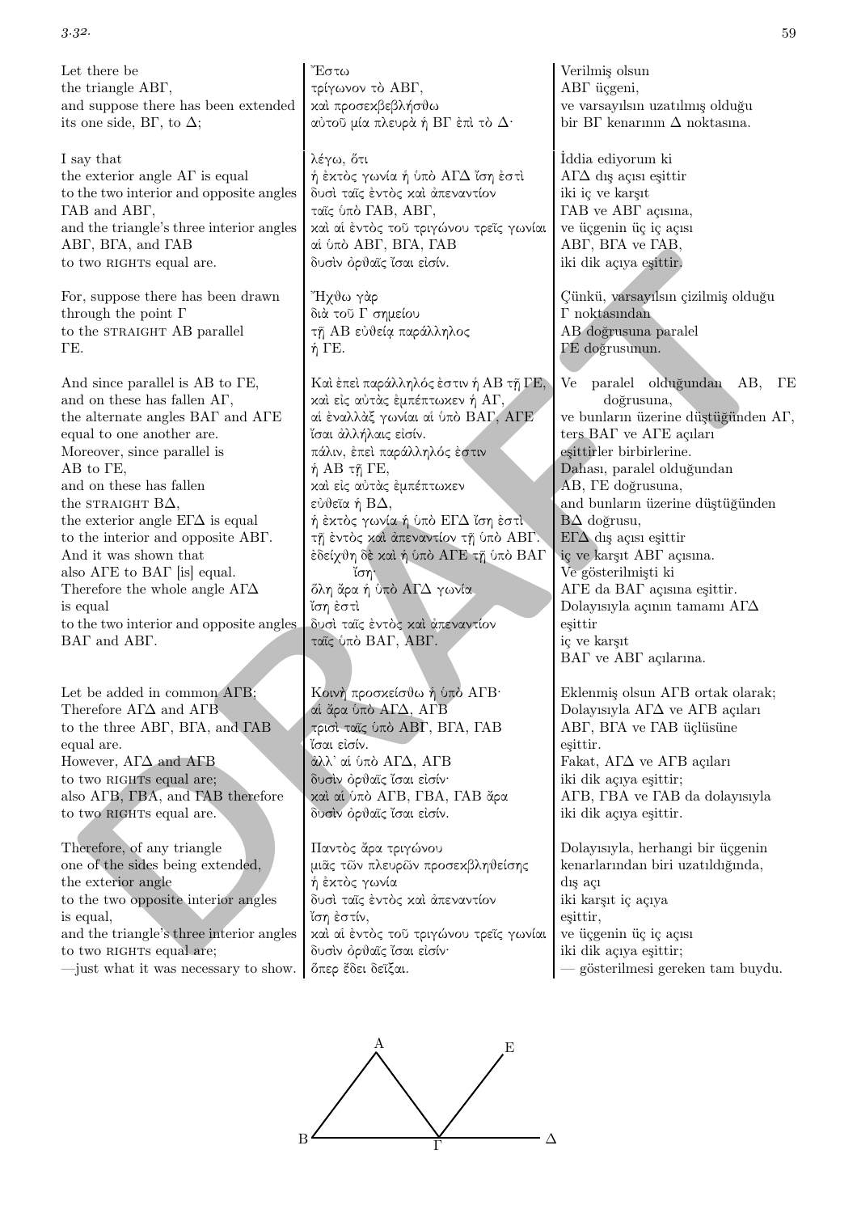3.32.

| | | |
|---|---|---|
| Let there be<br>the triangle ΑΒΓ,<br>and suppose there has been extended<br>its one side, ΒΓ, to Δ; | Ἔστω<br>τρίγωνον τὸ ΑΒΓ,<br>καὶ προσεκβεβλήσθω<br>αὐτοῦ μία πλευρὰ ἡ ΒΓ ἐπὶ τὸ Δ· | Verilmiş olsun<br>ΑΒΓ üçgeni,<br>ve varsayılsın uzatılmış olduğu<br>bir ΒΓ kenarının Δ noktasına. |
| I say that<br>the exterior angle ΑΓ is equal<br>to the two interior and opposite angles<br>ΓΑΒ and ΑΒΓ,<br>and the triangle's three interior angles<br>ΑΒΓ, ΒΓΑ, and ΓΑΒ<br>to two RIGHTs equal are. | λέγω, ὅτι<br>ἡ ἐκτὸς γωνία ἡ ὑπὸ ΑΓΔ ἴση ἐστὶ<br>δυσὶ ταῖς ἐντὸς καὶ ἀπεναντίον<br>ταῖς ὑπὸ ΓΑΒ, ΑΒΓ,<br>καὶ αἱ ἐντὸς τοῦ τριγώνου τρεῖς γωνίαι<br>αἱ ὑπὸ ΑΒΓ, ΒΓΑ, ΓΑΒ<br>δυσὶν ὀρθαῖς ἴσαι εἰσίν. | İddia ediyorum ki<br>ΑΓΔ dış açısı eşittir<br>iki iç ve karşıt<br>ΓΑΒ ve ΑΒΓ açısına,<br>ve üçgenin üç iç açısı<br>ΑΒΓ, ΒΓΑ ve ΓΑΒ,<br>iki dik açıya eşittir. |
| For, suppose there has been drawn<br>through the point Γ<br>to the STRAIGHT ΑΒ parallel<br>ΓΕ. | Ἤχθω γὰρ<br>διὰ τοῦ Γ σημείου<br>τῇ ΑΒ εὐθείᾳ παράλληλος<br>ἡ ΓΕ. | Çünkü, varsayılsın çizilmiş olduğu<br>Γ noktasından<br>ΑΒ doğrusuna paralel<br>ΓΕ doğrusunun. |
| And since parallel is ΑΒ to ΓΕ,<br>and on these has fallen ΑΓ,<br>the alternate angles ΒΑΓ and ΑΓΕ<br>equal to one another are.<br>Moreover, since parallel is<br>ΑΒ to ΓΕ,<br>and on these has fallen<br>the STRAIGHT ΒΔ,<br>the exterior angle ΕΓΔ is equal<br>to the interior and opposite ΑΒΓ.<br>And it was shown that<br>also ΑΓΕ to ΒΑΓ [is] equal.<br>Therefore the whole angle ΑΓΔ<br>is equal<br>to the two interior and opposite angles<br>ΒΑΓ and ΑΒΓ. | Καὶ ἐπεὶ παράλληλός ἐστιν ἡ ΑΒ τῇ ΓΕ,<br>καὶ εἰς αὐτὰς ἐμπέπτωκεν ἡ ΑΓ,<br>αἱ ἐναλλὰξ γωνίαι αἱ ὑπὸ ΒΑΓ, ΑΓΕ<br>ἴσαι ἀλλήλαις εἰσίν.<br>πάλιν, ἐπεὶ παράλληλός ἐστιν<br>ἡ ΑΒ τῇ ΓΕ,<br>καὶ εἰς αὐτὰς ἐμπέπτωκεν<br>εὐθεῖα ἡ ΒΔ,<br>ἡ ἐκτὸς γωνία ἡ ὑπὸ ΕΓΔ ἴση ἐστὶ<br>τῇ ἐντὸς καὶ ἀπεναντίον τῇ ὑπὸ ΑΒΓ.<br>ἐδείχθη δὲ καὶ ἡ ὑπὸ ΑΓΕ τῇ ὑπὸ ΒΑΓ<br>ἴση·<br>ὅλη ἄρα ἡ ὑπὸ ΑΓΔ γωνία<br>ἴση ἐστὶ<br>δυσὶ ταῖς ἐντὸς καὶ ἀπεναντίον<br>ταῖς ὑπὸ ΒΑΓ, ΑΒΓ. | Ve paralel olduğundan ΑΒ, ΓΕ doğrusuna,<br>ve bunların üzerine düştüğünden ΑΓ,<br>ters ΒΑΓ ve ΑΓΕ açıları<br>eşittirler birbirlerine.<br>Dahası, paralel olduğundan<br>ΑΒ, ΓΕ doğrusuna,<br>and bunların üzerine düştüğünden<br>ΒΔ doğrusu,<br>ΕΓΔ dış açısı eşittir<br>iç ve karşıt ΑΒΓ açısına.<br>Ve gösterilmişti ki<br>ΑΓΕ da ΒΑΓ açısına eşittir.<br>Dolayısıyla açının tamamı ΑΓΔ<br>eşittir<br>iç ve karşıt<br>ΒΑΓ ve ΑΒΓ açılarına. |
| Let be added in common ΑΓΒ;<br>Therefore ΑΓΔ and ΑΓΒ<br>to the three ΑΒΓ, ΒΓΑ, and ΓΑΒ<br>equal are.<br>However, ΑΓΔ and ΑΓΒ<br>to two RIGHTs equal are;<br>also ΑΓΒ, ΓΒΑ, and ΓΑΒ therefore<br>to two RIGHTs equal are. | Κοινὴ προσκείσθω ἡ ὑπὸ ΑΓΒ·<br>αἱ ἄρα ὑπὸ ΑΓΔ, ΑΓΒ<br>τρισὶ ταῖς ὑπὸ ΑΒΓ, ΒΓΑ, ΓΑΒ<br>ἴσαι εἰσίν.<br>ἀλλ᾽ αἱ ὑπὸ ΑΓΔ, ΑΓΒ<br>δυσὶν ὀρθαῖς ἴσαι εἰσίν·<br>καὶ αἱ ὑπὸ ΑΓΒ, ΓΒΑ, ΓΑΒ ἄρα<br>δυσὶν ὀρθαῖς ἴσαι εἰσίν. | Eklenmiş olsun ΑΓΒ ortak olarak;<br>Dolayısıyla ΑΓΔ ve ΑΓΒ açıları<br>ΑΒΓ, ΒΓΑ ve ΓΑΒ üçlüsüne<br>eşittir.<br>Fakat, ΑΓΔ ve ΑΓΒ açıları<br>iki dik açıya eşittir;<br>ΑΓΒ, ΓΒΑ ve ΓΑΒ da dolayısıyla<br>iki dik açıya eşittir. |
| Therefore, of any triangle<br>one of the sides being extended,<br>the exterior angle<br>to the two opposite interior angles<br>is equal,<br>and the triangle's three interior angles<br>to two RIGHTs equal are;<br>—just what it was necessary to show. | Παντὸς ἄρα τριγώνου<br>μιᾶς τῶν πλευρῶν προσεκβληθείσης<br>ἡ ἐκτὸς γωνία<br>δυσὶ ταῖς ἐντὸς καὶ ἀπεναντίον<br>ἴση ἐστίν,<br>καὶ αἱ ἐντὸς τοῦ τριγώνου τρεῖς γωνίαι<br>δυσὶν ὀρθαῖς ἴσαι εἰσίν·<br>ὅπερ ἔδει δεῖξαι. | Dolayısıyla, herhangi bir üçgenin<br>kenarlarından biri uzatıldığında,<br>dış açı<br>iki karşıt iç açıya<br>eşittir,<br>ve üçgenin üç iç açısı<br>iki dik açıya eşittir;<br>— gösterilmesi gereken tam buydu. |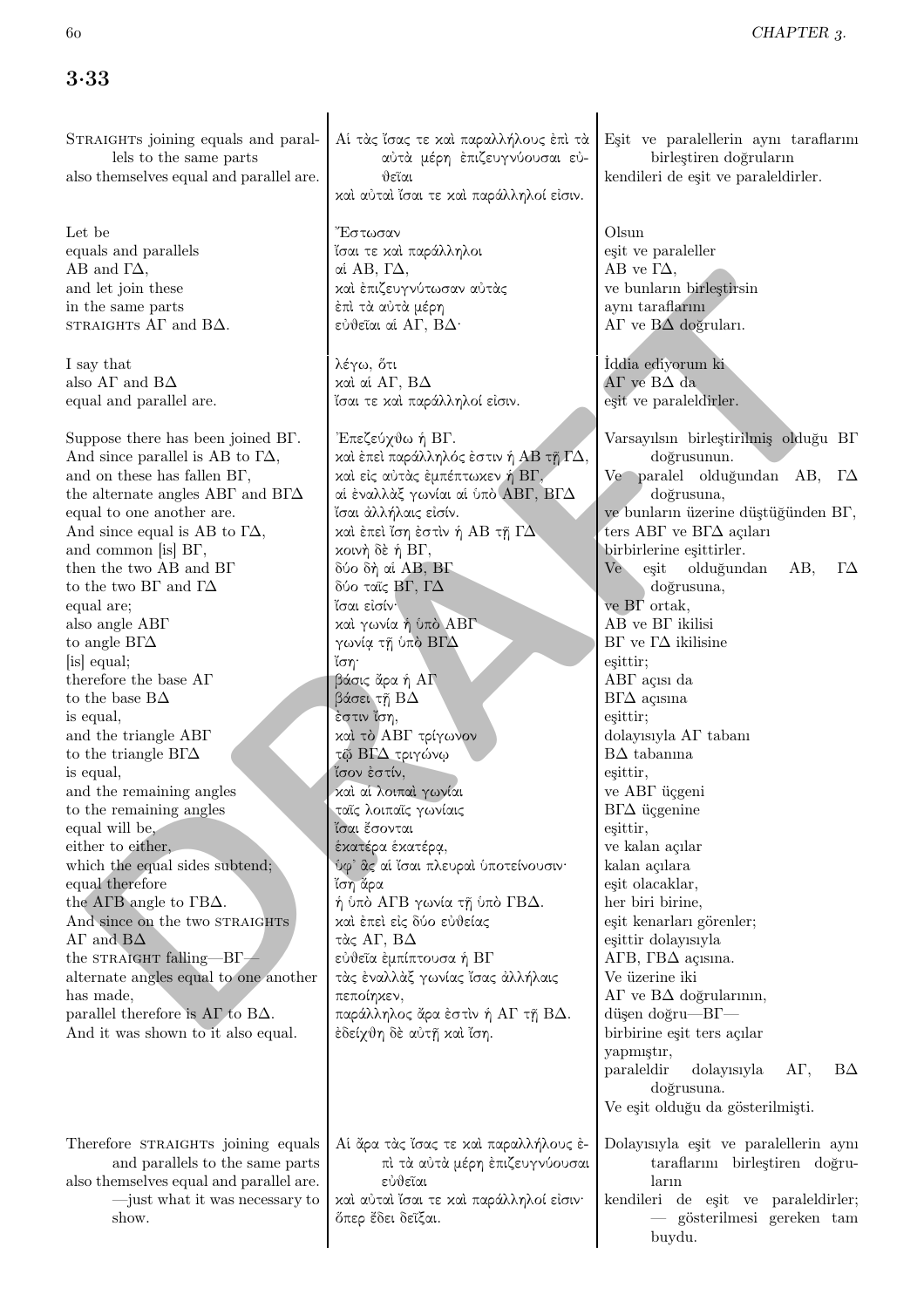## 3.33

| | | |
|---|---|---|
| STRAIGHTS joining equals and parallels to the same parts also themselves equal and parallel are. | Αἱ τὰς ἴσας τε καὶ παραλλήλους ἐπὶ τὰ αὐτὰ μέρη ἐπιζευγνύουσαι εὐθεῖαι καὶ αὐταὶ ἴσαι τε καὶ παράλληλοί εἰσιν. | Eşit ve paralellerin aynı taraflarını birleştiren doğruların kendileri de eşit ve paraleldirler. |
| Let be equals and parallels AB and ΓΔ, and let join these in the same parts STRAIGHTS AΓ and BΔ. | Ἔστωσαν ἴσαι τε καὶ παράλληλοι αἱ ΑΒ, ΓΔ, καὶ ἐπιζευγνύτωσαν αὐτὰς ἐπὶ τὰ αὐτὰ μέρη εὐθεῖαι αἱ ΑΓ, ΒΔ· | Olsun eşit ve paraleller AB ve ΓΔ, ve bunların birleştirsin aynı taraflarını AΓ ve BΔ doğruları. |
| I say that also AΓ and BΔ equal and parallel are. | λέγω, ὅτι καὶ αἱ ΑΓ, ΒΔ ἴσαι τε καὶ παράλληλοί εἰσιν. | İddia ediyorum ki AΓ ve BΔ da eşit ve paraleldirler. |
| Suppose there has been joined BΓ. And since parallel is AB to ΓΔ, and on these has fallen BΓ, the alternate angles ABΓ and BΓΔ equal to one another are. And since equal is AB to ΓΔ, and common [is] BΓ, then the two AB and BΓ to the two BΓ and ΓΔ equal are; also angle ABΓ to angle BΓΔ [is] equal; therefore the base AΓ to the base BΔ is equal, and the triangle ABΓ to the triangle BΓΔ is equal, and the remaining angles to the remaining angles equal will be, either to either, which the equal sides subtend; equal therefore the AΓB angle to ΓBΔ. And since on the two STRAIGHTS AΓ and BΔ the STRAIGHT falling—BΓ—alternate angles equal to one another has made, parallel therefore is AΓ to BΔ. And it was shown to it also equal. | Ἐπεζεύχθω ἡ ΒΓ. καὶ ἐπεὶ παράλληλός ἐστιν ἡ ΑΒ τῇ ΓΔ, καὶ εἰς αὐτὰς ἐμπέπτωκεν ἡ ΒΓ, αἱ ἐναλλὰξ γωνίαι αἱ ὑπὸ ΑΒΓ, ΒΓΔ ἴσαι ἀλλήλαις εἰσίν. καὶ ἐπεὶ ἴση ἐστὶν ἡ ΑΒ τῇ ΓΔ κοινὴ δὲ ἡ ΒΓ, δύο δὴ αἱ ΑΒ, ΒΓ δύο ταῖς ΒΓ, ΓΔ ἴσαι εἰσίν· καὶ γωνία ἡ ὑπὸ ΑΒΓ γωνίᾳ τῇ ὑπὸ ΒΓΔ ἴση· βάσις ἄρα ἡ ΑΓ βάσει τῇ ΒΔ ἐστιν ἴση, καὶ τὸ ΑΒΓ τρίγωνον τῷ ΒΓΔ τριγώνῳ ἴσον ἐστίν, καὶ αἱ λοιπαὶ γωνίαι ταῖς λοιπαῖς γωνίαις ἴσαι ἔσονται ἑκατέρα ἑκατέρᾳ, ὑφ᾽ ἃς αἱ ἴσαι πλευραὶ ὑποτείνουσιν· ἴση ἄρα ἡ ὑπὸ ΑΓΒ γωνία τῇ ὑπὸ ΓΒΔ. καὶ ἐπεὶ εἰς δύο εὐθείας τὰς ΑΓ, ΒΔ εὐθεῖα ἐμπίπτουσα ἡ ΒΓ τὰς ἐναλλὰξ γωνίας ἴσας ἀλλήλαις πεποίηκεν, παράλληλος ἄρα ἐστὶν ἡ ΑΓ τῇ ΒΔ. ἐδείχθη δὲ αὐτῇ καὶ ἴση. | Varsayılsın birleştirilmiş olduğu BΓ doğrusunun. Ve paralel olduğundan AB, ΓΔ doğrusuna, ve bunların üzerine düştüğünden BΓ, ters ABΓ ve BΓΔ açıları birbirlerine eşittirler. Ve eşit olduğundan AB, ΓΔ doğrusuna, ve BΓ ortak, AB ve BΓ ikilisi BΓ ve ΓΔ ikilisine eşittir; ABΓ açısı da BΓΔ açısına eşittir; dolayısıyla AΓ tabanı BΔ tabanına eşittir, ve ABΓ üçgeni BΓΔ üçgenine eşittir, ve kalan açılar kalan açılara eşit olacaklar, her biri birine, eşit kenarları görenler; eşittir dolayısıyla AΓB, ΓBΔ açısına. Ve üzerine iki AΓ ve BΔ doğrularının düşen doğru—BΓ—birbirine eşit ters açılar yapmıştır, paraleldir dolayısıyla AΓ, BΔ doğrusuna. Ve eşit olduğu da gösterilmişti. |
| Therefore STRAIGHTS joining equals and parallels to the same parts also themselves equal and parallel are. —just what it was necessary to show. | Αἱ ἄρα τὰς ἴσας τε καὶ παραλλήλους ἐπὶ τὰ αὐτὰ μέρη ἐπιζευγνύουσαι εὐθεῖαι καὶ αὐταὶ ἴσαι τε καὶ παράλληλοί εἰσιν· ὅπερ ἔδει δεῖξαι. | Dolayısıyla eşit ve paralellerin aynı taraflarını birleştiren doğruların kendileri de eşit ve paraleldirler; — gösterilmesi gereken tam buydu. |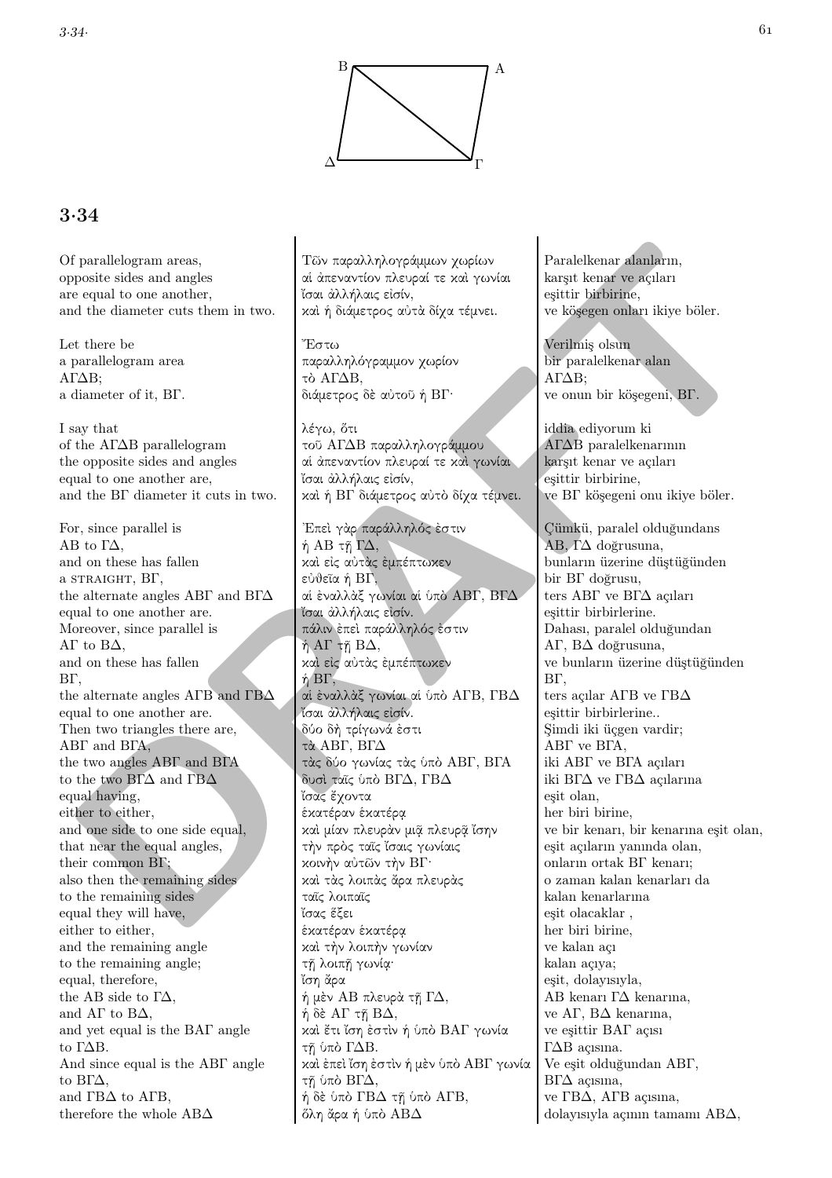## 3·34

| | | |
|---|---|---|
| Of parallelogram areas, | Τῶν παραλληλογράμμων χωρίων | Paralelkenar alanların, |
| opposite sides and angles | αἱ ἀπεναντίον πλευραί τε καὶ γωνίαι | karşıt kenar ve açıları |
| are equal to one another, | ἴσαι ἀλλήλαις εἰσίν, | eşittir birbirine, |
| and the diameter cuts them in two. | καὶ ἡ διάμετρος αὐτὰ δίχα τέμνει. | ve köşegen onları ikiye böler. |
| | | |
| Let there be | Ἔστω | Verilmiş olsun |
| a parallelogram area | παραλληλόγραμμον χωρίον | bir paralelkenar alan |
| ΑΓΔΒ; | τὸ ΑΓΔΒ, | ΑΓΔΒ; |
| a diameter of it, ΒΓ. | διάμετρος δὲ αὐτοῦ ἡ ΒΓ· | ve onun bir köşegeni, ΒΓ. |
| | | |
| I say that | λέγω, ὅτι | iddia ediyorum ki |
| of the ΑΓΔΒ parallelogram | τοῦ ΑΓΔΒ παραλληλογράμμου | ΑΓΔΒ paralelkenarının |
| the opposite sides and angles | αἱ ἀπεναντίον πλευραί τε καὶ γωνίαι | karşıt kenar ve açıları |
| equal to one another are, | ἴσαι ἀλλήλαις εἰσίν, | eşittir birbirine, |
| and the ΒΓ diameter it cuts in two. | καὶ ἡ ΒΓ διάμετρος αὐτὰ δίχα τέμνει. | ve ΒΓ köşegeni onu ikiye böler. |
| | | |
| For, since parallel is | Ἐπεὶ γὰρ παράλληλός ἐστιν | Çümkü, paralel olduğundans |
| ΑΒ to ΓΔ, | ἡ ΑΒ τῇ ΓΔ, | ΑΒ, ΓΔ doğrusuna, |
| and on these has fallen | καὶ εἰς αὐτὰς ἐμπέπτωκεν | bunların üzerine düştüğünden |
| a STRAIGHT, ΒΓ, | εὐθεῖα ἡ ΒΓ, | bir ΒΓ doğrusu, |
| the alternate angles ΑΒΓ and ΒΓΔ | αἱ ἐναλλὰξ γωνίαι αἱ ὑπὸ ΑΒΓ, ΒΓΔ | ters ΑΒΓ ve ΒΓΔ açıları |
| equal to one another are. | ἴσαι ἀλλήλαις εἰσίν. | eşittir birbirlerine. |
| Moreover, since parallel is | πάλιν ἐπεὶ παράλληλός ἐστιν | Dahası, paralel olduğundan |
| ΑΓ to ΒΔ, | ἡ ΑΓ τῇ ΒΔ, | ΑΓ, ΒΔ doğrusuna, |
| and on these has fallen | καὶ εἰς αὐτὰς ἐμπέπτωκεν | ve bunların üzerine düştüğünden |
| ΒΓ, | ἡ ΒΓ, | ΒΓ, |
| the alternate angles ΑΓΒ and ΓΒΔ | αἱ ἐναλλὰξ γωνίαι αἱ ὑπὸ ΑΓΒ, ΓΒΔ | ters açılar ΑΓΒ ve ΓΒΔ |
| equal to one another are. | ἴσαι ἀλλήλαις εἰσίν. | eşittir birbirlerine.. |
| Then two triangles there are, | δύο δὴ τρίγωνά ἐστι | Şimdi iki üçgen vardır; |
| ΑΒΓ and ΒΓΑ, | τὰ ΑΒΓ, ΒΓΔ | ΑΒΓ ve ΒΓΑ, |
| the two angles ΑΒΓ and ΒΓΑ | τὰς δύο γωνίας τὰς ὑπὸ ΑΒΓ, ΒΓΑ | iki ΑΒΓ ve ΒΓΑ açıları |
| to the two ΒΓΔ and ΓΒΔ | δυσὶ ταῖς ὑπὸ ΒΓΔ, ΓΒΔ | iki ΒΓΔ ve ΓΒΔ açılarına |
| equal having, | ἴσας ἔχοντα | eşit olan, |
| either to either, | ἑκατέραν ἑκατέρᾳ | her biri birine, |
| and one side to one side equal, | καὶ μίαν πλευρὰν μιᾷ πλευρᾷ ἴσην | ve bir kenarı, bir kenarına eşit olan, |
| that near the equal angles, | τὴν πρὸς ταῖς ἴσαις γωνίαις | eşit açıların yanında olan, |
| their common ΒΓ; | κοινὴν αὐτῶν τὴν ΒΓ· | onların ortak ΒΓ kenarı; |
| also then the remaining sides | καὶ τὰς λοιπὰς ἄρα πλευρὰς | o zaman kalan kenarları da |
| to the remaining sides | ταῖς λοιπαῖς | kalan kenarlarına |
| equal they will have, | ἴσας ἕξει | eşit olacaklar , |
| either to either, | ἑκατέραν ἑκατέρᾳ | her biri birine, |
| and the remaining angle | καὶ τὴν λοιπὴν γωνίαν | ve kalan açı |
| to the remaining angle; | τῇ λοιπῇ γωνίᾳ· | kalan açıya; |
| equal, therefore, | ἴση ἄρα | eşit, dolayısıyla, |
| the ΑΒ side to ΓΔ, | ἡ μὲν ΑΒ πλευρὰ τῇ ΓΔ, | ΑΒ kenarı ΓΔ kenarına, |
| and ΑΓ to ΒΔ, | ἡ δὲ ΑΓ τῇ ΒΔ, | ve ΑΓ, ΒΔ kenarına, |
| and yet equal is the ΒΑΓ angle | καὶ ἔτι ἴση ἐστὶν ἡ ὑπὸ ΒΑΓ γωνία | ve eşittir ΒΑΓ açısı |
| to ΓΔΒ. | τῇ ὑπὸ ΓΔΒ. | ΓΔΒ açısına. |
| And since equal is the ΑΒΓ angle | καὶ ἐπεὶ ἴση ἐστὶν ἡ μὲν ὑπὸ ΑΒΓ γωνία | Ve eşit olduğundan ΑΒΓ, |
| to ΒΓΔ, | τῇ ὑπὸ ΒΓΔ, | ΒΓΔ açısına, |
| and ΓΒΔ to ΑΓΒ, | ἡ δὲ ὑπὸ ΓΒΔ τῇ ὑπὸ ΑΓΒ, | ve ΓΒΔ, ΑΓΒ açısına, |
| therefore the whole ΑΒΔ | ὅλη ἄρα ἡ ὑπὸ ΑΒΔ | dolayısıyla açının tamamı ΑΒΔ, |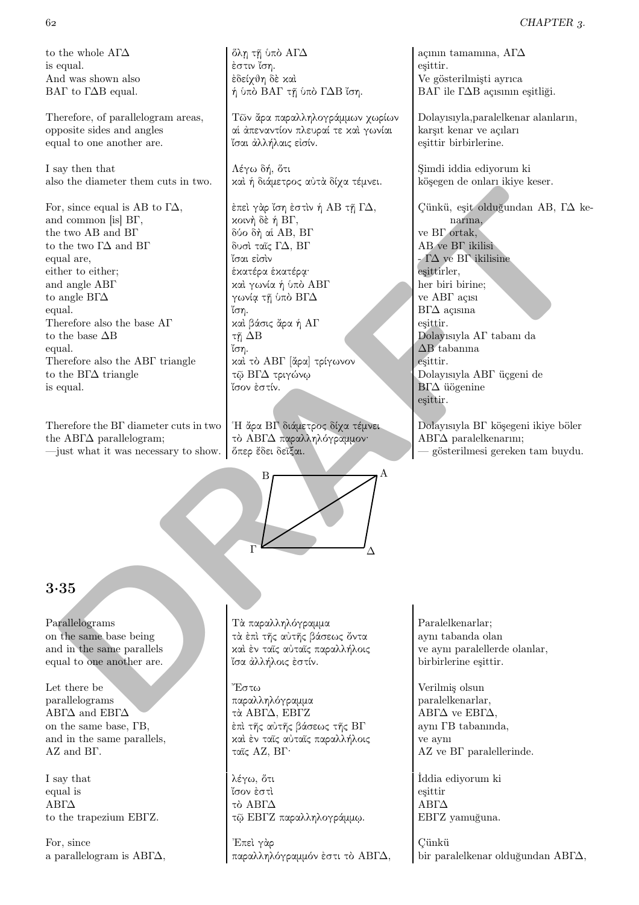| | | |
|---|---|---|
| to the whole ΑΓΔ | ὅλῃ τῇ ὑπὸ ΑΓΔ | açının tamamına, ΑΓΔ |
| is equal. | ἐστιν ἴση. | eşittir. |
| And was shown also | ἐδείχθη δὲ καὶ | Ve gösterilmişti ayrıca |
| ΒΑΓ to ΓΔΒ equal. | ἡ ὑπὸ ΒΑΓ τῇ ὑπὸ ΓΔΒ ἴση. | ΒΑΓ ile ΓΔΒ açısının eşitliği. |
| Therefore, of parallelogram areas, | Τῶν ἄρα παραλληλογράμμων χωρίων | Dolayısıyla,paralelkenar alanların, |
| opposite sides and angles | αἱ ἀπεναντίον πλευραί τε καὶ γωνίαι | karşıt kenar ve açıları |
| equal to one another are. | ἴσαι ἀλλήλαις εἰσίν. | eşittir birbirlerine. |
| I say then that | Λέγω δή, ὅτι | Şimdi iddia ediyorum ki |
| also the diameter them cuts in two. | καὶ ἡ διάμετρος αὐτὰ δίχα τέμνει. | köşegen de onları ikiye keser. |
| For, since equal is ΑΒ to ΓΔ, | ἐπεὶ γὰρ ἴση ἐστὶν ἡ ΑΒ τῇ ΓΔ, | Çünkü, eşit olduğundan ΑΒ, ΓΔ kenarına, |
| and common [is] ΒΓ, | κοινὴ δὲ ἡ ΒΓ, | ve ΒΓ ortak, |
| the two ΑΒ and ΒΓ | δύο δὴ αἱ ΑΒ, ΒΓ | ΑΒ ve ΒΓ ikilisi |
| to the two ΓΔ and ΒΓ | δυσὶ ταῖς ΓΔ, ΒΓ | - ΓΔ ve ΒΓ ikilisine |
| equal are, | ἴσαι εἰσὶν | eşittirler, |
| either to either; | ἑκατέρα ἑκατέρᾳ· | her biri birine; |
| and angle ΑΒΓ | καὶ γωνία ἡ ὑπὸ ΑΒΓ | ve ΑΒΓ açısı |
| to angle ΒΓΔ | γωνίᾳ τῇ ὑπὸ ΒΓΔ | ΒΓΔ açısına |
| equal. | ἴση. | eşittir. |
| Therefore also the base ΑΓ | καὶ βάσις ἄρα ἡ ΑΓ | Dolayısıyla ΑΓ tabanı da |
| to the base ΔΒ | τῇ ΔΒ | ΔΒ tabanına |
| equal. | ἴση. | eşittir. |
| Therefore also the ΑΒΓ triangle | καὶ τὸ ΑΒΓ [ἄρα] τρίγωνον | Dolayısıyla ΑΒΓ üçgeni de |
| to the ΒΓΔ triangle | τῷ ΒΓΔ τριγώνῳ | ΒΓΔ üögenine |
| is equal. | ἴσον ἐστίν. | eşittir. |
| Therefore the ΒΓ diameter cuts in two | Ἡ ἄρα ΒΓ διάμετρος δίχα τέμνει | Dolayısıyla ΒΓ köşegeni ikiye böler |
| the ΑΒΓΔ parallelogram; | τὸ ΑΒΓΔ παραλληλόγραμμον· | ΑΒΓΔ paralelkenarını; |
| —just what it was necessary to show. | ὅπερ ἔδει δεῖξαι. | — gösterilmesi gereken tam buydu. |

## 3·35

| | | |
|---|---|---|
| Parallelograms | Τὰ παραλληλόγραμμα | Paralelkenarlar; |
| on the same base being | τὰ ἐπὶ τῆς αὐτῆς βάσεως ὄντα | aynı tabanda olan |
| and in the same parallels | καὶ ἐν ταῖς αὐταῖς παραλλήλοις | ve aynı paralellerde olanlar, |
| equal to one another are. | ἴσα ἀλλήλοις ἐστίν. | birbirlerine eşittir. |
| Let there be | Ἔστω | Verilmiş olsun |
| parallelograms | παραλληλόγραμμα | paralelkenarlar, |
| ΑΒΓΔ and ΕΒΓΔ | τὰ ΑΒΓΔ, ΕΒΓΖ | ΑΒΓΔ ve ΕΒΓΔ, |
| on the same base, ΓΒ, | ἐπὶ τῆς αὐτῆς βάσεως τῆς ΒΓ | aynı ΓΒ tabanında, |
| and in the same parallels, | καὶ ἐν ταῖς αὐταῖς παραλλήλοις | ve aynı |
| ΑΖ and ΒΓ. | ταῖς ΑΖ, ΒΓ· | ΑΖ ve ΒΓ paralellerinde. |
| I say that | λέγω, ὅτι | İddia ediyorum ki |
| equal is | ἴσον ἐστὶ | eşittir |
| ΑΒΓΔ | τὸ ΑΒΓΔ | ΑΒΓΔ |
| to the trapezium ΕΒΓΖ. | τῷ ΕΒΓΖ παραλληλογράμμῳ. | ΕΒΓΖ yamuğuna. |
| For, since | Ἐπεὶ γὰρ | Çünkü |
| a parallelogram is ΑΒΓΔ, | παραλληλόγραμμόν ἐστι τὸ ΑΒΓΔ, | bir paralelkenar olduğundan ΑΒΓΔ, |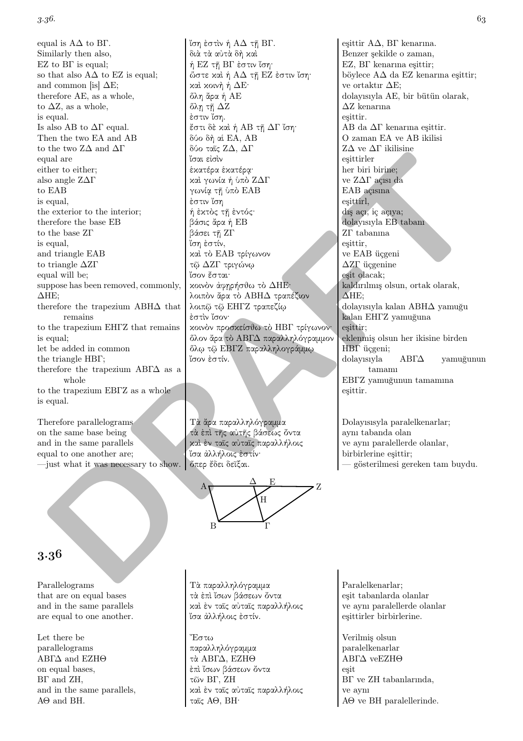| | | |
|---|---|---|
| equal is ΑΔ to ΒΓ. | ἴση ἐστὶν ἡ ΑΔ τῇ ΒΓ. | eşittir ΑΔ, ΒΓ kenarına. |
| Similarly then also, | διὰ τὰ αὐτὰ δὴ καὶ | Benzer şekilde o zaman, |
| ΕΖ to ΒΓ is equal; | ἡ ΕΖ τῇ ΒΓ ἐστιν ἴση· | ΕΖ, ΒΓ kenarına eşittir; |
| so that also ΑΔ to ΕΖ is equal; | ὥστε καὶ ἡ ΑΔ τῇ ΕΖ ἐστιν ἴση· | böylece ΑΔ da ΕΖ kenarına eşittir; |
| and common [is] ΔΕ; | καὶ κοινὴ ἡ ΔΕ· | ve ortaktır ΔΕ; |
| therefore ΑΕ, as a whole, | ὅλη ἄρα ἡ ΑΕ | dolayısıyla ΑΕ, bir bütün olarak, |
| to ΔΖ, as a whole, | ὅλῃ τῇ ΔΖ | ΔΖ kenarına |
| is equal. | ἐστιν ἴση. | eşittir. |
| Is also ΑΒ to ΔΓ equal. | ἔστι δὲ καὶ ἡ ΑΒ τῇ ΔΓ ἴση· | ΑΒ da ΔΓ kenarına eşittir. |
| Then the two ΕΑ and ΑΒ | δύο δὴ αἱ ΕΑ, ΑΒ | O zaman ΕΑ ve ΑΒ ikilisi |
| to the two ΖΔ and ΔΓ | δύο ταῖς ΖΔ, ΔΓ | ΖΔ ve ΔΓ ikilisine |
| equal are | ἴσαι εἰσὶν | eşittirler |
| either to either; | ἑκατέρα ἑκατέρᾳ· | her biri birine; |
| also angle ΖΔΓ | καὶ γωνία ἡ ὑπὸ ΖΔΓ | ve ΖΔΓ açısı da |
| to ΕΑΒ | γωνίᾳ τῇ ὑπὸ ΕΑΒ | ΕΑΒ açısına |
| is equal, | ἐστιν ἴση | eşittirl, |
| the exterior to the interior; | ἡ ἐκτὸς τῇ ἐντός· | dış açı, iç açıya; |
| therefore the base ΕΒ | βάσις ἄρα ἡ ΕΒ | dolayısıyla ΕΒ tabanı |
| to the base ΖΓ | βάσει τῇ ΖΓ | ΖΓ tabanına |
| is equal, | ἴση ἐστίν, | eşittir, |
| and triangle ΕΑΒ | καὶ τὸ ΕΑΒ τρίγωνον | ve ΕΑΒ üçgeni |
| to triangle ΔΖΓ | τῷ ΔΖΓ τριγώνῳ | ΔΖΓ üçgenine |
| equal will be; | ἴσον ἔσται· | eşit olacak; |
| suppose has been removed, commonly, ΔΗΕ; | κοινὸν ἀφῃρήσθω τὸ ΔΗΕ· | kaldırılmış olsun, ortak olarak, ΔΗΕ; |
| therefore the trapezium ΑΒΗΔ that remains | λοιπὸν ἄρα τὸ ΑΒΗΔ τραπέζιον | dolayısıyla kalan ΑΒΗΔ yamuğu |
| to the trapezium ΕΗΓΖ that remains | λοιπῷ τῷ ΕΗΓΖ τραπεζίῳ | kalan ΕΗΓΖ yamuğuna |
| is equal; | ἐστὶν ἴσον· | eşittir; |
| let be added in common | κοινὸν προσκείσθω τὸ ΗΒΓ τρίγωνον· | eklenmiş olsun her ikisine birden |
| the triangle ΗΒΓ; | | ΗΒΓ üçgeni; |
| therefore the trapezium ΑΒΓΔ as a whole | ὅλον ἄρα τὸ ΑΒΓΔ παραλληλόγραμμον | dolayısıyla ΑΒΓΔ yamuğunun tamamı |
| to the trapezium ΕΒΓΖ as a whole | ὅλῳ τῷ ΕΒΓΖ παραλληλογράμμῳ | ΕΒΓΖ yamuğunun tamamına |
| is equal. | ἴσον ἐστίν. | eşittir. |

| | | |
|---|---|---|
| Therefore parallelograms | Τὰ ἄρα παραλληλόγραμμα | Dolayısısyla paralelkenarlar; |
| on the same base being | τὰ ἐπὶ τῆς αὐτῆς βάσεως ὄντα | aynı tabanda olan |
| and in the same parallels | καὶ ἐν ταῖς αὐταῖς παραλλήλοις | ve aynı paralellerde olanlar, |
| equal to one another are; | ἴσα ἀλλήλοις ἐστίν· | birbirlerine eşittir; |
| —just what it was necessary to show. | ὅπερ ἔδει δεῖξαι. | — gösterilmesi gereken tam buydu. |

## 3.36

| | | |
|---|---|---|
| Parallelograms | Τὰ παραλληλόγραμμα | Paralelkenarlar; |
| that are on equal bases | τὰ ἐπὶ ἴσων βάσεων ὄντα | eşit tabanlarda olanlar |
| and in the same parallels | καὶ ἐν ταῖς αὐταῖς παραλλήλοις | ve aynı paralellerde olanlar |
| are equal to one another. | ἴσα ἀλλήλοις ἐστίν. | eşittirler birbirlerine. |

| | | |
|---|---|---|
| Let there be | Ἔστω | Verilmiş olsun |
| parallelograms | παραλληλόγραμμα | paralelkenarlar |
| ΑΒΓΔ and ΕΖΗΘ | τὰ ΑΒΓΔ, ΕΖΗΘ | ΑΒΓΔ veΕΖΗΘ |
| on equal bases, | ἐπὶ ἴσων βάσεων ὄντα | eşit |
| ΒΓ and ΖΗ, | τῶν ΒΓ, ΖΗ | ΒΓ ve ΖΗ tabanlarında, |
| and in the same parallels, | καὶ ἐν ταῖς αὐταῖς παραλλήλοις | ve aynı |
| ΑΘ and ΒΗ. | ταῖς ΑΘ, ΒΗ· | ΑΘ ve ΒΗ paralellerinde. |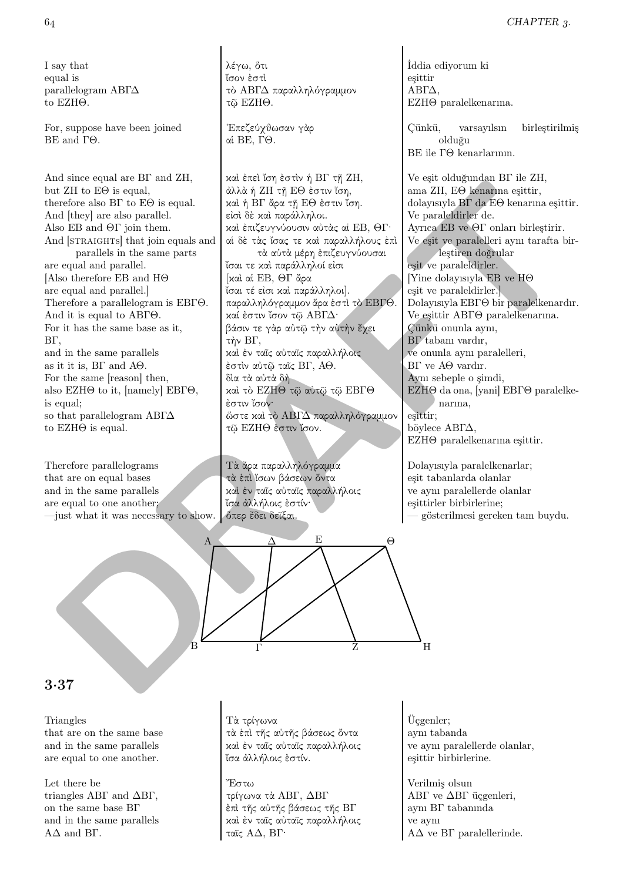| | | |
|---|---|---|
| I say that | λέγω, ὅτι | İddia ediyorum ki |
| equal is | ἴσον ἐστὶ | eşittir |
| parallelogram ΑΒΓΔ | τὸ ΑΒΓΔ παραλληλόγραμμον | ΑΒΓΔ, |
| to ΕΖΗΘ. | τῷ ΕΖΗΘ. | ΕΖΗΘ paralelkenarına. |
| For, suppose have been joined | Ἐπεζεύχθωσαν γὰρ | Çünkü, varsayılsın birleştirilmiş olduğu |
| ΒΕ and ΓΘ. | αἱ ΒΕ, ΓΘ. | ΒΕ ile ΓΘ kenarlarının. |
| And since equal are ΒΓ and ΖΗ, | καὶ ἐπεὶ ἴση ἐστὶν ἡ ΒΓ τῇ ΖΗ, | Ve eşit olduğundan ΒΓ ile ΖΗ, |
| but ΖΗ to ΕΘ is equal, | ἀλλὰ ἡ ΖΗ τῇ ΕΘ ἐστιν ἴση, | ama ΖΗ, ΕΘ kenarına eşittir, |
| therefore also ΒΓ to ΕΘ is equal. | καὶ ἡ ΒΓ ἄρα τῇ ΕΘ ἐστιν ἴση. | dolayısıyla ΒΓ da ΕΘ kenarına eşittir. |
| And [they] are also parallel. | εἰσὶ δὲ καὶ παράλληλοι. | Ve paraleldirler de. |
| Also ΕΒ and ΘΓ join them. | καὶ ἐπιζευγνύουσιν αὐτὰς αἱ ΕΒ, ΘΓ· | Ayrıca ΕΒ ve ΘΓ onları birleştirir. |
| And [STRAIGHTS] that join equals and parallels in the same parts | αἱ δὲ τὰς ἴσας τε καὶ παραλλήλους ἐπὶ τὰ αὐτὰ μέρη ἐπιζευγνύουσαι | Ve eşit ve paralelleri aynı tarafta birleştiren doğrular |
| are equal and parallel. | ἴσαι τε καὶ παράλληλοί εἰσι | eşit ve paraleldirler. |
| [Also therefore ΕΒ and ΗΘ | [καὶ αἱ ΕΒ, ΘΓ ἄρα | [Yine dolayısıyla ΕΒ ve ΗΘ |
| are equal and parallel.] | ἴσαι τέ εἰσι καὶ παράλληλοι]. | eşit ve paraleldirler.] |
| Therefore a parallelogram is ΕΒΓΘ. | παραλληλόγραμμον ἄρα ἐστὶ τὸ ΕΒΓΘ. | Dolayısıyla ΕΒΓΘ bir paralelkenardır. |
| And it is equal to ΑΒΓΘ. | καί ἐστιν ἴσον τῷ ΑΒΓΔ· | Ve eşittir ΑΒΓΘ paralelkenarına. |
| For it has the same base as it, | βάσιν τε γὰρ αὐτῷ τὴν αὐτὴν ἔχει | Çünkü onunla aynı, |
| ΒΓ, | τὴν ΒΓ, | ΒΓ tabanı vardır, |
| and in the same parallels | καὶ ἐν ταῖς αὐταῖς παραλλήλοις | ve onunla aynı paralelleri, |
| as it it is, ΒΓ and ΑΘ. | ἐστὶν αὐτῷ ταῖς ΒΓ, ΑΘ. | ΒΓ ve ΑΘ vardır. |
| For the same [reason] then, | διὰ τὰ αὐτὰ δὴ | Aynı sebeple o şimdi, |
| also ΕΖΗΘ to it, [namely] ΕΒΓΘ, | καὶ τὸ ΕΖΗΘ τῷ αὐτῷ τῷ ΕΒΓΘ | ΕΖΗΘ da ona, [yani] ΕΒΓΘ paralelkenarına, |
| is equal; | ἐστιν ἴσον· | eşittir; |
| so that parallelogram ΑΒΓΔ | ὥστε καὶ τὸ ΑΒΓΔ παραλληλόγραμμον | böylece ΑΒΓΔ, |
| to ΕΖΗΘ is equal. | τῷ ΕΖΗΘ ἐστιν ἴσον. | ΕΖΗΘ paralelkenarına eşittir. |
| Therefore parallelograms | Τὰ ἄρα παραλληλόγραμμα | Dolayısıyla paralelkenarlar; |
| that are on equal bases | τὰ ἐπὶ ἴσων βάσεων ὄντα | eşit tabanlarda olanlar |
| and in the same parallels | καὶ ἐν ταῖς αὐταῖς παραλλήλοις | ve aynı paralellerde olanlar |
| are equal to one another; | ἴσα ἀλλήλοις ἐστίν· | eşittirler birbirlerine; |
| —just what it was necessary to show. | ὅπερ ἔδει δεῖξαι. | — gösterilmesi gereken tam buydu. |

## 3·37

| | | |
|---|---|---|
| Triangles | Τὰ τρίγωνα | Üçgenler; |
| that are on the same base | τὰ ἐπὶ τῆς αὐτῆς βάσεως ὄντα | aynı tabanda |
| and in the same parallels | καὶ ἐν ταῖς αὐταῖς παραλλήλοις | ve aynı paralellerde olanlar, |
| are equal to one another. | ἴσα ἀλλήλοις ἐστίν. | eşittir birbirlerine. |
| Let there be | Ἔστω | Verilmiş olsun |
| triangles ΑΒΓ and ΔΒΓ, | τρίγωνα τὰ ΑΒΓ, ΔΒΓ | ΑΒΓ ve ΔΒΓ üçgenleri, |
| on the same base ΒΓ | ἐπὶ τῆς αὐτῆς βάσεως τῆς ΒΓ | aynı ΒΓ tabanında |
| and in the same parallels | καὶ ἐν ταῖς αὐταῖς παραλλήλοις | ve aynı |
| ΑΔ and ΒΓ. | ταῖς ΑΔ, ΒΓ· | ΑΔ ve ΒΓ paralellerinde. |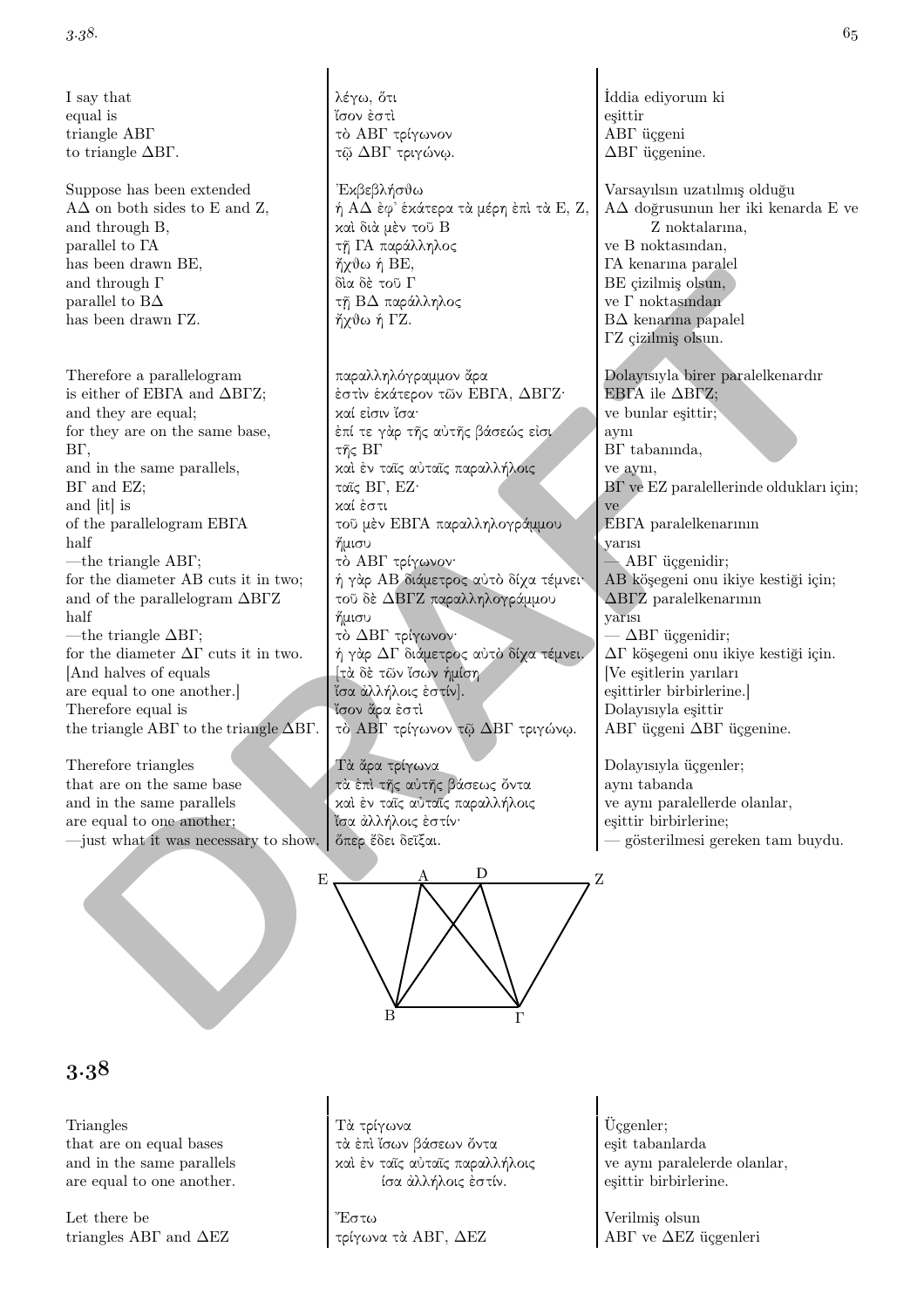| | | |
|---|---|---|
| I say that | λέγω, ὅτι | İddia ediyorum ki |
| equal is | ἴσον ἐστὶ | eşittir |
| triangle ΑΒΓ | τὸ ΑΒΓ τρίγωνον | ΑΒΓ üçgeni |
| to triangle ΔΒΓ. | τῷ ΔΒΓ τριγώνῳ. | ΔΒΓ üçgenine. |
| Suppose has been extended | Ἐκβεβλήσθω | Varsayılsın uzatılmış olduğu |
| ΑΔ on both sides to Ε and Ζ, | ἡ ΑΔ ἐφ᾽ ἑκάτερα τὰ μέρη ἐπὶ τὰ Ε, Ζ, | ΑΔ doğrusunun her iki kenarda Ε ve Ζ noktalarına, |
| and through Β, | καὶ διὰ μὲν τοῦ Β | ve Β noktasından, |
| parallel to ΓΑ | τῇ ΓΑ παράλληλος | ΓΑ kenarına paralel |
| has been drawn ΒΕ, | ἤχθω ἡ ΒΕ, | ΒΕ çizilmiş olsun, |
| and through Γ | διὰ δὲ τοῦ Γ | ve Γ noktasından |
| parallel to ΒΔ | τῇ ΒΔ παράλληλος | ΒΔ kenarına papalel |
| has been drawn ΓΖ. | ἤχθω ἡ ΓΖ. | ΓΖ çizilmiş olsun. |
| Therefore a parallelogram | παραλληλόγραμμον ἄρα | Dolayısıyla birer paralelkenardır |
| is either of ΕΒΓΑ and ΔΒΓΖ; | ἐστὶν ἑκάτερον τῶν ΕΒΓΑ, ΔΒΓΖ· | ΕΒΓΑ ile ΔΒΓΖ; |
| and they are equal; | καί εἰσιν ἴσα· | ve bunlar eşittir; |
| for they are on the same base, | ἐπί τε γὰρ τῆς αὐτῆς βάσεώς εἰσι | aynı |
| ΒΓ, | τῆς ΒΓ | ΒΓ tabanında, |
| and in the same parallels, | καὶ ἐν ταῖς αὐταῖς παραλλήλοις | ve aynı, |
| ΒΓ and ΕΖ; | ταῖς ΒΓ, ΕΖ· | ΒΓ ve ΕΖ paralellerinde oldukları için; |
| and [it] is | καί ἐστι | ve |
| of the parallelogram ΕΒΓΑ | τοῦ μὲν ΕΒΓΑ παραλληλογράμμου | ΕΒΓΑ paralelkenarının |
| half | ἥμισυ | yarısı |
| —the triangle ΑΒΓ; | τὸ ΑΒΓ τρίγωνον· | — ΑΒΓ üçgenidir; |
| for the diameter ΑΒ cuts it in two; | ἡ γὰρ ΑΒ διάμετρος αὐτὸ δίχα τέμνει· | ΑΒ köşegeni onu ikiye kestiği için; |
| and of the parallelogram ΔΒΓΖ | τοῦ δὲ ΔΒΓΖ παραλληλογράμμου | ΔΒΓΖ paralelkenarının |
| half | ἥμισυ | yarısı |
| —the triangle ΔΒΓ; | τὸ ΔΒΓ τρίγωνον· | — ΔΒΓ üçgenidir; |
| for the diameter ΔΓ cuts it in two. | ἡ γὰρ ΔΓ διάμετρος αὐτὸ δίχα τέμνει. | ΔΓ köşegeni onu ikiye kestiği için. |
| [And halves of equals | [τὰ δὲ τῶν ἴσων ἡμίση | [Ve eşitlerin yarıları |
| are equal to one another.] | ἴσα ἀλλήλοις ἐστίν]. | eşittirler birbirlerine.] |
| Therefore equal is | ἴσον ἄρα ἐστὶ | Dolayısıyla eşittir |
| the triangle ΑΒΓ to the triangle ΔΒΓ. | τὸ ΑΒΓ τρίγωνον τῷ ΔΒΓ τριγώνῳ. | ΑΒΓ üçgeni ΔΒΓ üçgenine. |
| Therefore triangles | Τὰ ἄρα τρίγωνα | Dolayısıyla üçgenler; |
| that are on the same base | τὰ ἐπὶ τῆς αὐτῆς βάσεως ὄντα | aynı tabanda |
| and in the same parallels | καὶ ἐν ταῖς αὐταῖς παραλλήλοις | ve aynı paralellerde olanlar, |
| are equal to one another; | ἴσα ἀλλήλοις ἐστίν· | eşittir birbirlerine; |
| —just what it was necessary to show. | ὅπερ ἔδει δεῖξαι. | — gösterilmesi gereken tam buydu. |

## 3.38

| | | |
|---|---|---|
| Triangles | Τὰ τρίγωνα | Üçgenler; |
| that are on equal bases | τὰ ἐπὶ ἴσων βάσεων ὄντα | eşit tabanlarda |
| and in the same parallels | καὶ ἐν ταῖς αὐταῖς παραλλήλοις | ve aynı paralelerde olanlar, |
| are equal to one another. | ἴσα ἀλλήλοις ἐστίν. | eşittir birbirlerine. |
| Let there be | Ἔστω | Verilmiş olsun |
| triangles ΑΒΓ and ΔΕΖ | τρίγωνα τὰ ΑΒΓ, ΔΕΖ | ΑΒΓ ve ΔΕΖ üçgenleri |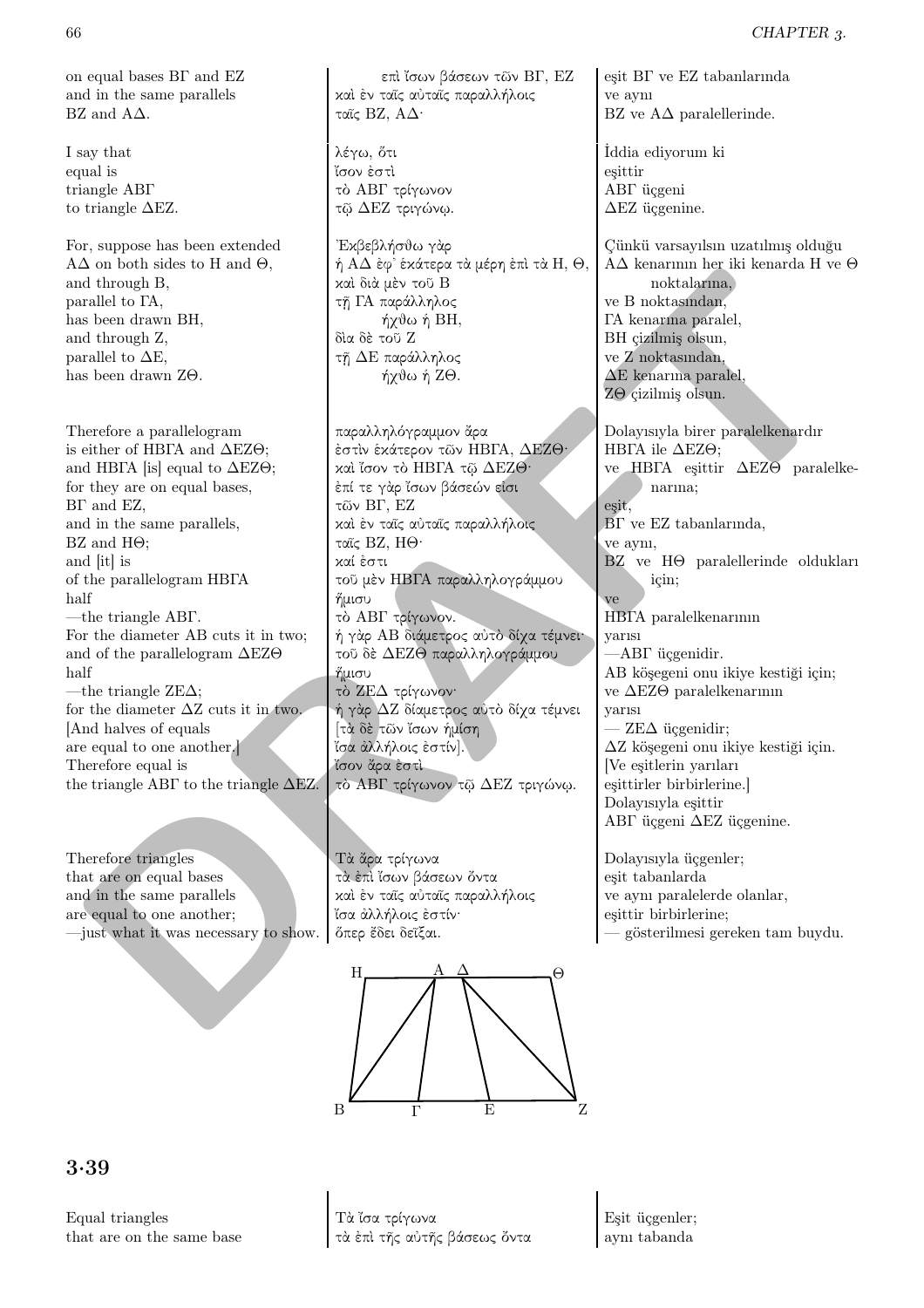| | | |
|---|---|---|
| on equal bases ΒΓ and ΕΖ<br>and in the same parallels<br>ΒΖ and ΑΔ. | ἐπὶ ἴσων βάσεων τῶν ΒΓ, ΕΖ<br>καὶ ἐν ταῖς αὐταῖς παραλλήλοις<br>ταῖς ΒΖ, ΑΔ· | eşit ΒΓ ve ΕΖ tabanlarında<br>ve aynı<br>ΒΖ ve ΑΔ paralellerinde. |
| I say that<br>equal is<br>triangle ΑΒΓ<br>to triangle ΔΕΖ. | λέγω, ὅτι<br>ἴσον ἐστὶ<br>τὸ ΑΒΓ τρίγωνον<br>τῷ ΔΕΖ τριγώνῳ. | İddia ediyorum ki<br>eşittir<br>ΑΒΓ üçgeni<br>ΔΕΖ üçgenine. |
| For, suppose has been extended<br>ΑΔ on both sides to Η and Θ,<br>and through Β,<br>parallel to ΓΑ,<br>has been drawn ΒΗ,<br>and through Ζ,<br>parallel to ΔΕ,<br>has been drawn ΖΘ. | Ἐκβεβλήσθω γὰρ<br>ἡ ΑΔ ἐφ᾽ ἑκάτερα τὰ μέρη ἐπὶ τὰ Η, Θ,<br>καὶ διὰ μὲν τοῦ Β<br>τῇ ΓΑ παράλληλος<br>ἤχθω ἡ ΒΗ,<br>διὰ δὲ τοῦ Ζ<br>τῇ ΔΕ παράλληλος<br>ἤχθω ἡ ΖΘ. | Çünkü varsayılsın uzatılmış olduğu<br>ΑΔ kenarının her iki kenarda Η ve Θ noktalarına,<br>ve Β noktasından,<br>ΓΑ kenarına paralel,<br>ΒΗ çizilmiş olsun,<br>ve Ζ noktasından,<br>ΔΕ kenarına paralel,<br>ΖΘ çizilmiş olsun. |
| Therefore a parallelogram<br>is either of ΗΒΓΑ and ΔΕΖΘ;<br>and ΗΒΓΑ [is] equal to ΔΕΖΘ;<br>for they are on equal bases,<br>ΒΓ and ΕΖ,<br>and in the same parallels,<br>ΒΖ and ΗΘ;<br>and [it] is<br>of the parallelogram ΗΒΓΑ<br>half<br>—the triangle ΑΒΓ.<br>For the diameter ΑΒ cuts it in two;<br>and of the parallelogram ΔΕΖΘ<br>half<br>—the triangle ΖΕΔ;<br>for the diameter ΔΖ cuts it in two.<br>[And halves of equals<br>are equal to one another.]<br>Therefore equal is<br>the triangle ΑΒΓ to the triangle ΔΕΖ. | παραλληλόγραμμον ἄρα<br>ἐστὶν ἑκάτερον τῶν ΗΒΓΑ, ΔΕΖΘ·<br>καὶ ἴσον τὸ ΗΒΓΑ τῷ ΔΕΖΘ·<br>ἐπί τε γὰρ ἴσων βάσεών εἰσι<br>τῶν ΒΓ, ΕΖ<br>καὶ ἐν ταῖς αὐταῖς παραλλήλοις<br>ταῖς ΒΖ, ΗΘ·<br>καί ἐστι<br>τοῦ μὲν ΗΒΓΑ παραλληλογράμμου<br>ἥμισυ<br>τὸ ΑΒΓ τρίγωνον.<br>ἡ γὰρ ΑΒ διάμετρος αὐτὸ δίχα τέμνει·<br>τοῦ δὲ ΔΕΖΘ παραλληλογράμμου<br>ἥμισυ<br>τὸ ΖΕΔ τρίγωνον·<br>ἡ γὰρ ΔΖ διάμετρος αὐτὸ δίχα τέμνει<br>[τὰ δὲ τῶν ἴσων ἡμίση<br>ἴσα ἀλλήλοις ἐστίν].<br>ἴσον ἄρα ἐστὶ<br>τὸ ΑΒΓ τρίγωνον τῷ ΔΕΖ τριγώνῳ. | Dolayısıyla birer paralelkenardır<br>ΗΒΓΑ ile ΔΕΖΘ;<br>ve ΗΒΓΑ eşittir ΔΕΖΘ paralelkenarına;<br>eşit,<br>ΒΓ ve ΕΖ tabanlarında,<br>ve aynı,<br>ΒΖ ve ΗΘ paralellerinde oldukları için;<br>ve<br>ΗΒΓΑ paralelkenarının<br>yarısı<br>—ΑΒΓ üçgenidir.<br>ΑΒ köşegeni onu ikiye kestiği için;<br>ve ΔΕΖΘ paralelkenarının<br>yarısı<br>— ΖΕΔ üçgenidir;<br>ΔΖ köşegeni onu ikiye kestiği için.<br>[Ve eşitlerin yarıları<br>eşittirler birbirlerine.]<br>Dolayısıyla eşittir<br>ΑΒΓ üçgeni ΔΕΖ üçgenine. |
| Therefore triangles<br>that are on equal bases<br>and in the same parallels<br>are equal to one another;<br>—just what it was necessary to show. | Τὰ ἄρα τρίγωνα<br>τὰ ἐπὶ ἴσων βάσεων ὄντα<br>καὶ ἐν ταῖς αὐταῖς παραλλήλοις<br>ἴσα ἀλλήλοις ἐστίν·<br>ὅπερ ἔδει δεῖξαι. | Dolayısıyla üçgenler;<br>eşit tabanlarda<br>ve aynı paralelerde olanlar,<br>eşittir birbirlerine;<br>— gösterilmesi gereken tam buydu. |

## 3·39

| | | |
|---|---|---|
| Equal triangles<br>that are on the same base | Τὰ ἴσα τρίγωνα<br>τὰ ἐπὶ τῆς αὐτῆς βάσεως ὄντα | Eşit üçgenler;<br>aynı tabanda |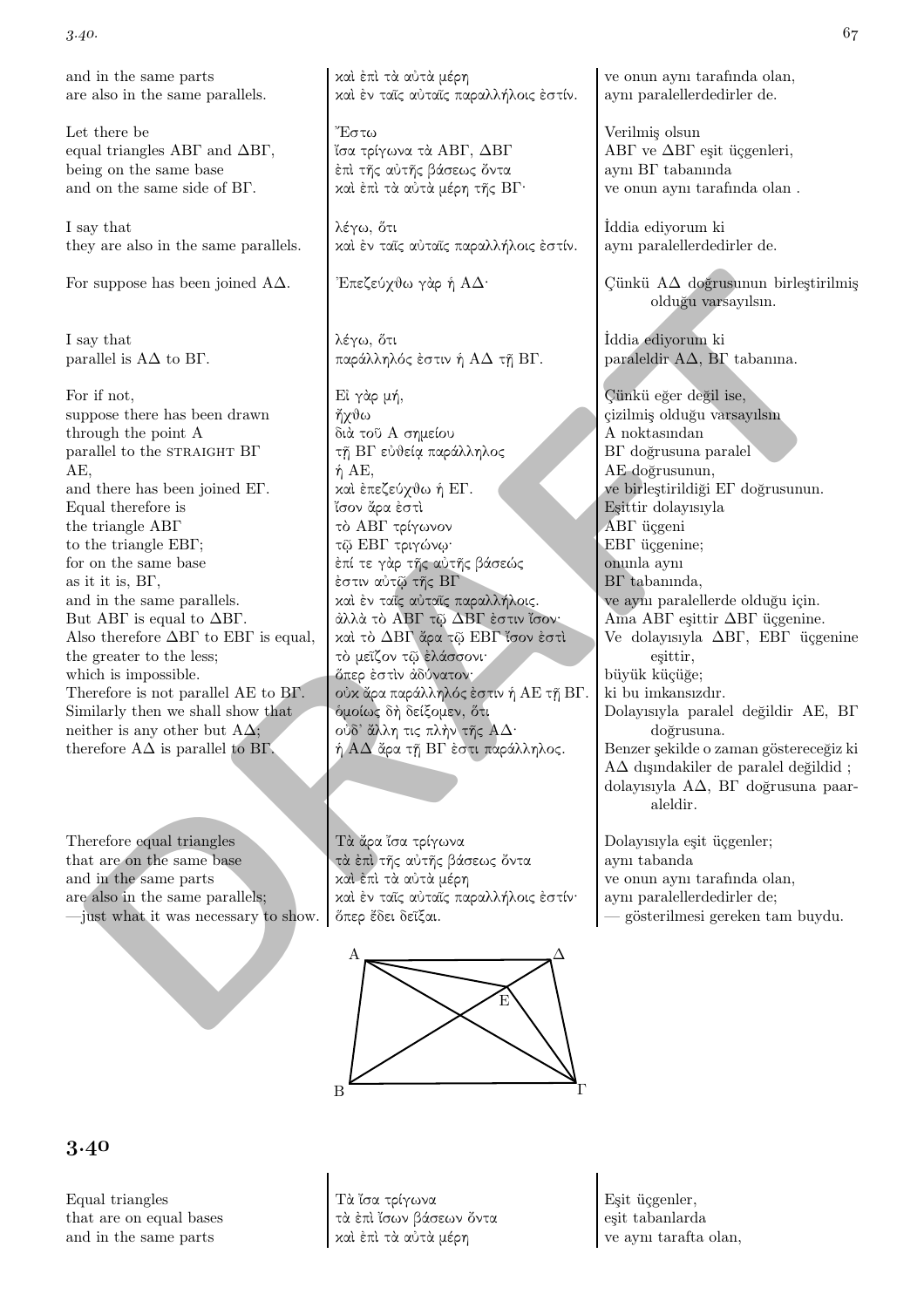| | | |
|---|---|---|
| and in the same parts | καὶ ἐπὶ τὰ αὐτὰ μέρη | ve onun aynı tarafında olan, |
| are also in the same parallels. | καὶ ἐν ταῖς αὐταῖς παραλλήλοις ἐστίν. | aynı paralellerdedirler de. |
| Let there be | Ἔστω | Verilmiş olsun |
| equal triangles ΑΒΓ and ΔΒΓ, | ἴσα τρίγωνα τὰ ΑΒΓ, ΔΒΓ | ΑΒΓ ve ΔΒΓ eşit üçgenleri, |
| being on the same base | ἐπὶ τῆς αὐτῆς βάσεως ὄντα | aynı ΒΓ tabanında |
| and on the same side of ΒΓ. | καὶ ἐπὶ τὰ αὐτὰ μέρη τῆς ΒΓ· | ve onun aynı tarafında olan . |
| I say that | λέγω, ὅτι | İddia ediyorum ki |
| they are also in the same parallels. | καὶ ἐν ταῖς αὐταῖς παραλλήλοις ἐστίν. | aynı paralellerdedirler de. |
| For suppose has been joined ΑΔ. | Ἐπεζεύχθω γὰρ ἡ ΑΔ· | Çünkü ΑΔ doğrusunun birleştirilmiş olduğu varsayılsın. |
| I say that | λέγω, ὅτι | İddia ediyorum ki |
| parallel is ΑΔ to ΒΓ. | παράλληλός ἐστιν ἡ ΑΔ τῇ ΒΓ. | paraleldir ΑΔ, ΒΓ tabanına. |
| For if not, | Εἰ γὰρ μή, | Çünkü eğer değil ise, |
| suppose there has been drawn | ἤχθω | çizilmiş olduğu varsayılsın |
| through the point Α | διὰ τοῦ Α σημείου | Α noktasından |
| parallel to the STRAIGHT ΒΓ | τῇ ΒΓ εὐθείᾳ παράλληλος | ΒΓ doğrusuna paralel |
| ΑΕ, | ἡ ΑΕ, | ΑΕ doğrusunun, |
| and there has been joined ΕΓ. | καὶ ἐπεζεύχθω ἡ ΕΓ. | ve birleştirildiği ΕΓ doğrusunun. |
| Equal therefore is | ἴσον ἄρα ἐστὶ | Eşittir dolayısıyla |
| the triangle ΑΒΓ | τὸ ΑΒΓ τρίγωνον | ΑΒΓ üçgeni |
| to the triangle ΕΒΓ; | τῷ ΕΒΓ τριγώνῳ· | ΕΒΓ üçgenine; |
| for on the same base | ἐπί τε γὰρ τῆς αὐτῆς βάσεώς | onunla aynı |
| as it it is, ΒΓ, | ἐστιν αὐτῷ τῆς ΒΓ | ΒΓ tabanında, |
| and in the same parallels. | καὶ ἐν ταῖς αὐταῖς παραλλήλοις. | ve aynı paralellerde olduğu için. |
| But ΑΒΓ is equal to ΔΒΓ. | ἀλλὰ τὸ ΑΒΓ τῷ ΔΒΓ ἐστιν ἴσον· | Ama ΑΒΓ eşittir ΔΒΓ üçgenine. |
| Also therefore ΔΒΓ to ΕΒΓ is equal, | καὶ τὸ ΔΒΓ ἄρα τῷ ΕΒΓ ἴσον ἐστὶ | Ve dolayısıyla ΔΒΓ, ΕΒΓ üçgenine eşittir, |
| the greater to the less; | τὸ μεῖζον τῷ ἐλάσσονι· | büyük küçüğe; |
| which is impossible. | ὅπερ ἐστὶν ἀδύνατον· | ki bu imkansızdır. |
| Therefore is not parallel ΑΕ to ΒΓ. | οὐκ ἄρα παράλληλός ἐστιν ἡ ΑΕ τῇ ΒΓ. | Dolayısıyla paralel değildir ΑΕ, ΒΓ doğrusuna. |
| Similarly then we shall show that | ὁμοίως δὴ δείξομεν, ὅτι | Benzer şekilde o zaman göstereceğiz ki |
| neither is any other but ΑΔ; | οὐδ᾽ ἄλλη τις πλὴν τῆς ΑΔ· | ΑΔ dışındakiler de paralel değildid ; |
| therefore ΑΔ is parallel to ΒΓ. | ἡ ΑΔ ἄρα τῇ ΒΓ ἐστι παράλληλος. | dolayısıyla ΑΔ, ΒΓ doğrusuna paaraleldir. |
| Therefore equal triangles | Τὰ ἄρα ἴσα τρίγωνα | Dolayısıyla eşit üçgenler; |
| that are on the same base | τὰ ἐπὶ τῆς αὐτῆς βάσεως ὄντα | aynı tabanda |
| and in the same parts | καὶ ἐπὶ τὰ αὐτὰ μέρη | ve onun aynı tarafında olan, |
| are also in the same parallels; | καὶ ἐν ταῖς αὐταῖς παραλλήλοις ἐστίν· | aynı paralellerdedirler de; |
| —just what it was necessary to show. | ὅπερ ἔδει δεῖξαι. | — gösterilmesi gereken tam buydu. |

## 3.40

| | | |
|---|---|---|
| Equal triangles | Τὰ ἴσα τρίγωνα | Eşit üçgenler, |
| that are on equal bases | τὰ ἐπὶ ἴσων βάσεων ὄντα | eşit tabanlarda |
| and in the same parts | καὶ ἐπὶ τὰ αὐτὰ μέρη | ve aynı tarafta olan, |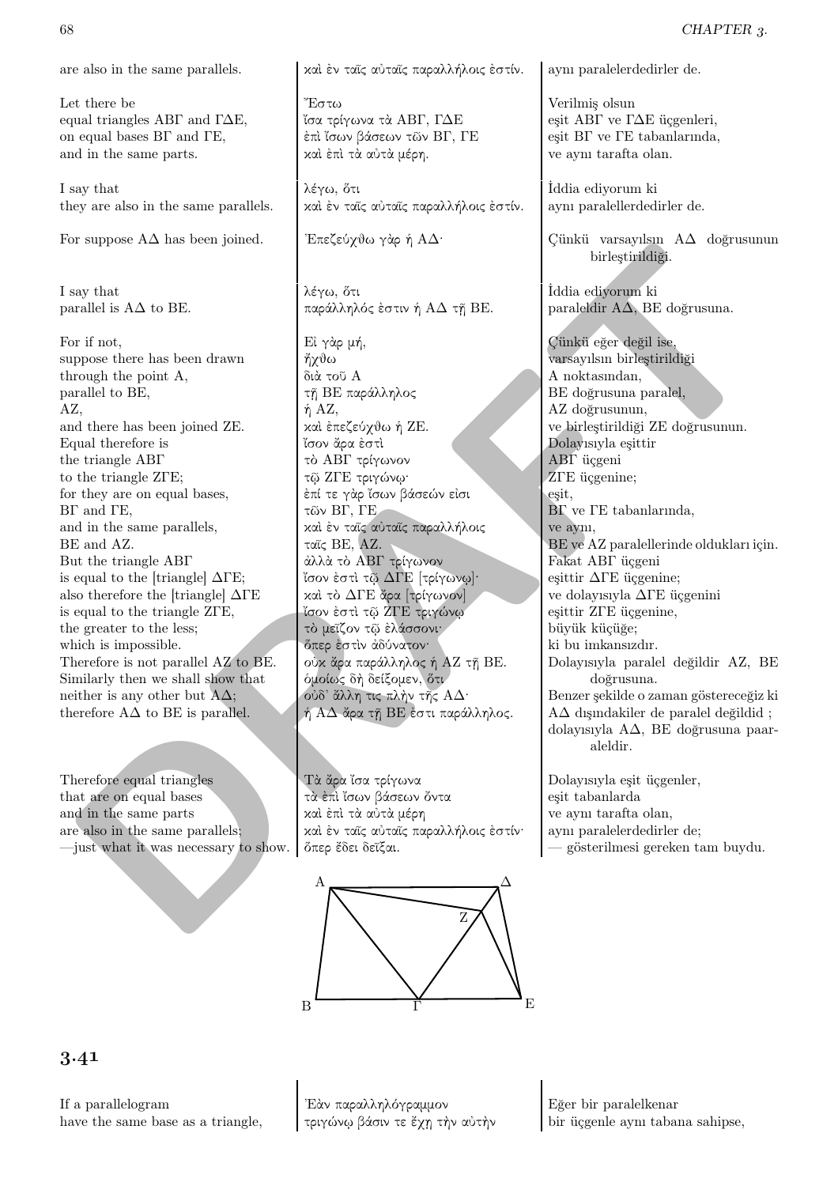| | | |
|---|---|---|
| are also in the same parallels. | καὶ ἐν ταῖς αὐταῖς παραλλήλοις ἐστίν. | aynı paralelerdedirler de. |
| Let there be | Ἔστω | Verilmiş olsun |
| equal triangles ΑΒΓ and ΓΔΕ, | ἴσα τρίγωνα τὰ ΑΒΓ, ΓΔΕ | eşit ΑΒΓ ve ΓΔΕ üçgenleri, |
| on equal bases ΒΓ and ΓΕ, | ἐπὶ ἴσων βάσεων τῶν ΒΓ, ΓΕ | eşit ΒΓ ve ΓΕ tabanlarında, |
| and in the same parts. | καὶ ἐπὶ τὰ αὐτὰ μέρη. | ve aynı tarafta olan. |
| I say that | λέγω, ὅτι | İddia ediyorum ki |
| they are also in the same parallels. | καὶ ἐν ταῖς αὐταῖς παραλλήλοις ἐστίν. | aynı paralellerdedirler de. |
| For suppose ΑΔ has been joined. | Ἐπεζεύχθω γὰρ ἡ ΑΔ· | Çünkü varsayılsın ΑΔ doğrusunun birleştirildiği. |
| I say that | λέγω, ὅτι | İddia ediyorum ki |
| parallel is ΑΔ to ΒΕ. | παράλληλός ἐστιν ἡ ΑΔ τῇ ΒΕ. | paraleldir ΑΔ, ΒΕ doğrusuna. |
| For if not, | Εἰ γὰρ μή, | Çünkü eğer değil ise, |
| suppose there has been drawn | ἤχθω | varsayılsın birleştirildiği |
| through the point Α, | διὰ τοῦ Α | Α noktasından, |
| parallel to ΒΕ, | τῇ ΒΕ παράλληλος | ΒΕ doğrusuna paralel, |
| ΑΖ, | ἡ ΑΖ, | ΑΖ doğrusunun, |
| and there has been joined ΖΕ. | καὶ ἐπεζεύχθω ἡ ΖΕ. | ve birleştirildiği ΖΕ doğrusunun. |
| Equal therefore is | Ἴσον ἄρα ἐστὶ | Dolayısıyla eşittir |
| the triangle ΑΒΓ | τὸ ΑΒΓ τρίγωνον | ΑΒΓ üçgeni |
| to the triangle ΖΓΕ; | τῷ ΖΓΕ τριγώνῳ· | ΖΓΕ üçgenine; |
| for they are on equal bases, | ἐπί τε γὰρ ἴσων βάσεών εἰσι | eşit, |
| ΒΓ and ΓΕ, | τῶν ΒΓ, ΓΕ | ΒΓ ve ΓΕ tabanlarında, |
| and in the same parallels, | καὶ ἐν ταῖς αὐταῖς παραλλήλοις | ve aynı, |
| ΒΕ and ΑΖ. | ταῖς ΒΕ, ΑΖ. | ΒΕ ve ΑΖ paralellerinde oldukları için. |
| But the triangle ΑΒΓ | ἀλλὰ τὸ ΑΒΓ τρίγωνον | Fakat ΑΒΓ üçgeni |
| is equal to the [triangle] ΔΓΕ; | ἴσον ἐστὶ τῷ ΔΓΕ [τριγώνῳ]· | eşittir ΔΓΕ üçgenine; |
| also therefore the [triangle] ΔΓΕ | καὶ τὸ ΔΓΕ ἄρα [τρίγωνον] | ve dolayısıyla ΔΓΕ üçgenini |
| is equal to the triangle ΖΓΕ, | ἴσον ἐστὶ τῷ ΖΓΕ τριγώνῳ | eşittir ΖΓΕ üçgenine, |
| the greater to the less; | τὸ μεῖζον τῷ ἐλάσσονι· | büyük küçüğe; |
| which is impossible. | ὅπερ ἐστὶν ἀδύνατον· | ki bu imkansızdır. |
| Therefore is not parallel ΑΖ to ΒΕ. | οὐκ ἄρα παράλληλος ἡ ΑΖ τῇ ΒΕ. | Dolayısıyla paralel değildir ΑΖ, ΒΕ doğrusuna. |
| Similarly then we shall show that | ὁμοίως δὴ δείξομεν, ὅτι | Benzer şekilde o zaman göstereceğiz ki |
| neither is any other but ΑΔ; | οὐδ᾿ ἄλλη τις πλὴν τῆς ΑΔ· | ΑΔ dışındakiler de paralel değildid ; |
| therefore ΑΔ to ΒΕ is parallel. | ἡ ΑΔ ἄρα τῇ ΒΕ ἐστι παράλληλος. | dolayısıyla ΑΔ, ΒΕ doğrusuna paaraleldir. |
| Therefore equal triangles | Τὰ ἄρα ἴσα τρίγωνα | Dolayısıyla eşit üçgenler, |
| that are on equal bases | τὰ ἐπὶ ἴσων βάσεων ὄντα | eşit tabanlarda |
| and in the same parts | καὶ ἐπὶ τὰ αὐτὰ μέρη | ve aynı tarafta olan, |
| are also in the same parallels; | καὶ ἐν ταῖς αὐταῖς παραλλήλοις ἐστίν· | aynı paralelerdedirler de; |
| —just what it was necessary to show. | ὅπερ ἔδει δεῖξαι. | — gösterilmesi gereken tam buydu. |

## 3.41

| | | |
|---|---|---|
| If a parallelogram | Ἐὰν παραλληλόγραμμον | Eğer bir paralelkenar |
| have the same base as a triangle, | τριγώνῳ βάσιν τε ἔχῃ τὴν αὐτὴν | bir üçgenle aynı tabana sahipse, |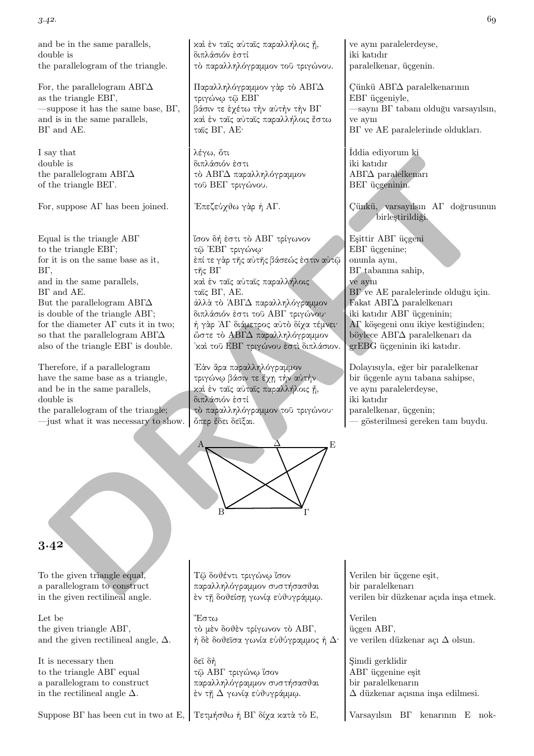| | | |
|---|---|---|
| and be in the same parallels, | καὶ ἐν ταῖς αὐταῖς παραλλήλοις ᾖ, | ve aynı paralelerdeyse, |
| double is | διπλάσιόν ἐστί | iki katıdır |
| the parallelogram of the triangle. | τὸ παραλληλόγραμμον τοῦ τριγώνου. | paralelkenar, üçgenin. |
| For, the parallelogram ΑΒΓΔ | Παραλληλόγραμμον γὰρ τὸ ΑΒΓΔ | Çünkü ΑΒΓΔ paralelkenarının |
| as the triangle ΕΒΓ, | τριγώνῳ τῷ ΕΒΓ | ΕΒΓ üçgeniyle, |
| —suppose it has the same base, ΒΓ, | βάσιν τε ἐχέτω τὴν αὐτὴν τὴν ΒΓ | —saynı ΒΓ tabanı olduğu varsayılsın, |
| and is in the same parallels, | καὶ ἐν ταῖς αὐταῖς παραλλήλοις ἔστω | ve aynı |
| ΒΓ and ΑΕ. | ταῖς ΒΓ, ΑΕ· | ΒΓ ve ΑΕ paralelerinde oldukları. |
| I say that | λέγω, ὅτι | İddia ediyorum ki |
| double is | διπλάσιόν ἐστι | iki katıdır |
| the parallelogram ΑΒΓΔ | τὸ ΑΒΓΔ παραλληλόγραμμον | ΑΒΓΔ paralelkenarı |
| of the triangle ΒΕΓ. | τοῦ ΒΕΓ τριγώνου. | ΒΕΓ üçgeninin. |
| For, suppose ΑΓ has been joined. | Ἐπεζεύχθω γὰρ ἡ ΑΓ. | Çünkü, varsayılsın ΑΓ doğrusunun birleştirildiği. |
| Equal is the triangle ΑΒΓ | ἴσον δή ἐστι τὸ ΑΒΓ τρίγωνον | Eşittir ΑΒΓ üçgeni |
| to the triangle ΕΒΓ; | τῷ ΕΒΓ τριγώνῳ· | ΕΒΓ üçgenine; |
| for it is on the same base as it, | ἐπί τε γὰρ τῆς αὐτῆς βάσεώς ἐστιν αὐτῷ | onunla aynı, |
| ΒΓ, | τῆς ΒΓ | ΒΓ tabanına sahip, |
| and in the same parallels, | καὶ ἐν ταῖς αὐταῖς παραλλήλοις | ve aynı |
| ΒΓ and ΑΕ. | ταῖς ΒΓ, ΑΕ. | ΒΓ ve ΑΕ paralelerinde olduğu için. |
| But the parallelogram ΑΒΓΔ | ἀλλὰ τὸ ΑΒΓΔ παραλληλόγραμμον | Fakat ΑΒΓΔ paralelkenarı |
| is double of the triangle ΑΒΓ; | διπλάσιόν ἐστι τοῦ ΑΒΓ τριγώνου· | iki katıdır ΑΒΓ üçgeninin; |
| for the diameter ΑΓ cuts it in two; | ἡ γὰρ ΑΓ διάμετρος αὐτὸ δίχα τέμνει· | ΑΓ köşegeni onu ikiye kestiğinden; |
| so that the parallelogram ΑΒΓΔ | ὥστε τὸ ΑΒΓΔ παραλληλόγραμμον | böylece ΑΒΓΔ paralelkenarı da |
| also of the triangle ΕΒΓ is double. | καὶ τοῦ ΕΒΓ τριγώνου ἐστὶ διπλάσιον. | grEBG üçgeninin iki katıdır. |
| Therefore, if a parallelogram | Ἐὰν ἄρα παραλληλόγραμμον | Dolayısıyla, eğer bir paralelkenar |
| have the same base as a triangle, | τριγώνῳ βάσιν τε ἔχῃ τὴν αὐτὴν | bir üçgenle aynı tabana sahipse, |
| and be in the same parallels, | καὶ ἐν ταῖς αὐταῖς παραλλήλοις ᾖ, | ve aynı paralelerdeyse, |
| double is | διπλάσιόν ἐστί | iki katıdır |
| the parallelogram of the triangle; | τὸ παραλληλόγραμμον τοῦ τριγώνου· | paralelkenar, üçgenin; |
| —just what it was necessary to show. | ὅπερ ἔδει δεῖξαι. | — gösterilmesi gereken tam buydu. |

## 3.42

| | | |
|---|---|---|
| To the given triangle equal, | Τῷ δοθέντι τριγώνῳ ἴσον | Verilen bir üçgene eşit, |
| a parallelogram to construct | παραλληλόγραμμον συστήσασθαι | bir paralelkenarı |
| in the given rectilineal angle. | ἐν τῇ δοθείσῃ γωνίᾳ εὐθυγράμμῳ. | verilen bir düzkenar açıda inşa etmek. |
| Let be | Ἔστω | Verilen |
| the given triangle ΑΒΓ, | τὸ μὲν δοθὲν τρίγωνον τὸ ΑΒΓ, | üçgen ΑΒΓ, |
| and the given rectilineal angle, Δ. | ἡ δὲ δοθεῖσα γωνία εὐθύγραμμος ἡ Δ· | ve verilen düzkenar açı Δ olsun. |
| It is necessary then | δεῖ δὴ | Şimdi gerklidir |
| to the triangle ΑΒΓ equal | τῷ ΑΒΓ τριγώνῳ ἴσον | ΑΒΓ üçgenine eşit |
| a parallelogram to construct | παραλληλόγραμμον συστήσασθαι | bir paralelkenarın |
| in the rectilineal angle Δ. | ἐν τῇ Δ γωνίᾳ εὐθυγράμμῳ. | Δ düzkenar açısına inşa edilmesi. |
| Suppose ΒΓ has been cut in two at Ε, | Τετμήσθω ἡ ΒΓ δίχα κατὰ τὸ Ε, | Varsayılsın ΒΓ kenarının Ε nok- |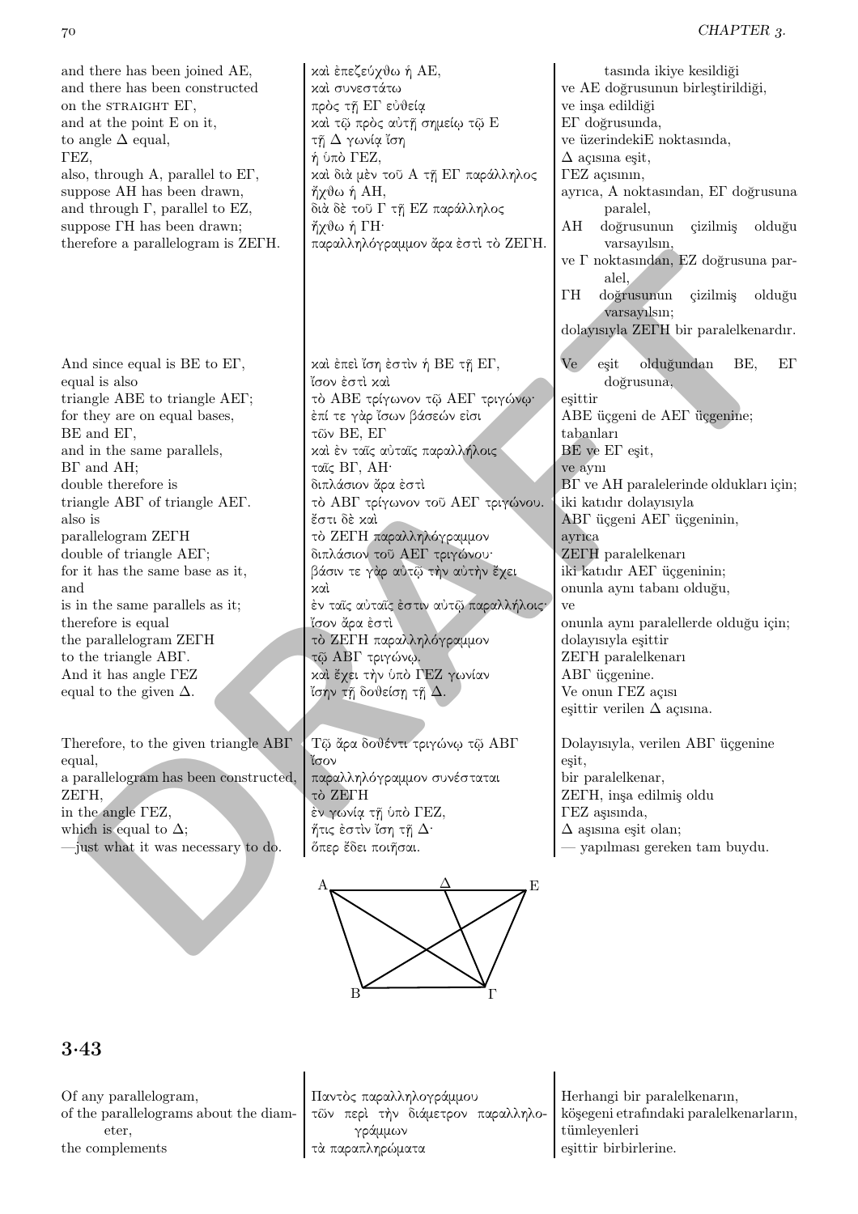| | | |
|---|---|---|
| and there has been joined AE, | καὶ ἐπεζεύχθω ἡ ΑΕ, | tasında ikiye kesildiği |
| and there has been constructed | καὶ συνεστάτω | ve AE doğrusunun birleştirildiği, |
| on the STRAIGHT ΕΓ, | πρὸς τῇ ΕΓ εὐθείᾳ | ve inşa edildiği |
| and at the point E on it, | καὶ τῷ πρὸς αὐτῇ σημείῳ τῷ Ε | ΕΓ doğrusunda, |
| to angle Δ equal, | τῇ Δ γωνίᾳ ἴση | ve üzerindekiE noktasında, |
| ΓΕΖ, | ἡ ὑπὸ ΓΕΖ, | Δ açısına eşit, |
| also, through A, parallel to ΕΓ, | καὶ διὰ μὲν τοῦ Α τῇ ΕΓ παράλληλος | ΓΕΖ açısının, |
| suppose AH has been drawn, | ἤχθω ἡ ΑΗ, | ayrıca, A noktasından, ΕΓ doğrusuna paralel, |
| and through Γ, parallel to ΕΖ, | διὰ δὲ τοῦ Γ τῇ ΕΖ παράλληλος | AH doğrusunun çizilmiş olduğu varsayılsın, |
| suppose ΓΗ has been drawn; | ἤχθω ἡ ΓΗ· | ve Γ noktasından, ΕΖ doğrusuna paralel, |
| therefore a parallelogram is ΖΕΓΗ. | παραλληλόγραμμον ἄρα ἐστὶ τὸ ΖΕΓΗ. | ΓΗ doğrusunun çizilmiş olduğu varsayılsın; dolayısıyla ΖΕΓΗ bir paralelkenardır. |

| | | |
|---|---|---|
| And since equal is BE to ΕΓ, | καὶ ἐπεὶ ἴση ἐστὶν ἡ ΒΕ τῇ ΕΓ, | Ve eşit olduğundan BE, ΕΓ doğrusuna, |
| equal is also | ἴσον ἐστὶ καὶ | eşittir |
| triangle ABE to triangle AEΓ; | τὸ ΑΒΕ τρίγωνον τῷ ΑΕΓ τριγώνῳ· | ABE üçgeni de AEΓ üçgenine; |
| for they are on equal bases, | ἐπί τε γὰρ ἴσων βάσεών εἰσι | tabanları |
| BE and ΕΓ, | τῶν ΒΕ, ΕΓ | BE ve ΕΓ eşit, |
| and in the same parallels, | καὶ ἐν ταῖς αὐταῖς παραλλήλοις | ve aynı |
| ΒΓ and AH; | ταῖς ΒΓ, ΑΗ· | ΒΓ ve AH paralelerinde oldukları için; |
| double therefore is | διπλάσιον ἄρα ἐστὶ | iki katıdır dolayısıyla |
| triangle ΑΒΓ of triangle AEΓ. | τὸ ΑΒΓ τρίγωνον τοῦ ΑΕΓ τριγώνου. | ΑΒΓ üçgeni AEΓ üçgeninin, |
| also is | ἔστι δὲ καὶ | ayrıca |
| parallelogram ΖΕΓΗ | τὸ ΖΕΓΗ παραλληλόγραμμον | ΖΕΓΗ paralelkenarı |
| double of triangle AEΓ; | διπλάσιον τοῦ ΑΕΓ τριγώνου· | iki katıdır AEΓ üçgeninin; |
| for it has the same base as it, | βάσιν τε γὰρ αὐτῷ τὴν αὐτὴν ἔχει | onunla aynı tabanı olduğu, |
| and | καὶ | ve |
| is in the same parallels as it; | ἐν ταῖς αὐταῖς ἐστιν αὐτῷ παραλλήλοις· | onunla aynı paralellerde olduğu için; |
| therefore is equal | ἴσον ἄρα ἐστὶ | dolayısıyla eşittir |
| the parallelogram ΖΕΓΗ | τὸ ΖΕΓΗ παραλληλόγραμμον | ΖΕΓΗ paralelkenarı |
| to the triangle ΑΒΓ. | τῷ ΑΒΓ τριγώνῳ. | ΑΒΓ üçgenine. |
| And it has angle ΓΕΖ | καὶ ἔχει τὴν ὑπὸ ΓΕΖ γωνίαν | Ve onun ΓΕΖ açısı |
| equal to the given Δ. | ἴσην τῇ δοθείσῃ τῇ Δ. | eşittir verilen Δ açısına. |

| | | |
|---|---|---|
| Therefore, to the given triangle ΑΒΓ | Τῷ ἄρα δοθέντι τριγώνῳ τῷ ΑΒΓ | Dolayısıyla, verilen ΑΒΓ üçgenine |
| equal, | ἴσον | eşit, |
| a parallelogram has been constructed, | παραλληλόγραμμον συνέσταται | bir paralelkenar, |
| ΖΕΓΗ, | τὸ ΖΕΓΗ | ΖΕΓΗ, inşa edilmiş oldu |
| in the angle ΓΕΖ, | ἐν γωνίᾳ τῇ ὑπὸ ΓΕΖ, | ΓΕΖ aşısında, |
| which is equal to Δ; | ἥτις ἐστὶν ἴση τῇ Δ· | Δ aşısına eşit olan; |
| —just what it was necessary to do. | ὅπερ ἔδει ποιῆσαι. | — yapılması gereken tam buydu. |

## 3·43

| | | |
|---|---|---|
| Of any parallelogram, | Παντὸς παραλληλογράμμου | Herhangi bir paralelkenarın, |
| of the parallelograms about the diameter, | τῶν περὶ τὴν διάμετρον παραλληλογράμμων | köşegeni etrafındaki paralelkenarların, |
| the complements | τὰ παραπληρώματα | tümleyenleri eşittir birbirlerine. |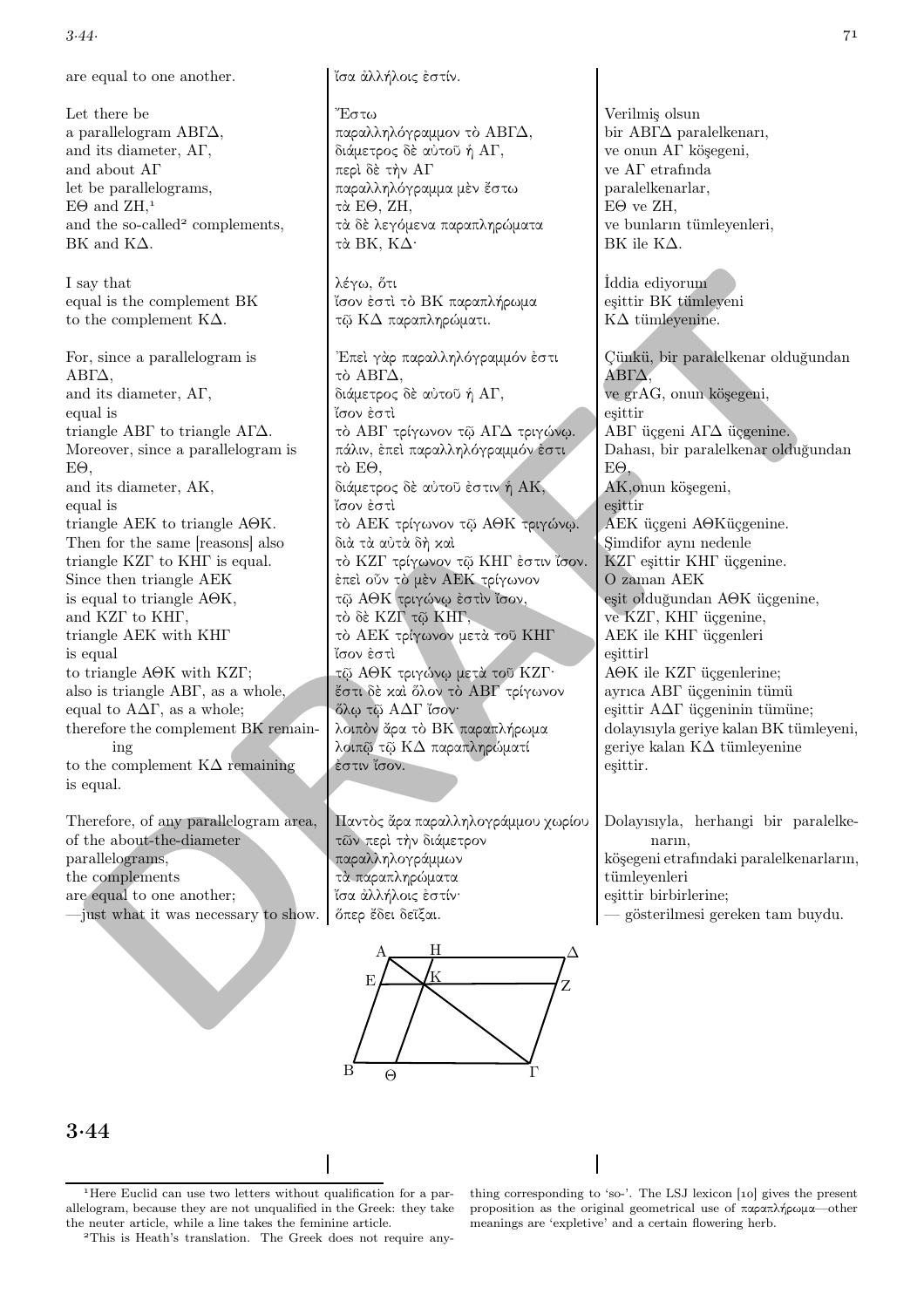| | | |
|---|---|---|
| are equal to one another. | ἴσα ἀλλήλοις ἐστίν. | |
| Let there be | Ἔστω | Verilmiş olsun |
| a parallelogram ΑΒΓΔ, | παραλληλόγραμμον τὸ ΑΒΓΔ, | bir ΑΒΓΔ paralelkenarı, |
| and its diameter, ΑΓ, | διάμετρος δὲ αὐτοῦ ἡ ΑΓ, | ve onun ΑΓ köşegeni, |
| and about ΑΓ | περὶ δὲ τὴν ΑΓ | ve ΑΓ etrafında |
| let be parallelograms, | παραλληλόγραμμα μὲν ἔστω | paralelkenarlar, |
| ΕΘ and ΖΗ,[1] | τὰ ΕΘ, ΖΗ, | ΕΘ ve ΖΗ, |
| and the so-called[2] complements, | τὰ δὲ λεγόμενα παραπληρώματα | ve bunların tümleyenleri, |
| ΒΚ and ΚΔ. | τὰ ΒΚ, ΚΔ· | ΒΚ ile ΚΔ. |
| I say that | λέγω, ὅτι | İddia ediyorum |
| equal is the complement ΒΚ | ἴσον ἐστὶ τὸ ΒΚ παραπλήρωμα | eşittir ΒΚ tümleyeni |
| to the complement ΚΔ. | τῷ ΚΔ παραπληρώματι. | ΚΔ tümleyenine. |
| For, since a parallelogram is | Ἐπεὶ γὰρ παραλληλόγραμμόν ἐστι | Çünkü, bir paralelkenar olduğundan |
| ΑΒΓΔ, | τὸ ΑΒΓΔ, | ΑΒΓΔ, |
| and its diameter, ΑΓ, | διάμετρος δὲ αὐτοῦ ἡ ΑΓ, | ve grAG, onun köşegeni, |
| equal is | ἴσον ἐστὶ | eşittir |
| triangle ΑΒΓ to triangle ΑΓΔ. | τὸ ΑΒΓ τρίγωνον τῷ ΑΓΔ τριγώνῳ. | ΑΒΓ üçgeni ΑΓΔ üçgenine. |
| Moreover, since a parallelogram is | πάλιν, ἐπεὶ παραλληλόγραμμόν ἐστι | Dahası, bir paralelkenar olduğundan |
| ΕΘ, | τὸ ΕΘ, | ΕΘ, |
| and its diameter, ΑΚ, | διάμετρος δὲ αὐτοῦ ἐστιν ἡ ΑΚ, | ΑΚ,onun köşegeni, |
| equal is | ἴσον ἐστὶ | eşittir |
| triangle ΑΕΚ to triangle ΑΘΚ. | τὸ ΑΕΚ τρίγωνον τῷ ΑΘΚ τριγώνῳ. | ΑΕΚ üçgeni ΑΘΚüçgenine. |
| Then for the same [reasons] also | διὰ τὰ αὐτὰ δὴ καὶ | Şimdifor aynı nedenle |
| triangle ΚΖΓ to ΚΗΓ is equal. | τὸ ΚΖΓ τρίγωνον τῷ ΚΗΓ ἐστιν ἴσον. | ΚΖΓ eşittir ΚΗΓ üçgenine. |
| Since then triangle ΑΕΚ | ἐπεὶ οὖν τὸ μὲν ΑΕΚ τρίγωνον | O zaman ΑΕΚ |
| is equal to triangle ΑΘΚ, | τῷ ΑΘΚ τριγώνῳ ἐστὶν ἴσον, | eşit olduğundan ΑΘΚ üçgenine, |
| and ΚΖΓ to ΚΗΓ, | τὸ δὲ ΚΖΓ τῷ ΚΗΓ, | ve ΚΖΓ, ΚΗΓ üçgenine, |
| triangle ΑΕΚ with ΚΗΓ | τὸ ΑΕΚ τρίγωνον μετὰ τοῦ ΚΗΓ | ΑΕΚ ile ΚΗΓ üçgenleri |
| is equal | ἴσον ἐστὶ | eşittirl |
| to triangle ΑΘΚ with ΚΖΓ; | τῷ ΑΘΚ τριγώνῳ μετὰ τοῦ ΚΖΓ· | ΑΘΚ ile ΚΖΓ üçgenlerine; |
| also is triangle ΑΒΓ, as a whole, | ἔστι δὲ καὶ ὅλον τὸ ΑΒΓ τρίγωνον | ayrıca ΑΒΓ üçgeninin tümü |
| equal to ΑΔΓ, as a whole; | ὅλῳ τῷ ΑΔΓ ἴσον· | eşittir ΑΔΓ üçgeninin tümüne; |
| therefore the complement ΒΚ remaining | λοιπὸν ἄρα τὸ ΒΚ παραπλήρωμα | dolayısıyla geriye kalan ΒΚ tümleyeni, |
| to the complement ΚΔ remaining | λοιπῷ τῷ ΚΔ παραπληρώματί | geriye kalan ΚΔ tümleyenine |
| is equal. | ἐστιν ἴσον. | eşittir. |
| Therefore, of any parallelogram area, | Παντὸς ἄρα παραλληλογράμμου χωρίου | Dolayısıyla, herhangi bir paralelkenarın, |
| of the about-the-diameter | τῶν περὶ τὴν διάμετρον | |
| parallelograms, | παραλληλογράμμων | köşegeni etrafındaki paralelkenarların, |
| the complements | τὰ παραπληρώματα | tümleyenleri |
| are equal to one another; | ἴσα ἀλλήλοις ἐστίν· | eşittir birbirlerine; |
| —just what it was necessary to show. | ὅπερ ἔδει δεῖξαι. | — gösterilmesi gereken tam buydu. |

## 3·44

[1] Here Euclid can use two letters without qualification for a parallelogram, because they are not unqualified in the Greek: they take the neuter article, while a line takes the feminine article.

[2] This is Heath's translation. The Greek does not require anything corresponding to 'so-'. The LSJ lexicon [10] gives the present proposition as the original geometrical use of παραπλήρωμα—other meanings are 'expletive' and a certain flowering herb.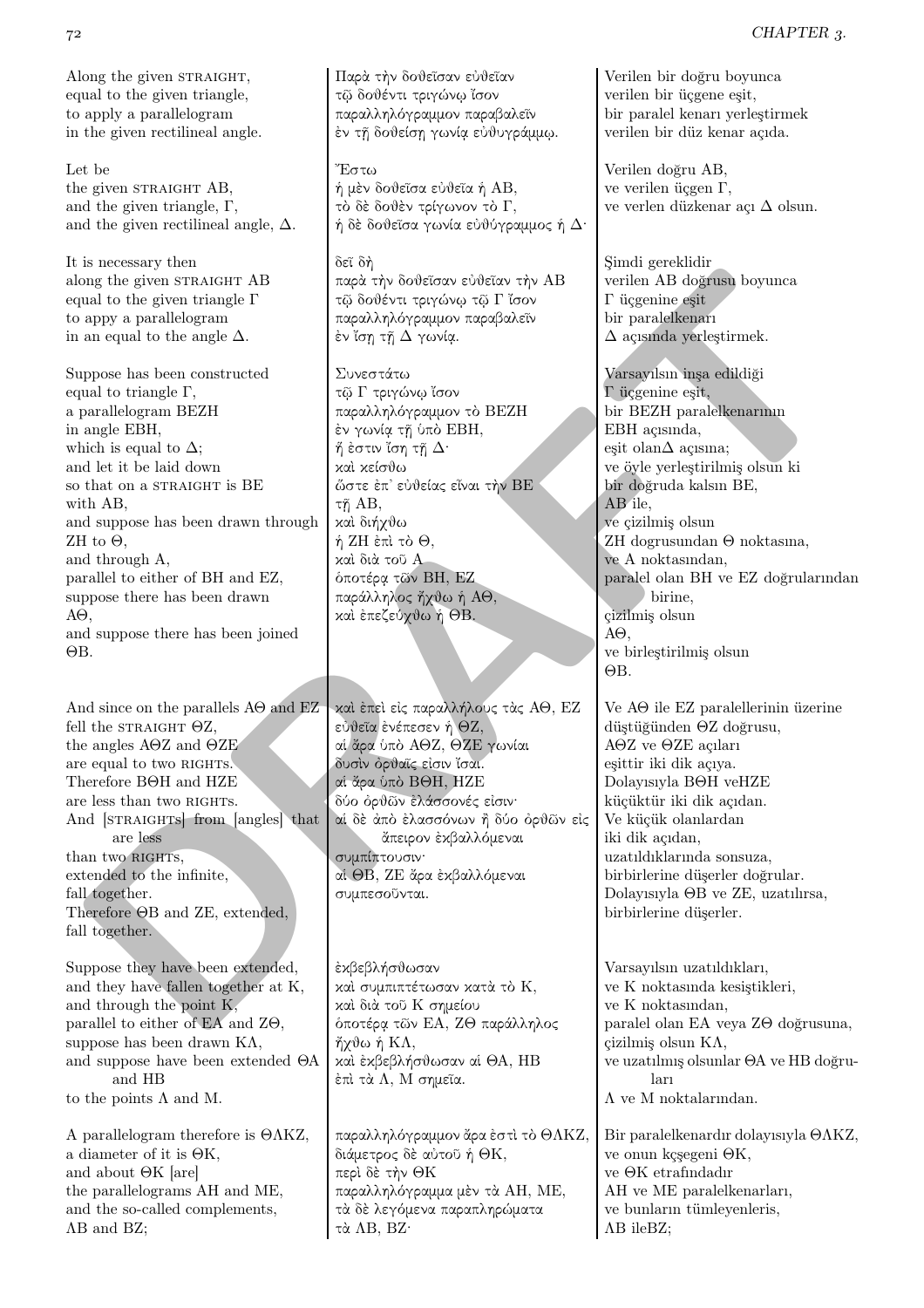| | | |
|---|---|---|
| Along the given STRAIGHT, equal to the given triangle, to apply a parallelogram in the given rectilineal angle. | Παρὰ τὴν δοθεῖσαν εὐθεῖαν τῷ δοθέντι τριγώνῳ ἴσον παραλληλόγραμμον παραβαλεῖν ἐν τῇ δοθείσῃ γωνίᾳ εὐθυγράμμῳ. | Verilen bir doğru boyunca verilen bir üçgene eşit, bir paralel kenarı yerleştirmek verilen bir düz kenar açıda. |
| Let be the given STRAIGHT AB, and the given triangle, Γ, and the given rectilineal angle, Δ. | Ἔστω ἡ μὲν δοθεῖσα εὐθεῖα ἡ ΑΒ, τὸ δὲ δοθὲν τρίγωνον τὸ Γ, ἡ δὲ δοθεῖσα γωνία εὐθύγραμμος ἡ Δ· | Verilen doğru AB, ve verilen üçgen Γ, ve verlen düzkenar açı Δ olsun. |
| It is necessary then along the given STRAIGHT AB equal to the given triangle Γ to appy a parallelogram in an equal to the angle Δ. | δεῖ δὴ παρὰ τὴν δοθεῖσαν εὐθεῖαν τὴν ΑΒ τῷ δοθέντι τριγώνῳ τῷ Γ ἴσον παραλληλόγραμμον παραβαλεῖν ἐν ἴσῃ τῇ Δ γωνίᾳ. | Şimdi gereklidir verilen AB doğrusu boyunca Γ üçgenine eşit bir paralelkenarı Δ açısında yerleştirmek. |
| Suppose has been constructed equal to triangle Γ, a parallelogram ΒΕΖΗ in angle ΕΒΗ, which is equal to Δ; and let it be laid down so that on a STRAIGHT is ΒΕ with ΑΒ, and suppose has been drawn through ΖΗ to Θ, and through Α, parallel to either of ΒΗ and ΕΖ, suppose there has been drawn ΑΘ, and suppose there has been joined ΘΒ. | Συνεστάτω τῷ Γ τριγώνῳ ἴσον παραλληλόγραμμον τὸ ΒΕΖΗ ἐν γωνίᾳ τῇ ὑπὸ ΕΒΗ, ἥ ἐστιν ἴση τῇ Δ· καὶ κείσθω ὥστε ἐπ᾽ εὐθείας εἶναι τὴν ΒΕ τῇ ΑΒ, καὶ διήχθω ἡ ΖΗ ἐπὶ τὸ Θ, καὶ διὰ τοῦ Α ὁποτέρᾳ τῶν ΒΗ, ΕΖ παράλληλος ἤχθω ἡ ΑΘ, καὶ ἐπεζεύχθω ἡ ΘΒ. | Varsayılsın inşa edildiği Γ üçgenine eşit, bir ΒΕΖΗ paralelkenarının ΕΒΗ açısında, eşit olanΔ açısına; ve öyle yerleştirilmiş olsun ki bir doğruda kalsın ΒΕ, ΑΒ ile, ve çizilmiş olsun ΖΗ dogrusundan Θ noktasına, ve Α noktasından, paralel olan ΒΗ ve ΕΖ doğrularından birine, çizilmiş olsun ΑΘ, ve birleştirilmiş olsun ΘΒ. |
| And since on the parallels ΑΘ and ΕΖ fell the STRAIGHT ΘΖ, the angles ΑΘΖ and ΘΖΕ are equal to two RIGHTS. Therefore ΒΘΗ and ΗΖΕ are less than two RIGHTS. And [STRAIGHTS] from [angles] that are less than two RIGHTS, extended to the infinite, fall together. Therefore ΘΒ and ΖΕ, extended, fall together. | καὶ ἐπεὶ εἰς παραλλήλους τὰς ΑΘ, ΕΖ εὐθεῖα ἐνέπεσεν ἡ ΘΖ, αἱ ἄρα ὑπὸ ΑΘΖ, ΘΖΕ γωνίαι δυσὶν ὀρθαῖς εἰσιν ἴσαι. αἱ ἄρα ὑπὸ ΒΘΗ, ΗΖΕ δύο ὀρθῶν ἐλάσσονές εἰσιν· αἱ δὲ ἀπὸ ἐλασσόνων ἢ δύο ὀρθῶν εἰς ἄπειρον ἐκβαλλόμεναι συμπίπτουσιν· αἱ ΘΒ, ΖΕ ἄρα ἐκβαλλόμεναι συμπεσοῦνται. | Ve ΑΘ ile ΕΖ paralellerinin üzerine düştüğünden ΘΖ doğrusu, ΑΘΖ ve ΘΖΕ açıları eşittir iki dik açıya. Dolayısıyla ΒΘΗ veΗΖΕ küçüktür iki dik açıdan. Ve küçük olanlardan iki dik açıdan, uzatıldıklarında sonsuza, birbirlerine düşerler doğrular. Dolayısıyla ΘΒ ve ΖΕ, uzatılırsa, birbirlerine düşerler. |
| Suppose they have been extended, and they have fallen together at Κ, and through the point Κ, parallel to either of ΕΑ and ΖΘ, suppose has been drawn ΚΛ, and suppose have been extended ΘΑ and ΗΒ to the points Λ and Μ. | ἐκβεβλήσθωσαν καὶ συμπιπτέτωσαν κατὰ τὸ Κ, καὶ διὰ τοῦ Κ σημείου ὁποτέρᾳ τῶν ΕΑ, ΖΘ παράλληλος ἤχθω ἡ ΚΛ, καὶ ἐκβεβλήσθωσαν αἱ ΘΑ, ΗΒ ἐπὶ τὰ Λ, Μ σημεῖα. | Varsayılsın uzatıldıkları, ve Κ noktasında kesiştikleri, ve Κ noktasından, paralel olan ΕΑ veya ΖΘ doğrusuna, çizilmiş olsun ΚΛ, ve uzatılmış olsunlar ΘΑ ve ΗΒ doğruları Λ ve Μ noktalarından. |
| A parallelogram therefore is ΘΛΚΖ, a diameter of it is ΘΚ, and about ΘΚ [are] the parallelograms ΑΗ and ΜΕ, and the so-called complements, ΛΒ and ΒΖ; | παραλληλόγραμμον ἄρα ἐστὶ τὸ ΘΛΚΖ, διάμετρος δὲ αὐτοῦ ἡ ΘΚ, περὶ δὲ τὴν ΘΚ παραλληλόγραμμα μὲν τὰ ΑΗ, ΜΕ, τὰ δὲ λεγόμενα παραπληρώματα τὰ ΛΒ, ΒΖ· | Bir paralelkenardır dolayısıyla ΘΛΚΖ, ve onun kçşegeni ΘΚ, ve ΘΚ etrafındadır ΑΗ ve ΜΕ paralelkenarları, ve bunların tümleyenleris, ΛΒ ileΒΖ; |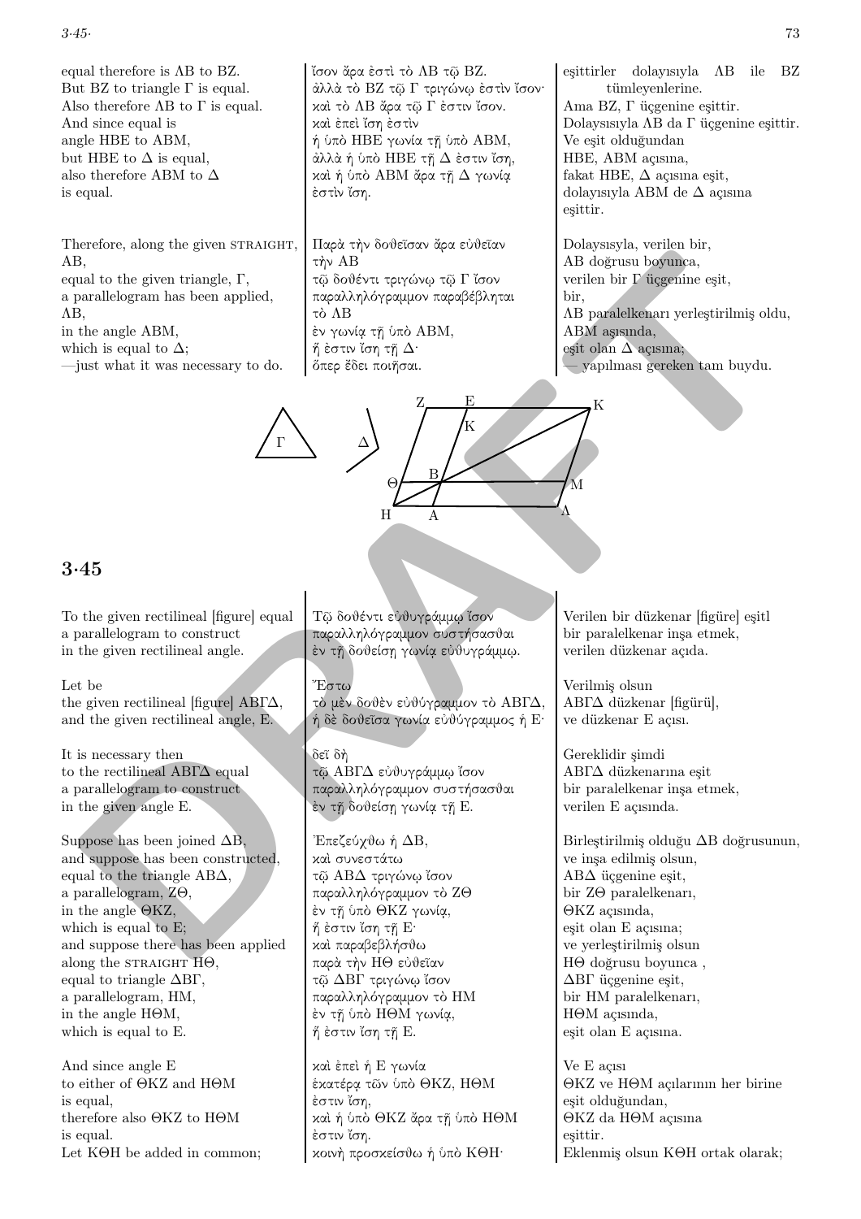| | | |
|---|---|---|
| equal therefore is ΛΒ to ΒΖ. | ἴσον ἄρα ἐστὶ τὸ ΛΒ τῷ ΒΖ. | eşittirler dolayısıyla ΛΒ ile ΒΖ tümleyenlerine. |
| But ΒΖ to triangle Γ is equal. | ἀλλὰ τὸ ΒΖ τῷ Γ τριγώνῳ ἐστὶν ἴσον· | Ama ΒΖ, Γ üçgenine eşittir. |
| Also therefore ΛΒ to Γ is equal. | καὶ τὸ ΛΒ ἄρα τῷ Γ ἐστιν ἴσον. | Dolaysısıyla ΛΒ da Γ üçgenine eşittir. |
| And since equal is angle ΗΒΕ to ΑΒΜ, | καὶ ἐπεὶ ἴση ἐστὶν ἡ ὑπὸ ΗΒΕ γωνία τῇ ὑπὸ ΑΒΜ, | Ve eşit olduğundan ΗΒΕ, ΑΒΜ açısına, |
| but ΗΒΕ to Δ is equal, | ἀλλὰ ἡ ὑπὸ ΗΒΕ τῇ Δ ἐστιν ἴση, | fakat ΗΒΕ, Δ açısına eşit, |
| also therefore ΑΒΜ to Δ is equal. | καὶ ἡ ὑπὸ ΑΒΜ ἄρα τῇ Δ γωνίᾳ ἐστὶν ἴση. | dolayısıyla ΑΒΜ de Δ açısına eşittir. |
| Therefore, along the given STRAIGHT, ΑΒ, | Παρὰ τὴν δοθεῖσαν ἄρα εὐθεῖαν τὴν ΑΒ | Dolaysısıyla, verilen bir, ΑΒ doğrusu boyunca, |
| equal to the given triangle, Γ, | τῷ δοθέντι τριγώνῳ τῷ Γ ἴσον | verilen bir Γ üçgenine eşit, |
| a parallelogram has been applied, ΛΒ, | παραλληλόγραμμον παραβέβληται τὸ ΛΒ | bir, ΛΒ paralelkenarı yerleştirilmiş oldu, |
| in the angle ΑΒΜ, | ἐν γωνίᾳ τῇ ὑπὸ ΑΒΜ, | ΑΒΜ aşısında, |
| which is equal to Δ; | ἥ ἐστιν ἴση τῇ Δ· | eşit olan Δ açısına; |
| —just what it was necessary to do. | ὅπερ ἔδει ποιῆσαι. | — yapılması gereken tam buydu. |

## 3·45

| | | |
|---|---|---|
| To the given rectilineal [figure] equal a parallelogram to construct in the given rectilineal angle. | Τῷ δοθέντι εὐθυγράμμῳ ἴσον παραλληλόγραμμον συστήσασθαι ἐν τῇ δοθείσῃ γωνίᾳ εὐθυγράμμῳ. | Verilen bir düzkenar [figüre] eşitl bir paralelkenar inşa etmek, verilen düzkenar açıda. |
| Let be the given rectilineal [figure] ΑΒΓΔ, and the given rectilineal angle, Ε. | Ἔστω τὸ μὲν δοθὲν εὐθύγραμμον τὸ ΑΒΓΔ, ἡ δὲ δοθεῖσα γωνία εὐθύγραμμος ἡ Ε· | Verilmiş olsun ΑΒΓΔ düzkenar [figürü], ve düzkenar Ε açısı. |
| It is necessary then to the rectilineal ΑΒΓΔ equal a parallelogram to construct in the given angle Ε. | δεῖ δὴ τῷ ΑΒΓΔ εὐθυγράμμῳ ἴσον παραλληλόγραμμον συστήσασθαι ἐν τῇ δοθείσῃ γωνίᾳ τῇ Ε. | Gereklidir şimdi ΑΒΓΔ düzkenarına eşit bir paralelkenar inşa etmek, verilen Ε açısında. |
| Suppose has been joined ΔΒ, | Ἐπεζεύχθω ἡ ΔΒ, | Birleştirilmiş olduğu ΔΒ doğrusunun, |
| and suppose has been constructed, equal to the triangle ΑΒΔ, | καὶ συνεστάτω τῷ ΑΒΔ τριγώνῳ ἴσον | ve inşa edilmiş olsun, ΑΒΔ üçgenine eşit, |
| a parallelogram, ΖΘ, | παραλληλόγραμμον τὸ ΖΘ | bir ΖΘ paralelkenarı, |
| in the angle ΘΚΖ, | ἐν τῇ ὑπὸ ΘΚΖ γωνίᾳ, | ΘΚΖ açısında, |
| which is equal to Ε; | ἥ ἐστιν ἴση τῇ Ε· | eşit olan Ε açısına; |
| and suppose there has been applied along the STRAIGHT ΗΘ, | καὶ παραβεβλήσθω παρὰ τὴν ΗΘ εὐθεῖαν | ve yerleştirilmiş olsun ΗΘ doğrusu boyunca , |
| equal to triangle ΔΒΓ, | τῷ ΔΒΓ τριγώνῳ ἴσον | ΔΒΓ üçgenine eşit, |
| a parallelogram, ΗΜ, | παραλληλόγραμμον τὸ ΗΜ | bir ΗΜ paralelkenarı, |
| in the angle ΗΘΜ, | ἐν τῇ ὑπὸ ΗΘΜ γωνίᾳ, | ΗΘΜ açısında, |
| which is equal to Ε. | ἥ ἐστιν ἴση τῇ Ε. | eşit olan Ε açısına. |
| And since angle Ε to either of ΘΚΖ and ΗΘΜ is equal, | καὶ ἐπεὶ ἡ Ε γωνία ἑκατέρᾳ τῶν ὑπὸ ΘΚΖ, ΗΘΜ ἐστιν ἴση, | Ve Ε açısı ΘΚΖ ve ΗΘΜ açılarının her birine eşit olduğundan, |
| therefore also ΘΚΖ to ΗΘΜ is equal. | καὶ ἡ ὑπὸ ΘΚΖ ἄρα τῇ ὑπὸ ΗΘΜ ἐστιν ἴση. | ΘΚΖ da ΗΘΜ açısına eşittir. |
| Let ΚΘΗ be added in common; | κοινὴ προσκείσθω ἡ ὑπὸ ΚΘΗ· | Eklenmiş olsun ΚΘΗ ortak olarak; |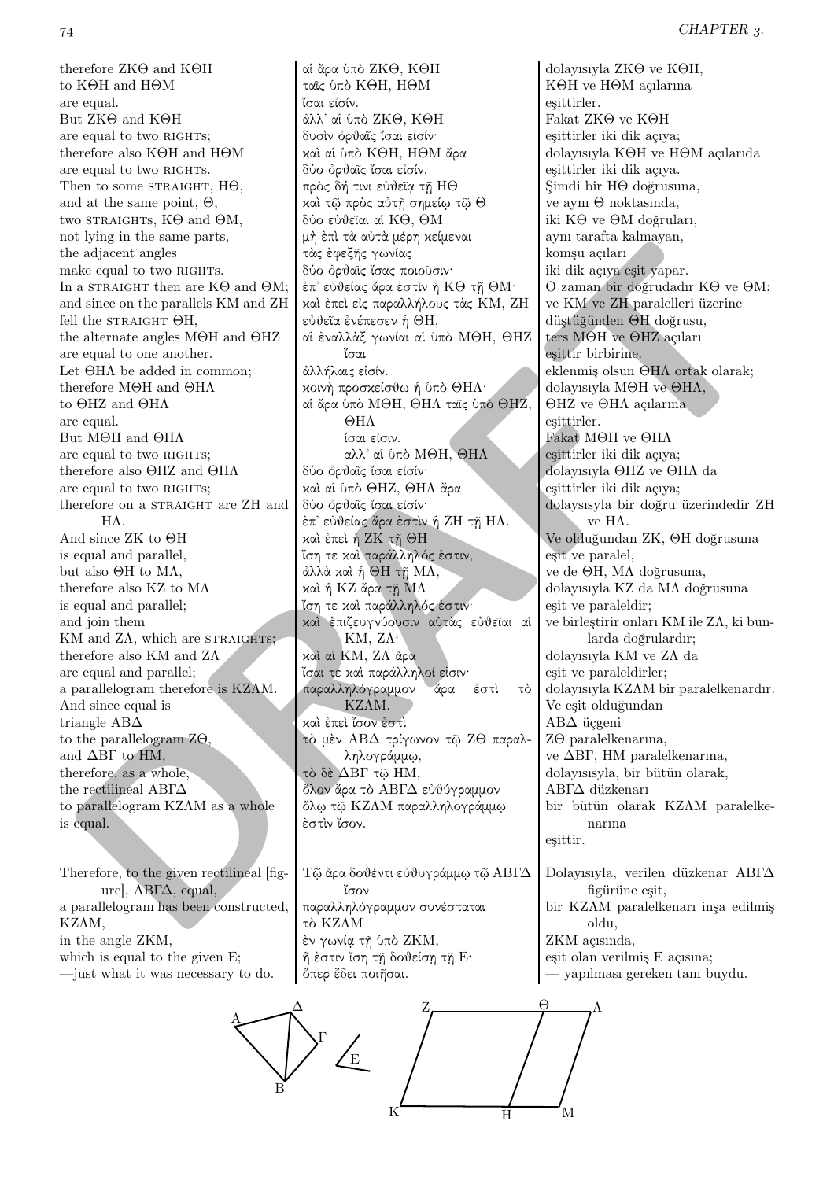| | | |
|---|---|---|
| therefore ZKΘ and KΘH | αἱ ἄρα ὑπὸ ZKΘ, KΘH | dolayısıyla ZKΘ ve KΘH, |
| to KΘH and HΘM | ταῖς ὑπὸ KΘH, HΘM | KΘH ve HΘM açılarına |
| are equal. | ἴσαι εἰσίν. | eşittirler. |
| But ZKΘ and KΘH | ἀλλ' αἱ ὑπὸ ZKΘ, KΘH | Fakat ZKΘ ve KΘH |
| are equal to two RIGHTS; | δυσὶν ὀρθαῖς ἴσαι εἰσίν· | eşittirler iki dik açıya; |
| therefore also KΘH and HΘM | καὶ αἱ ὑπὸ KΘH, HΘM ἄρα | dolayısıyla KΘH ve HΘM açılarıda |
| are equal to two RIGHTS. | δύο ὀρθαῖς ἴσαι εἰσίν. | eşittirler iki dik açıya. |
| Then to some STRAIGHT, HΘ, | πρὸς δή τινι εὐθεῖᾳ τῇ HΘ | Şimdi bir HΘ doğrusuna, |
| and at the same point, Θ, | καὶ τῷ πρὸς αὐτῇ σημείῳ τῷ Θ | ve aynı Θ noktasında, |
| two STRAIGHTS, KΘ and ΘM, | δύο εὐθεῖαι αἱ KΘ, ΘM | iki KΘ ve ΘM doğruları, |
| not lying in the same parts, | μὴ ἐπὶ τὰ αὐτὰ μέρη κείμεναι | aynı tarafta kalmayan, |
| the adjacent angles | τὰς ἐφεξῆς γωνίας | komşu açıları |
| make equal to two RIGHTS. | δύο ὀρθαῖς ἴσας ποιοῦσιν· | iki dik açıya eşit yapar. |
| In a STRAIGHT then are KΘ and ΘM; | ἐπ' εὐθείας ἄρα ἐστὶν ἡ KΘ τῇ ΘM· | O zaman bir doğrudadır KΘ ve ΘM; |
| and since on the parallels KM and ZH | καὶ ἐπεὶ εἰς παραλλήλους τὰς KM, ZH | ve KM ve ZH paralelleri üzerine |
| fell the STRAIGHT ΘH, | εὐθεῖα ἐνέπεσεν ἡ ΘH, | düştüğünden ΘH doğrusu, |
| the alternate angles MΘH and ΘHZ | αἱ ἐναλλὰξ γωνίαι αἱ ὑπὸ MΘH, ΘHZ | ters MΘH ve ΘHZ açıları |
| are equal to one another. | ἴσαι ἀλλήλαις εἰσίν. | eşittir birbirine. |
| Let ΘHΛ be added in common; | κοινὴ προσκείσθω ἡ ὑπὸ ΘHΛ· | eklenmiş olsun ΘHΛ ortak olarak; |
| therefore MΘH and ΘHΛ | αἱ ἄρα ὑπὸ MΘH, ΘHΛ ταῖς ὑπὸ ΘHZ, | dolayısıyla MΘH ve ΘHΛ, |
| to ΘHZ and ΘHΛ | ΘHΛ | ΘHZ ve ΘHΛ açılarına |
| are equal. | ἴσαι εἰσιν. | eşittirler. |
| But MΘH and ΘHΛ | ἀλλ' αἱ ὑπὸ MΘH, ΘHΛ | Fakat MΘH ve ΘHΛ |
| are equal to two RIGHTS; | δύο ὀρθαῖς ἴσαι εἰσίν· | eşittirler iki dik açıya; |
| therefore also ΘHZ and ΘHΛ | καὶ αἱ ὑπὸ ΘHZ, ΘHΛ ἄρα | dolayısıyla ΘHZ ve ΘHΛ da |
| are equal to two RIGHTS; | δύο ὀρθαῖς ἴσαι εἰσίν· | eşittirler iki dik açıya; |
| therefore on a STRAIGHT are ZH and HΛ. | ἐπ' εὐθείας ἄρα ἐστὶν ἡ ZH τῇ HΛ. | dolaysısyla bir doğru üzerindedir ZH ve HΛ. |
| And since ZK to ΘH | καὶ ἐπεὶ ἡ ZK τῇ ΘH | Ve olduğundan ZK, ΘH doğrusuna |
| is equal and parallel, | ἴση τε καὶ παράλληλός ἐστιν, | eşit ve paralel, |
| but also ΘH to MΛ, | ἀλλὰ καὶ ἡ ΘH τῇ MΛ, | ve de ΘH, MΛ doğrusuna, |
| therefore also KZ to MΛ | καὶ ἡ KZ ἄρα τῇ MΛ | dolayısıyla KZ da MΛ doğrusuna |
| is equal and parallel; | ἴση τε καὶ παράλληλός ἐστιν· | eşit ve paraleldir; |
| and join them KM and ZΛ, which are STRAIGHTS; | καὶ ἐπιζευγνύουσιν αὐτὰς εὐθεῖαι αἱ KM, ZΛ· | ve birleştirir onları KM ile ZΛ, ki bunlarda doğrulardır; |
| therefore also KM and ZΛ | καὶ αἱ KM, ZΛ ἄρα | dolayısıyla KM ve ZΛ da |
| are equal and parallel; | ἴσαι τε καὶ παράλληλοί εἰσιν· | eşit ve paraleldirler; |
| a parallelogram therefore is KZΛM. | παραλληλόγραμμον ἄρα ἐστὶ τὸ KZΛM. | dolayısıyla KZΛM bir paralelkenardır. |
| And since equal is | καὶ ἐπεὶ ἴσον ἐστὶ | Ve eşit olduğundan |
| triangle ABΔ | τὸ μὲν ABΔ τρίγωνον τῷ ZΘ παραλληλογράμμῳ, | ABΔ üçgeni |
| to the parallelogram ZΘ, | | ZΘ paralelkenarına, |
| and ΔBΓ to HM, | τὸ δὲ ΔBΓ τῷ HM, | ve ΔBΓ, HM paralelkenarına, |
| therefore, as a whole, | ὅλον ἄρα τὸ ABΓΔ εὐθύγραμμον | dolayısıyla, bir bütün olarak, |
| the rectilineal ABΓΔ | | ABΓΔ düzkenarı |
| to parallelogram KZΛM as a whole | ὅλῳ τῷ KZΛM παραλληλογράμμῳ | bir bütün olarak KZΛM paralelkenarına |
| is equal. | ἐστὶν ἴσον. | eşittir. |
| Therefore, to the given rectilineal [figure], ABΓΔ, equal, | Τῷ ἄρα δοθέντι εὐθυγράμμῳ τῷ ABΓΔ ἴσον | Dolayısıyla, verilen düzkenar ABΓΔ figürüne eşit, |
| a parallelogram has been constructed, KZΛM, | παραλληλόγραμμον συνέσταται τὸ KZΛM | bir KZΛM paralelkenarı inşa edilmiş oldu, |
| in the angle ZKM, | ἐν γωνίᾳ τῇ ὑπὸ ZKM, | ZKM açısında, |
| which is equal to the given E; | ἥ ἐστιν ἴση τῇ δοθείσῃ τῇ E· | eşit olan verilmiş E açısına; |
| —just what it was necessary to do. | ὅπερ ἔδει ποιῆσαι. | — yapılması gereken tam buydu. |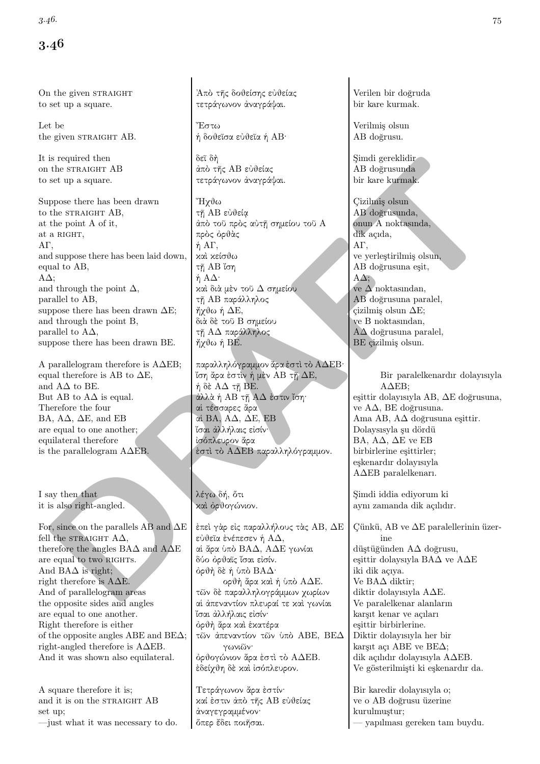# 3.46

| | | |
|---|---|---|
| On the given STRAIGHT<br>to set up a square. | Ἀπὸ τῆς δοθείσης εὐθείας<br>τετράγωνον ἀναγράψαι. | Verilen bir doğruda<br>bir kare kurmak. |
| Let be<br>the given STRAIGHT AB. | Ἔστω<br>ἡ δοθεῖσα εὐθεῖα ἡ ΑΒ· | Verilmiş olsun<br>AB doğrusu. |
| It is required then<br>on the STRAIGHT AB<br>to set up a square. | δεῖ δὴ<br>ἀπὸ τῆς ΑΒ εὐθείας<br>τετράγωνον ἀναγράψαι. | Şimdi gereklidir<br>AB doğrusunda<br>bir kare kurmak. |
| Suppose there has been drawn<br>to the STRAIGHT AB,<br>at the point A of it,<br>at a RIGHT,<br>AΓ,<br>and suppose there has been laid down,<br>equal to AB,<br>AΔ;<br>and through the point Δ,<br>parallel to AB,<br>suppose there has been drawn ΔE;<br>and through the point B,<br>parallel to AΔ,<br>suppose there has been drawn BE. | Ἤχθω<br>τῇ ΑΒ εὐθείᾳ<br>ἀπὸ τοῦ πρὸς αὐτῇ σημείου τοῦ Α<br>πρὸς ὀρθὰς<br>ἡ ΑΓ,<br>καὶ κείσθω<br>τῇ ΑΒ ἴση<br>ἡ ΑΔ·<br>καὶ διὰ μὲν τοῦ Δ σημείου<br>τῇ ΑΒ παράλληλος<br>ἤχθω ἡ ΔΕ,<br>διὰ δὲ τοῦ Β σημείου<br>τῇ ΑΔ παράλληλος<br>ἤχθω ἡ ΒΕ. | Çizilmiş olsun<br>AB doğrusunda,<br>onun A noktasında,<br>dik açıda,<br>AΓ,<br>ve yerleştirilmiş olsun,<br>AB doğrusuna eşit,<br>AΔ;<br>ve Δ noktasından,<br>AB doğrusuna paralel,<br>çizilmiş olsun ΔE;<br>ve B noktasından,<br>AΔ doğrusuna paralel,<br>BE çizilmiş olsun. |
| A parallelogram therefore is AΔEB;<br>equal therefore is AB to ΔE,<br>and AΔ to BE.<br>But AB to AΔ is equal.<br>Therefore the four<br>BA, AΔ, ΔE, and EB<br>are equal to one another;<br>equilateral therefore<br>is the parallelogram AΔEB. | παραλληλόγραμμον ἄρα ἐστὶ τὸ ΑΔΕΒ·<br>ἴση ἄρα ἐστὶν ἡ μὲν ΑΒ τῇ ΔΕ,<br>ἡ δὲ ΑΔ τῇ ΒΕ.<br>ἀλλὰ ἡ ΑΒ τῇ ΑΔ ἐστιν ἴση·<br>αἱ τέσσαρες ἄρα<br>αἱ ΒΑ, ΑΔ, ΔΕ, ΕΒ<br>ἴσαι ἀλλήλαις εἰσίν·<br>ἰσόπλευρον ἄρα<br>ἐστὶ τὸ ΑΔΕΒ παραλληλόγραμμον. | Bir paralelkenardır dolayısıyla<br>AΔEB;<br>eşittir dolayısıyla AB, ΔE doğrusuna,<br>ve AΔ, BE doğrusuna.<br>Ama AB, AΔ doğrusuna eşittir.<br>Dolaysısyla şu dördü<br>BA, AΔ, ΔE ve EB<br>birbirlerine eşittirler;<br>eşkenardır dolayısıyla<br>AΔEB paralelkenarı. |
| I say then that<br>it is also right-angled. | λέγω δή, ὅτι<br>καὶ ὀρθογώνιον. | Şimdi iddia ediyorum ki<br>aynı zamanda dik açılıdır. |
| For, since on the parallels AB and ΔE<br>fell the STRAIGHT AΔ,<br>therefore the angles BAΔ and AΔE<br>are equal to two RIGHTS.<br>And BAΔ is right;<br>right therefore is AΔE.<br>And of parallelogram areas<br>the opposite sides and angles<br>are equal to one another.<br>Right therefore is either<br>of the opposite angles ABE and BEΔ;<br>right-angled therefore is AΔEB.<br>And it was shown also equilateral. | ἐπεὶ γὰρ εἰς παραλλήλους τὰς ΑΒ, ΔΕ<br>εὐθεῖα ἐνέπεσεν ἡ ΑΔ,<br>αἱ ἄρα ὑπὸ ΒΑΔ, ΑΔΕ γωνίαι<br>δύο ὀρθαῖς ἴσαι εἰσίν.<br>ὀρθὴ δὲ ἡ ὑπὸ ΒΑΔ·<br>ὀρθὴ ἄρα καὶ ἡ ὑπὸ ΑΔΕ.<br>τῶν δὲ παραλληλογράμμων χωρίων<br>αἱ ἀπεναντίον πλευραί τε καὶ γωνίαι<br>ἴσαι ἀλλήλαις εἰσίν·<br>ὀρθὴ ἄρα καὶ ἑκατέρα<br>τῶν ἀπεναντίον τῶν ὑπὸ ΑΒΕ, ΒΕΔ<br>γωνιῶν·<br>ὀρθογώνιον ἄρα ἐστὶ τὸ ΑΔΕΒ.<br>ἐδείχθη δὲ καὶ ἰσόπλευρον. | Çünkü, AB ve ΔE paralellerinin üzerine<br>düştüğünden AΔ doğrusu,<br>eşittir dolayısıyla BAΔ ve AΔE<br>iki dik açıya.<br>Ve BAΔ diktir;<br>diktir dolayısıyla AΔE.<br>Ve paralelkenar alanların<br>karşıt kenar ve açıları<br>eşittir birbirlerine.<br>Diktir dolayısıyla her bir<br>karşıt açı ABE ve BEΔ;<br>dik açılıdır dolayısıyla AΔEB.<br>Ve gösterilmişti ki eşkenardır da. |
| A square therefore it is;<br>and it is on the STRAIGHT AB<br>set up;<br>—just what it was necessary to do. | Τετράγωνον ἄρα ἐστίν·<br>καί ἐστιν ἀπὸ τῆς ΑΒ εὐθείας<br>ἀναγεγραμμένον·<br>ὅπερ ἔδει ποιῆσαι. | Bir karedir dolayısıyla o;<br>ve o AB doğrusu üzerine<br>kurulmuştur;<br>— yapılması gereken tam buydu. |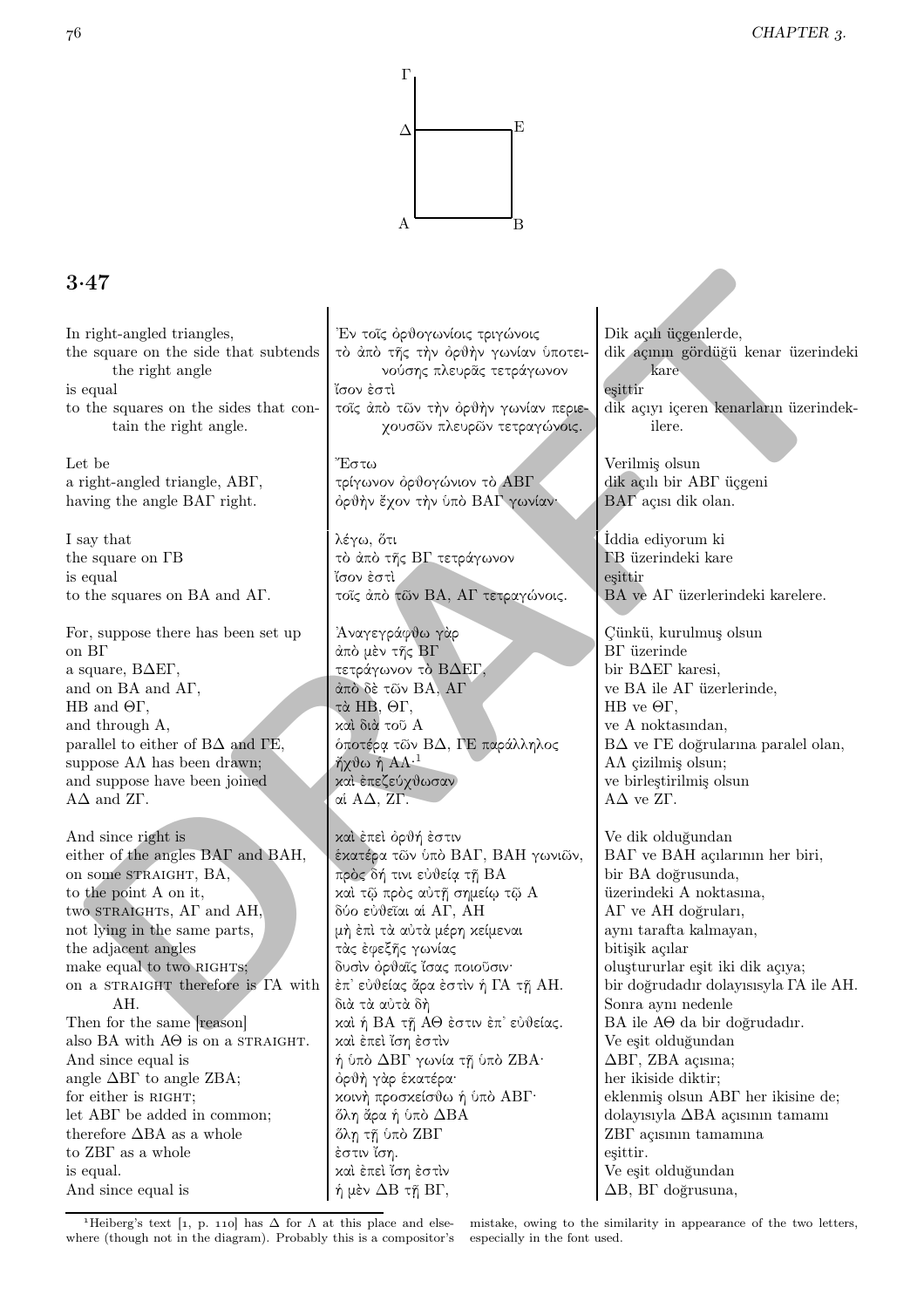## 3·47

| | | |
|---|---|---|
| In right-angled triangles, | Ἐν τοῖς ὀρθογωνίοις τριγώνοις | Dik açılı üçgenlerde, |
| the square on the side that subtends the right angle | τὸ ἀπὸ τῆς τὴν ὀρθὴν γωνίαν ὑποτεινούσης πλευρᾶς τετράγωνον | dik açının gördüğü kenar üzerindeki kare |
| is equal | ἴσον ἐστὶ | eşittir |
| to the squares on the sides that contain the right angle. | τοῖς ἀπὸ τῶν τὴν ὀρθὴν γωνίαν περιεχουσῶν πλευρῶν τετραγώνοις. | dik açıyı içeren kenarların üzerindekilere. |
| Let be | Ἔστω | Verilmiş olsun |
| a right-angled triangle, ΑΒΓ, | τρίγωνον ὀρθογώνιον τὸ ΑΒΓ | dik açılı bir ΑΒΓ üçgeni |
| having the angle ΒΑΓ right. | ὀρθὴν ἔχον τὴν ὑπὸ ΒΑΓ γωνίαν· | ΒΑΓ açısı dik olan. |
| I say that | λέγω, ὅτι | İddia ediyorum ki |
| the square on ΓΒ | τὸ ἀπὸ τῆς ΒΓ τετράγωνον | ΓΒ üzerindeki kare |
| is equal | ἴσον ἐστὶ | eşittir |
| to the squares on ΒΑ and ΑΓ. | τοῖς ἀπὸ τῶν ΒΑ, ΑΓ τετραγώνοις. | ΒΑ ve ΑΓ üzerlerindeki karelere. |
| For, suppose there has been set up | Ἀναγεγράφθω γὰρ | Çünkü, kurulmuş olsun |
| on ΒΓ | ἀπὸ μὲν τῆς ΒΓ | ΒΓ üzerinde |
| a square, ΒΔΕΓ, | τετράγωνον τὸ ΒΔΕΓ, | bir ΒΔΕΓ karesi, |
| and on ΒΑ and ΑΓ, | ἀπὸ δὲ τῶν ΒΑ, ΑΓ | ve ΒΑ ile ΑΓ üzerlerinde, |
| ΗΒ and ΘΓ, | τὰ ΗΒ, ΘΓ, | ΗΒ ve ΘΓ, |
| and through Α, | καὶ διὰ τοῦ Α | ve Α noktasından, |
| parallel to either of ΒΔ and ΓΕ, | ὁποτέρᾳ τῶν ΒΔ, ΓΕ παράλληλος | ΒΔ ve ΓΕ doğrularına paralel olan, |
| suppose ΑΛ has been drawn; | ἤχθω ἡ ΑΛ·[1] | ΑΛ çizilmiş olsun; |
| and suppose have been joined | καὶ ἐπεζεύχθωσαν | ve birleştirilmiş olsun |
| ΑΔ and ΖΓ. | αἱ ΑΔ, ΖΓ. | ΑΔ ve ΖΓ. |
| And since right is | καὶ ἐπεὶ ὀρθή ἐστιν | Ve dik olduğundan |
| either of the angles ΒΑΓ and ΒΑΗ, | ἑκατέρα τῶν ὑπὸ ΒΑΓ, ΒΑΗ γωνιῶν, | ΒΑΓ ve ΒΑΗ açılarının her biri, |
| on some STRAIGHT, ΒΑ, | πρὸς δή τινι εὐθείᾳ τῇ ΒΑ | bir ΒΑ doğrusunda, |
| to the point Α on it, | καὶ τῷ πρὸς αὐτῇ σημείῳ τῷ Α | üzerindeki Α noktasına, |
| two STRAIGHTs, ΑΓ and ΑΗ, | δύο εὐθεῖαι αἱ ΑΓ, ΑΗ | ΑΓ ve ΑΗ doğruları, |
| not lying in the same parts, | μὴ ἐπὶ τὰ αὐτὰ μέρη κείμεναι | aynı tarafta kalmayan, |
| the adjacent angles | τὰς ἐφεξῆς γωνίας | bitişik açılar |
| make equal to two RIGHTs; | δυσὶν ὀρθαῖς ἴσας ποιοῦσιν· | oluştururlar eşit iki dik açıya; |
| on a STRAIGHT therefore is ΓΑ with ΑΗ. | ἐπ᾽ εὐθείας ἄρα ἐστὶν ἡ ΓΑ τῇ ΑΗ. | bir doğrudadır dolayısıyla ΓΑ ile ΑΗ. |
| Then for the same [reason] | διὰ τὰ αὐτὰ δὴ | Sonra aynı nedenle |
| also ΒΑ with ΑΘ is on a STRAIGHT. | καὶ ἡ ΒΑ τῇ ΑΘ ἐστιν ἐπ᾽ εὐθείας. | ΒΑ ile ΑΘ da bir doğrudadır. |
| And since equal is | καὶ ἐπεὶ ἴση ἐστὶν | Ve eşit olduğundan |
| angle ΔΒΓ to angle ΖΒΑ; | ἡ ὑπὸ ΔΒΓ γωνία τῇ ὑπὸ ΖΒΑ· | ΔΒΓ, ΖΒΑ açısına; |
| for either is RIGHT; | ὀρθὴ γὰρ ἑκατέρα· | her ikiside diktir; |
| let ΑΒΓ be added in common; | κοινὴ προσκείσθω ἡ ὑπὸ ΑΒΓ· | eklenmiş olsun ΑΒΓ her ikisine de; |
| therefore ΔΒΑ as a whole | ὅλη ἄρα ἡ ὑπὸ ΔΒΑ | dolayısıyla ΔΒΑ açısının tamamı |
| to ΖΒΓ as a whole | ὅλῃ τῇ ὑπὸ ΖΒΓ | ΖΒΓ açısının tamamına |
| is equal. | ἐστιν ἴση. | eşittir. |
| And since equal is | καὶ ἐπεὶ ἴση ἐστὶν | Ve eşit olduğundan |
| | ἡ μὲν ΔΒ τῇ ΒΓ, | ΔΒ, ΒΓ doğrusuna, |

[1] Heiberg's text [1, p. 110] has Δ for Λ at this place and elsewhere (though not in the diagram). Probably this is a compositor's mistake, owing to the similarity in appearance of the two letters, especially in the font used.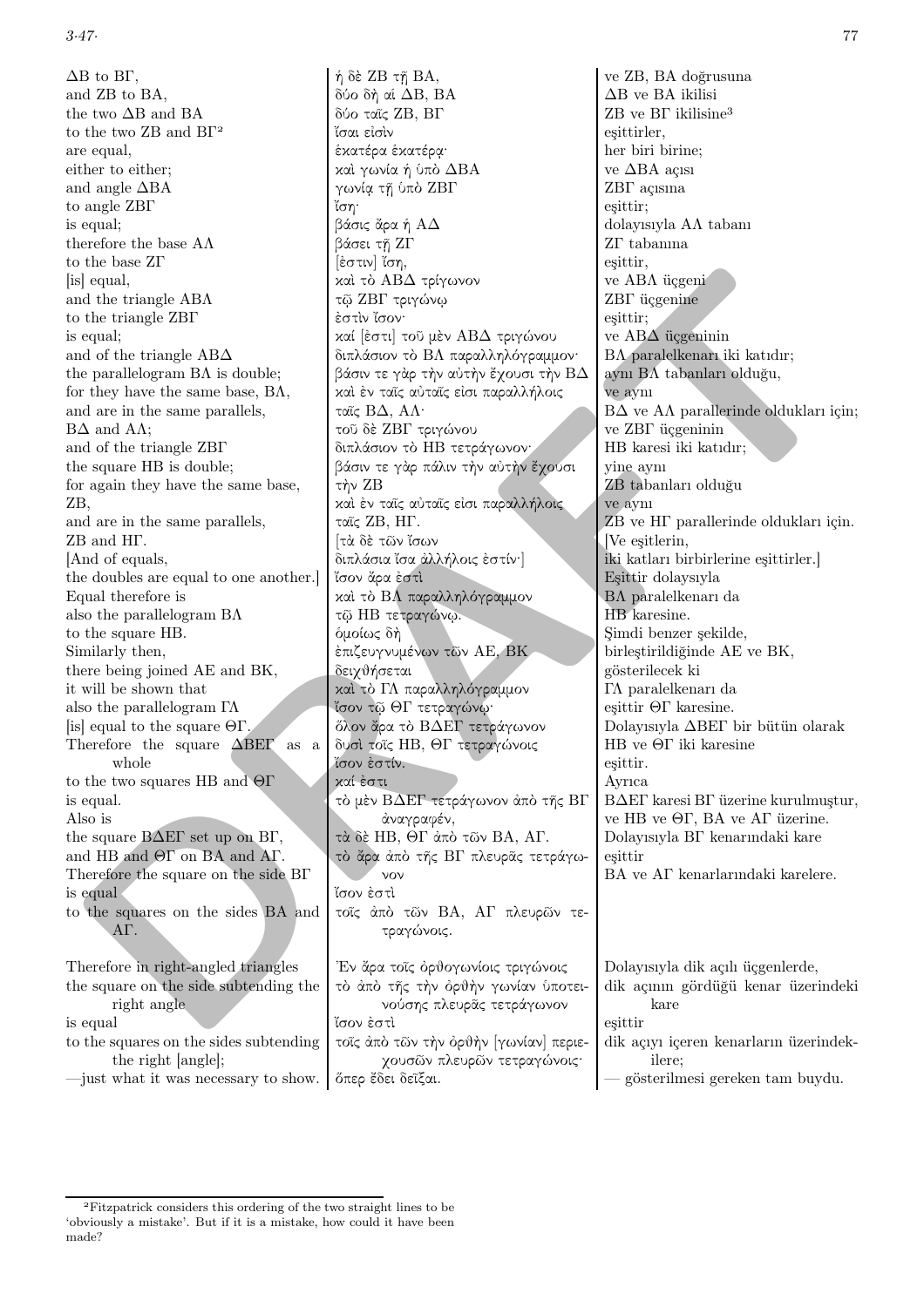| English | Greek | Turkish |
|---|---|---|
| ΔB to BΓ, | ἡ δὲ ZB τῇ BA, | ve ZB, BA doğrusuna |
| and ZB to BA, | δύο δὴ αἱ ΔB, BA | ΔB ve BA ikilisi |
| the two ΔB and BA | δύο ταῖς ZB, BΓ | ZB ve BΓ ikilisine[3] |
| to the two ZB and BΓ[2] | ἴσαι εἰσὶν | eşittirler, |
| are equal, | ἑκατέρα ἑκατέρᾳ· | her biri birine; |
| either to either; | καὶ γωνία ἡ ὑπὸ ΔBA | ve ΔBA açısı |
| and angle ΔBA | γωνίᾳ τῇ ὑπὸ ZBΓ | ZBΓ açısına |
| to angle ZBΓ | ἴση· | eşittir; |
| is equal; | βάσις ἄρα ἡ AΔ | dolayısıyla AΛ tabanı |
| therefore the base AΛ | βάσει τῇ ZΓ | ZΓ tabanına |
| to the base ZΓ | [ἐστιν] ἴση, | eşittir, |
| [is] equal, | καὶ τὸ ABΔ τρίγωνον | ve ABΛ üçgeni |
| and the triangle ABΛ | τῷ ZBΓ τριγώνῳ | ZBΓ üçgenine |
| to the triangle ZBΓ | ἐστὶν ἴσον· | eşittir; |
| is equal; | καὶ [ἐστι] τοῦ μὲν ABΔ τριγώνου | ve ABΔ üçgeninin |
| and of the triangle ABΔ | διπλάσιον τὸ BΛ παραλληλόγραμμον· | BΛ paralelkenarı iki katıdır; |
| the parallelogram BΛ is double; | βάσιν τε γὰρ τὴν αὐτὴν ἔχουσι τὴν BΔ | aynı BΛ tabanları olduğu, |
| for they have the same base, BΛ, | καὶ ἐν ταῖς αὐταῖς εἰσι παραλλήλοις | ve aynı |
| and are in the same parallels, | ταῖς BΔ, AΛ· | BΔ ve AΛ parallerinde oldukları için; |
| BΔ and AΛ; | τοῦ δὲ ZBΓ τριγώνου | ve ZBΓ üçgeninin |
| and of the triangle ZBΓ | διπλάσιον τὸ HB τετράγωνον· | HB karesi iki katıdır; |
| the square HB is double; | βάσιν τε γὰρ πάλιν τὴν αὐτὴν ἔχουσι | yine aynı |
| for again they have the same base, | τὴν ZB | ZB tabanları olduğu |
| ZB, | καὶ ἐν ταῖς αὐταῖς εἰσι παραλλήλοις | ve aynı |
| and are in the same parallels, | ταῖς ZB, HΓ. | ZB ve HΓ parallerinde oldukları için. |
| ZB and HΓ. | [τὰ δὲ τῶν ἴσων | [Ve eşitlerin, |
| [And of equals, | διπλάσια ἴσα ἀλλήλοις ἐστίν·] | iki katları birbirlerine eşittirler.] |
| the doubles are equal to one another.] | ἴσον ἄρα ἐστὶ | Eşittir dolaysıyla |
| Equal therefore is | καὶ τὸ BΛ παραλληλόγραμμον | BΛ paralelkenarı da |
| also the parallelogram BΛ | τῷ HB τετραγώνῳ. | HB karesine. |
| to the square HB. | ὁμοίως δὴ | Şimdi benzer şekilde, |
| Similarly then, | ἐπιζευγνυμένων τῶν AE, BK | birleştirildiğinde AE ve BK, |
| there being joined AE and BK, | δειχθήσεται | gösterilecek ki |
| it will be shown that | καὶ τὸ ΓΛ παραλληλόγραμμον | ΓΛ paralelkenarı da |
| also the parallelogram ΓΛ | ἴσον τῷ ΘΓ τετραγώνῳ· | eşittir ΘΓ karesine. |
| [is] equal to the square ΘΓ. | ὅλον ἄρα τὸ BΔEΓ τετράγωνον | Dolayısıyla ΔBEΓ bir bütün olarak |
| Therefore the square ΔBEΓ as a whole | δυσὶ τοῖς HB, ΘΓ τετραγώνοις ἴσον ἐστίν. | HB ve ΘΓ iki karesine eşittir. |
| to the two squares HB and ΘΓ | καί ἐστι | Ayrıca |
| is equal. | τὸ μὲν BΔEΓ τετράγωνον ἀπὸ τῆς BΓ ἀναγραφέν, | BΔEΓ karesi BΓ üzerine kurulmuştur, |
| Also is | | ve HB ve ΘΓ, BA ve AΓ üzerine. |
| the square BΔEΓ set up on BΓ, | τὰ δὲ HB, ΘΓ ἀπὸ τῶν BA, AΓ. | Dolayısıyla BΓ kenarındaki kare |
| and HB and ΘΓ on BA and AΓ. | τὸ ἄρα ἀπὸ τῆς BΓ πλευρᾶς τετράγωνον | eşittir |
| Therefore the square on the side BΓ | | BA ve AΓ kenarlarındaki karelere. |
| is equal | ἴσον ἐστὶ | |
| to the squares on the sides BA and AΓ. | τοῖς ἀπὸ τῶν BA, AΓ πλευρῶν τετραγώνοις. | |
| | | |
| Therefore in right-angled triangles | Ἐν ἄρα τοῖς ὀρθογωνίοις τριγώνοις | Dolayısıyla dik açılı üçgenlerde, |
| the square on the side subtending the right angle | τὸ ἀπὸ τῆς τὴν ὀρθὴν γωνίαν ὑποτεινούσης πλευρᾶς τετράγωνον | dik açının gördüğü kenar üzerindeki kare |
| is equal | ἴσον ἐστὶ | eşittir |
| to the squares on the sides subtending the right [angle]; | τοῖς ἀπὸ τῶν τὴν ὀρθὴν [γωνίαν] περιεχουσῶν πλευρῶν τετραγώνοις· | dik açıyı içeren kenarların üzerindekilere; |
| —just what it was necessary to show. | ὅπερ ἔδει δεῖξαι. | — gösterilmesi gereken tam buydu. |

[2] Fitzpatrick considers this ordering of the two straight lines to be 'obviously a mistake'. But if it is a mistake, how could it have been made?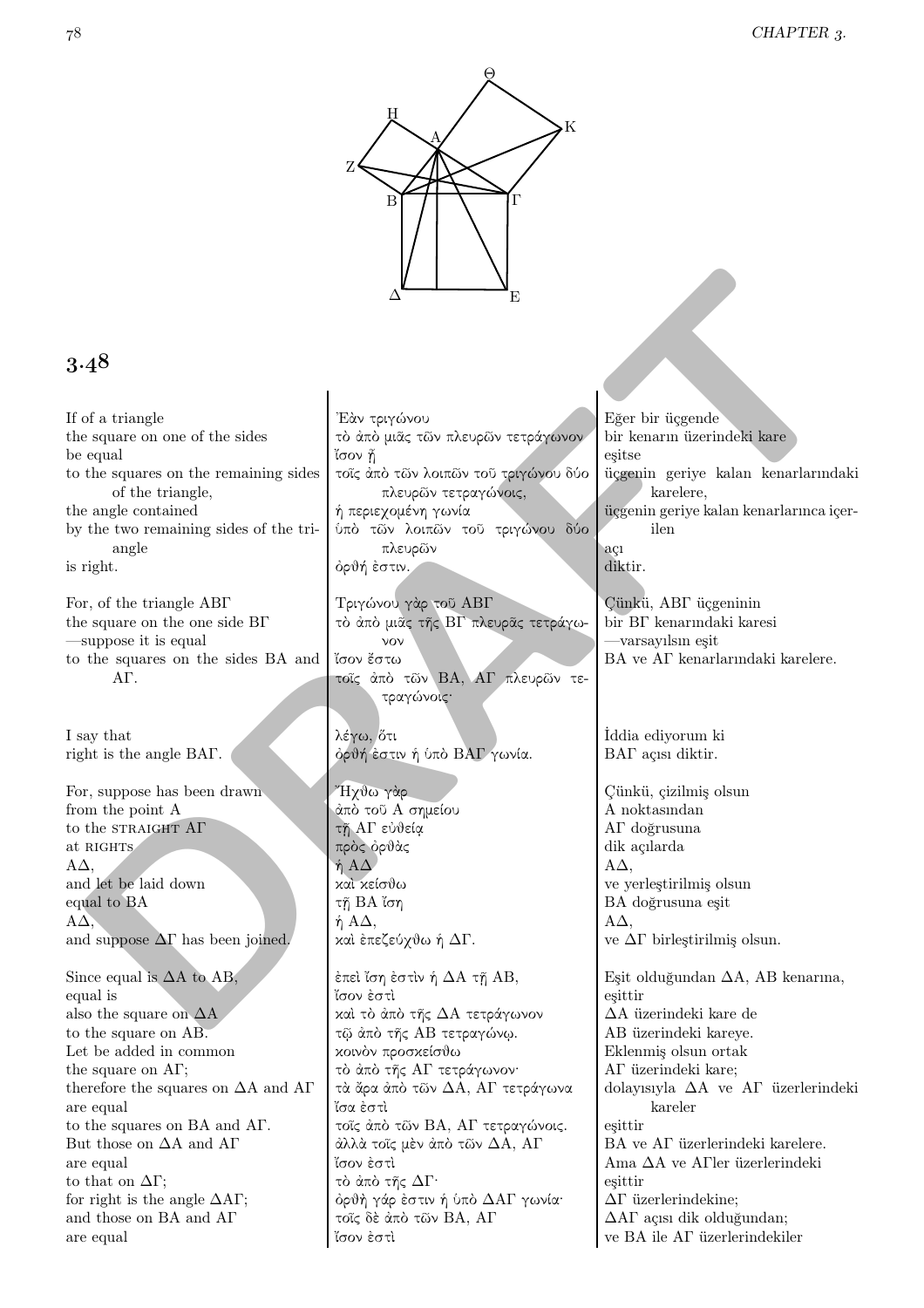## 3.48

| | | |
|---|---|---|
| If of a triangle | Ἐὰν τριγώνου | Eğer bir üçgende |
| the square on one of the sides | τὸ ἀπὸ μιᾶς τῶν πλευρῶν τετράγωνον | bir kenarın üzerindeki kare |
| be equal | ἴσον ᾖ | eşitse |
| to the squares on the remaining sides of the triangle, | τοῖς ἀπὸ τῶν λοιπῶν τοῦ τριγώνου δύο πλευρῶν τετραγώνοις, | üçgenin geriye kalan kenarlarındaki karelere, |
| the angle contained | ἡ περιεχομένη γωνία | üçgenin geriye kalan kenarlarınca içerilen |
| by the two remaining sides of the triangle | ὑπὸ τῶν λοιπῶν τοῦ τριγώνου δύο πλευρῶν | açı |
| is right. | ὀρθή ἐστιν. | diktir. |
| | | |
| For, of the triangle ΑΒΓ | Τριγώνου γὰρ τοῦ ΑΒΓ | Çünkü, ΑΒΓ üçgeninin |
| the square on the one side ΒΓ | τὸ ἀπὸ μιᾶς τῆς ΒΓ πλευρᾶς τετράγωνον | bir ΒΓ kenarındaki karesi |
| —suppose it is equal | ἴσον ἔστω | —varsayılsın eşit |
| to the squares on the sides ΒΑ and ΑΓ. | τοῖς ἀπὸ τῶν ΒΑ, ΑΓ πλευρῶν τετραγώνοις· | ΒΑ ve ΑΓ kenarlarındaki karelere. |
| | | |
| I say that | λέγω, ὅτι | İddia ediyorum ki |
| right is the angle ΒΑΓ. | ὀρθή ἐστιν ἡ ὑπὸ ΒΑΓ γωνία. | ΒΑΓ açısı diktir. |
| | | |
| For, suppose has been drawn | Ἤχθω γὰρ | Çünkü, çizilmiş olsun |
| from the point Α | ἀπὸ τοῦ Α σημείου | Α noktasından |
| to the STRAIGHT ΑΓ | τῇ ΑΓ εὐθείᾳ | ΑΓ doğrusuna |
| at RIGHTS | πρὸς ὀρθὰς | dik açılarda |
| ΑΔ, | ἡ ΑΔ | ΑΔ, |
| and let be laid down | καὶ κείσθω | ve yerleştirilmiş olsun |
| equal to ΒΑ | τῇ ΒΑ ἴση | ΒΑ doğrusuna eşit |
| ΑΔ, | ἡ ΑΔ, | ΑΔ, |
| and suppose ΔΓ has been joined. | καὶ ἐπεζεύχθω ἡ ΔΓ. | ve ΔΓ birleştirilmiş olsun. |
| | | |
| Since equal is ΔΑ to ΑΒ, | ἐπεὶ ἴση ἐστὶν ἡ ΔΑ τῇ ΑΒ, | Eşit olduğundan ΔΑ, ΑΒ kenarına, |
| equal is | ἴσον ἐστὶ | eşittir |
| also the square on ΔΑ | καὶ τὸ ἀπὸ τῆς ΔΑ τετράγωνον | ΔΑ üzerindeki kare de |
| to the square on ΑΒ. | τῷ ἀπὸ τῆς ΑΒ τετραγώνῳ. | ΑΒ üzerindeki kareye. |
| Let be added in common | κοινὸν προσκείσθω | Eklenmiş olsun ortak |
| the square on ΑΓ; | τὸ ἀπὸ τῆς ΑΓ τετράγωνον· | ΑΓ üzerindeki kare; |
| therefore the squares on ΔΑ and ΑΓ | τὰ ἄρα ἀπὸ τῶν ΔΑ, ΑΓ τετράγωνα | dolayısıyla ΔΑ ve ΑΓ üzerindeki kareler |
| are equal | ἴσα ἐστὶ | eşittir |
| to the squares on ΒΑ and ΑΓ. | τοῖς ἀπὸ τῶν ΒΑ, ΑΓ τετραγώνοις. | ΒΑ ve ΑΓ üzerindeki karelere. |
| But those on ΔΑ and ΑΓ | ἀλλὰ τοῖς μὲν ἀπὸ τῶν ΔΑ, ΑΓ | Ama ΔΑ ve ΑΓler üzerindeki |
| are equal | ἴσον ἐστὶ | eşittir |
| to that on ΔΓ; | τὸ ἀπὸ τῆς ΔΓ· | ΔΓ üzerindekine; |
| for right is the angle ΔΑΓ; | ὀρθὴ γάρ ἐστιν ἡ ὑπὸ ΔΑΓ γωνία· | ΔΑΓ açısı dik olduğundan; |
| and those on ΒΑ and ΑΓ | τοῖς δὲ ἀπὸ τῶν ΒΑ, ΑΓ | ve ΒΑ ile ΑΓ üzerindekiler |
| are equal | ἴσον ἐστὶ | |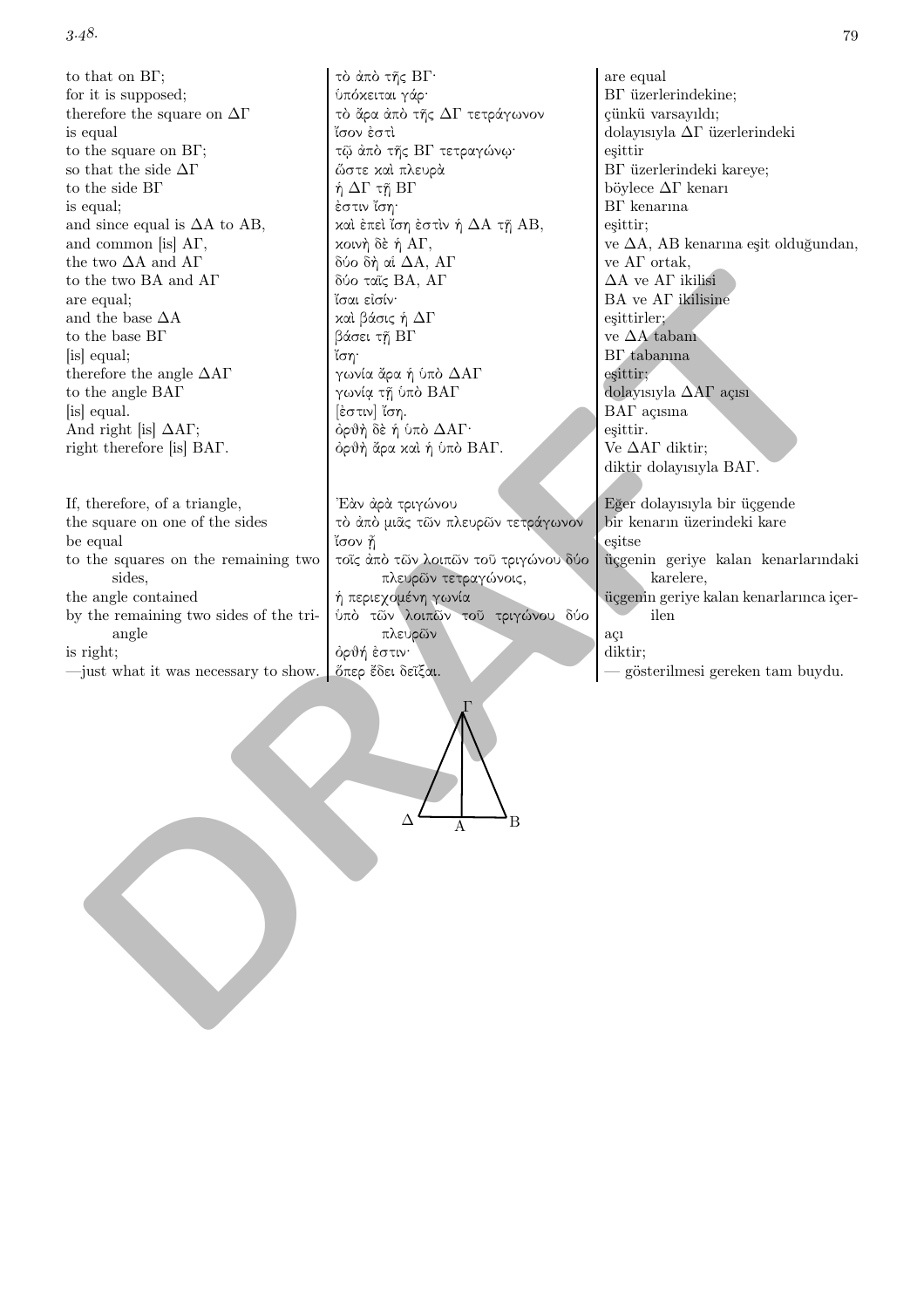| | | |
|---|---|---|
| to that on ΒΓ; | τὸ ἀπὸ τῆς ΒΓ· | are equal |
| for it is supposed; | ὑπόκειται γάρ· | ΒΓ üzerlerindekine; |
| therefore the square on ΔΓ | τὸ ἄρα ἀπὸ τῆς ΔΓ τετράγωνον | çünkü varsayıldı; |
| is equal | ἴσον ἐστὶ | dolayısıyla ΔΓ üzerlerindeki |
| to the square on ΒΓ; | τῷ ἀπὸ τῆς ΒΓ τετραγώνῳ· | eşittir |
| so that the side ΔΓ | ὥστε καὶ πλευρὰ | ΒΓ üzerlerindeki kareye; |
| to the side ΒΓ | ἡ ΔΓ τῇ ΒΓ | böylece ΔΓ kenarı |
| is equal; | ἐστιν ἴση· | ΒΓ kenarına |
| and since equal is ΔΑ to ΑΒ, | καὶ ἐπεὶ ἴση ἐστὶν ἡ ΔΑ τῇ ΑΒ, | eşittir; |
| and common [is] ΑΓ, | κοινὴ δὲ ἡ ΑΓ, | ve ΔΑ, ΑΒ kenarına eşit olduğundan, |
| the two ΔΑ and ΑΓ | δύο δὴ αἱ ΔΑ, ΑΓ | ve ΑΓ ortak, |
| to the two ΒΑ and ΑΓ | δύο ταῖς ΒΑ, ΑΓ | ΔΑ ve ΑΓ ikilisi |
| are equal; | ἴσαι εἰσίν· | ΒΑ ve ΑΓ ikilisine |
| and the base ΔΑ | καὶ βάσις ἡ ΔΓ | eşittirler; |
| to the base ΒΓ | βάσει τῇ ΒΓ | ve ΔΑ tabanı |
| [is] equal; | ἴση· | ΒΓ tabanına |
| therefore the angle ΔΑΓ | γωνία ἄρα ἡ ὑπὸ ΔΑΓ | eşittir; |
| to the angle ΒΑΓ | γωνίᾳ τῇ ὑπὸ ΒΑΓ | dolayısıyla ΔΑΓ açısı |
| [is] equal. | [ἐστιν] ἴση. | ΒΑΓ açısına |
| And right [is] ΔΑΓ; | ὀρθὴ δὲ ἡ ὑπὸ ΔΑΓ· | eşittir. |
| right therefore [is] ΒΑΓ. | ὀρθὴ ἄρα καὶ ἡ ὑπὸ ΒΑΓ. | Ve ΔΑΓ diktir; |
| | | diktir dolayısıyla ΒΑΓ. |
| If, therefore, of a triangle, | Ἐὰν ἄρα τριγώνου | Eğer dolayısıyla bir üçgende |
| the square on one of the sides | τὸ ἀπὸ μιᾶς τῶν πλευρῶν τετράγωνον | bir kenarın üzerindeki kare |
| be equal | ἴσον ᾖ | eşitse |
| to the squares on the remaining two sides, | τοῖς ἀπὸ τῶν λοιπῶν τοῦ τριγώνου δύο πλευρῶν τετραγώνοις, | üçgenin geriye kalan kenarlarındaki karelere, |
| the angle contained | ἡ περιεχομένη γωνία | üçgenin geriye kalan kenarlarınca içerilen |
| by the remaining two sides of the triangle | ὑπὸ τῶν λοιπῶν τοῦ τριγώνου δύο πλευρῶν | açı |
| is right; | ὀρθή ἐστιν· | diktir; |
| —just what it was necessary to show. | ὅπερ ἔδει δεῖξαι. | — gösterilmesi gereken tam buydu. |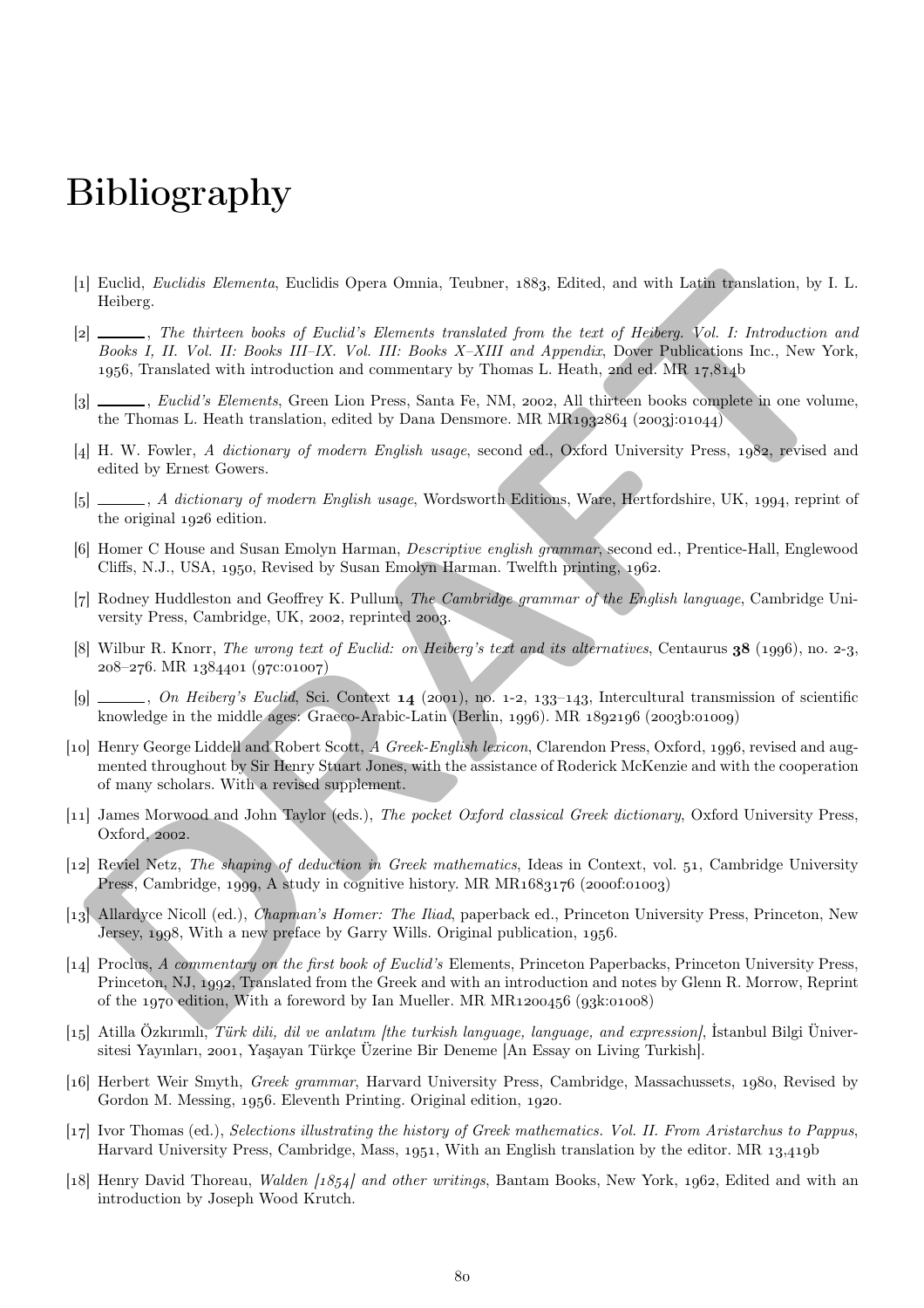# Bibliography

[1] Euclid, *Euclidis Elementa*, Euclidis Opera Omnia, Teubner, 1883, Edited, and with Latin translation, by I. L. Heiberg.

[2] ———, *The thirteen books of Euclid's Elements translated from the text of Heiberg. Vol. I: Introduction and Books I, II. Vol. II: Books III–IX. Vol. III: Books X–XIII and Appendix*, Dover Publications Inc., New York, 1956, Translated with introduction and commentary by Thomas L. Heath, 2nd ed. MR 17,814b

[3] ———, *Euclid's Elements*, Green Lion Press, Santa Fe, NM, 2002, All thirteen books complete in one volume, the Thomas L. Heath translation, edited by Dana Densmore. MR MR1932864 (2003j:01044)

[4] H. W. Fowler, *A dictionary of modern English usage*, second ed., Oxford University Press, 1982, revised and edited by Ernest Gowers.

[5] ———, *A dictionary of modern English usage*, Wordsworth Editions, Ware, Hertfordshire, UK, 1994, reprint of the original 1926 edition.

[6] Homer C House and Susan Emolyn Harman, *Descriptive english grammar*, second ed., Prentice-Hall, Englewood Cliffs, N.J., USA, 1950, Revised by Susan Emolyn Harman. Twelfth printing, 1962.

[7] Rodney Huddleston and Geoffrey K. Pullum, *The Cambridge grammar of the English language*, Cambridge University Press, Cambridge, UK, 2002, reprinted 2003.

[8] Wilbur R. Knorr, *The wrong text of Euclid: on Heiberg's text and its alternatives*, Centaurus **38** (1996), no. 2-3, 208–276. MR 1384401 (97c:01007)

[9] ———, *On Heiberg's Euclid*, Sci. Context **14** (2001), no. 1-2, 133–143, Intercultural transmission of scientific knowledge in the middle ages: Graeco-Arabic-Latin (Berlin, 1996). MR 1892196 (2003b:01009)

[10] Henry George Liddell and Robert Scott, *A Greek-English lexicon*, Clarendon Press, Oxford, 1996, revised and augmented throughout by Sir Henry Stuart Jones, with the assistance of Roderick McKenzie and with the cooperation of many scholars. With a revised supplement.

[11] James Morwood and John Taylor (eds.), *The pocket Oxford classical Greek dictionary*, Oxford University Press, Oxford, 2002.

[12] Reviel Netz, *The shaping of deduction in Greek mathematics*, Ideas in Context, vol. 51, Cambridge University Press, Cambridge, 1999, A study in cognitive history. MR MR1683176 (2000f:01003)

[13] Allardyce Nicoll (ed.), *Chapman's Homer: The Iliad*, paperback ed., Princeton University Press, Princeton, New Jersey, 1998, With a new preface by Garry Wills. Original publication, 1956.

[14] Proclus, *A commentary on the first book of Euclid's* Elements, Princeton Paperbacks, Princeton University Press, Princeton, NJ, 1992, Translated from the Greek and with an introduction and notes by Glenn R. Morrow, Reprint of the 1970 edition, With a foreword by Ian Mueller. MR MR1200456 (93k:01008)

[15] Atilla Özkırımlı, *Türk dili, dil ve anlatım [the turkish language, language, and expression]*, İstanbul Bilgi Üniversitesi Yayınları, 2001, Yaşayan Türkçe Üzerine Bir Deneme [An Essay on Living Turkish].

[16] Herbert Weir Smyth, *Greek grammar*, Harvard University Press, Cambridge, Massachussets, 1980, Revised by Gordon M. Messing, 1956. Eleventh Printing. Original edition, 1920.

[17] Ivor Thomas (ed.), *Selections illustrating the history of Greek mathematics. Vol. II. From Aristarchus to Pappus*, Harvard University Press, Cambridge, Mass, 1951, With an English translation by the editor. MR 13,419b

[18] Henry David Thoreau, *Walden [1854] and other writings*, Bantam Books, New York, 1962, Edited and with an introduction by Joseph Wood Krutch.